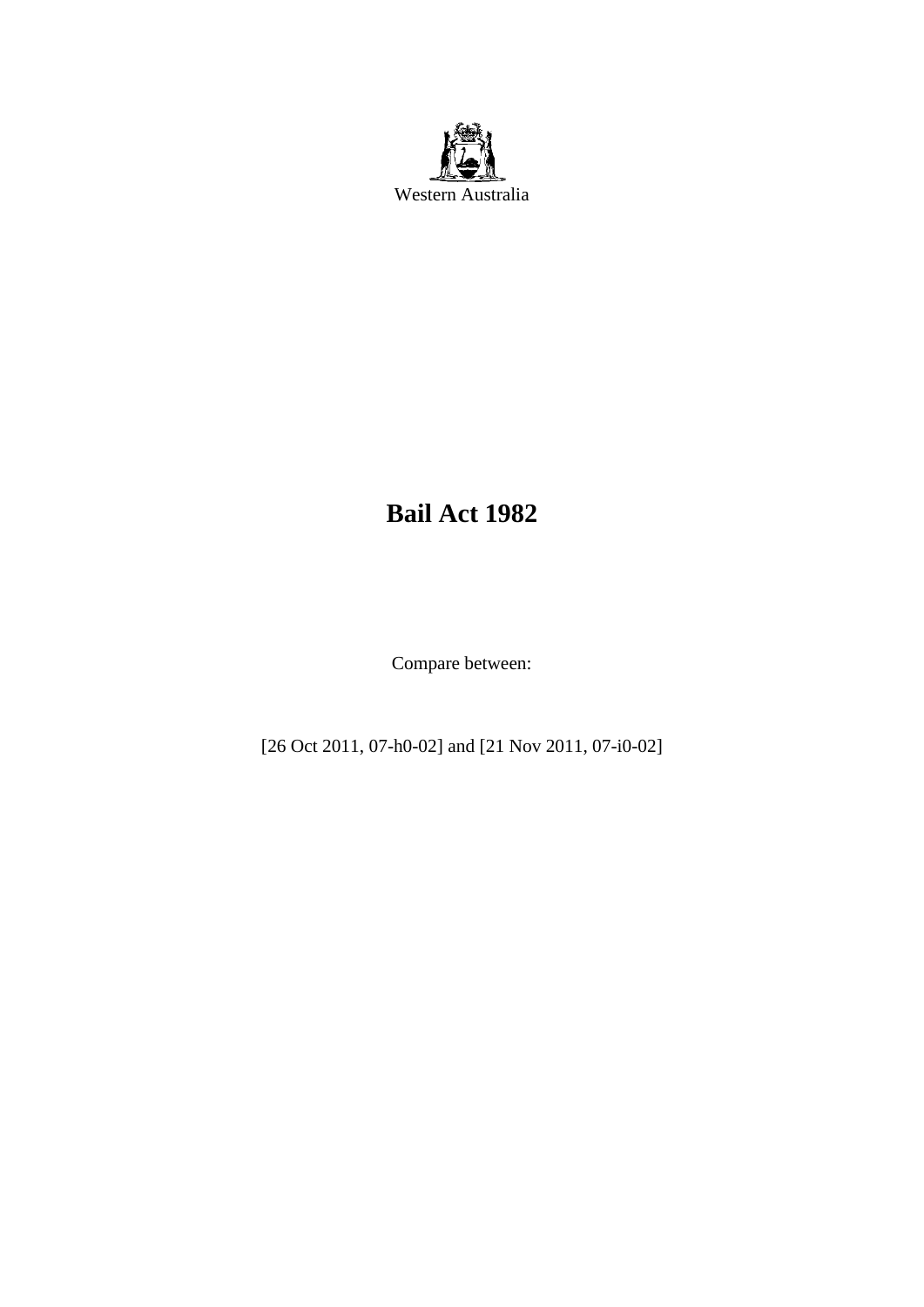Western Australia

# Bail Act 1982

Compare between:

[26 Oct 2011, 07-h0-02] and [21 Nov 2011, 07-i0-02]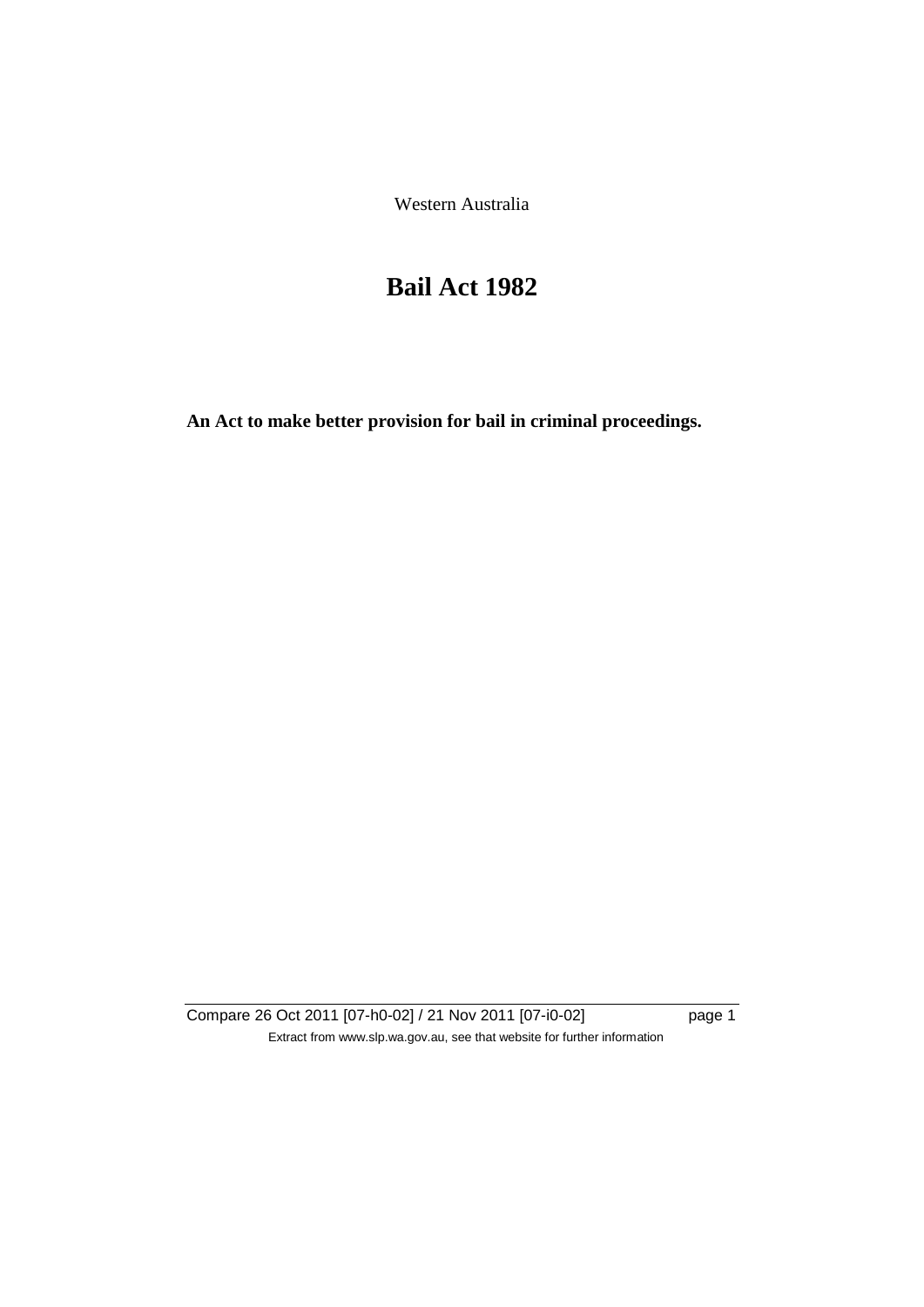Western Australia

# Bail Act 1982

**An Act to make better provision for bail in criminal proceedings.**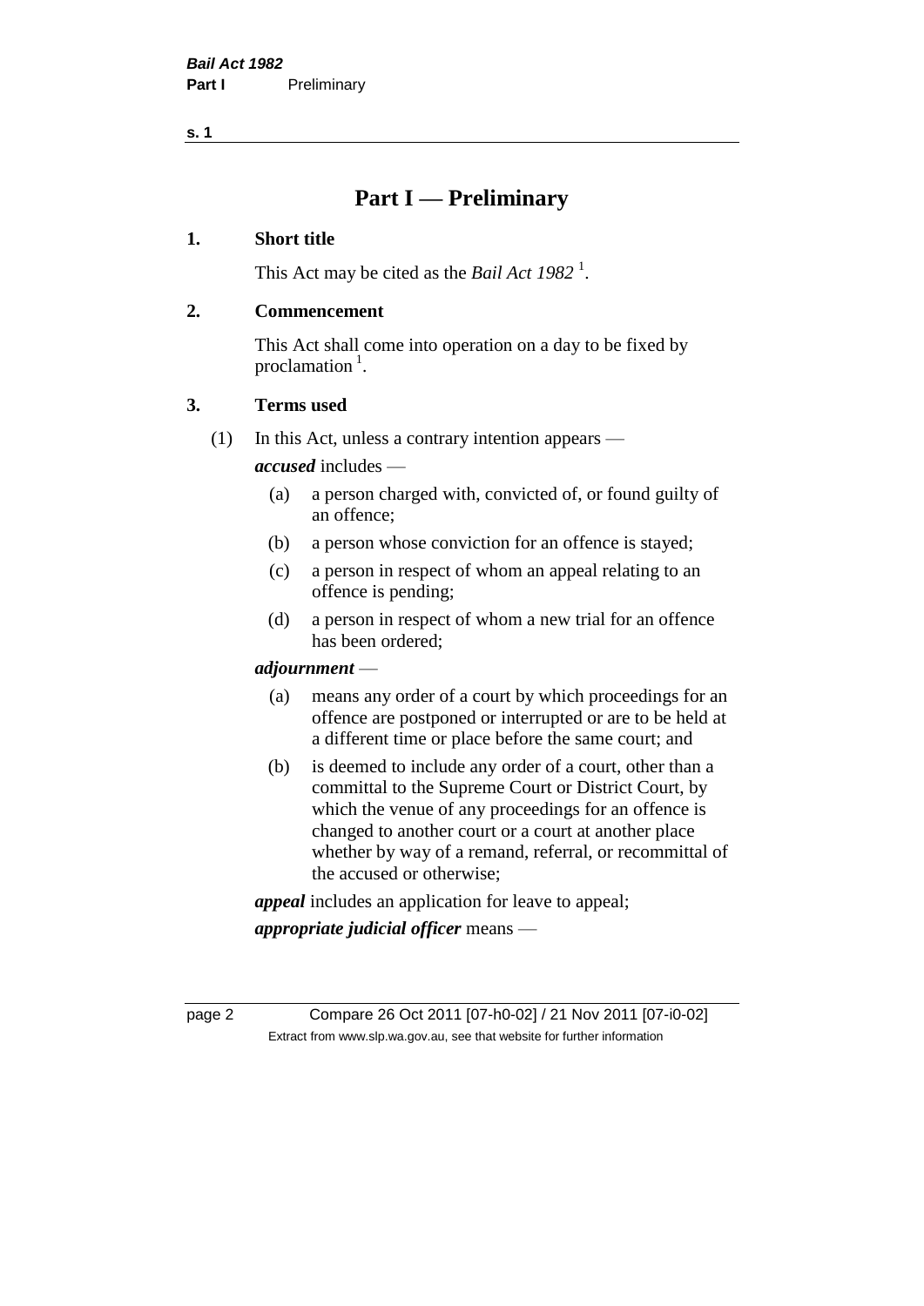# Part I — Preliminary

## 1. Short title

This Act may be cited as the *Bail Act 1982* [1].

## 2. Commencement

This Act shall come into operation on a day to be fixed by proclamation [1].

## 3. Terms used

(1) In this Act, unless a contrary intention appears —

***accused*** includes —

- (a) a person charged with, convicted of, or found guilty of an offence;
- (b) a person whose conviction for an offence is stayed;
- (c) a person in respect of whom an appeal relating to an offence is pending;
- (d) a person in respect of whom a new trial for an offence has been ordered;

***adjournment*** —

- (a) means any order of a court by which proceedings for an offence are postponed or interrupted or are to be held at a different time or place before the same court; and
- (b) is deemed to include any order of a court, other than a committal to the Supreme Court or District Court, by which the venue of any proceedings for an offence is changed to another court or a court at another place whether by way of a remand, referral, or recommittal of the accused or otherwise;

***appeal*** includes an application for leave to appeal;

***appropriate judicial officer*** means —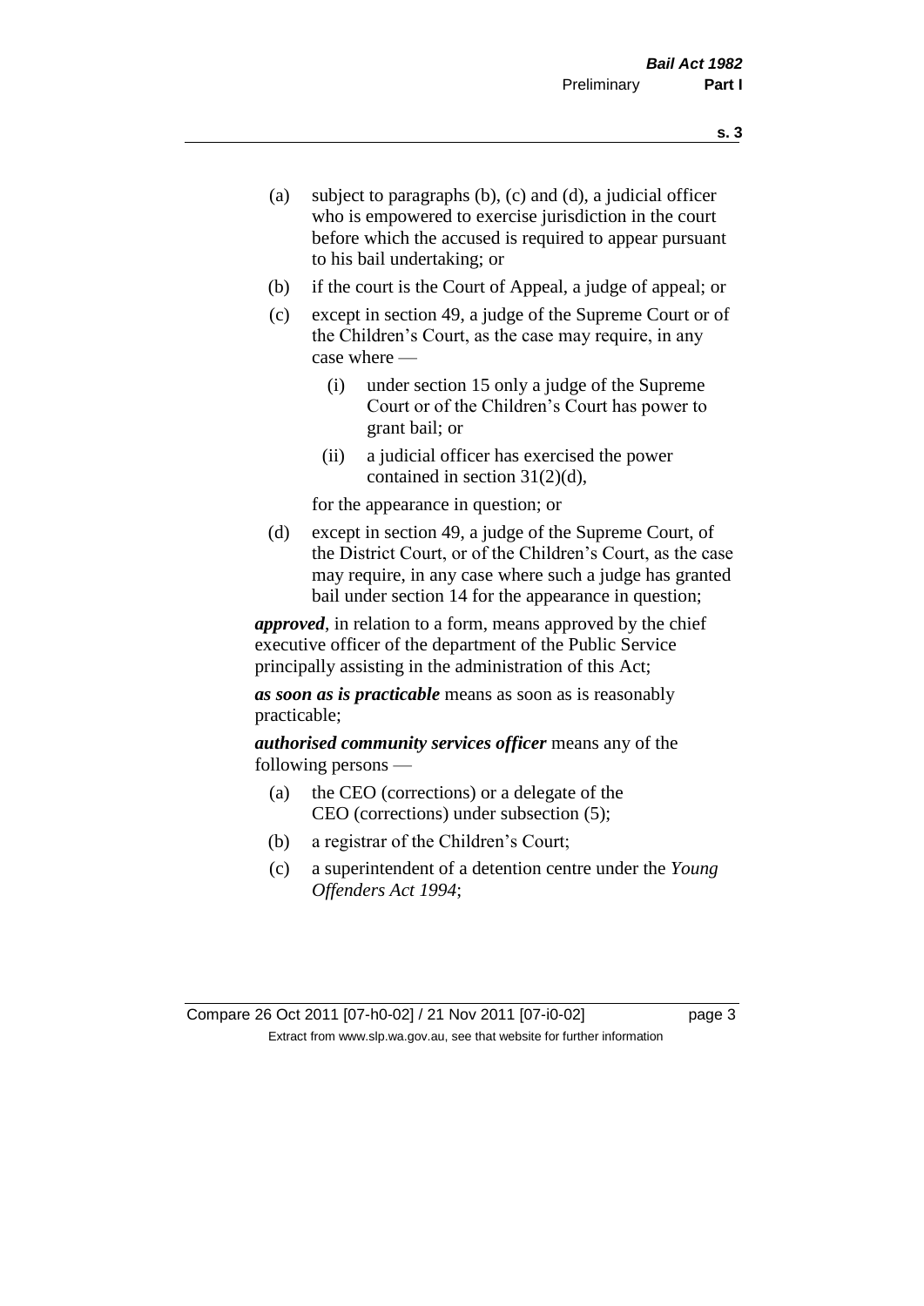(a) subject to paragraphs (b), (c) and (d), a judicial officer who is empowered to exercise jurisdiction in the court before which the accused is required to appear pursuant to his bail undertaking; or

(b) if the court is the Court of Appeal, a judge of appeal; or

(c) except in section 49, a judge of the Supreme Court or of the Children's Court, as the case may require, in any case where —

  (i) under section 15 only a judge of the Supreme Court or of the Children's Court has power to grant bail; or

  (ii) a judicial officer has exercised the power contained in section 31(2)(d),

for the appearance in question; or

(d) except in section 49, a judge of the Supreme Court, of the District Court, or of the Children's Court, as the case may require, in any case where such a judge has granted bail under section 14 for the appearance in question;

***approved***, in relation to a form, means approved by the chief executive officer of the department of the Public Service principally assisting in the administration of this Act;

***as soon as is practicable*** means as soon as is reasonably practicable;

***authorised community services officer*** means any of the following persons —

(a) the CEO (corrections) or a delegate of the CEO (corrections) under subsection (5);

(b) a registrar of the Children's Court;

(c) a superintendent of a detention centre under the *Young Offenders Act 1994*;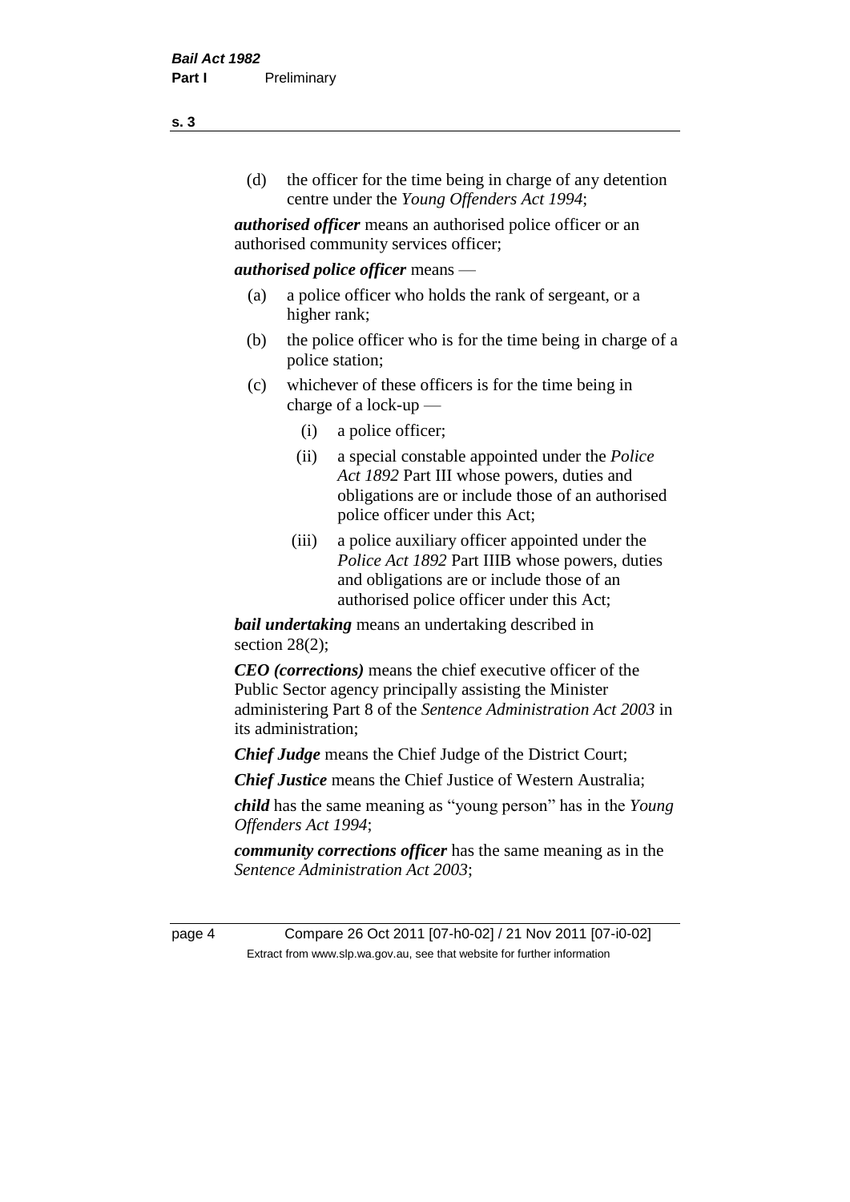(d) the officer for the time being in charge of any detention centre under the *Young Offenders Act 1994*;

***authorised officer*** means an authorised police officer or an authorised community services officer;

***authorised police officer*** means —

- (a) a police officer who holds the rank of sergeant, or a higher rank;
- (b) the police officer who is for the time being in charge of a police station;
- (c) whichever of these officers is for the time being in charge of a lock-up —
    - (i) a police officer;
    - (ii) a special constable appointed under the *Police Act 1892* Part III whose powers, duties and obligations are or include those of an authorised police officer under this Act;
    - (iii) a police auxiliary officer appointed under the *Police Act 1892* Part IIIB whose powers, duties and obligations are or include those of an authorised police officer under this Act;

***bail undertaking*** means an undertaking described in section 28(2);

***CEO (corrections)*** means the chief executive officer of the Public Sector agency principally assisting the Minister administering Part 8 of the *Sentence Administration Act 2003* in its administration;

***Chief Judge*** means the Chief Judge of the District Court;

***Chief Justice*** means the Chief Justice of Western Australia;

***child*** has the same meaning as "young person" has in the *Young Offenders Act 1994*;

***community corrections officer*** has the same meaning as in the *Sentence Administration Act 2003*;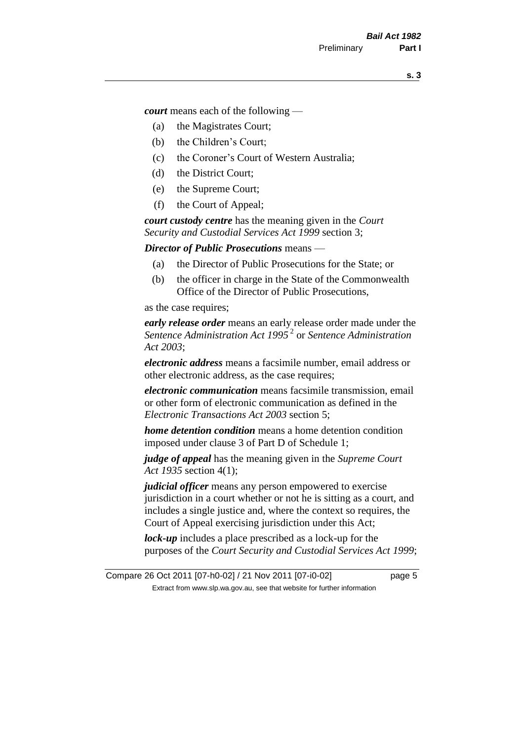***court*** means each of the following —

(a) the Magistrates Court;

(b) the Children's Court;

(c) the Coroner's Court of Western Australia;

(d) the District Court;

(e) the Supreme Court;

(f) the Court of Appeal;

***court custody centre*** has the meaning given in the *Court Security and Custodial Services Act 1999* section 3;

***Director of Public Prosecutions*** means —

(a) the Director of Public Prosecutions for the State; or

(b) the officer in charge in the State of the Commonwealth Office of the Director of Public Prosecutions,

as the case requires;

***early release order*** means an early release order made under the *Sentence Administration Act 1995* [2] or *Sentence Administration Act 2003*;

***electronic address*** means a facsimile number, email address or other electronic address, as the case requires;

***electronic communication*** means facsimile transmission, email or other form of electronic communication as defined in the *Electronic Transactions Act 2003* section 5;

***home detention condition*** means a home detention condition imposed under clause 3 of Part D of Schedule 1;

***judge of appeal*** has the meaning given in the *Supreme Court Act 1935* section 4(1);

***judicial officer*** means any person empowered to exercise jurisdiction in a court whether or not he is sitting as a court, and includes a single justice and, where the context so requires, the Court of Appeal exercising jurisdiction under this Act;

***lock-up*** includes a place prescribed as a lock-up for the purposes of the *Court Security and Custodial Services Act 1999*;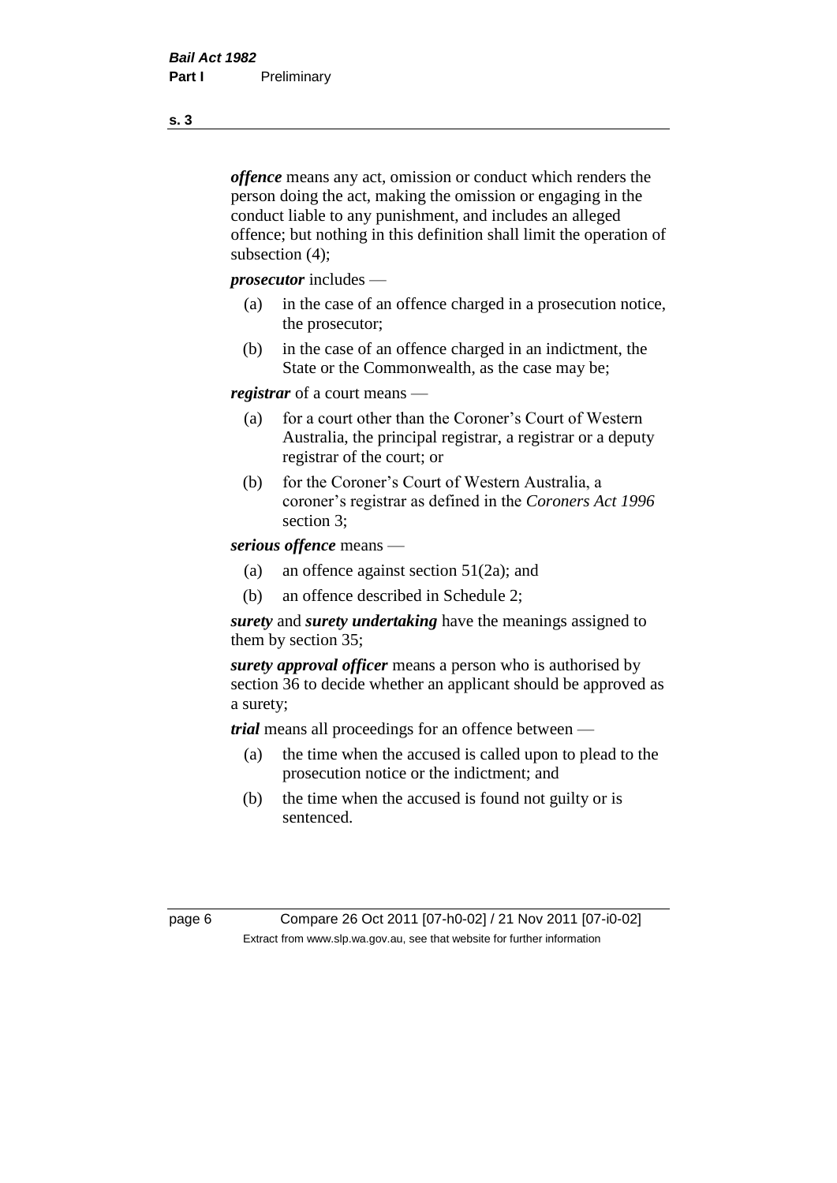***offence*** means any act, omission or conduct which renders the person doing the act, making the omission or engaging in the conduct liable to any punishment, and includes an alleged offence; but nothing in this definition shall limit the operation of subsection (4);

***prosecutor*** includes —

- (a) in the case of an offence charged in a prosecution notice, the prosecutor;
- (b) in the case of an offence charged in an indictment, the State or the Commonwealth, as the case may be;

***registrar*** of a court means —

- (a) for a court other than the Coroner's Court of Western Australia, the principal registrar, a registrar or a deputy registrar of the court; or
- (b) for the Coroner's Court of Western Australia, a coroner's registrar as defined in the *Coroners Act 1996* section 3;

***serious offence*** means —

- (a) an offence against section 51(2a); and
- (b) an offence described in Schedule 2;

***surety*** and ***surety undertaking*** have the meanings assigned to them by section 35;

***surety approval officer*** means a person who is authorised by section 36 to decide whether an applicant should be approved as a surety;

***trial*** means all proceedings for an offence between —

- (a) the time when the accused is called upon to plead to the prosecution notice or the indictment; and
- (b) the time when the accused is found not guilty or is sentenced.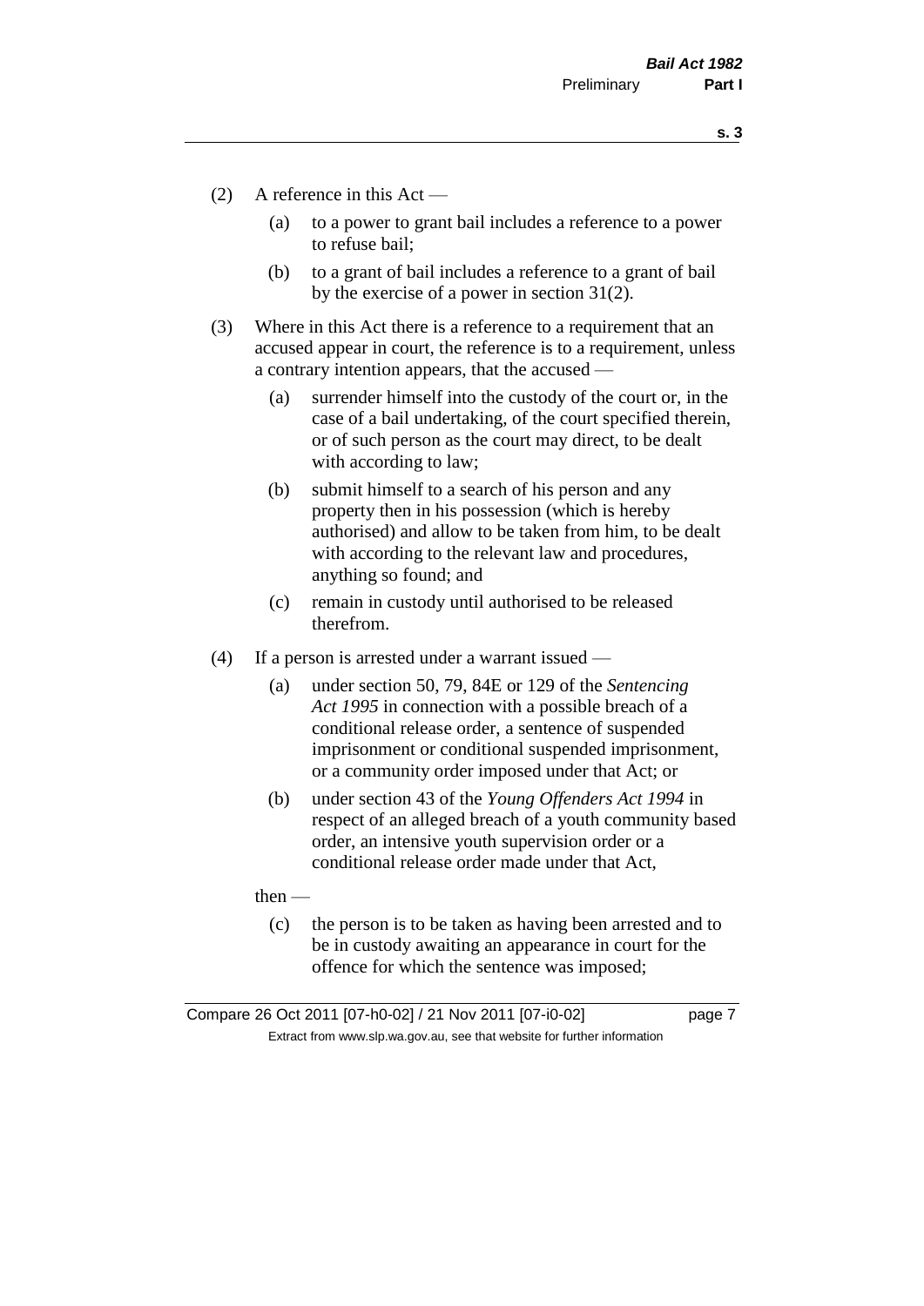(2) A reference in this Act —

(a) to a power to grant bail includes a reference to a power to refuse bail;

(b) to a grant of bail includes a reference to a grant of bail by the exercise of a power in section 31(2).

(3) Where in this Act there is a reference to a requirement that an accused appear in court, the reference is to a requirement, unless a contrary intention appears, that the accused —

(a) surrender himself into the custody of the court or, in the case of a bail undertaking, of the court specified therein, or of such person as the court may direct, to be dealt with according to law;

(b) submit himself to a search of his person and any property then in his possession (which is hereby authorised) and allow to be taken from him, to be dealt with according to the relevant law and procedures, anything so found; and

(c) remain in custody until authorised to be released therefrom.

(4) If a person is arrested under a warrant issued —

(a) under section 50, 79, 84E or 129 of the *Sentencing Act 1995* in connection with a possible breach of a conditional release order, a sentence of suspended imprisonment or conditional suspended imprisonment, or a community order imposed under that Act; or

(b) under section 43 of the *Young Offenders Act 1994* in respect of an alleged breach of a youth community based order, an intensive youth supervision order or a conditional release order made under that Act,

then —

(c) the person is to be taken as having been arrested and to be in custody awaiting an appearance in court for the offence for which the sentence was imposed;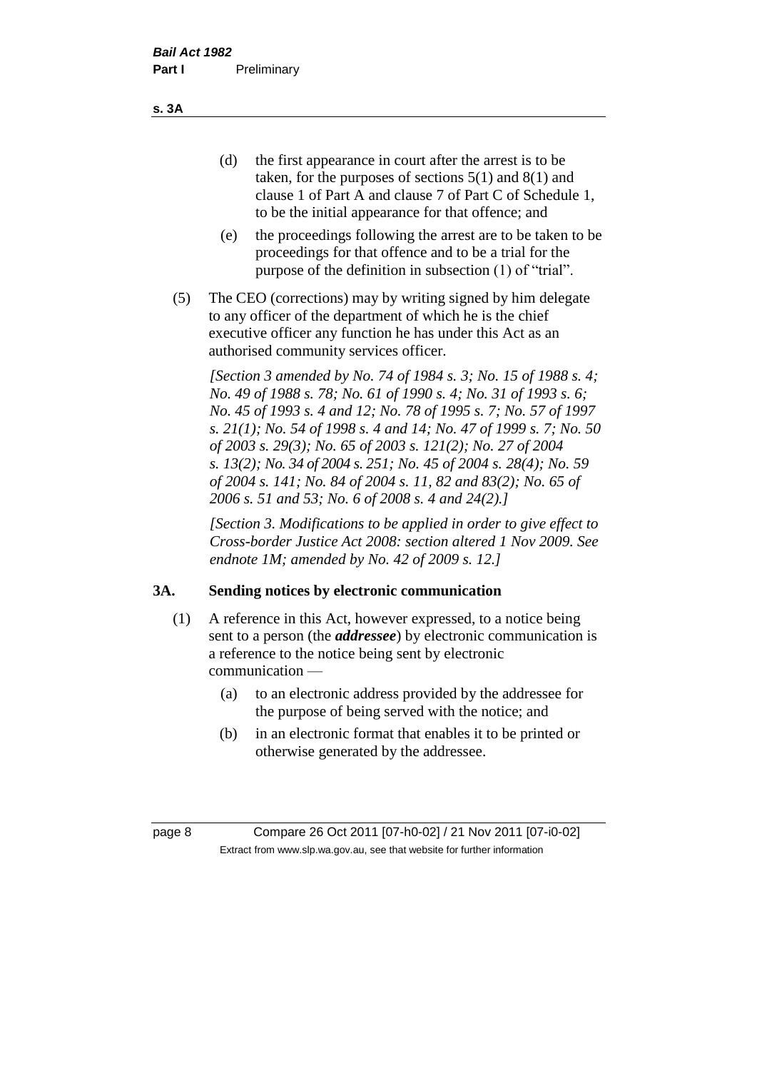(d) the first appearance in court after the arrest is to be taken, for the purposes of sections 5(1) and 8(1) and clause 1 of Part A and clause 7 of Part C of Schedule 1, to be the initial appearance for that offence; and

(e) the proceedings following the arrest are to be taken to be proceedings for that offence and to be a trial for the purpose of the definition in subsection (1) of "trial".

(5) The CEO (corrections) may by writing signed by him delegate to any officer of the department of which he is the chief executive officer any function he has under this Act as an authorised community services officer.

*[Section 3 amended by No. 74 of 1984 s. 3; No. 15 of 1988 s. 4; No. 49 of 1988 s. 78; No. 61 of 1990 s. 4; No. 31 of 1993 s. 6; No. 45 of 1993 s. 4 and 12; No. 78 of 1995 s. 7; No. 57 of 1997 s. 21(1); No. 54 of 1998 s. 4 and 14; No. 47 of 1999 s. 7; No. 50 of 2003 s. 29(3); No. 65 of 2003 s. 121(2); No. 27 of 2004 s. 13(2); No. 34 of 2004 s. 251; No. 45 of 2004 s. 28(4); No. 59 of 2004 s. 141; No. 84 of 2004 s. 11, 82 and 83(2); No. 65 of 2006 s. 51 and 53; No. 6 of 2008 s. 4 and 24(2).]*

*[Section 3. Modifications to be applied in order to give effect to Cross-border Justice Act 2008: section altered 1 Nov 2009. See endnote 1M; amended by No. 42 of 2009 s. 12.]*

## 3A. Sending notices by electronic communication

(1) A reference in this Act, however expressed, to a notice being sent to a person (the ***addressee***) by electronic communication is a reference to the notice being sent by electronic communication —

(a) to an electronic address provided by the addressee for the purpose of being served with the notice; and

(b) in an electronic format that enables it to be printed or otherwise generated by the addressee.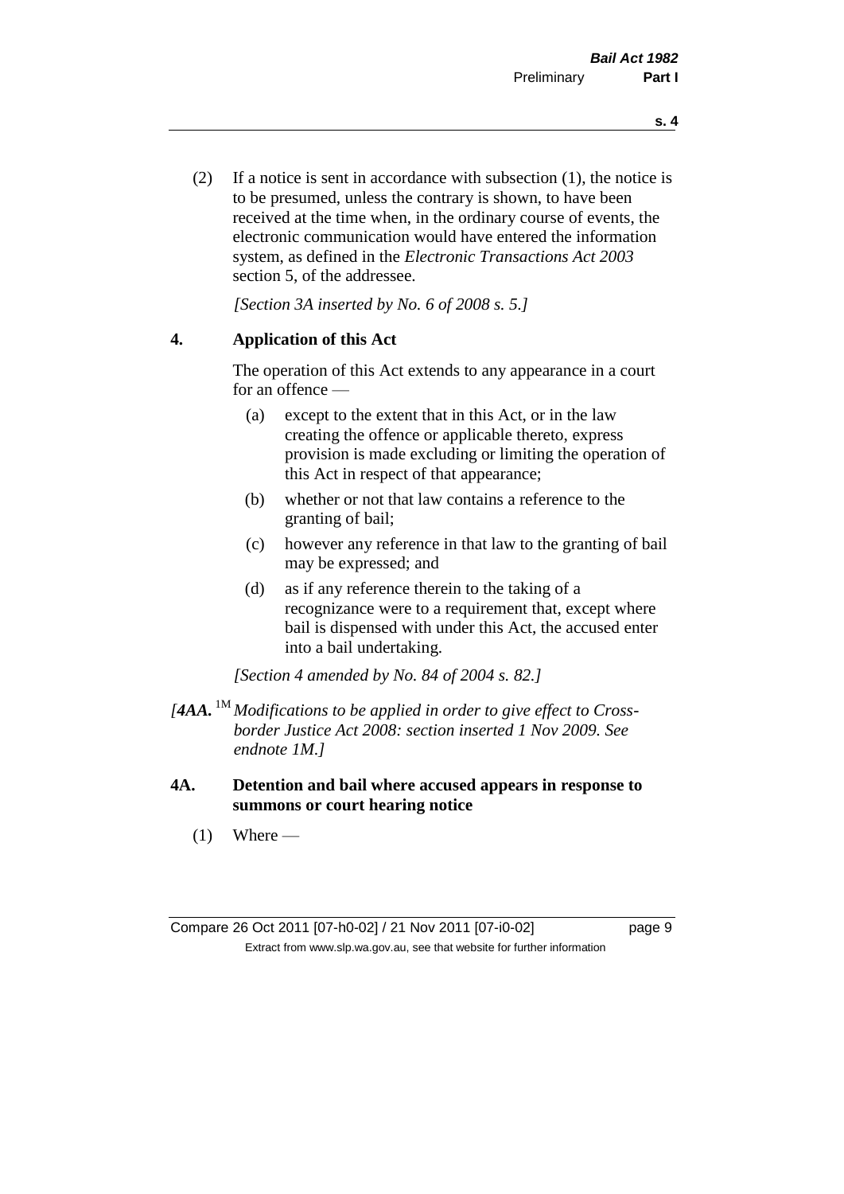(2) If a notice is sent in accordance with subsection (1), the notice is to be presumed, unless the contrary is shown, to have been received at the time when, in the ordinary course of events, the electronic communication would have entered the information system, as defined in the *Electronic Transactions Act 2003* section 5, of the addressee.

*[Section 3A inserted by No. 6 of 2008 s. 5.]*

## 4. Application of this Act

The operation of this Act extends to any appearance in a court for an offence —

(a) except to the extent that in this Act, or in the law creating the offence or applicable thereto, express provision is made excluding or limiting the operation of this Act in respect of that appearance;

(b) whether or not that law contains a reference to the granting of bail;

(c) however any reference in that law to the granting of bail may be expressed; and

(d) as if any reference therein to the taking of a recognizance were to a requirement that, except where bail is dispensed with under this Act, the accused enter into a bail undertaking.

*[Section 4 amended by No. 84 of 2004 s. 82.]*

*[**4AA.** [1M] Modifications to be applied in order to give effect to Cross-border Justice Act 2008: section inserted 1 Nov 2009. See endnote 1M.]*

## 4A. Detention and bail where accused appears in response to summons or court hearing notice

(1) Where —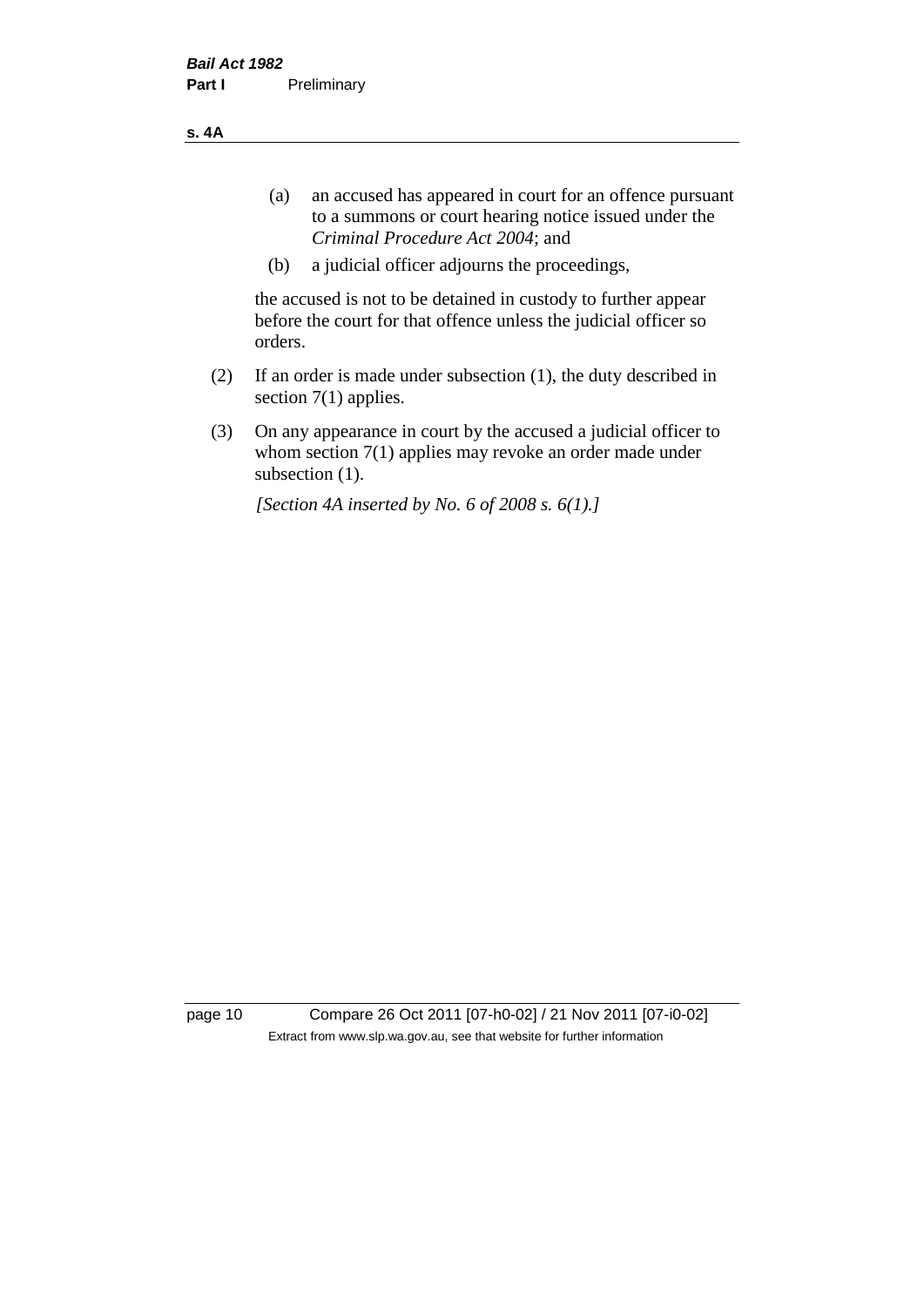(a) an accused has appeared in court for an offence pursuant to a summons or court hearing notice issued under the *Criminal Procedure Act 2004*; and

(b) a judicial officer adjourns the proceedings,

the accused is not to be detained in custody to further appear before the court for that offence unless the judicial officer so orders.

(2) If an order is made under subsection (1), the duty described in section 7(1) applies.

(3) On any appearance in court by the accused a judicial officer to whom section 7(1) applies may revoke an order made under subsection (1).

*[Section 4A inserted by No. 6 of 2008 s. 6(1).]*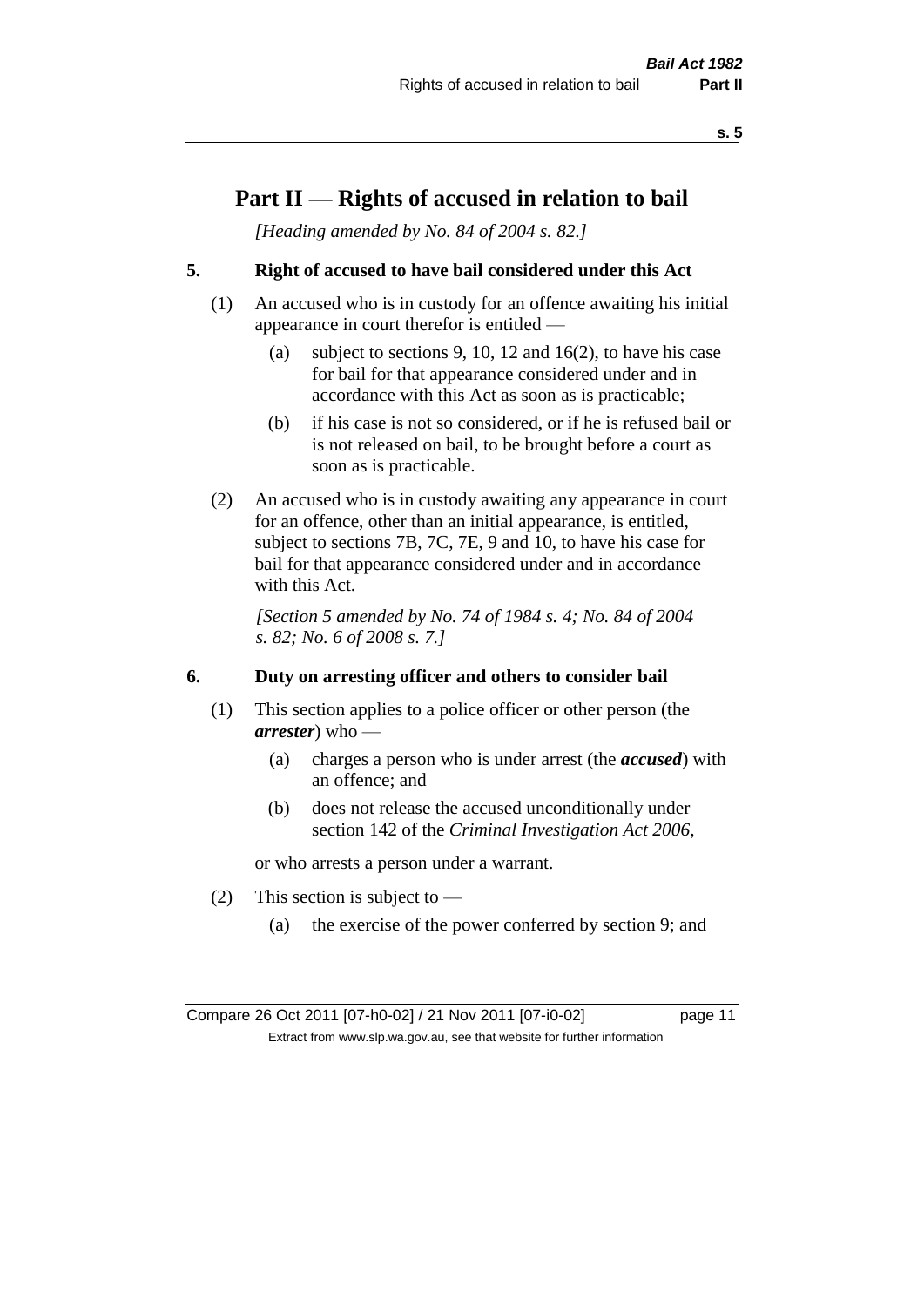# Part II — Rights of accused in relation to bail

*[Heading amended by No. 84 of 2004 s. 82.]*

### 5. Right of accused to have bail considered under this Act

(1) An accused who is in custody for an offence awaiting his initial appearance in court therefor is entitled —

- (a) subject to sections 9, 10, 12 and 16(2), to have his case for bail for that appearance considered under and in accordance with this Act as soon as is practicable;
- (b) if his case is not so considered, or if he is refused bail or is not released on bail, to be brought before a court as soon as is practicable.

(2) An accused who is in custody awaiting any appearance in court for an offence, other than an initial appearance, is entitled, subject to sections 7B, 7C, 7E, 9 and 10, to have his case for bail for that appearance considered under and in accordance with this Act.

*[Section 5 amended by No. 74 of 1984 s. 4; No. 84 of 2004 s. 82; No. 6 of 2008 s. 7.]*

### 6. Duty on arresting officer and others to consider bail

(1) This section applies to a police officer or other person (the ***arrester***) who —

- (a) charges a person who is under arrest (the ***accused***) with an offence; and
- (b) does not release the accused unconditionally under section 142 of the *Criminal Investigation Act 2006*,

or who arrests a person under a warrant.

(2) This section is subject to —

- (a) the exercise of the power conferred by section 9; and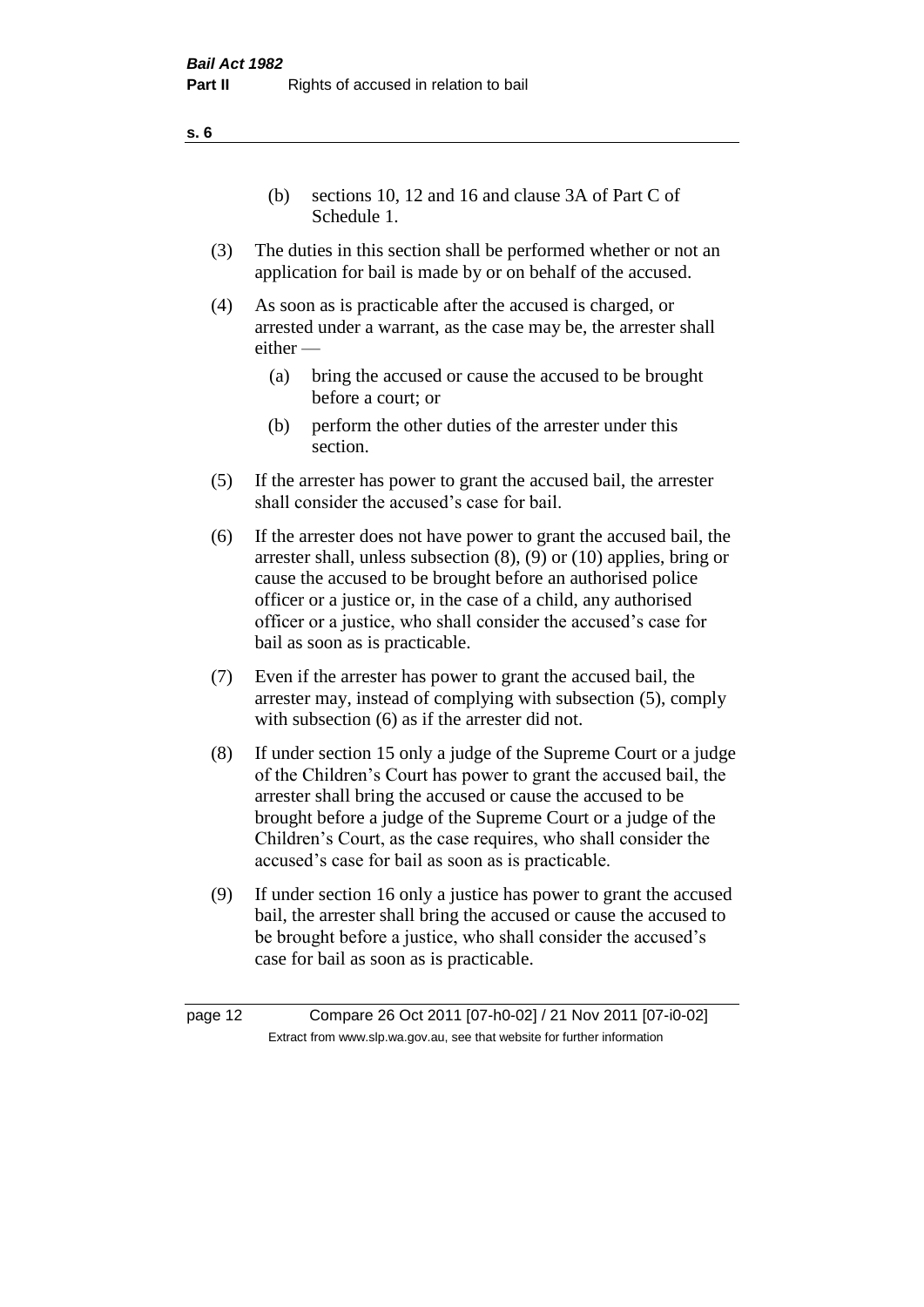(b) sections 10, 12 and 16 and clause 3A of Part C of Schedule 1.

(3) The duties in this section shall be performed whether or not an application for bail is made by or on behalf of the accused.

(4) As soon as is practicable after the accused is charged, or arrested under a warrant, as the case may be, the arrester shall either —

(a) bring the accused or cause the accused to be brought before a court; or

(b) perform the other duties of the arrester under this section.

(5) If the arrester has power to grant the accused bail, the arrester shall consider the accused's case for bail.

(6) If the arrester does not have power to grant the accused bail, the arrester shall, unless subsection (8), (9) or (10) applies, bring or cause the accused to be brought before an authorised police officer or a justice or, in the case of a child, any authorised officer or a justice, who shall consider the accused's case for bail as soon as is practicable.

(7) Even if the arrester has power to grant the accused bail, the arrester may, instead of complying with subsection (5), comply with subsection (6) as if the arrester did not.

(8) If under section 15 only a judge of the Supreme Court or a judge of the Children's Court has power to grant the accused bail, the arrester shall bring the accused or cause the accused to be brought before a judge of the Supreme Court or a judge of the Children's Court, as the case requires, who shall consider the accused's case for bail as soon as is practicable.

(9) If under section 16 only a justice has power to grant the accused bail, the arrester shall bring the accused or cause the accused to be brought before a justice, who shall consider the accused's case for bail as soon as is practicable.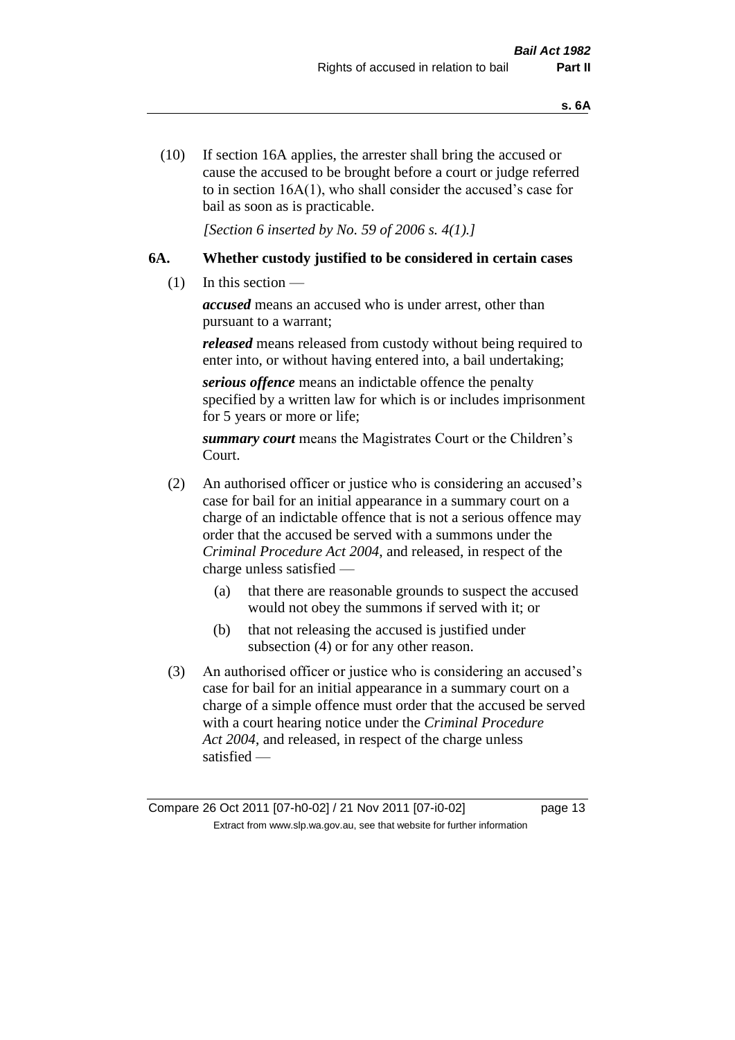(10) If section 16A applies, the arrester shall bring the accused or cause the accused to be brought before a court or judge referred to in section 16A(1), who shall consider the accused's case for bail as soon as is practicable.

*[Section 6 inserted by No. 59 of 2006 s. 4(1).]*

### 6A. Whether custody justified to be considered in certain cases

(1) In this section —

***accused*** means an accused who is under arrest, other than pursuant to a warrant;

***released*** means released from custody without being required to enter into, or without having entered into, a bail undertaking;

***serious offence*** means an indictable offence the penalty specified by a written law for which is or includes imprisonment for 5 years or more or life;

***summary court*** means the Magistrates Court or the Children's Court.

(2) An authorised officer or justice who is considering an accused's case for bail for an initial appearance in a summary court on a charge of an indictable offence that is not a serious offence may order that the accused be served with a summons under the *Criminal Procedure Act 2004*, and released, in respect of the charge unless satisfied —

(a) that there are reasonable grounds to suspect the accused would not obey the summons if served with it; or

(b) that not releasing the accused is justified under subsection (4) or for any other reason.

(3) An authorised officer or justice who is considering an accused's case for bail for an initial appearance in a summary court on a charge of a simple offence must order that the accused be served with a court hearing notice under the *Criminal Procedure Act 2004*, and released, in respect of the charge unless satisfied —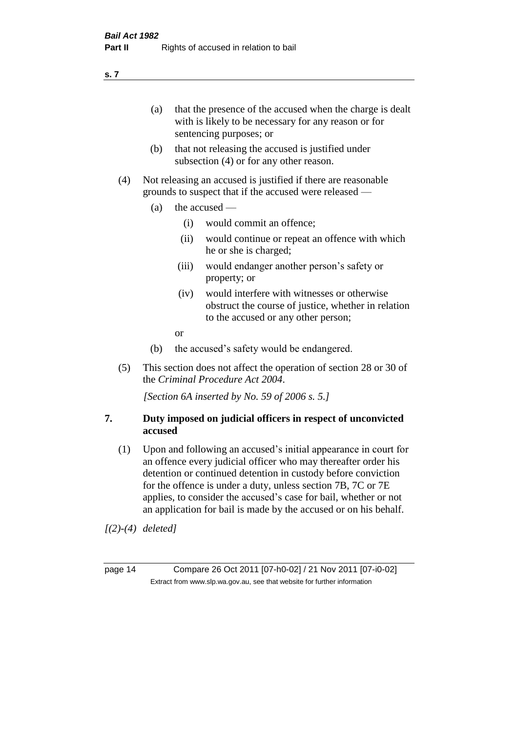(a) that the presence of the accused when the charge is dealt with is likely to be necessary for any reason or for sentencing purposes; or

(b) that not releasing the accused is justified under subsection (4) or for any other reason.

(4) Not releasing an accused is justified if there are reasonable grounds to suspect that if the accused were released —

(a) the accused —

(i) would commit an offence;

(ii) would continue or repeat an offence with which he or she is charged;

(iii) would endanger another person's safety or property; or

(iv) would interfere with witnesses or otherwise obstruct the course of justice, whether in relation to the accused or any other person;

or

(b) the accused's safety would be endangered.

(5) This section does not affect the operation of section 28 or 30 of the *Criminal Procedure Act 2004*.

*[Section 6A inserted by No. 59 of 2006 s. 5.]*

## 7. Duty imposed on judicial officers in respect of unconvicted accused

(1) Upon and following an accused's initial appearance in court for an offence every judicial officer who may thereafter order his detention or continued detention in custody before conviction for the offence is under a duty, unless section 7B, 7C or 7E applies, to consider the accused's case for bail, whether or not an application for bail is made by the accused or on his behalf.

*[(2)-(4) deleted]*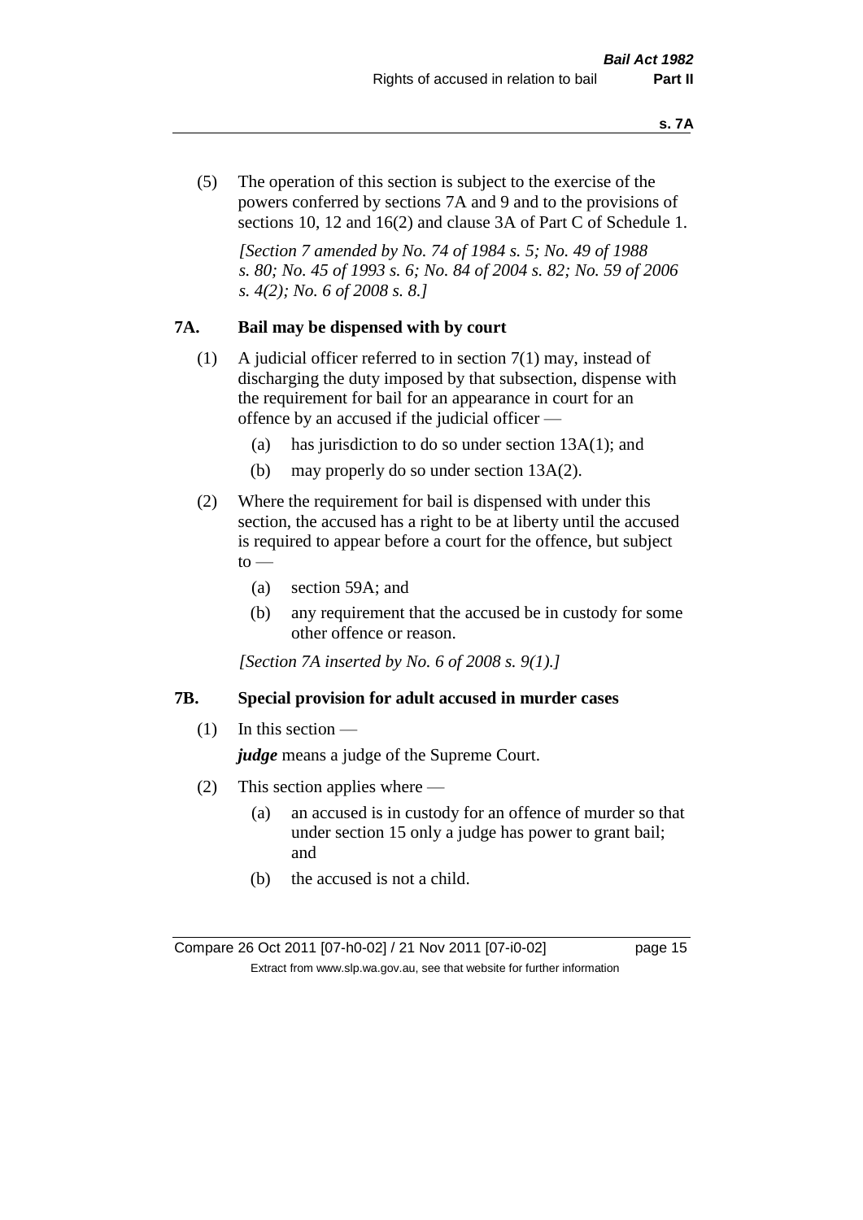(5) The operation of this section is subject to the exercise of the powers conferred by sections 7A and 9 and to the provisions of sections 10, 12 and 16(2) and clause 3A of Part C of Schedule 1.

*[Section 7 amended by No. 74 of 1984 s. 5; No. 49 of 1988 s. 80; No. 45 of 1993 s. 6; No. 84 of 2004 s. 82; No. 59 of 2006 s. 4(2); No. 6 of 2008 s. 8.]*

## 7A. Bail may be dispensed with by court

(1) A judicial officer referred to in section 7(1) may, instead of discharging the duty imposed by that subsection, dispense with the requirement for bail for an appearance in court for an offence by an accused if the judicial officer —

(a) has jurisdiction to do so under section 13A(1); and

(b) may properly do so under section 13A(2).

(2) Where the requirement for bail is dispensed with under this section, the accused has a right to be at liberty until the accused is required to appear before a court for the offence, but subject to —

(a) section 59A; and

(b) any requirement that the accused be in custody for some other offence or reason.

*[Section 7A inserted by No. 6 of 2008 s. 9(1).]*

## 7B. Special provision for adult accused in murder cases

(1) In this section —

***judge*** means a judge of the Supreme Court.

(2) This section applies where —

(a) an accused is in custody for an offence of murder so that under section 15 only a judge has power to grant bail; and

(b) the accused is not a child.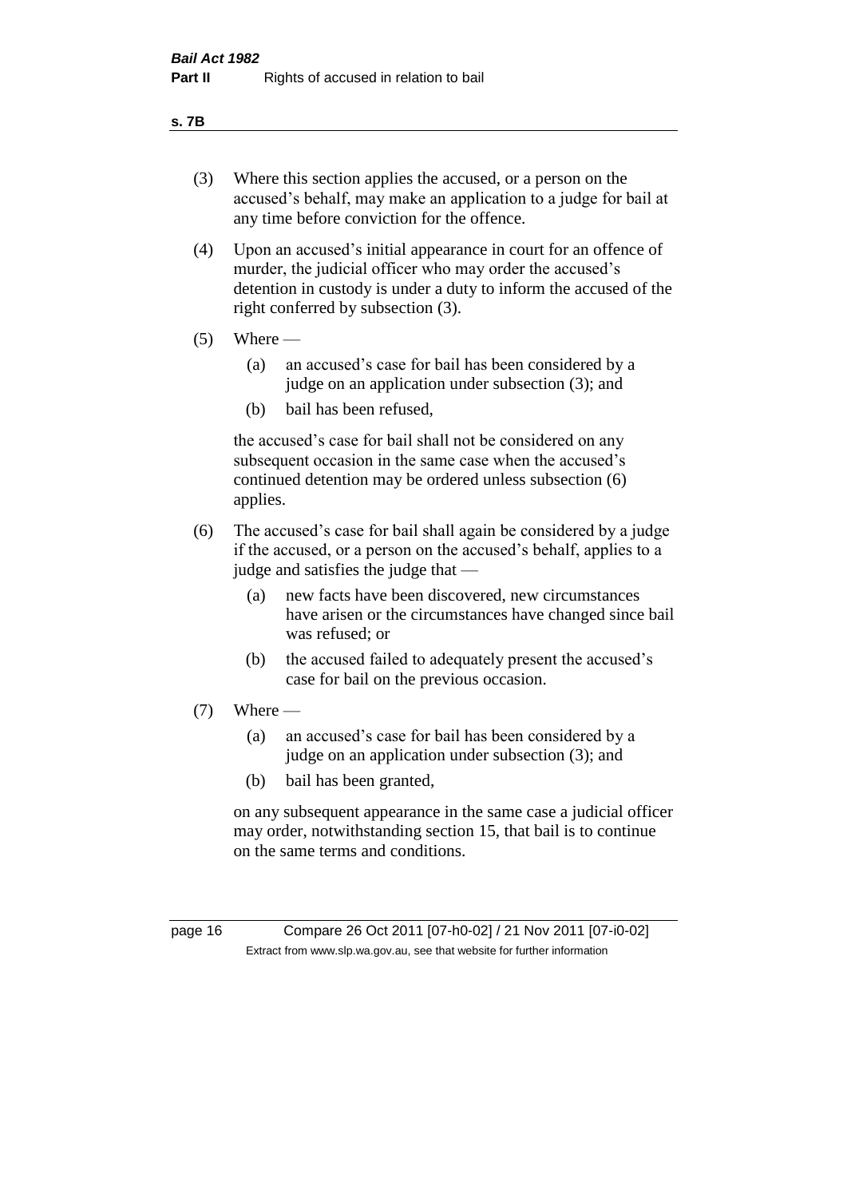(3) Where this section applies the accused, or a person on the accused's behalf, may make an application to a judge for bail at any time before conviction for the offence.

(4) Upon an accused's initial appearance in court for an offence of murder, the judicial officer who may order the accused's detention in custody is under a duty to inform the accused of the right conferred by subsection (3).

(5) Where —

   (a) an accused's case for bail has been considered by a judge on an application under subsection (3); and

   (b) bail has been refused,

   the accused's case for bail shall not be considered on any subsequent occasion in the same case when the accused's continued detention may be ordered unless subsection (6) applies.

(6) The accused's case for bail shall again be considered by a judge if the accused, or a person on the accused's behalf, applies to a judge and satisfies the judge that —

   (a) new facts have been discovered, new circumstances have arisen or the circumstances have changed since bail was refused; or

   (b) the accused failed to adequately present the accused's case for bail on the previous occasion.

(7) Where —

   (a) an accused's case for bail has been considered by a judge on an application under subsection (3); and

   (b) bail has been granted,

   on any subsequent appearance in the same case a judicial officer may order, notwithstanding section 15, that bail is to continue on the same terms and conditions.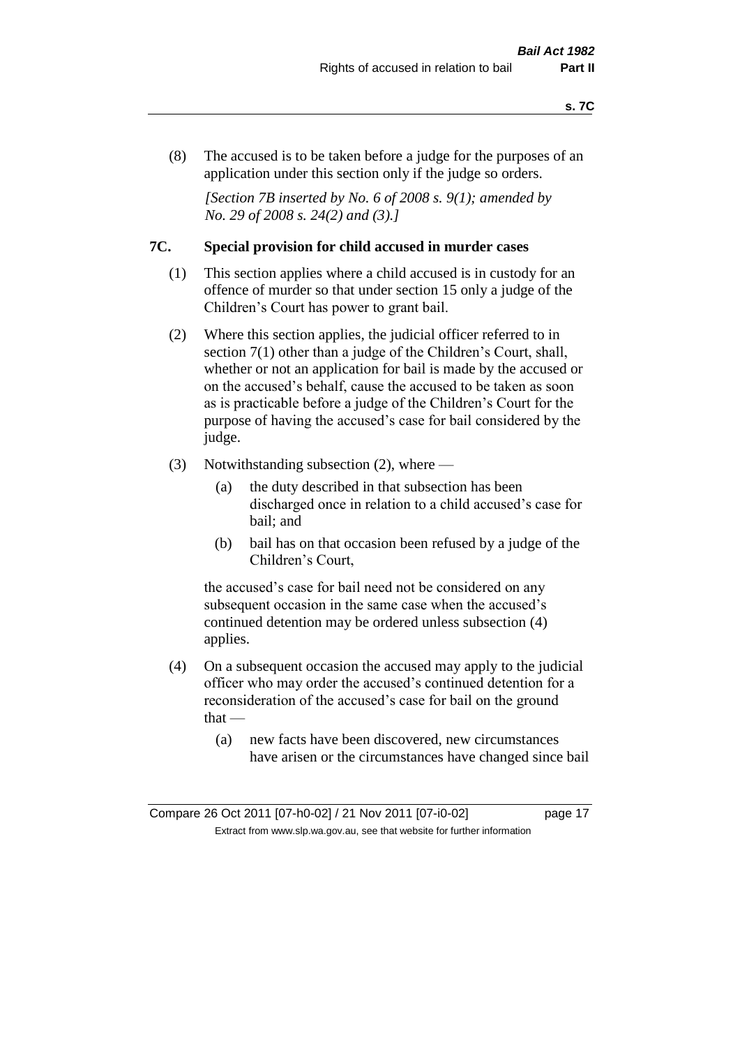(8) The accused is to be taken before a judge for the purposes of an application under this section only if the judge so orders.

*[Section 7B inserted by No. 6 of 2008 s. 9(1); amended by No. 29 of 2008 s. 24(2) and (3).]*

## 7C. Special provision for child accused in murder cases

(1) This section applies where a child accused is in custody for an offence of murder so that under section 15 only a judge of the Children's Court has power to grant bail.

(2) Where this section applies, the judicial officer referred to in section 7(1) other than a judge of the Children's Court, shall, whether or not an application for bail is made by the accused or on the accused's behalf, cause the accused to be taken as soon as is practicable before a judge of the Children's Court for the purpose of having the accused's case for bail considered by the judge.

(3) Notwithstanding subsection (2), where —

- (a) the duty described in that subsection has been discharged once in relation to a child accused's case for bail; and
- (b) bail has on that occasion been refused by a judge of the Children's Court,

the accused's case for bail need not be considered on any subsequent occasion in the same case when the accused's continued detention may be ordered unless subsection (4) applies.

(4) On a subsequent occasion the accused may apply to the judicial officer who may order the accused's continued detention for a reconsideration of the accused's case for bail on the ground that —

- (a) new facts have been discovered, new circumstances have arisen or the circumstances have changed since bail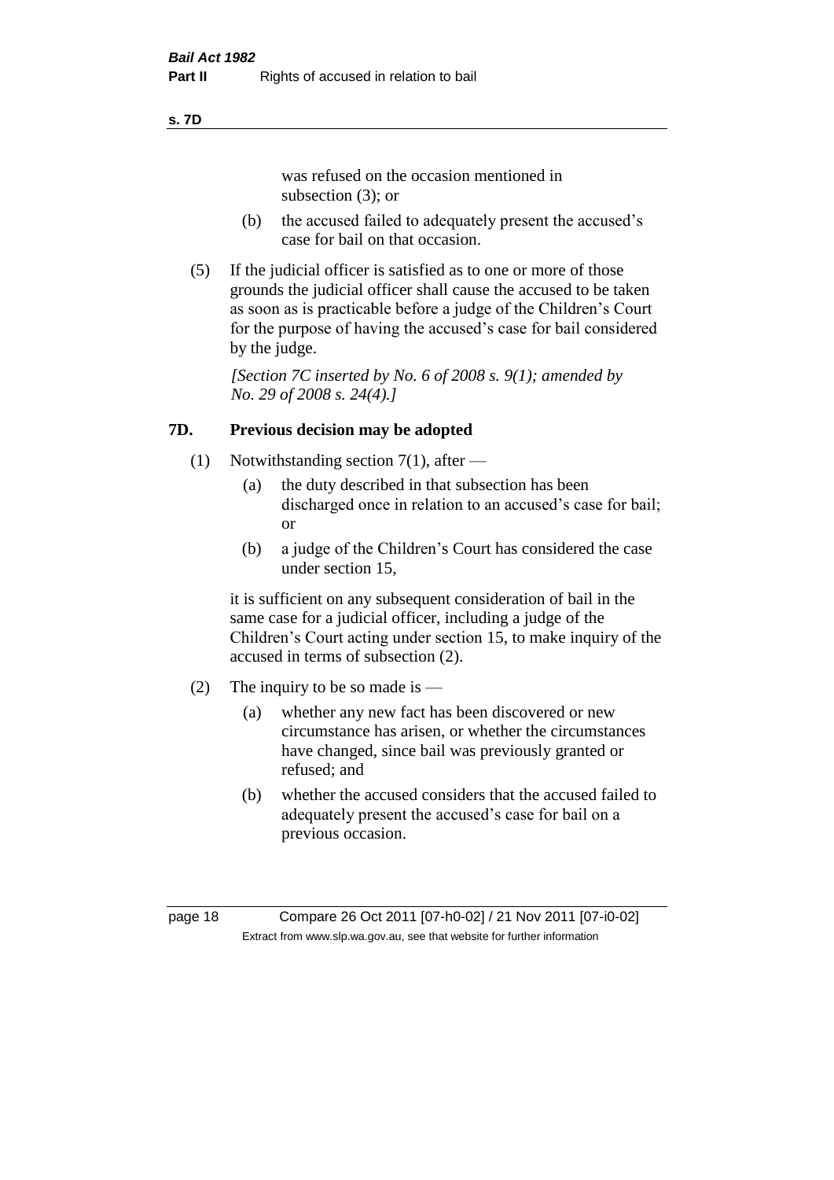was refused on the occasion mentioned in subsection (3); or

(b) the accused failed to adequately present the accused's case for bail on that occasion.

(5) If the judicial officer is satisfied as to one or more of those grounds the judicial officer shall cause the accused to be taken as soon as is practicable before a judge of the Children's Court for the purpose of having the accused's case for bail considered by the judge.

*[Section 7C inserted by No. 6 of 2008 s. 9(1); amended by No. 29 of 2008 s. 24(4).]*

## 7D. Previous decision may be adopted

(1) Notwithstanding section 7(1), after —

(a) the duty described in that subsection has been discharged once in relation to an accused's case for bail; or

(b) a judge of the Children's Court has considered the case under section 15,

it is sufficient on any subsequent consideration of bail in the same case for a judicial officer, including a judge of the Children's Court acting under section 15, to make inquiry of the accused in terms of subsection (2).

(2) The inquiry to be so made is —

(a) whether any new fact has been discovered or new circumstance has arisen, or whether the circumstances have changed, since bail was previously granted or refused; and

(b) whether the accused considers that the accused failed to adequately present the accused's case for bail on a previous occasion.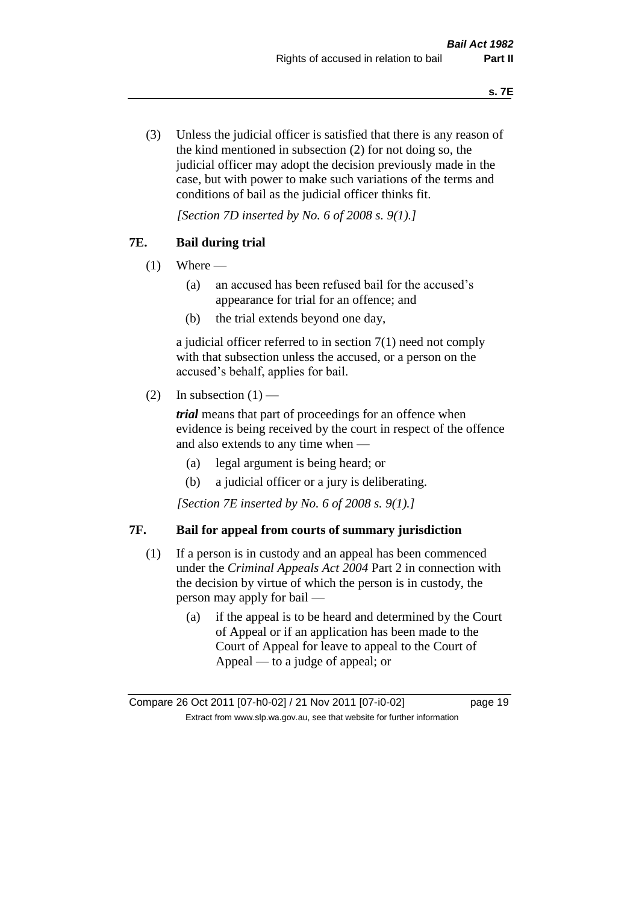(3) Unless the judicial officer is satisfied that there is any reason of the kind mentioned in subsection (2) for not doing so, the judicial officer may adopt the decision previously made in the case, but with power to make such variations of the terms and conditions of bail as the judicial officer thinks fit.

*[Section 7D inserted by No. 6 of 2008 s. 9(1).]*

## 7E. Bail during trial

(1) Where —

   (a) an accused has been refused bail for the accused's appearance for trial for an offence; and

   (b) the trial extends beyond one day,

   a judicial officer referred to in section 7(1) need not comply with that subsection unless the accused, or a person on the accused's behalf, applies for bail.

(2) In subsection (1) —

   ***trial*** means that part of proceedings for an offence when evidence is being received by the court in respect of the offence and also extends to any time when —

   (a) legal argument is being heard; or

   (b) a judicial officer or a jury is deliberating.

*[Section 7E inserted by No. 6 of 2008 s. 9(1).]*

## 7F. Bail for appeal from courts of summary jurisdiction

(1) If a person is in custody and an appeal has been commenced under the *Criminal Appeals Act 2004* Part 2 in connection with the decision by virtue of which the person is in custody, the person may apply for bail —

   (a) if the appeal is to be heard and determined by the Court of Appeal or if an application has been made to the Court of Appeal for leave to appeal to the Court of Appeal — to a judge of appeal; or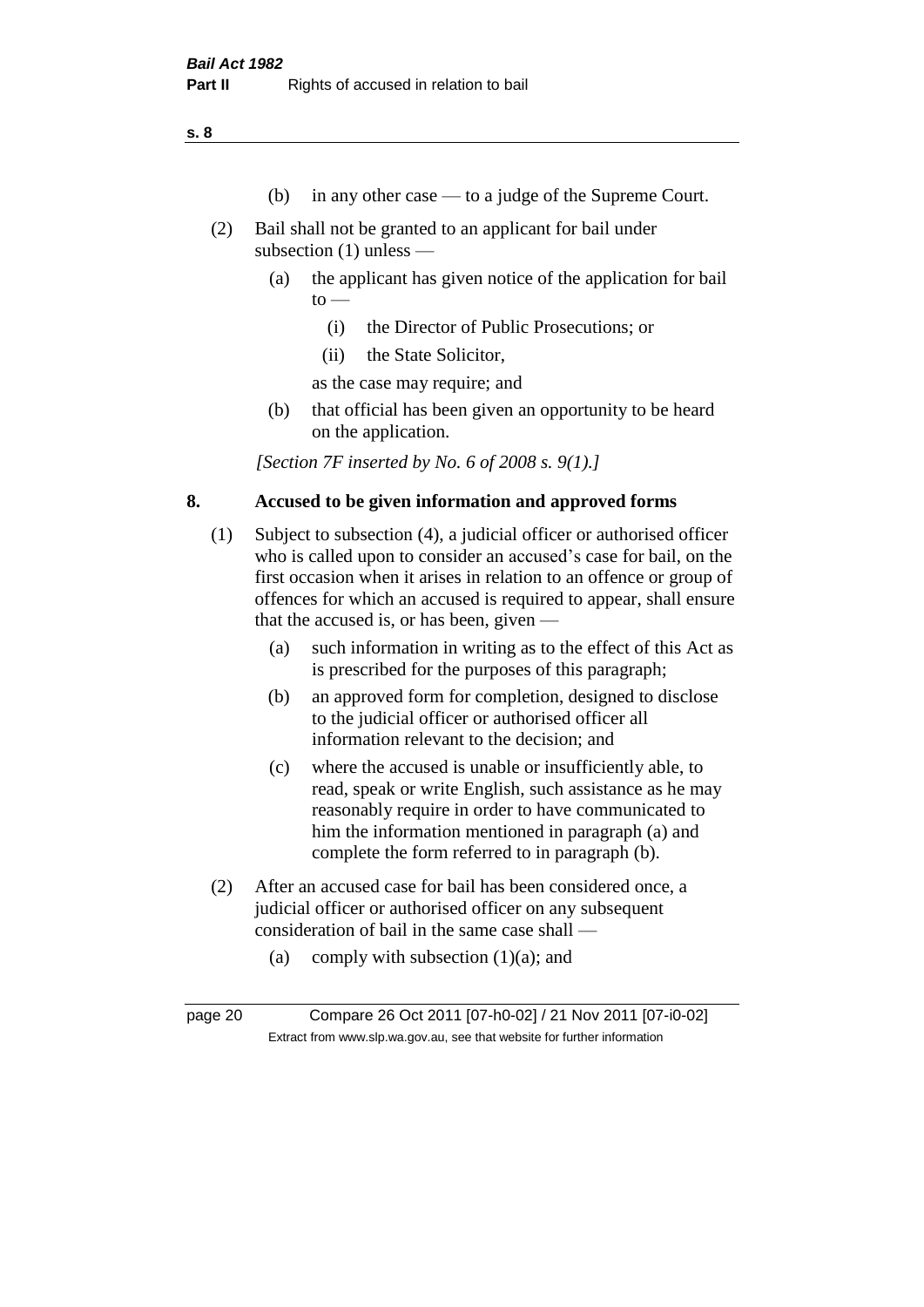(b) in any other case — to a judge of the Supreme Court.

(2) Bail shall not be granted to an applicant for bail under subsection (1) unless —

(a) the applicant has given notice of the application for bail to —

(i) the Director of Public Prosecutions; or

(ii) the State Solicitor,

as the case may require; and

(b) that official has been given an opportunity to be heard on the application.

*[Section 7F inserted by No. 6 of 2008 s. 9(1).]*

## 8. Accused to be given information and approved forms

(1) Subject to subsection (4), a judicial officer or authorised officer who is called upon to consider an accused's case for bail, on the first occasion when it arises in relation to an offence or group of offences for which an accused is required to appear, shall ensure that the accused is, or has been, given —

(a) such information in writing as to the effect of this Act as is prescribed for the purposes of this paragraph;

(b) an approved form for completion, designed to disclose to the judicial officer or authorised officer all information relevant to the decision; and

(c) where the accused is unable or insufficiently able, to read, speak or write English, such assistance as he may reasonably require in order to have communicated to him the information mentioned in paragraph (a) and complete the form referred to in paragraph (b).

(2) After an accused case for bail has been considered once, a judicial officer or authorised officer on any subsequent consideration of bail in the same case shall —

(a) comply with subsection (1)(a); and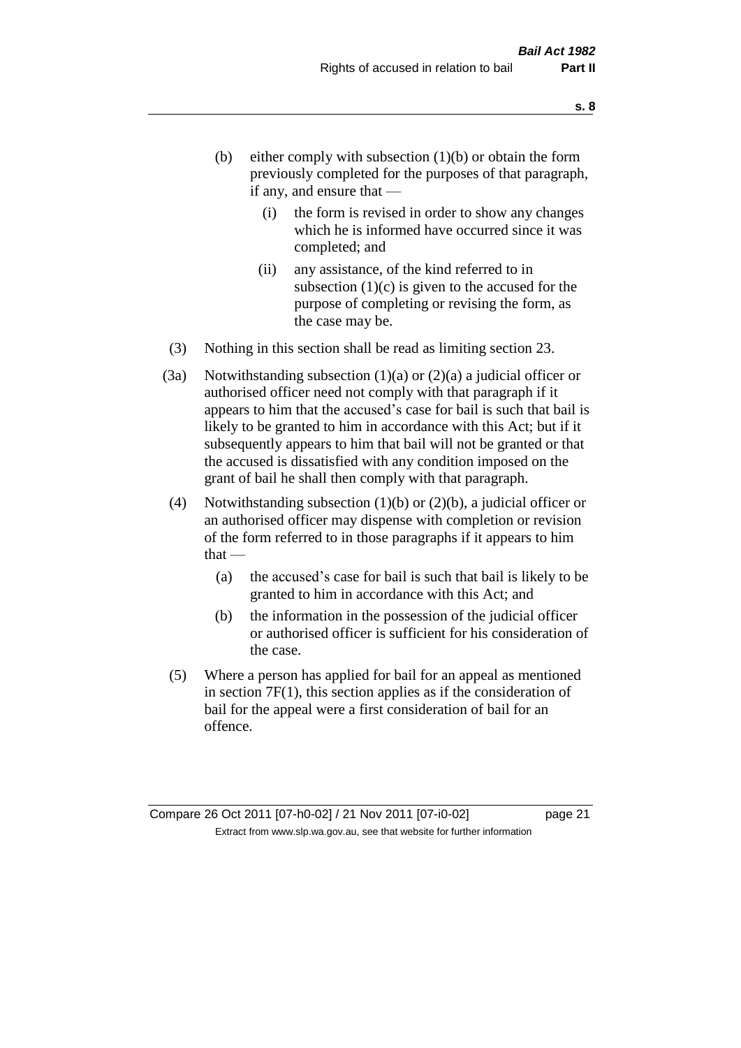(b) either comply with subsection (1)(b) or obtain the form previously completed for the purposes of that paragraph, if any, and ensure that —

   (i) the form is revised in order to show any changes which he is informed have occurred since it was completed; and

   (ii) any assistance, of the kind referred to in subsection (1)(c) is given to the accused for the purpose of completing or revising the form, as the case may be.

(3) Nothing in this section shall be read as limiting section 23.

(3a) Notwithstanding subsection (1)(a) or (2)(a) a judicial officer or authorised officer need not comply with that paragraph if it appears to him that the accused's case for bail is such that bail is likely to be granted to him in accordance with this Act; but if it subsequently appears to him that bail will not be granted or that the accused is dissatisfied with any condition imposed on the grant of bail he shall then comply with that paragraph.

(4) Notwithstanding subsection (1)(b) or (2)(b), a judicial officer or an authorised officer may dispense with completion or revision of the form referred to in those paragraphs if it appears to him that —

   (a) the accused's case for bail is such that bail is likely to be granted to him in accordance with this Act; and

   (b) the information in the possession of the judicial officer or authorised officer is sufficient for his consideration of the case.

(5) Where a person has applied for bail for an appeal as mentioned in section 7F(1), this section applies as if the consideration of bail for the appeal were a first consideration of bail for an offence.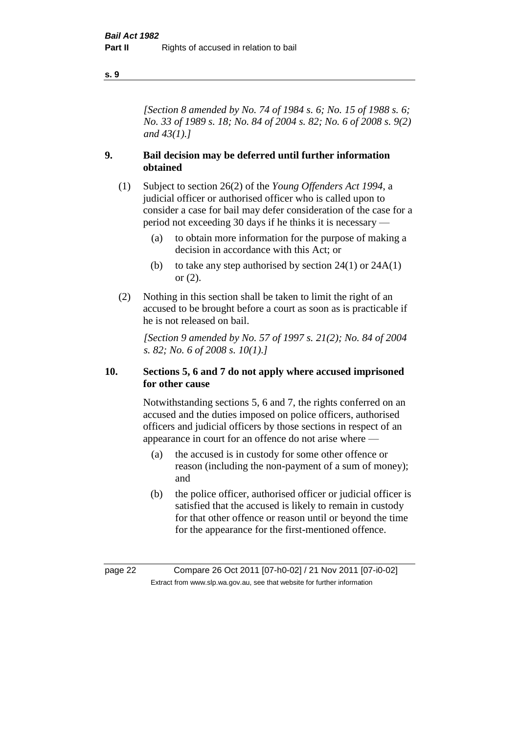*[Section 8 amended by No. 74 of 1984 s. 6; No. 15 of 1988 s. 6; No. 33 of 1989 s. 18; No. 84 of 2004 s. 82; No. 6 of 2008 s. 9(2) and 43(1).]*

## 9. Bail decision may be deferred until further information obtained

(1) Subject to section 26(2) of the *Young Offenders Act 1994*, a judicial officer or authorised officer who is called upon to consider a case for bail may defer consideration of the case for a period not exceeding 30 days if he thinks it is necessary —

- (a) to obtain more information for the purpose of making a decision in accordance with this Act; or
- (b) to take any step authorised by section 24(1) or 24A(1) or (2).

(2) Nothing in this section shall be taken to limit the right of an accused to be brought before a court as soon as is practicable if he is not released on bail.

*[Section 9 amended by No. 57 of 1997 s. 21(2); No. 84 of 2004 s. 82; No. 6 of 2008 s. 10(1).]*

## 10. Sections 5, 6 and 7 do not apply where accused imprisoned for other cause

Notwithstanding sections 5, 6 and 7, the rights conferred on an accused and the duties imposed on police officers, authorised officers and judicial officers by those sections in respect of an appearance in court for an offence do not arise where —

- (a) the accused is in custody for some other offence or reason (including the non-payment of a sum of money); and
- (b) the police officer, authorised officer or judicial officer is satisfied that the accused is likely to remain in custody for that other offence or reason until or beyond the time for the appearance for the first-mentioned offence.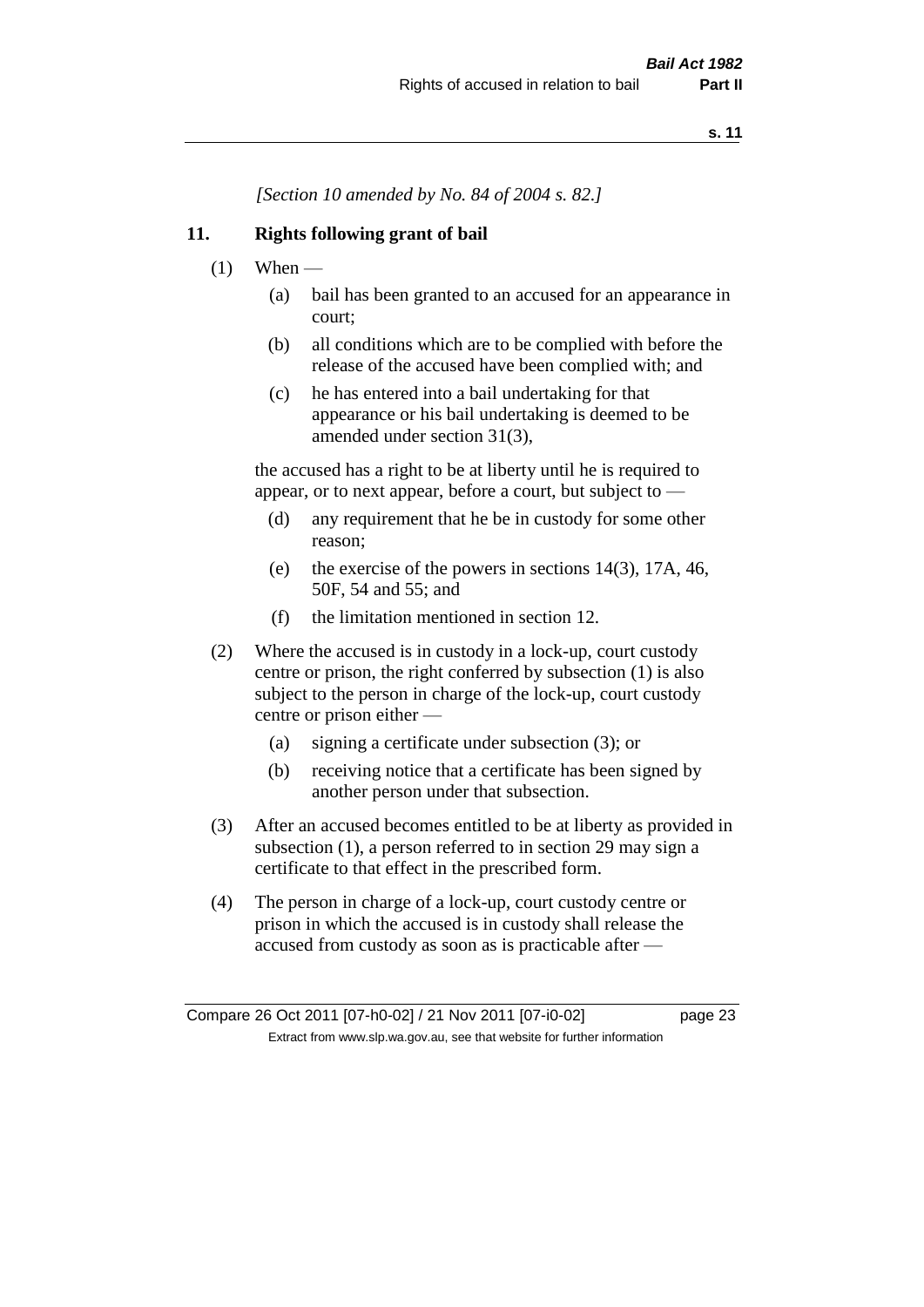*[Section 10 amended by No. 84 of 2004 s. 82.]*

## 11. Rights following grant of bail

(1) When —

- (a) bail has been granted to an accused for an appearance in court;
- (b) all conditions which are to be complied with before the release of the accused have been complied with; and
- (c) he has entered into a bail undertaking for that appearance or his bail undertaking is deemed to be amended under section 31(3),

the accused has a right to be at liberty until he is required to appear, or to next appear, before a court, but subject to —

- (d) any requirement that he be in custody for some other reason;
- (e) the exercise of the powers in sections 14(3), 17A, 46, 50F, 54 and 55; and
- (f) the limitation mentioned in section 12.

(2) Where the accused is in custody in a lock-up, court custody centre or prison, the right conferred by subsection (1) is also subject to the person in charge of the lock-up, court custody centre or prison either —

- (a) signing a certificate under subsection (3); or
- (b) receiving notice that a certificate has been signed by another person under that subsection.

(3) After an accused becomes entitled to be at liberty as provided in subsection (1), a person referred to in section 29 may sign a certificate to that effect in the prescribed form.

(4) The person in charge of a lock-up, court custody centre or prison in which the accused is in custody shall release the accused from custody as soon as is practicable after —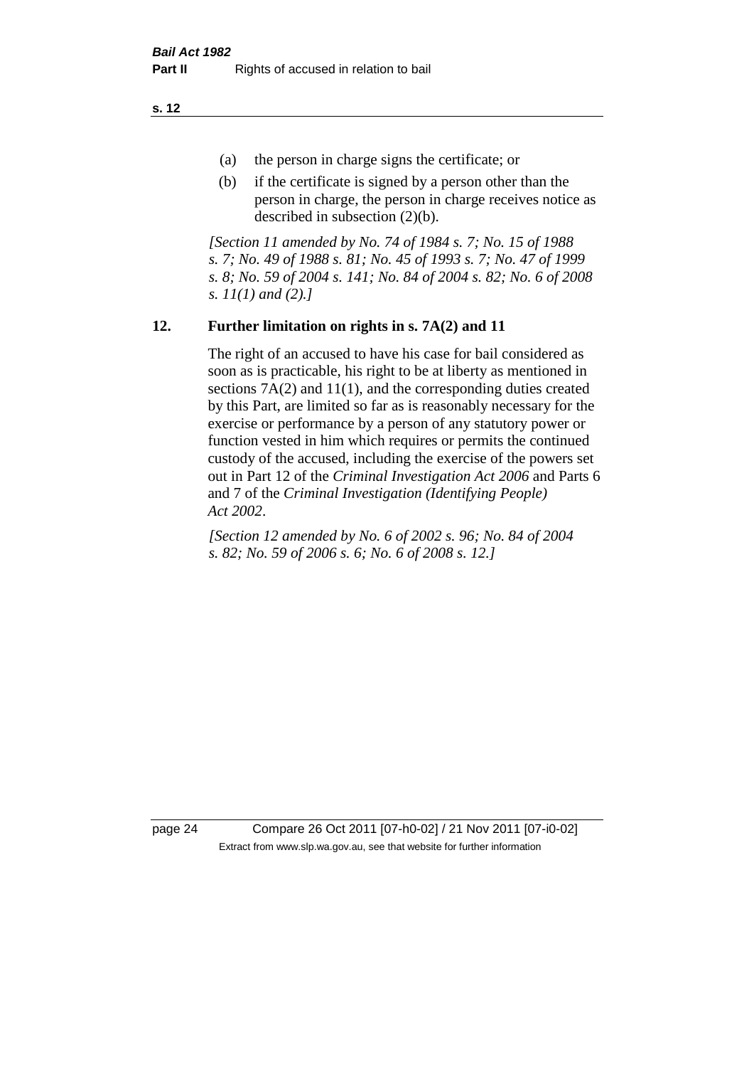(a) the person in charge signs the certificate; or

(b) if the certificate is signed by a person other than the person in charge, the person in charge receives notice as described in subsection (2)(b).

*[Section 11 amended by No. 74 of 1984 s. 7; No. 15 of 1988 s. 7; No. 49 of 1988 s. 81; No. 45 of 1993 s. 7; No. 47 of 1999 s. 8; No. 59 of 2004 s. 141; No. 84 of 2004 s. 82; No. 6 of 2008 s. 11(1) and (2).]*

## 12. Further limitation on rights in s. 7A(2) and 11

The right of an accused to have his case for bail considered as soon as is practicable, his right to be at liberty as mentioned in sections 7A(2) and 11(1), and the corresponding duties created by this Part, are limited so far as is reasonably necessary for the exercise or performance by a person of any statutory power or function vested in him which requires or permits the continued custody of the accused, including the exercise of the powers set out in Part 12 of the *Criminal Investigation Act 2006* and Parts 6 and 7 of the *Criminal Investigation (Identifying People) Act 2002*.

*[Section 12 amended by No. 6 of 2002 s. 96; No. 84 of 2004 s. 82; No. 59 of 2006 s. 6; No. 6 of 2008 s. 12.]*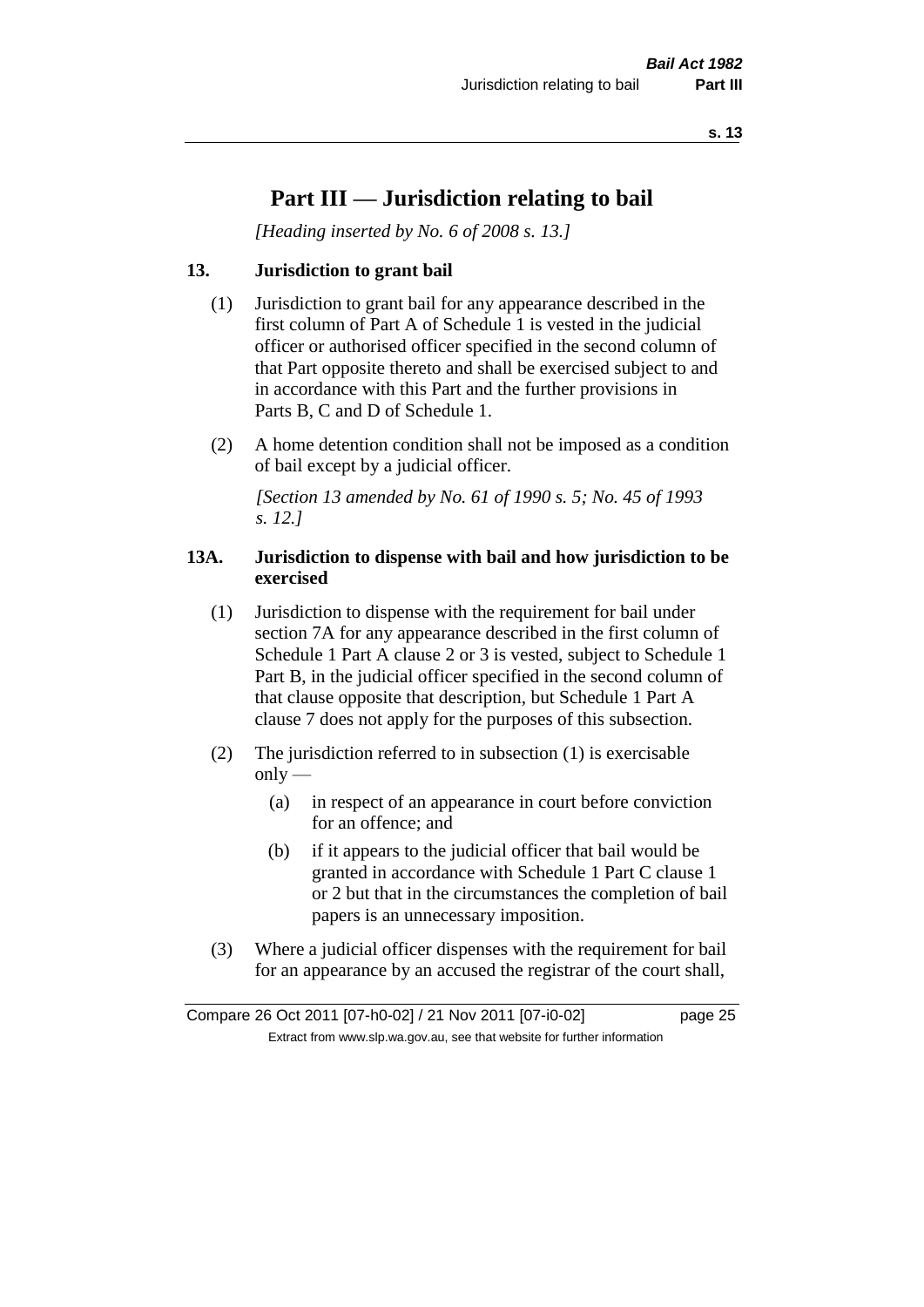# Part III — Jurisdiction relating to bail

*[Heading inserted by No. 6 of 2008 s. 13.]*

### 13. Jurisdiction to grant bail

(1) Jurisdiction to grant bail for any appearance described in the first column of Part A of Schedule 1 is vested in the judicial officer or authorised officer specified in the second column of that Part opposite thereto and shall be exercised subject to and in accordance with this Part and the further provisions in Parts B, C and D of Schedule 1.

(2) A home detention condition shall not be imposed as a condition of bail except by a judicial officer.

*[Section 13 amended by No. 61 of 1990 s. 5; No. 45 of 1993 s. 12.]*

### 13A. Jurisdiction to dispense with bail and how jurisdiction to be exercised

(1) Jurisdiction to dispense with the requirement for bail under section 7A for any appearance described in the first column of Schedule 1 Part A clause 2 or 3 is vested, subject to Schedule 1 Part B, in the judicial officer specified in the second column of that clause opposite that description, but Schedule 1 Part A clause 7 does not apply for the purposes of this subsection.

(2) The jurisdiction referred to in subsection (1) is exercisable only —

(a) in respect of an appearance in court before conviction for an offence; and

(b) if it appears to the judicial officer that bail would be granted in accordance with Schedule 1 Part C clause 1 or 2 but that in the circumstances the completion of bail papers is an unnecessary imposition.

(3) Where a judicial officer dispenses with the requirement for bail for an appearance by an accused the registrar of the court shall,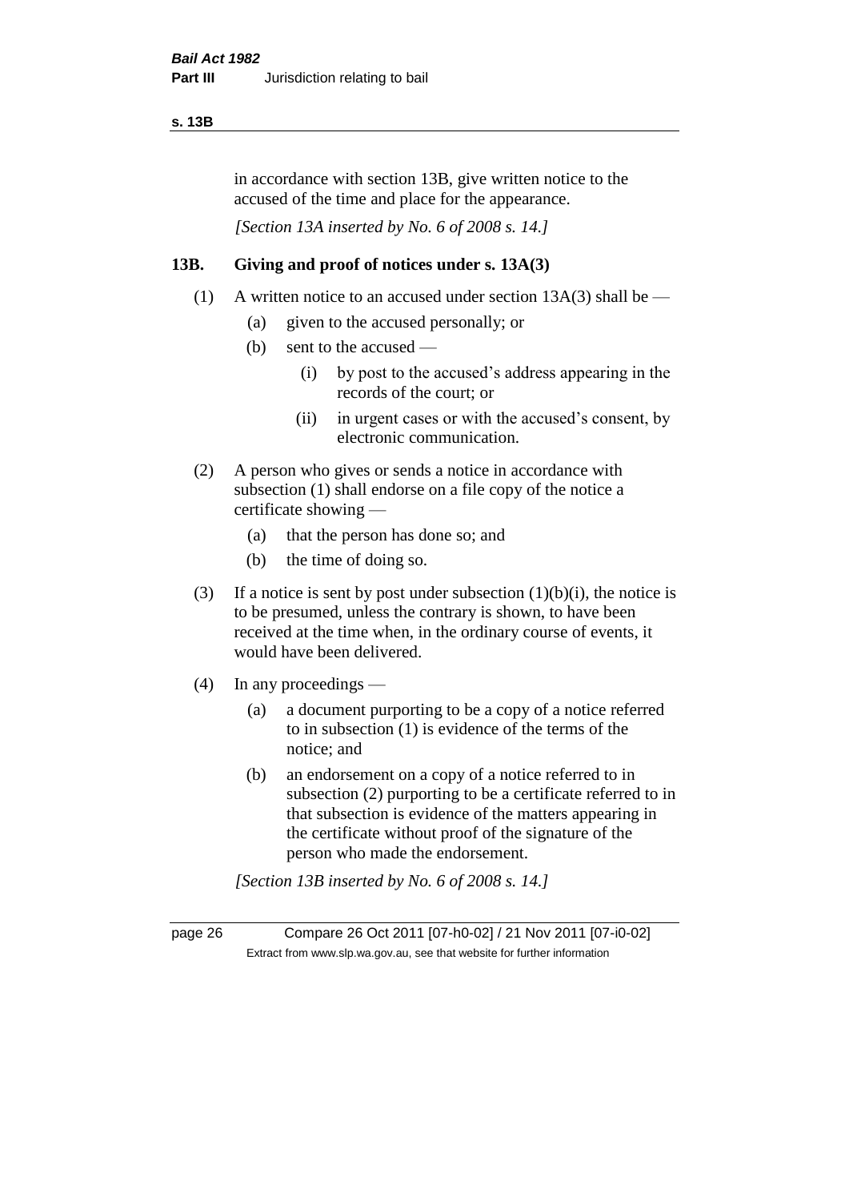in accordance with section 13B, give written notice to the accused of the time and place for the appearance.

*[Section 13A inserted by No. 6 of 2008 s. 14.]*

## 13B. Giving and proof of notices under s. 13A(3)

(1) A written notice to an accused under section 13A(3) shall be —

- (a) given to the accused personally; or
- (b) sent to the accused —
  - (i) by post to the accused's address appearing in the records of the court; or
  - (ii) in urgent cases or with the accused's consent, by electronic communication.

(2) A person who gives or sends a notice in accordance with subsection (1) shall endorse on a file copy of the notice a certificate showing —

- (a) that the person has done so; and
- (b) the time of doing so.

(3) If a notice is sent by post under subsection (1)(b)(i), the notice is to be presumed, unless the contrary is shown, to have been received at the time when, in the ordinary course of events, it would have been delivered.

(4) In any proceedings —

- (a) a document purporting to be a copy of a notice referred to in subsection (1) is evidence of the terms of the notice; and
- (b) an endorsement on a copy of a notice referred to in subsection (2) purporting to be a certificate referred to in that subsection is evidence of the matters appearing in the certificate without proof of the signature of the person who made the endorsement.

*[Section 13B inserted by No. 6 of 2008 s. 14.]*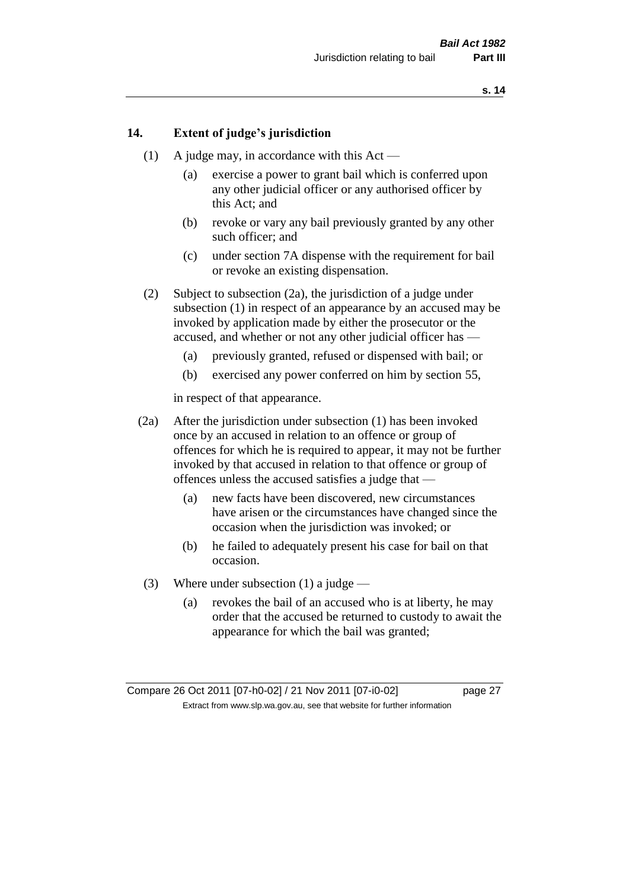## 14. Extent of judge's jurisdiction

(1) A judge may, in accordance with this Act —

(a) exercise a power to grant bail which is conferred upon any other judicial officer or any authorised officer by this Act; and

(b) revoke or vary any bail previously granted by any other such officer; and

(c) under section 7A dispense with the requirement for bail or revoke an existing dispensation.

(2) Subject to subsection (2a), the jurisdiction of a judge under subsection (1) in respect of an appearance by an accused may be invoked by application made by either the prosecutor or the accused, and whether or not any other judicial officer has —

(a) previously granted, refused or dispensed with bail; or

(b) exercised any power conferred on him by section 55,

in respect of that appearance.

(2a) After the jurisdiction under subsection (1) has been invoked once by an accused in relation to an offence or group of offences for which he is required to appear, it may not be further invoked by that accused in relation to that offence or group of offences unless the accused satisfies a judge that —

(a) new facts have been discovered, new circumstances have arisen or the circumstances have changed since the occasion when the jurisdiction was invoked; or

(b) he failed to adequately present his case for bail on that occasion.

(3) Where under subsection (1) a judge —

(a) revokes the bail of an accused who is at liberty, he may order that the accused be returned to custody to await the appearance for which the bail was granted;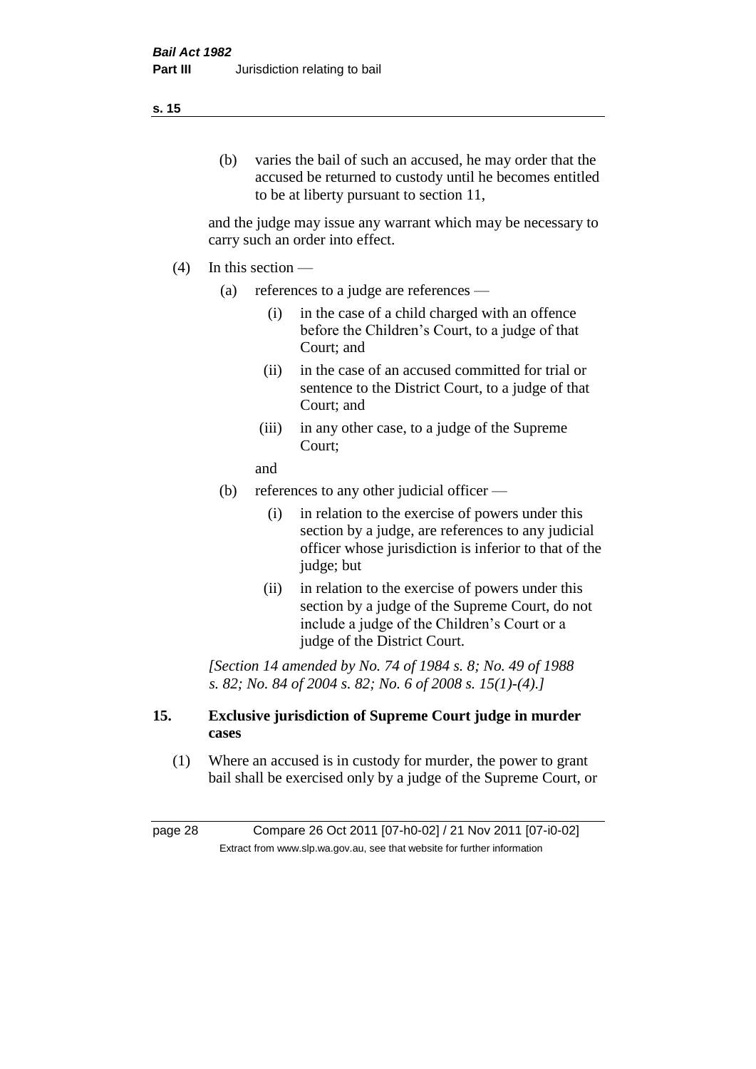(b) varies the bail of such an accused, he may order that the accused be returned to custody until he becomes entitled to be at liberty pursuant to section 11,

and the judge may issue any warrant which may be necessary to carry such an order into effect.

(4) In this section —

(a) references to a judge are references —

(i) in the case of a child charged with an offence before the Children's Court, to a judge of that Court; and

(ii) in the case of an accused committed for trial or sentence to the District Court, to a judge of that Court; and

(iii) in any other case, to a judge of the Supreme Court;

and

(b) references to any other judicial officer —

(i) in relation to the exercise of powers under this section by a judge, are references to any judicial officer whose jurisdiction is inferior to that of the judge; but

(ii) in relation to the exercise of powers under this section by a judge of the Supreme Court, do not include a judge of the Children's Court or a judge of the District Court.

*[Section 14 amended by No. 74 of 1984 s. 8; No. 49 of 1988 s. 82; No. 84 of 2004 s. 82; No. 6 of 2008 s. 15(1)-(4).]*

## 15. Exclusive jurisdiction of Supreme Court judge in murder cases

(1) Where an accused is in custody for murder, the power to grant bail shall be exercised only by a judge of the Supreme Court, or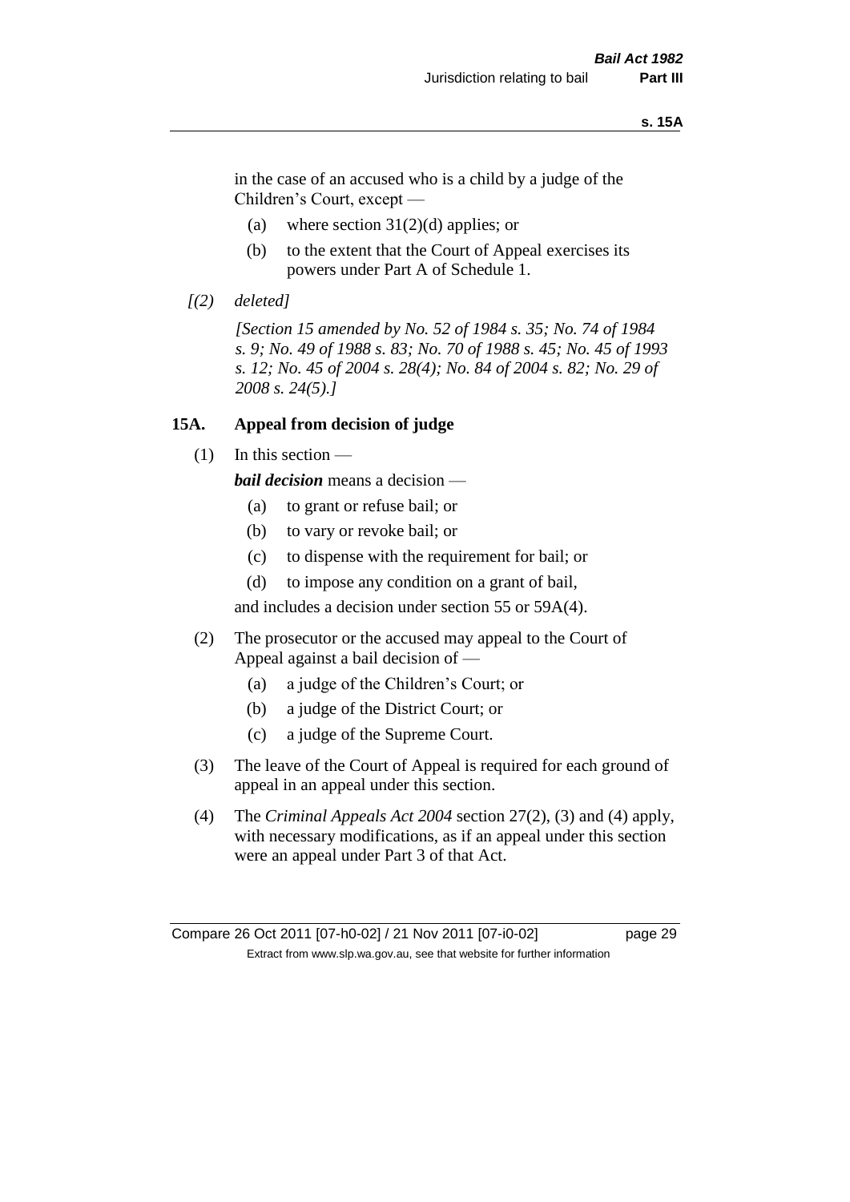in the case of an accused who is a child by a judge of the Children's Court, except —

(a) where section 31(2)(d) applies; or

(b) to the extent that the Court of Appeal exercises its powers under Part A of Schedule 1.

*[(2) deleted]*

*[Section 15 amended by No. 52 of 1984 s. 35; No. 74 of 1984 s. 9; No. 49 of 1988 s. 83; No. 70 of 1988 s. 45; No. 45 of 1993 s. 12; No. 45 of 2004 s. 28(4); No. 84 of 2004 s. 82; No. 29 of 2008 s. 24(5).]*

## 15A. Appeal from decision of judge

(1) In this section —

***bail decision*** means a decision —

(a) to grant or refuse bail; or

(b) to vary or revoke bail; or

(c) to dispense with the requirement for bail; or

(d) to impose any condition on a grant of bail,

and includes a decision under section 55 or 59A(4).

(2) The prosecutor or the accused may appeal to the Court of Appeal against a bail decision of —

(a) a judge of the Children's Court; or

(b) a judge of the District Court; or

(c) a judge of the Supreme Court.

(3) The leave of the Court of Appeal is required for each ground of appeal in an appeal under this section.

(4) The *Criminal Appeals Act 2004* section 27(2), (3) and (4) apply, with necessary modifications, as if an appeal under this section were an appeal under Part 3 of that Act.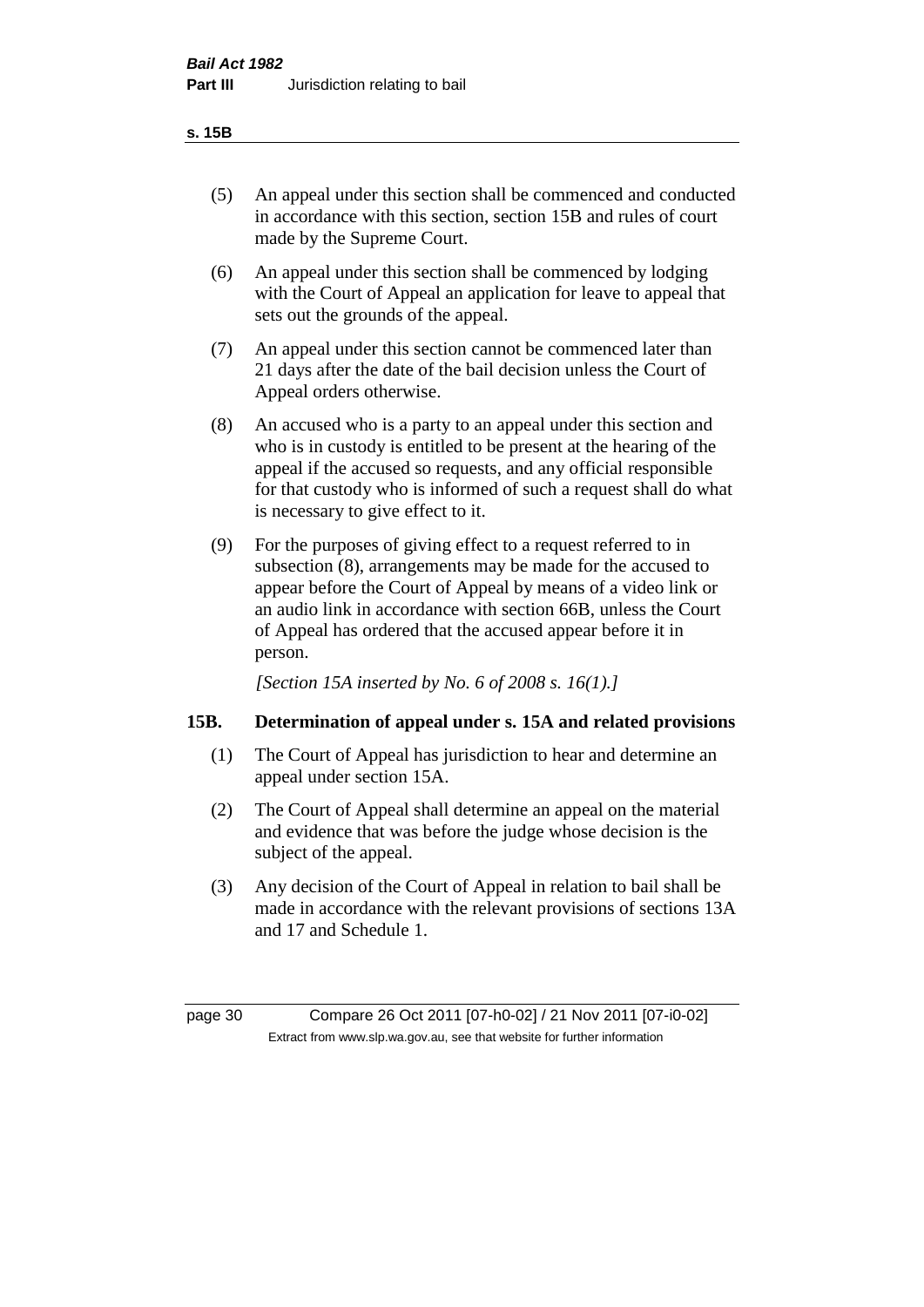(5) An appeal under this section shall be commenced and conducted in accordance with this section, section 15B and rules of court made by the Supreme Court.

(6) An appeal under this section shall be commenced by lodging with the Court of Appeal an application for leave to appeal that sets out the grounds of the appeal.

(7) An appeal under this section cannot be commenced later than 21 days after the date of the bail decision unless the Court of Appeal orders otherwise.

(8) An accused who is a party to an appeal under this section and who is in custody is entitled to be present at the hearing of the appeal if the accused so requests, and any official responsible for that custody who is informed of such a request shall do what is necessary to give effect to it.

(9) For the purposes of giving effect to a request referred to in subsection (8), arrangements may be made for the accused to appear before the Court of Appeal by means of a video link or an audio link in accordance with section 66B, unless the Court of Appeal has ordered that the accused appear before it in person.

*[Section 15A inserted by No. 6 of 2008 s. 16(1).]*

## 15B. Determination of appeal under s. 15A and related provisions

(1) The Court of Appeal has jurisdiction to hear and determine an appeal under section 15A.

(2) The Court of Appeal shall determine an appeal on the material and evidence that was before the judge whose decision is the subject of the appeal.

(3) Any decision of the Court of Appeal in relation to bail shall be made in accordance with the relevant provisions of sections 13A and 17 and Schedule 1.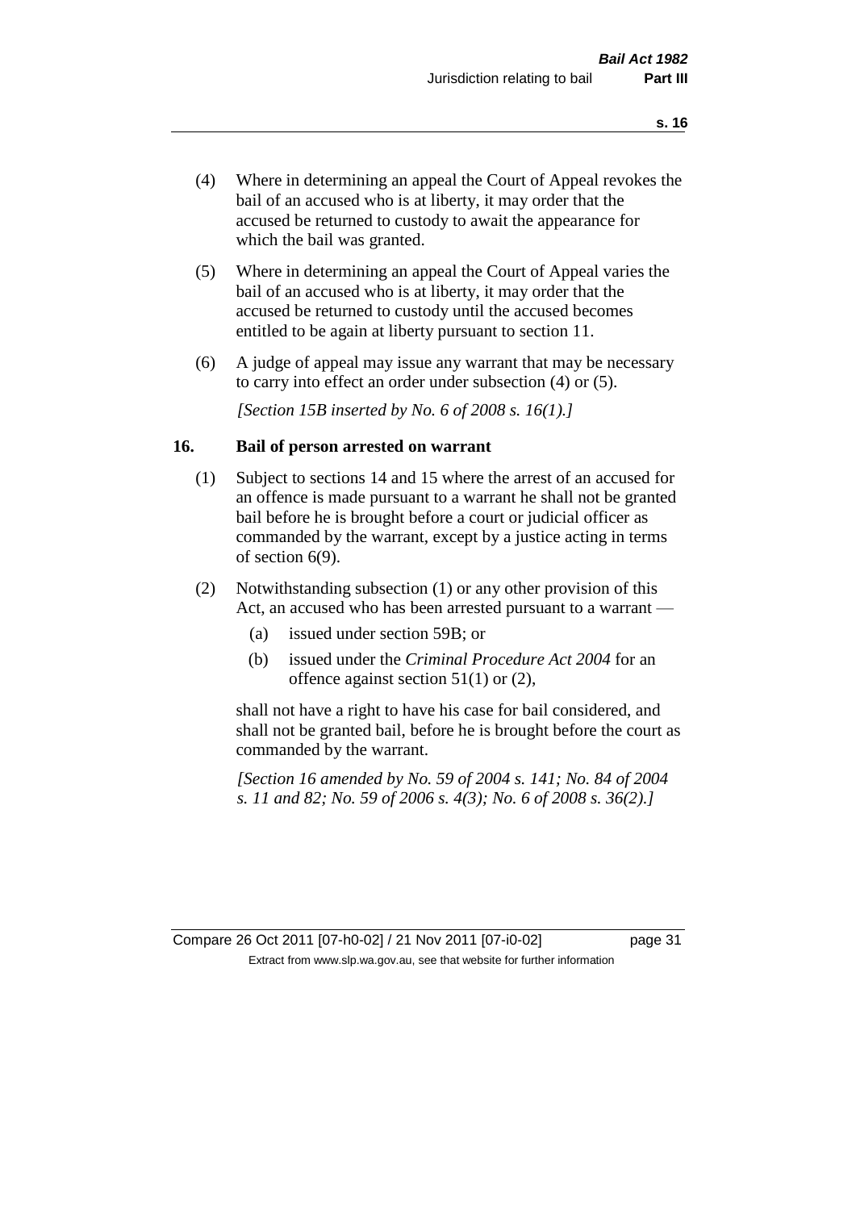(4) Where in determining an appeal the Court of Appeal revokes the bail of an accused who is at liberty, it may order that the accused be returned to custody to await the appearance for which the bail was granted.

(5) Where in determining an appeal the Court of Appeal varies the bail of an accused who is at liberty, it may order that the accused be returned to custody until the accused becomes entitled to be again at liberty pursuant to section 11.

(6) A judge of appeal may issue any warrant that may be necessary to carry into effect an order under subsection (4) or (5).

*[Section 15B inserted by No. 6 of 2008 s. 16(1).]*

## 16. Bail of person arrested on warrant

(1) Subject to sections 14 and 15 where the arrest of an accused for an offence is made pursuant to a warrant he shall not be granted bail before he is brought before a court or judicial officer as commanded by the warrant, except by a justice acting in terms of section 6(9).

(2) Notwithstanding subsection (1) or any other provision of this Act, an accused who has been arrested pursuant to a warrant —

- (a) issued under section 59B; or
- (b) issued under the *Criminal Procedure Act 2004* for an offence against section 51(1) or (2),

shall not have a right to have his case for bail considered, and shall not be granted bail, before he is brought before the court as commanded by the warrant.

*[Section 16 amended by No. 59 of 2004 s. 141; No. 84 of 2004 s. 11 and 82; No. 59 of 2006 s. 4(3); No. 6 of 2008 s. 36(2).]*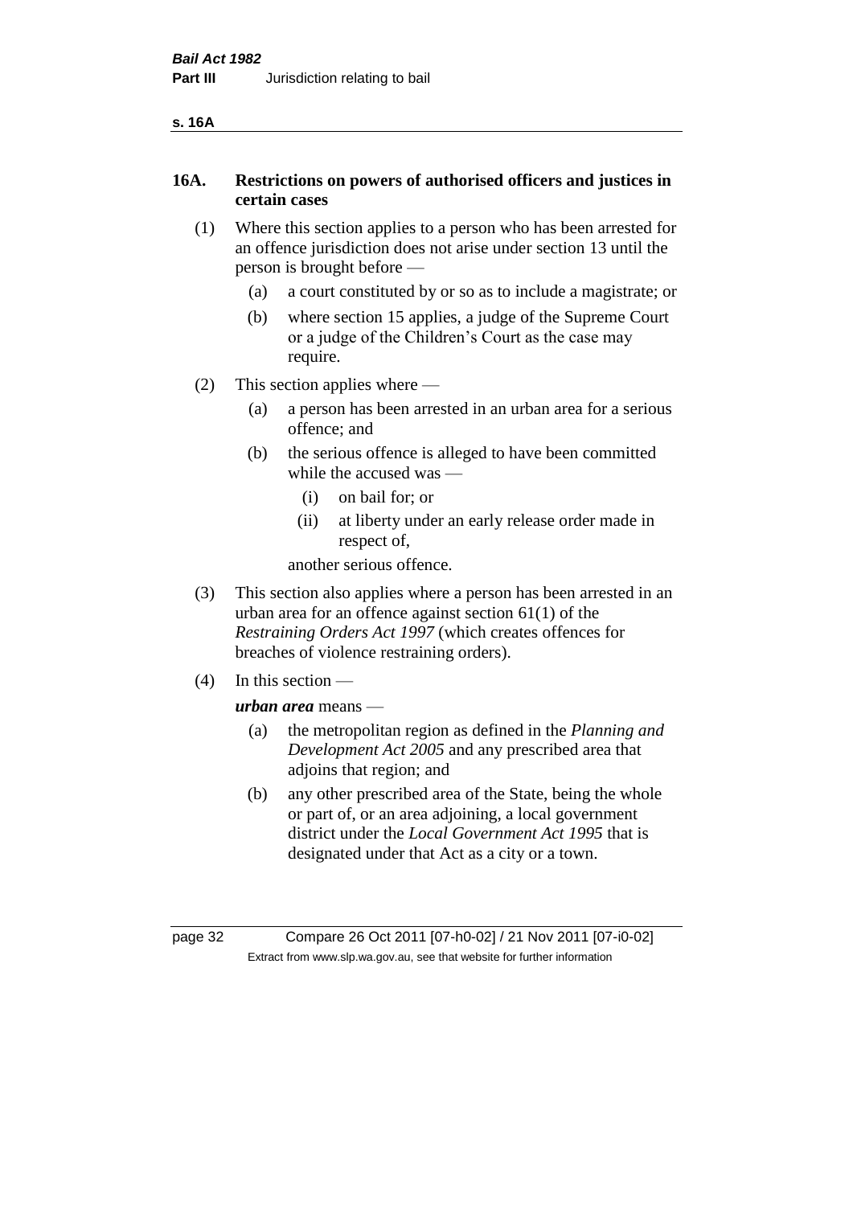## 16A. Restrictions on powers of authorised officers and justices in certain cases

(1) Where this section applies to a person who has been arrested for an offence jurisdiction does not arise under section 13 until the person is brought before —

  (a) a court constituted by or so as to include a magistrate; or

  (b) where section 15 applies, a judge of the Supreme Court or a judge of the Children's Court as the case may require.

(2) This section applies where —

  (a) a person has been arrested in an urban area for a serious offence; and

  (b) the serious offence is alleged to have been committed while the accused was —

    (i) on bail for; or

    (ii) at liberty under an early release order made in respect of,

  another serious offence.

(3) This section also applies where a person has been arrested in an urban area for an offence against section 61(1) of the *Restraining Orders Act 1997* (which creates offences for breaches of violence restraining orders).

(4) In this section —

***urban area*** means —

  (a) the metropolitan region as defined in the *Planning and Development Act 2005* and any prescribed area that adjoins that region; and

  (b) any other prescribed area of the State, being the whole or part of, or an area adjoining, a local government district under the *Local Government Act 1995* that is designated under that Act as a city or a town.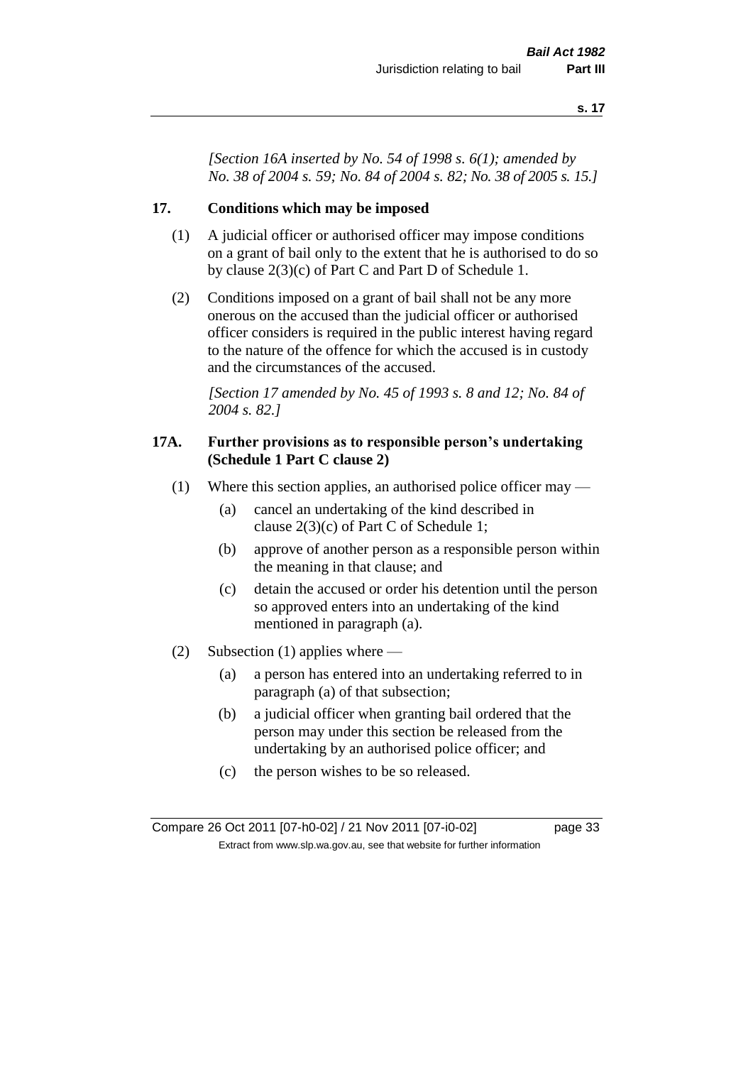*[Section 16A inserted by No. 54 of 1998 s. 6(1); amended by No. 38 of 2004 s. 59; No. 84 of 2004 s. 82; No. 38 of 2005 s. 15.]*

## 17. Conditions which may be imposed

(1) A judicial officer or authorised officer may impose conditions on a grant of bail only to the extent that he is authorised to do so by clause 2(3)(c) of Part C and Part D of Schedule 1.

(2) Conditions imposed on a grant of bail shall not be any more onerous on the accused than the judicial officer or authorised officer considers is required in the public interest having regard to the nature of the offence for which the accused is in custody and the circumstances of the accused.

*[Section 17 amended by No. 45 of 1993 s. 8 and 12; No. 84 of 2004 s. 82.]*

## 17A. Further provisions as to responsible person's undertaking (Schedule 1 Part C clause 2)

(1) Where this section applies, an authorised police officer may —

- (a) cancel an undertaking of the kind described in clause 2(3)(c) of Part C of Schedule 1;
- (b) approve of another person as a responsible person within the meaning in that clause; and
- (c) detain the accused or order his detention until the person so approved enters into an undertaking of the kind mentioned in paragraph (a).

(2) Subsection (1) applies where —

- (a) a person has entered into an undertaking referred to in paragraph (a) of that subsection;
- (b) a judicial officer when granting bail ordered that the person may under this section be released from the undertaking by an authorised police officer; and
- (c) the person wishes to be so released.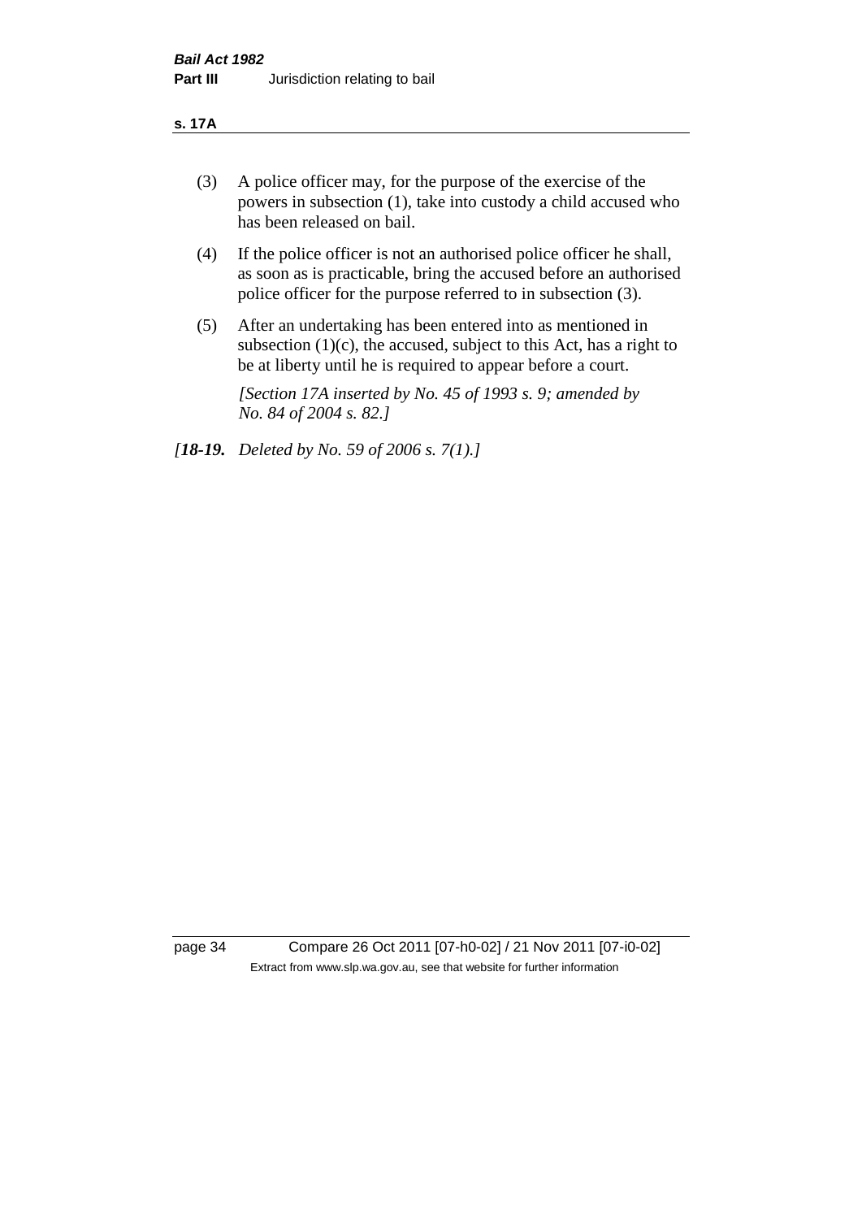(3) A police officer may, for the purpose of the exercise of the powers in subsection (1), take into custody a child accused who has been released on bail.

(4) If the police officer is not an authorised police officer he shall, as soon as is practicable, bring the accused before an authorised police officer for the purpose referred to in subsection (3).

(5) After an undertaking has been entered into as mentioned in subsection (1)(c), the accused, subject to this Act, has a right to be at liberty until he is required to appear before a court.

*[Section 17A inserted by No. 45 of 1993 s. 9; amended by No. 84 of 2004 s. 82.]*

*[**18-19.** Deleted by No. 59 of 2006 s. 7(1).]*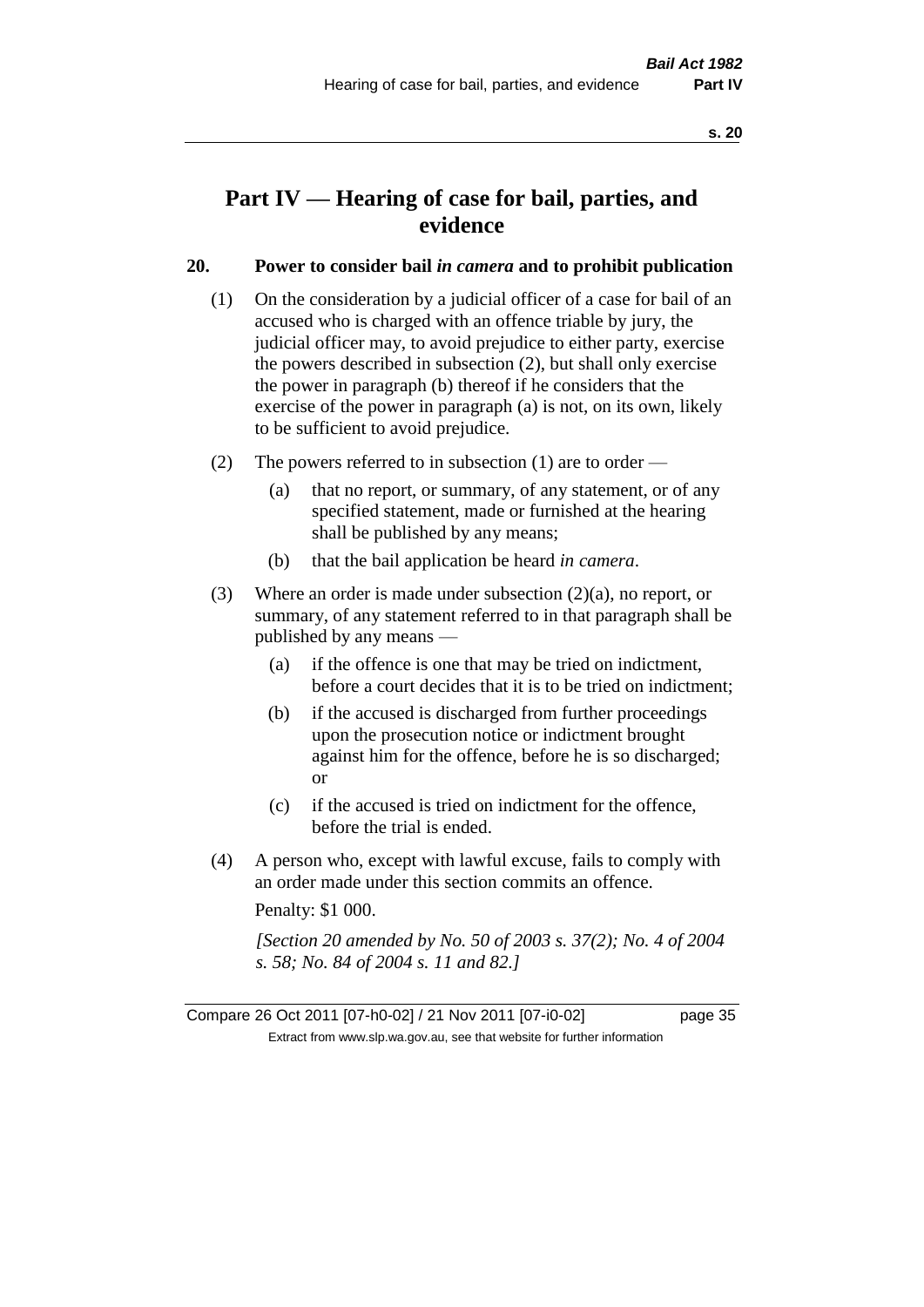# Part IV — Hearing of case for bail, parties, and evidence

## 20. Power to consider bail *in camera* and to prohibit publication

(1) On the consideration by a judicial officer of a case for bail of an accused who is charged with an offence triable by jury, the judicial officer may, to avoid prejudice to either party, exercise the powers described in subsection (2), but shall only exercise the power in paragraph (b) thereof if he considers that the exercise of the power in paragraph (a) is not, on its own, likely to be sufficient to avoid prejudice.

(2) The powers referred to in subsection (1) are to order —

(a) that no report, or summary, of any statement, or of any specified statement, made or furnished at the hearing shall be published by any means;

(b) that the bail application be heard *in camera*.

(3) Where an order is made under subsection (2)(a), no report, or summary, of any statement referred to in that paragraph shall be published by any means —

(a) if the offence is one that may be tried on indictment, before a court decides that it is to be tried on indictment;

(b) if the accused is discharged from further proceedings upon the prosecution notice or indictment brought against him for the offence, before he is so discharged; or

(c) if the accused is tried on indictment for the offence, before the trial is ended.

(4) A person who, except with lawful excuse, fails to comply with an order made under this section commits an offence.

Penalty: $1 000.

*[Section 20 amended by No. 50 of 2003 s. 37(2); No. 4 of 2004 s. 58; No. 84 of 2004 s. 11 and 82.]*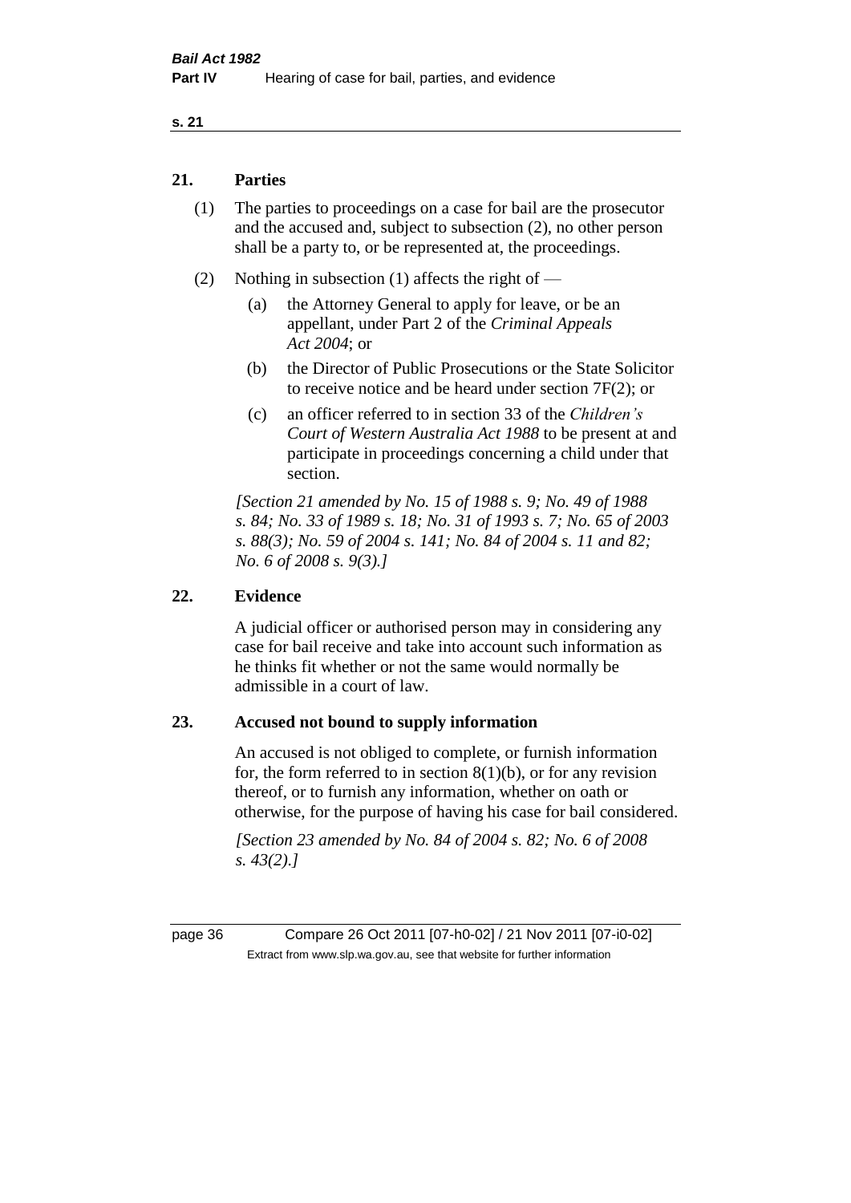## 21. Parties

(1) The parties to proceedings on a case for bail are the prosecutor and the accused and, subject to subsection (2), no other person shall be a party to, or be represented at, the proceedings.

(2) Nothing in subsection (1) affects the right of —

- (a) the Attorney General to apply for leave, or be an appellant, under Part 2 of the *Criminal Appeals Act 2004*; or
- (b) the Director of Public Prosecutions or the State Solicitor to receive notice and be heard under section 7F(2); or
- (c) an officer referred to in section 33 of the *Children's Court of Western Australia Act 1988* to be present at and participate in proceedings concerning a child under that section.

*[Section 21 amended by No. 15 of 1988 s. 9; No. 49 of 1988 s. 84; No. 33 of 1989 s. 18; No. 31 of 1993 s. 7; No. 65 of 2003 s. 88(3); No. 59 of 2004 s. 141; No. 84 of 2004 s. 11 and 82; No. 6 of 2008 s. 9(3).]*

## 22. Evidence

A judicial officer or authorised person may in considering any case for bail receive and take into account such information as he thinks fit whether or not the same would normally be admissible in a court of law.

## 23. Accused not bound to supply information

An accused is not obliged to complete, or furnish information for, the form referred to in section 8(1)(b), or for any revision thereof, or to furnish any information, whether on oath or otherwise, for the purpose of having his case for bail considered.

*[Section 23 amended by No. 84 of 2004 s. 82; No. 6 of 2008 s. 43(2).]*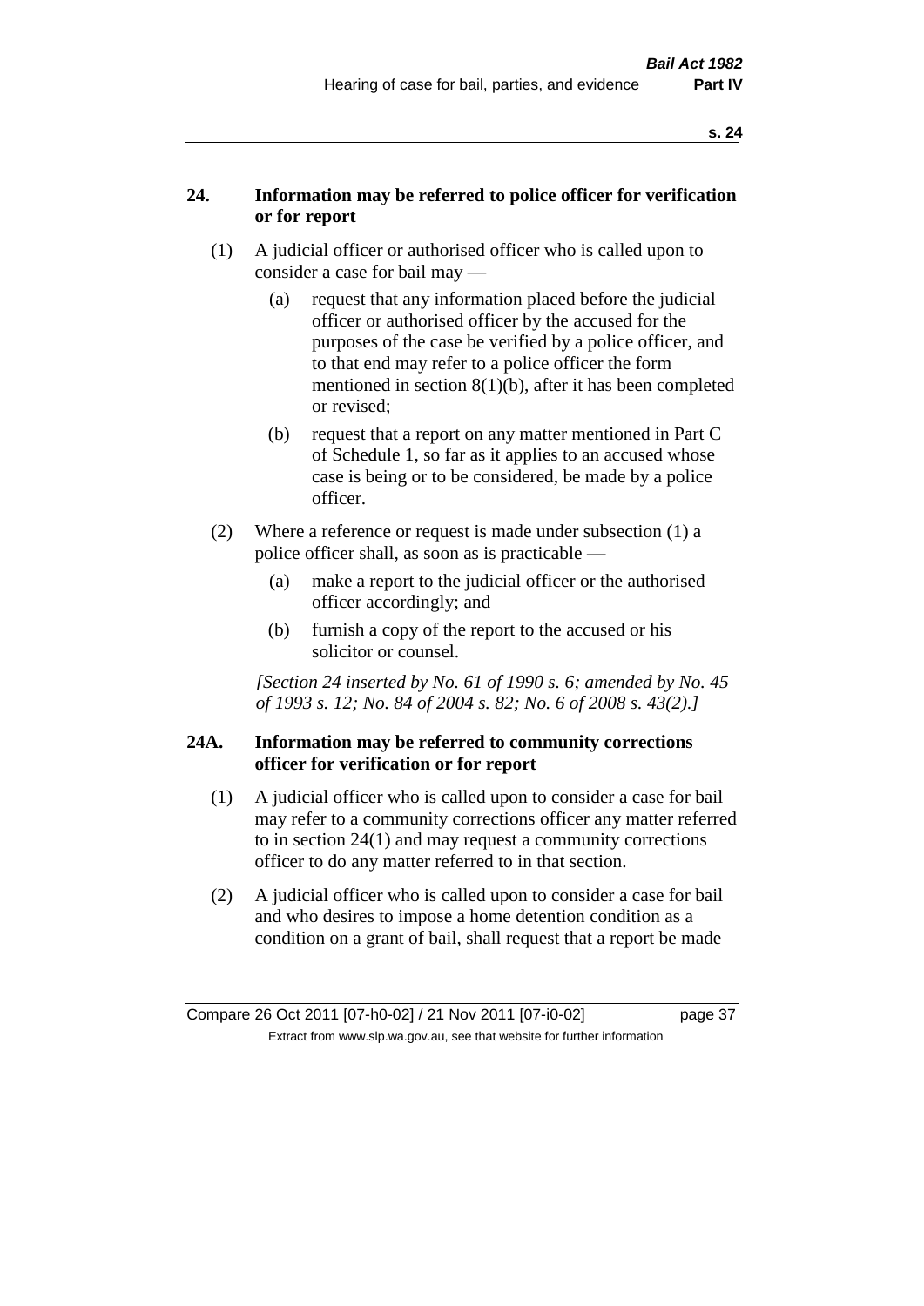## 24. Information may be referred to police officer for verification or for report

(1) A judicial officer or authorised officer who is called upon to consider a case for bail may —

(a) request that any information placed before the judicial officer or authorised officer by the accused for the purposes of the case be verified by a police officer, and to that end may refer to a police officer the form mentioned in section 8(1)(b), after it has been completed or revised;

(b) request that a report on any matter mentioned in Part C of Schedule 1, so far as it applies to an accused whose case is being or to be considered, be made by a police officer.

(2) Where a reference or request is made under subsection (1) a police officer shall, as soon as is practicable —

(a) make a report to the judicial officer or the authorised officer accordingly; and

(b) furnish a copy of the report to the accused or his solicitor or counsel.

*[Section 24 inserted by No. 61 of 1990 s. 6; amended by No. 45 of 1993 s. 12; No. 84 of 2004 s. 82; No. 6 of 2008 s. 43(2).]*

## 24A. Information may be referred to community corrections officer for verification or for report

(1) A judicial officer who is called upon to consider a case for bail may refer to a community corrections officer any matter referred to in section 24(1) and may request a community corrections officer to do any matter referred to in that section.

(2) A judicial officer who is called upon to consider a case for bail and who desires to impose a home detention condition as a condition on a grant of bail, shall request that a report be made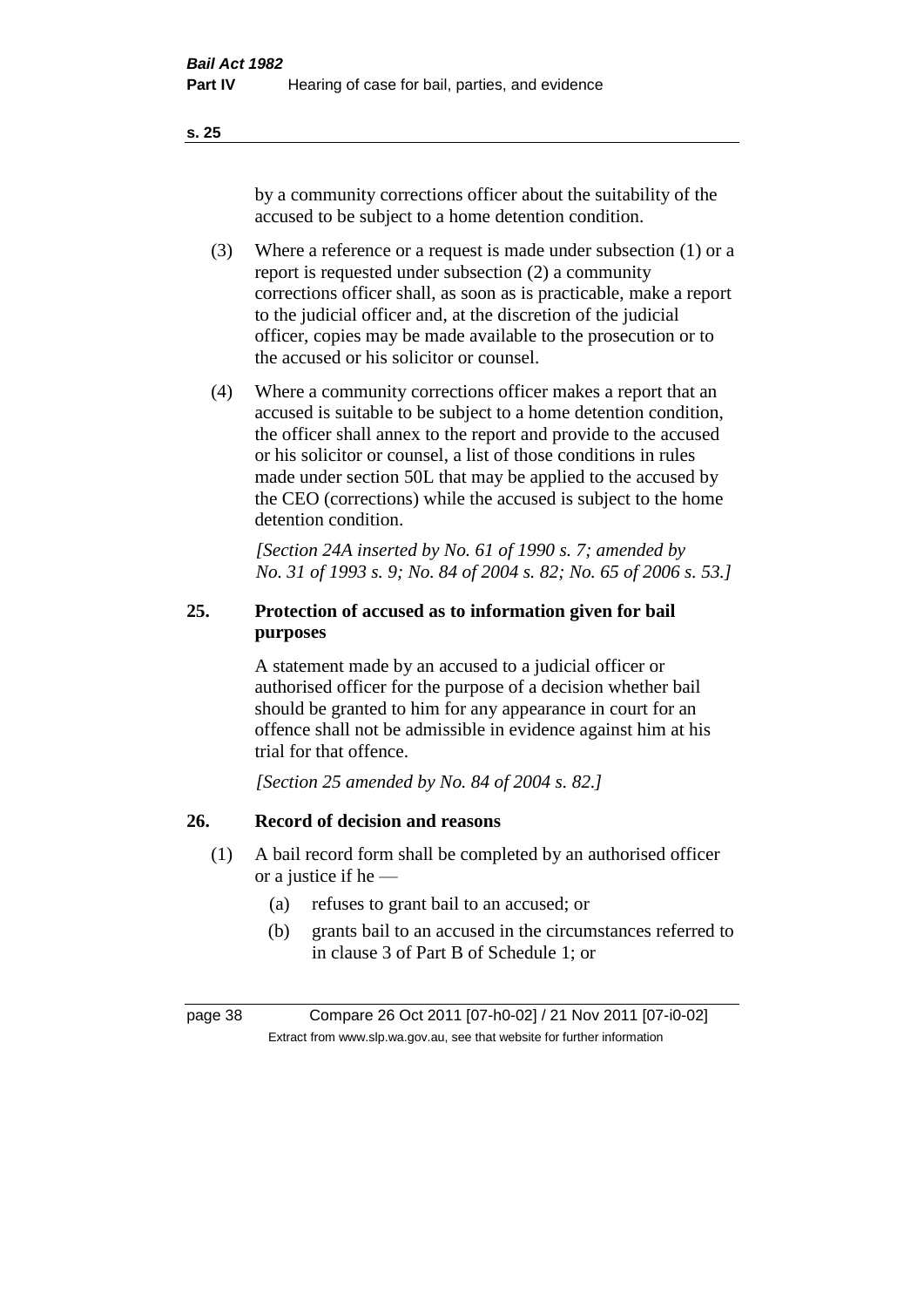by a community corrections officer about the suitability of the accused to be subject to a home detention condition.

(3) Where a reference or a request is made under subsection (1) or a report is requested under subsection (2) a community corrections officer shall, as soon as is practicable, make a report to the judicial officer and, at the discretion of the judicial officer, copies may be made available to the prosecution or to the accused or his solicitor or counsel.

(4) Where a community corrections officer makes a report that an accused is suitable to be subject to a home detention condition, the officer shall annex to the report and provide to the accused or his solicitor or counsel, a list of those conditions in rules made under section 50L that may be applied to the accused by the CEO (corrections) while the accused is subject to the home detention condition.

*[Section 24A inserted by No. 61 of 1990 s. 7; amended by No. 31 of 1993 s. 9; No. 84 of 2004 s. 82; No. 65 of 2006 s. 53.]*

## 25. Protection of accused as to information given for bail purposes

A statement made by an accused to a judicial officer or authorised officer for the purpose of a decision whether bail should be granted to him for any appearance in court for an offence shall not be admissible in evidence against him at his trial for that offence.

*[Section 25 amended by No. 84 of 2004 s. 82.]*

## 26. Record of decision and reasons

(1) A bail record form shall be completed by an authorised officer or a justice if he —

(a) refuses to grant bail to an accused; or

(b) grants bail to an accused in the circumstances referred to in clause 3 of Part B of Schedule 1; or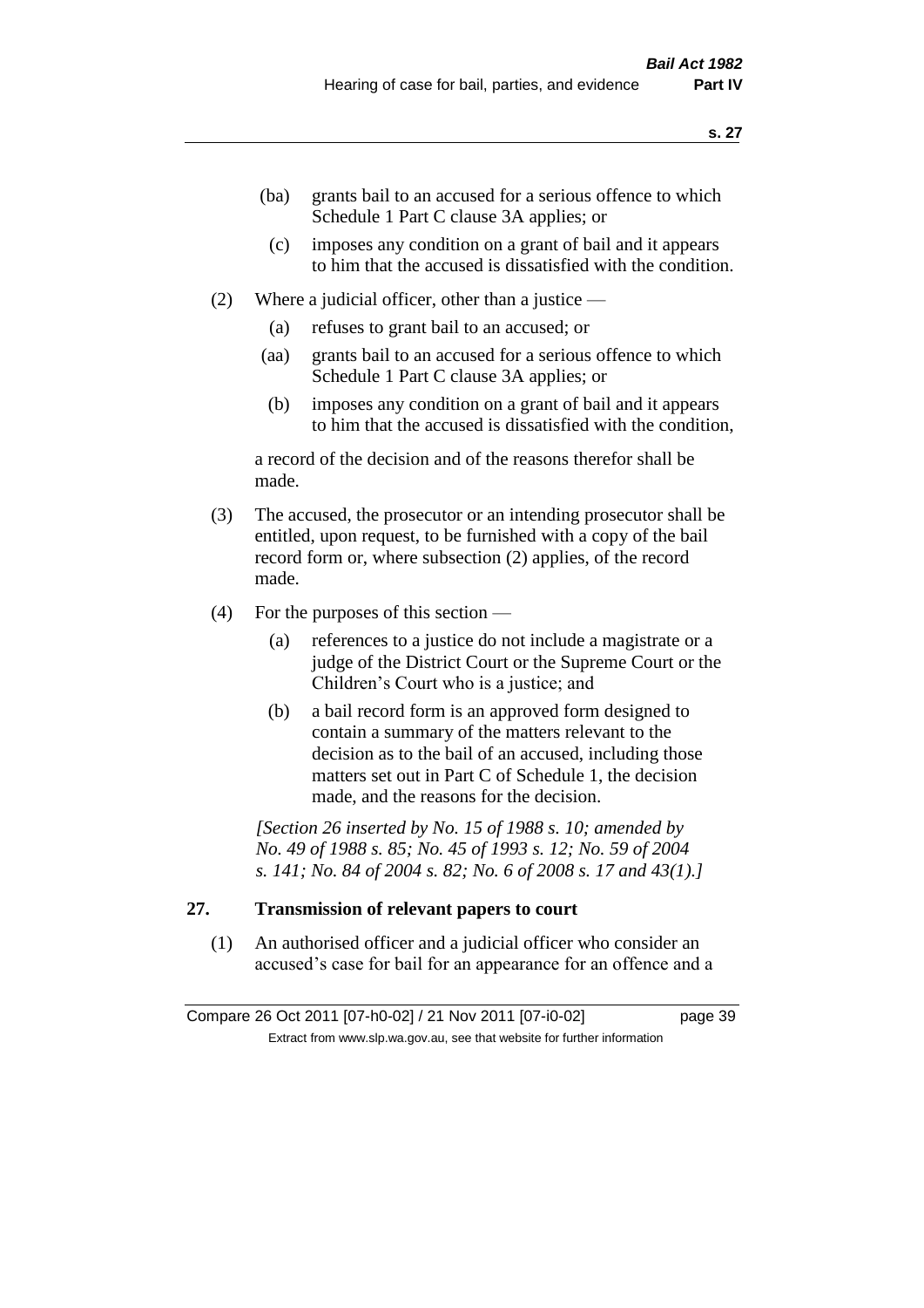- (ba) grants bail to an accused for a serious offence to which Schedule 1 Part C clause 3A applies; or
- (c) imposes any condition on a grant of bail and it appears to him that the accused is dissatisfied with the condition.

(2) Where a judicial officer, other than a justice —

- (a) refuses to grant bail to an accused; or
- (aa) grants bail to an accused for a serious offence to which Schedule 1 Part C clause 3A applies; or
- (b) imposes any condition on a grant of bail and it appears to him that the accused is dissatisfied with the condition,

a record of the decision and of the reasons therefor shall be made.

(3) The accused, the prosecutor or an intending prosecutor shall be entitled, upon request, to be furnished with a copy of the bail record form or, where subsection (2) applies, of the record made.

(4) For the purposes of this section —

- (a) references to a justice do not include a magistrate or a judge of the District Court or the Supreme Court or the Children's Court who is a justice; and
- (b) a bail record form is an approved form designed to contain a summary of the matters relevant to the decision as to the bail of an accused, including those matters set out in Part C of Schedule 1, the decision made, and the reasons for the decision.

*[Section 26 inserted by No. 15 of 1988 s. 10; amended by No. 49 of 1988 s. 85; No. 45 of 1993 s. 12; No. 59 of 2004 s. 141; No. 84 of 2004 s. 82; No. 6 of 2008 s. 17 and 43(1).]*

## 27. Transmission of relevant papers to court

(1) An authorised officer and a judicial officer who consider an accused's case for bail for an appearance for an offence and a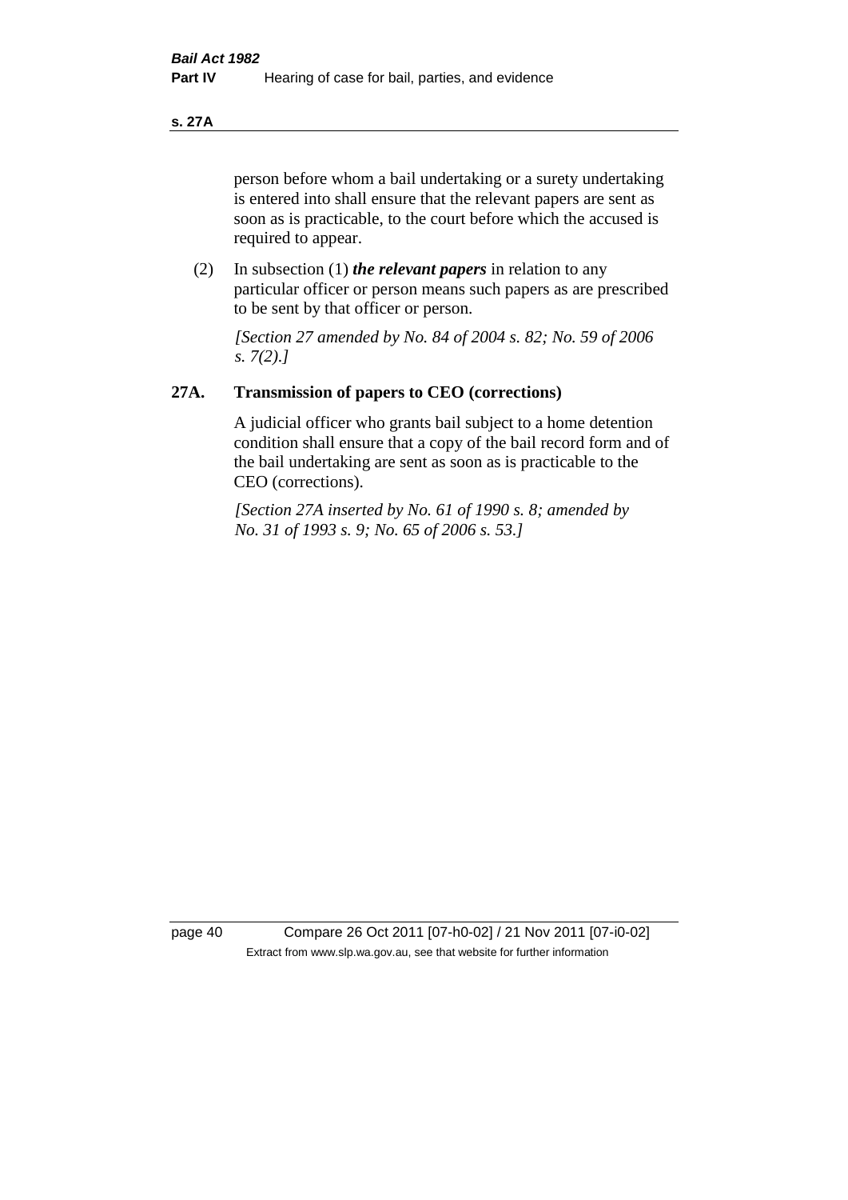person before whom a bail undertaking or a surety undertaking is entered into shall ensure that the relevant papers are sent as soon as is practicable, to the court before which the accused is required to appear.

(2) In subsection (1) ***the relevant papers*** in relation to any particular officer or person means such papers as are prescribed to be sent by that officer or person.

*[Section 27 amended by No. 84 of 2004 s. 82; No. 59 of 2006 s. 7(2).]*

## 27A. Transmission of papers to CEO (corrections)

A judicial officer who grants bail subject to a home detention condition shall ensure that a copy of the bail record form and of the bail undertaking are sent as soon as is practicable to the CEO (corrections).

*[Section 27A inserted by No. 61 of 1990 s. 8; amended by No. 31 of 1993 s. 9; No. 65 of 2006 s. 53.]*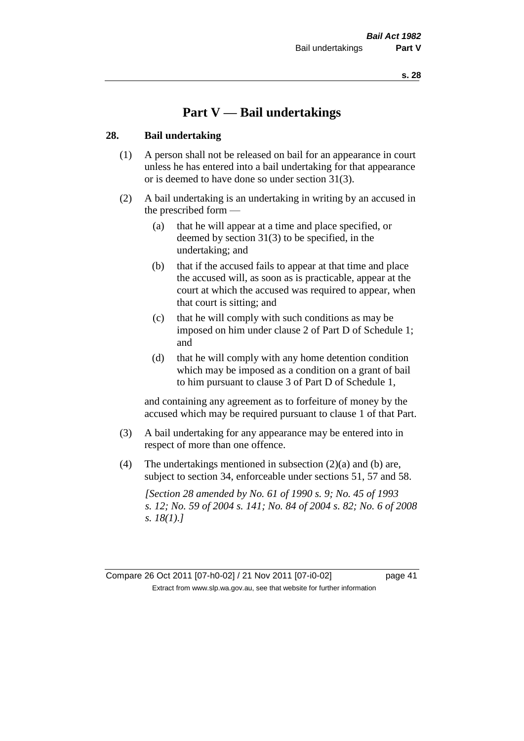# Part V — Bail undertakings

## 28. Bail undertaking

(1) A person shall not be released on bail for an appearance in court unless he has entered into a bail undertaking for that appearance or is deemed to have done so under section 31(3).

(2) A bail undertaking is an undertaking in writing by an accused in the prescribed form —

- (a) that he will appear at a time and place specified, or deemed by section 31(3) to be specified, in the undertaking; and
- (b) that if the accused fails to appear at that time and place the accused will, as soon as is practicable, appear at the court at which the accused was required to appear, when that court is sitting; and
- (c) that he will comply with such conditions as may be imposed on him under clause 2 of Part D of Schedule 1; and
- (d) that he will comply with any home detention condition which may be imposed as a condition on a grant of bail to him pursuant to clause 3 of Part D of Schedule 1,

and containing any agreement as to forfeiture of money by the accused which may be required pursuant to clause 1 of that Part.

(3) A bail undertaking for any appearance may be entered into in respect of more than one offence.

(4) The undertakings mentioned in subsection (2)(a) and (b) are, subject to section 34, enforceable under sections 51, 57 and 58.

*[Section 28 amended by No. 61 of 1990 s. 9; No. 45 of 1993 s. 12; No. 59 of 2004 s. 141; No. 84 of 2004 s. 82; No. 6 of 2008 s. 18(1).]*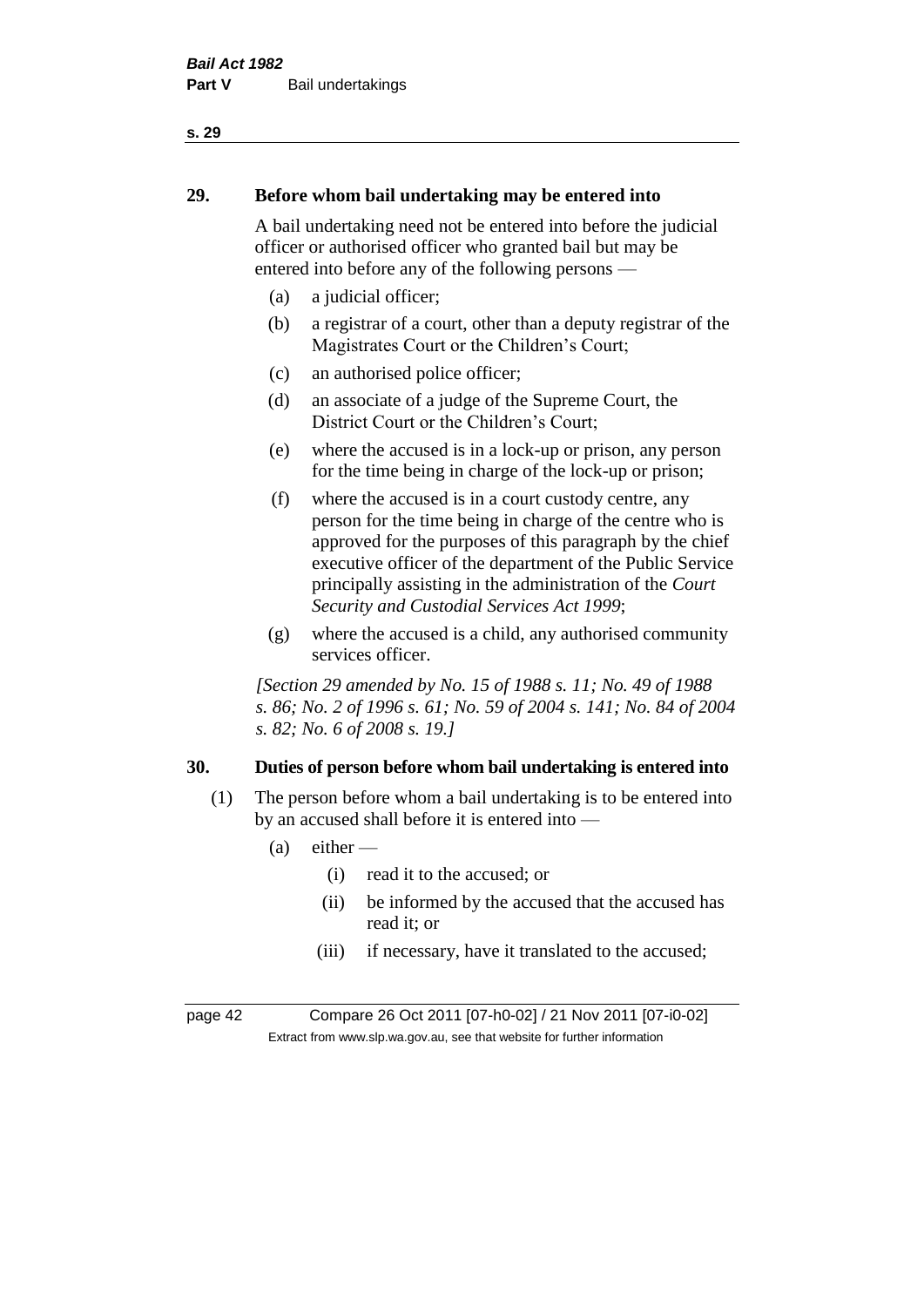## 29. Before whom bail undertaking may be entered into

A bail undertaking need not be entered into before the judicial officer or authorised officer who granted bail but may be entered into before any of the following persons —

(a) a judicial officer;

(b) a registrar of a court, other than a deputy registrar of the Magistrates Court or the Children's Court;

(c) an authorised police officer;

(d) an associate of a judge of the Supreme Court, the District Court or the Children's Court;

(e) where the accused is in a lock-up or prison, any person for the time being in charge of the lock-up or prison;

(f) where the accused is in a court custody centre, any person for the time being in charge of the centre who is approved for the purposes of this paragraph by the chief executive officer of the department of the Public Service principally assisting in the administration of the *Court Security and Custodial Services Act 1999*;

(g) where the accused is a child, any authorised community services officer.

*[Section 29 amended by No. 15 of 1988 s. 11; No. 49 of 1988 s. 86; No. 2 of 1996 s. 61; No. 59 of 2004 s. 141; No. 84 of 2004 s. 82; No. 6 of 2008 s. 19.]*

## 30. Duties of person before whom bail undertaking is entered into

(1) The person before whom a bail undertaking is to be entered into by an accused shall before it is entered into —

(a) either —

(i) read it to the accused; or

(ii) be informed by the accused that the accused has read it; or

(iii) if necessary, have it translated to the accused;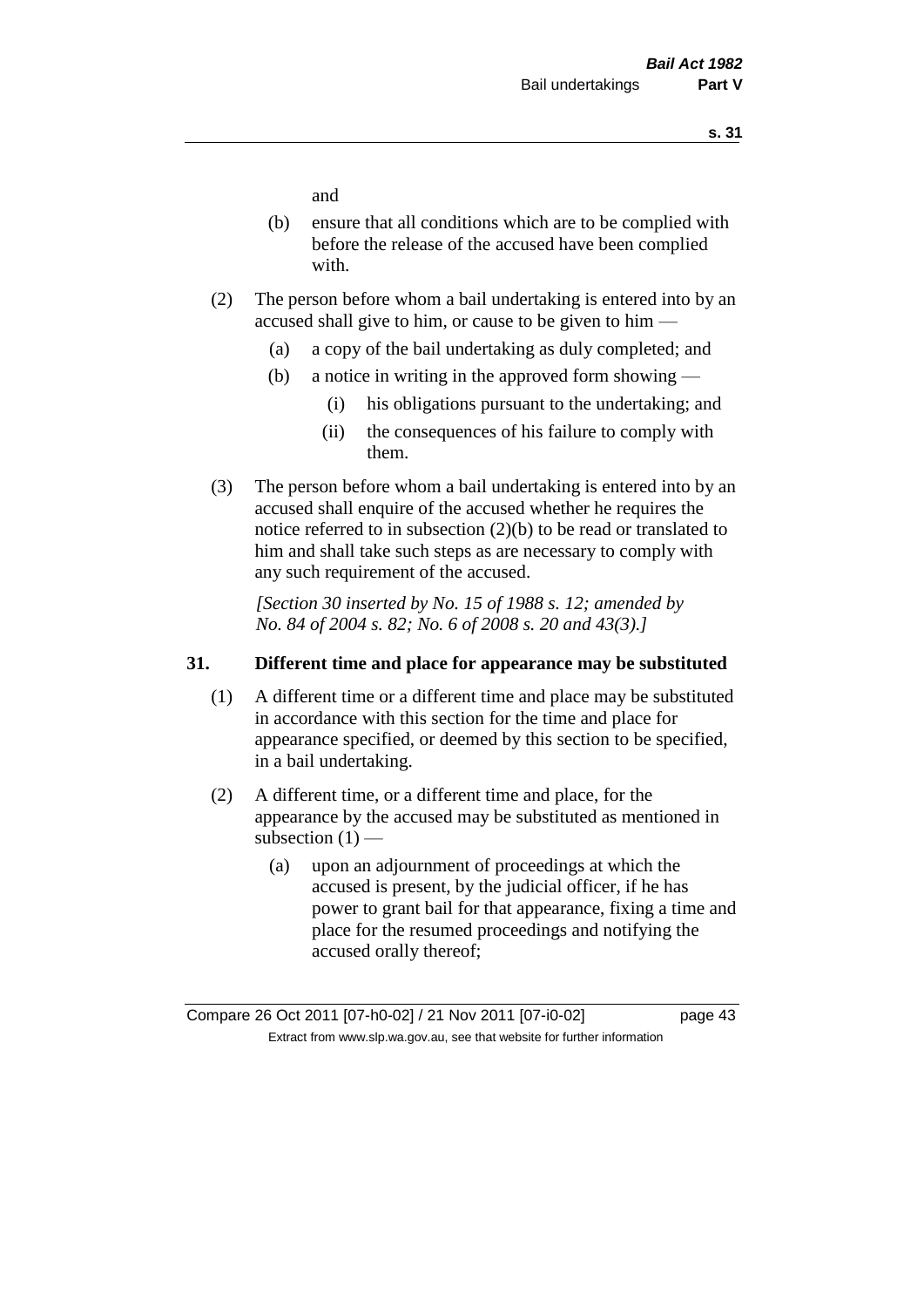and

(b) ensure that all conditions which are to be complied with before the release of the accused have been complied with.

(2) The person before whom a bail undertaking is entered into by an accused shall give to him, or cause to be given to him —

(a) a copy of the bail undertaking as duly completed; and

(b) a notice in writing in the approved form showing —

(i) his obligations pursuant to the undertaking; and

(ii) the consequences of his failure to comply with them.

(3) The person before whom a bail undertaking is entered into by an accused shall enquire of the accused whether he requires the notice referred to in subsection (2)(b) to be read or translated to him and shall take such steps as are necessary to comply with any such requirement of the accused.

*[Section 30 inserted by No. 15 of 1988 s. 12; amended by No. 84 of 2004 s. 82; No. 6 of 2008 s. 20 and 43(3).]*

## 31. Different time and place for appearance may be substituted

(1) A different time or a different time and place may be substituted in accordance with this section for the time and place for appearance specified, or deemed by this section to be specified, in a bail undertaking.

(2) A different time, or a different time and place, for the appearance by the accused may be substituted as mentioned in subsection (1) —

(a) upon an adjournment of proceedings at which the accused is present, by the judicial officer, if he has power to grant bail for that appearance, fixing a time and place for the resumed proceedings and notifying the accused orally thereof;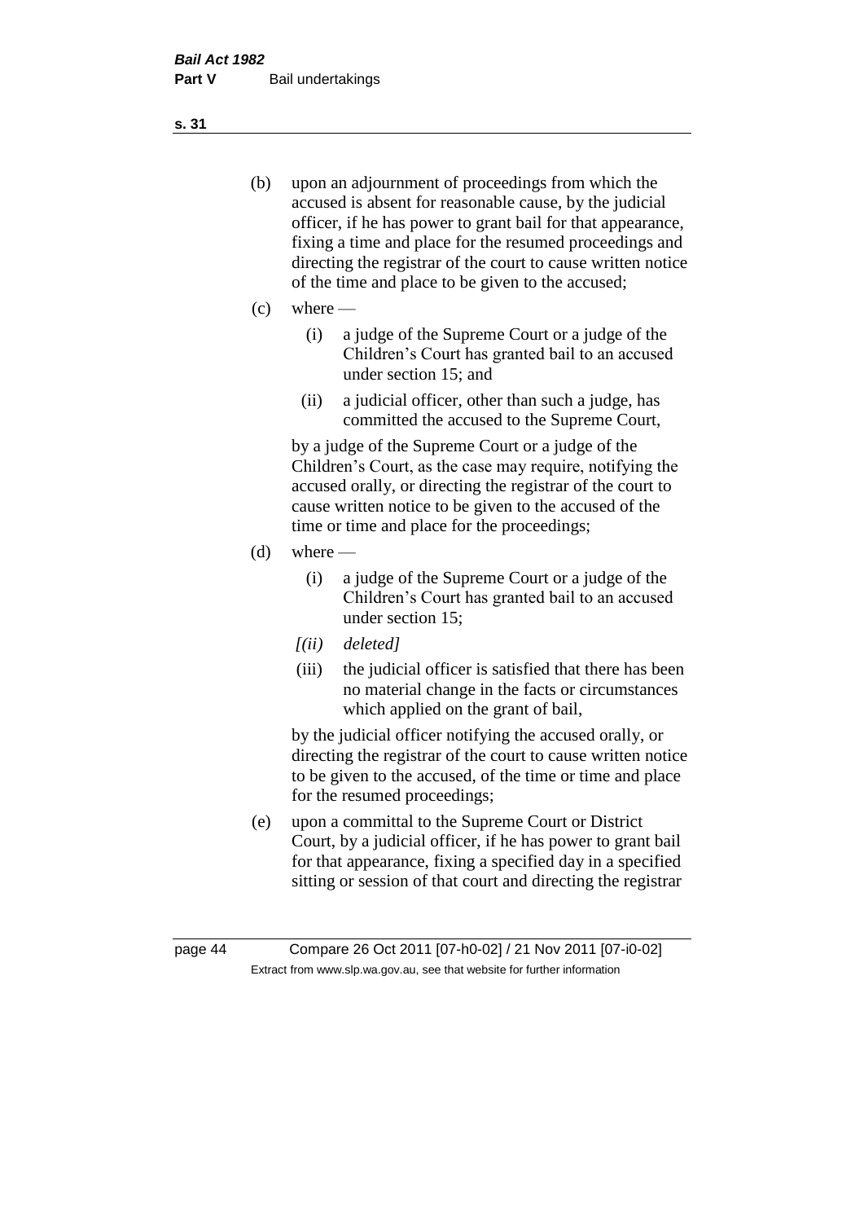(b) upon an adjournment of proceedings from which the accused is absent for reasonable cause, by the judicial officer, if he has power to grant bail for that appearance, fixing a time and place for the resumed proceedings and directing the registrar of the court to cause written notice of the time and place to be given to the accused;

(c) where —

(i) a judge of the Supreme Court or a judge of the Children's Court has granted bail to an accused under section 15; and

(ii) a judicial officer, other than such a judge, has committed the accused to the Supreme Court,

by a judge of the Supreme Court or a judge of the Children's Court, as the case may require, notifying the accused orally, or directing the registrar of the court to cause written notice to be given to the accused of the time or time and place for the proceedings;

(d) where —

(i) a judge of the Supreme Court or a judge of the Children's Court has granted bail to an accused under section 15;

*[(ii) deleted]*

(iii) the judicial officer is satisfied that there has been no material change in the facts or circumstances which applied on the grant of bail,

by the judicial officer notifying the accused orally, or directing the registrar of the court to cause written notice to be given to the accused, of the time or time and place for the resumed proceedings;

(e) upon a committal to the Supreme Court or District Court, by a judicial officer, if he has power to grant bail for that appearance, fixing a specified day in a specified sitting or session of that court and directing the registrar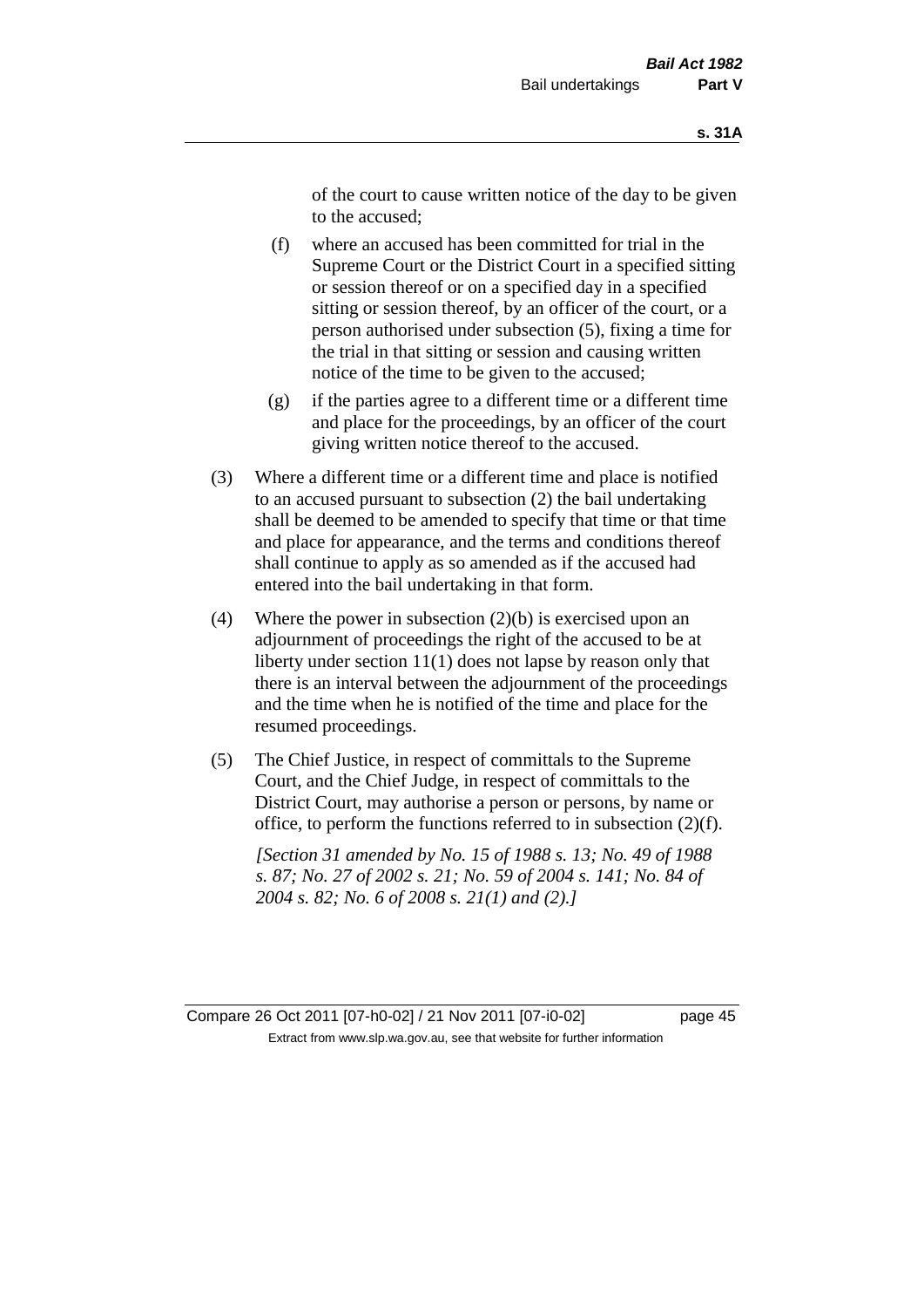of the court to cause written notice of the day to be given to the accused;

(f) where an accused has been committed for trial in the Supreme Court or the District Court in a specified sitting or session thereof or on a specified day in a specified sitting or session thereof, by an officer of the court, or a person authorised under subsection (5), fixing a time for the trial in that sitting or session and causing written notice of the time to be given to the accused;

(g) if the parties agree to a different time or a different time and place for the proceedings, by an officer of the court giving written notice thereof to the accused.

(3) Where a different time or a different time and place is notified to an accused pursuant to subsection (2) the bail undertaking shall be deemed to be amended to specify that time or that time and place for appearance, and the terms and conditions thereof shall continue to apply as so amended as if the accused had entered into the bail undertaking in that form.

(4) Where the power in subsection (2)(b) is exercised upon an adjournment of proceedings the right of the accused to be at liberty under section 11(1) does not lapse by reason only that there is an interval between the adjournment of the proceedings and the time when he is notified of the time and place for the resumed proceedings.

(5) The Chief Justice, in respect of committals to the Supreme Court, and the Chief Judge, in respect of committals to the District Court, may authorise a person or persons, by name or office, to perform the functions referred to in subsection (2)(f).

*[Section 31 amended by No. 15 of 1988 s. 13; No. 49 of 1988 s. 87; No. 27 of 2002 s. 21; No. 59 of 2004 s. 141; No. 84 of 2004 s. 82; No. 6 of 2008 s. 21(1) and (2).]*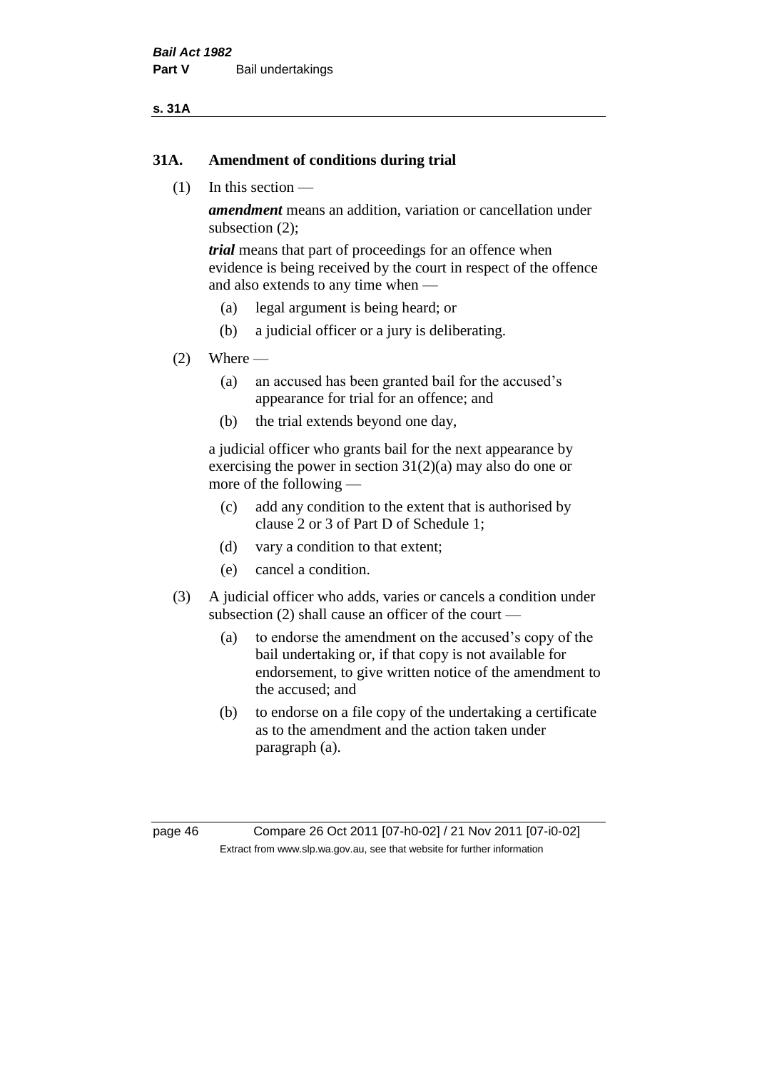## 31A. Amendment of conditions during trial

(1) In this section —

***amendment*** means an addition, variation or cancellation under subsection (2);

***trial*** means that part of proceedings for an offence when evidence is being received by the court in respect of the offence and also extends to any time when —

- (a) legal argument is being heard; or
- (b) a judicial officer or a jury is deliberating.

(2) Where —

- (a) an accused has been granted bail for the accused's appearance for trial for an offence; and
- (b) the trial extends beyond one day,

a judicial officer who grants bail for the next appearance by exercising the power in section 31(2)(a) may also do one or more of the following —

- (c) add any condition to the extent that is authorised by clause 2 or 3 of Part D of Schedule 1;
- (d) vary a condition to that extent;
- (e) cancel a condition.

(3) A judicial officer who adds, varies or cancels a condition under subsection (2) shall cause an officer of the court —

- (a) to endorse the amendment on the accused's copy of the bail undertaking or, if that copy is not available for endorsement, to give written notice of the amendment to the accused; and
- (b) to endorse on a file copy of the undertaking a certificate as to the amendment and the action taken under paragraph (a).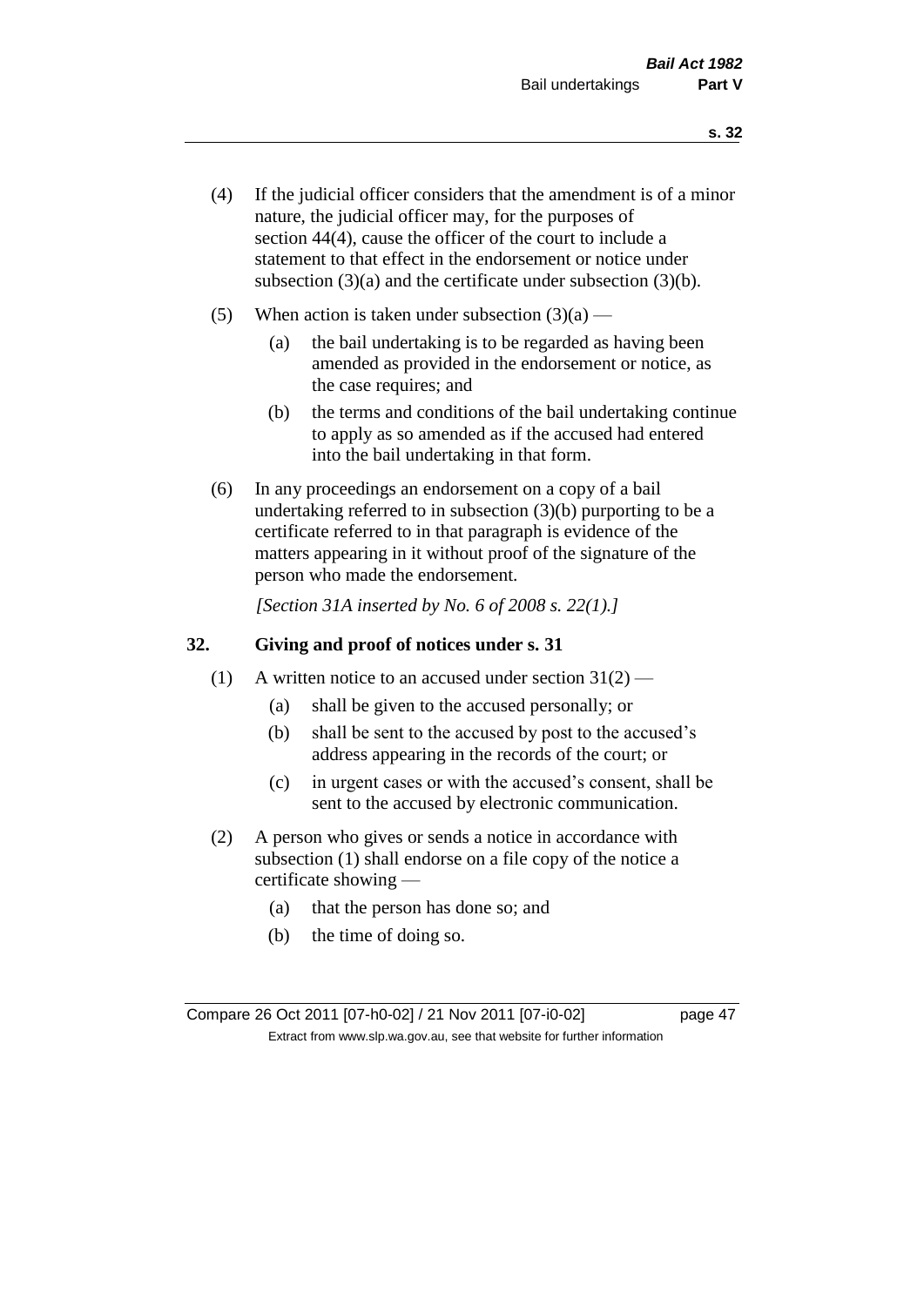(4) If the judicial officer considers that the amendment is of a minor nature, the judicial officer may, for the purposes of section 44(4), cause the officer of the court to include a statement to that effect in the endorsement or notice under subsection (3)(a) and the certificate under subsection (3)(b).

(5) When action is taken under subsection (3)(a) —

(a) the bail undertaking is to be regarded as having been amended as provided in the endorsement or notice, as the case requires; and

(b) the terms and conditions of the bail undertaking continue to apply as so amended as if the accused had entered into the bail undertaking in that form.

(6) In any proceedings an endorsement on a copy of a bail undertaking referred to in subsection (3)(b) purporting to be a certificate referred to in that paragraph is evidence of the matters appearing in it without proof of the signature of the person who made the endorsement.

*[Section 31A inserted by No. 6 of 2008 s. 22(1).]*

## 32. Giving and proof of notices under s. 31

(1) A written notice to an accused under section 31(2) —

(a) shall be given to the accused personally; or

(b) shall be sent to the accused by post to the accused's address appearing in the records of the court; or

(c) in urgent cases or with the accused's consent, shall be sent to the accused by electronic communication.

(2) A person who gives or sends a notice in accordance with subsection (1) shall endorse on a file copy of the notice a certificate showing —

(a) that the person has done so; and

(b) the time of doing so.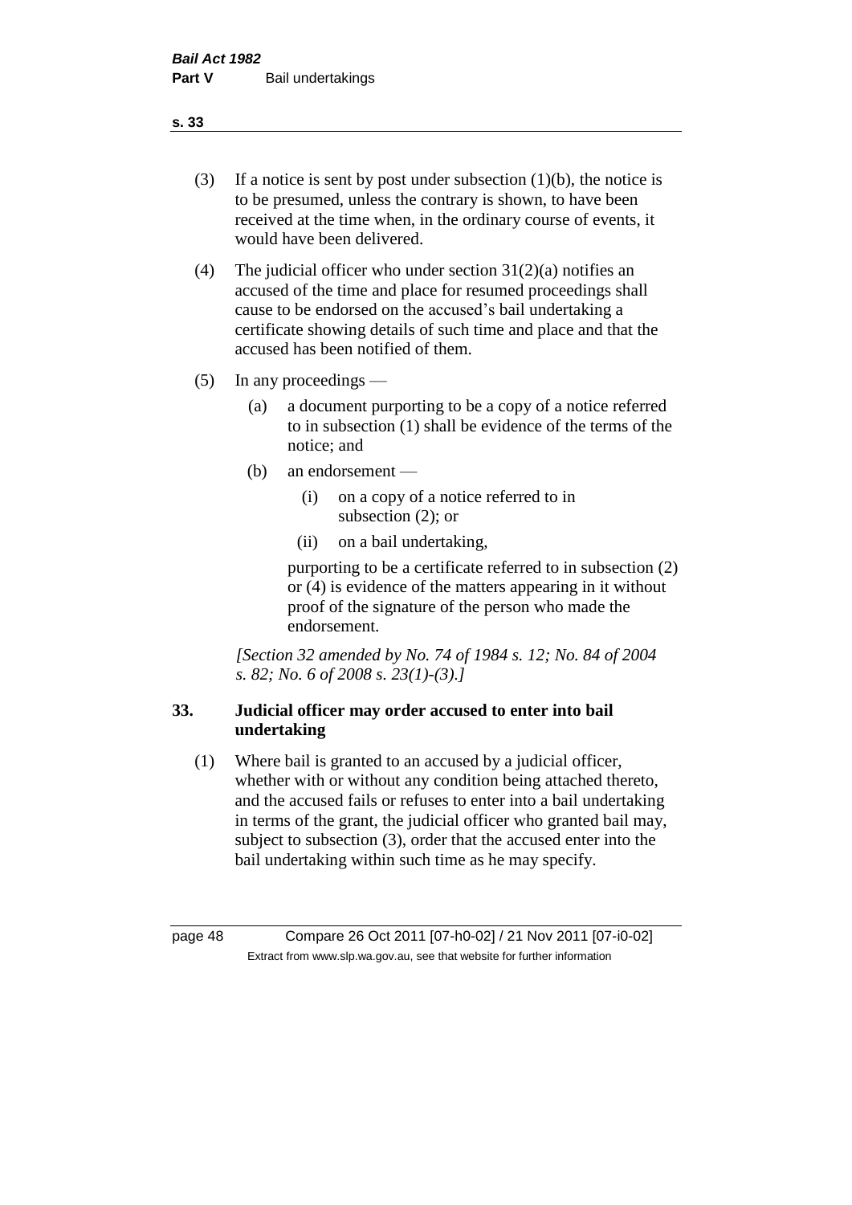(3) If a notice is sent by post under subsection (1)(b), the notice is to be presumed, unless the contrary is shown, to have been received at the time when, in the ordinary course of events, it would have been delivered.

(4) The judicial officer who under section 31(2)(a) notifies an accused of the time and place for resumed proceedings shall cause to be endorsed on the accused's bail undertaking a certificate showing details of such time and place and that the accused has been notified of them.

(5) In any proceedings —

  (a) a document purporting to be a copy of a notice referred to in subsection (1) shall be evidence of the terms of the notice; and

  (b) an endorsement —

    (i) on a copy of a notice referred to in subsection (2); or

    (ii) on a bail undertaking,

  purporting to be a certificate referred to in subsection (2) or (4) is evidence of the matters appearing in it without proof of the signature of the person who made the endorsement.

*[Section 32 amended by No. 74 of 1984 s. 12; No. 84 of 2004 s. 82; No. 6 of 2008 s. 23(1)-(3).]*

### 33. Judicial officer may order accused to enter into bail undertaking

(1) Where bail is granted to an accused by a judicial officer, whether with or without any condition being attached thereto, and the accused fails or refuses to enter into a bail undertaking in terms of the grant, the judicial officer who granted bail may, subject to subsection (3), order that the accused enter into the bail undertaking within such time as he may specify.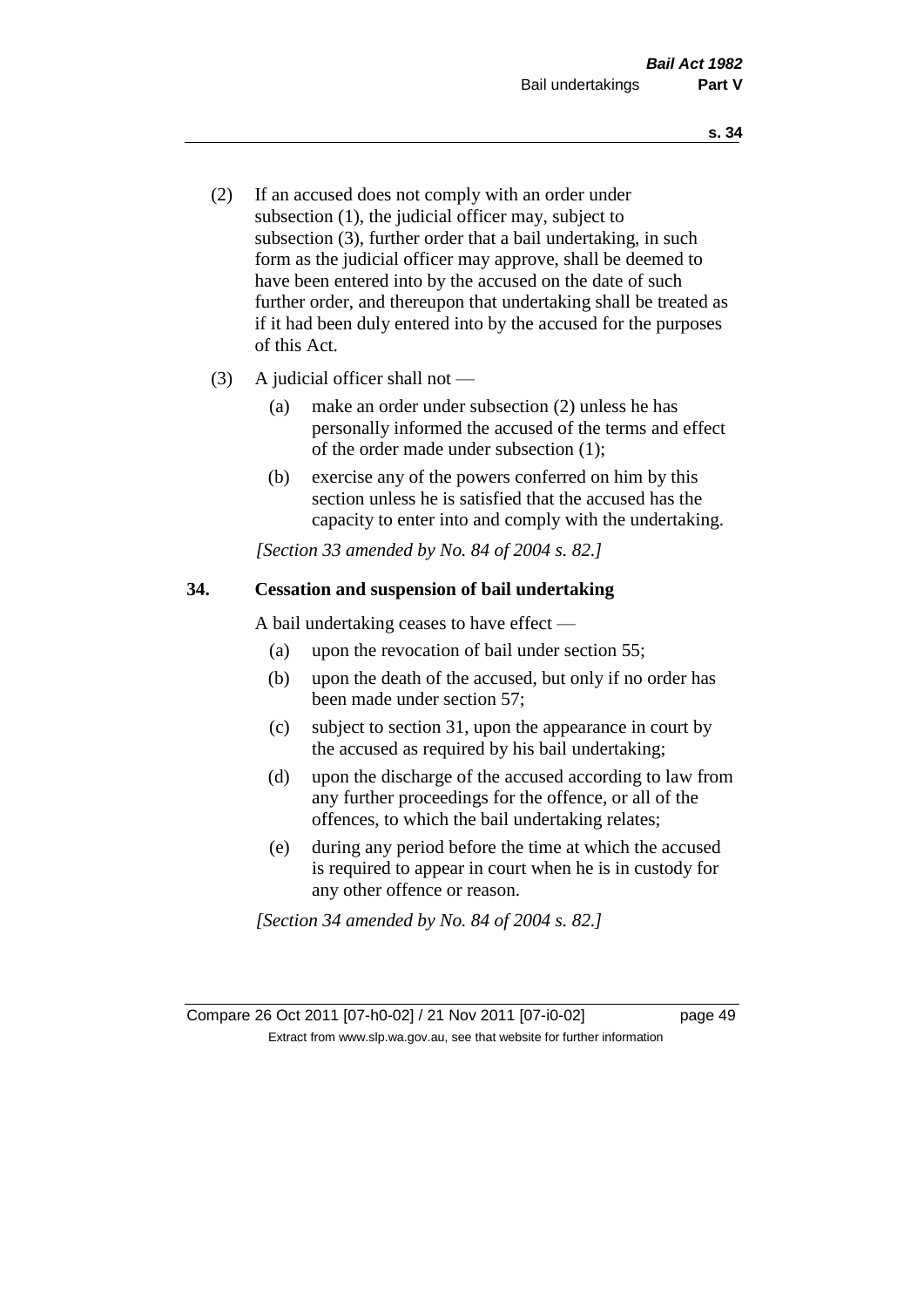(2) If an accused does not comply with an order under subsection (1), the judicial officer may, subject to subsection (3), further order that a bail undertaking, in such form as the judicial officer may approve, shall be deemed to have been entered into by the accused on the date of such further order, and thereupon that undertaking shall be treated as if it had been duly entered into by the accused for the purposes of this Act.

(3) A judicial officer shall not —

(a) make an order under subsection (2) unless he has personally informed the accused of the terms and effect of the order made under subsection (1);

(b) exercise any of the powers conferred on him by this section unless he is satisfied that the accused has the capacity to enter into and comply with the undertaking.

*[Section 33 amended by No. 84 of 2004 s. 82.]*

## 34. Cessation and suspension of bail undertaking

A bail undertaking ceases to have effect —

(a) upon the revocation of bail under section 55;

(b) upon the death of the accused, but only if no order has been made under section 57;

(c) subject to section 31, upon the appearance in court by the accused as required by his bail undertaking;

(d) upon the discharge of the accused according to law from any further proceedings for the offence, or all of the offences, to which the bail undertaking relates;

(e) during any period before the time at which the accused is required to appear in court when he is in custody for any other offence or reason.

*[Section 34 amended by No. 84 of 2004 s. 82.]*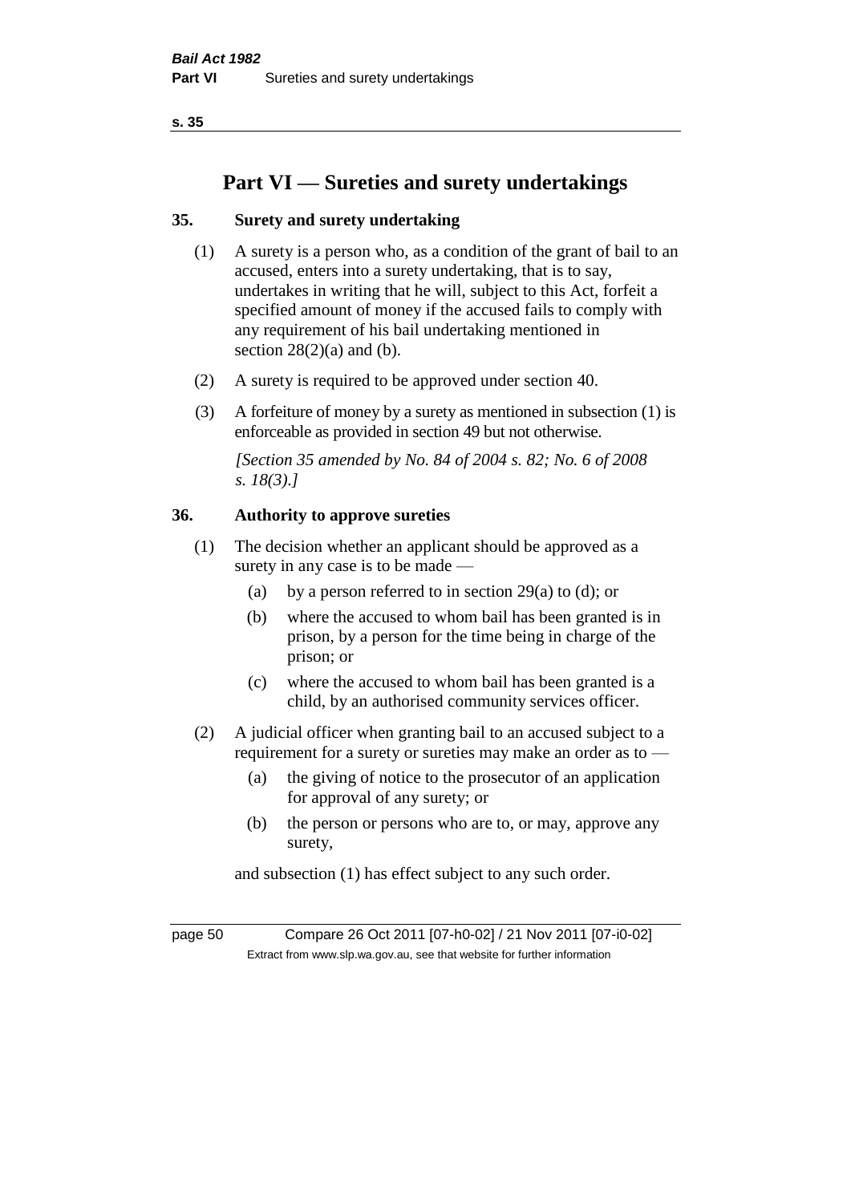# Part VI — Sureties and surety undertakings

## 35. Surety and surety undertaking

(1) A surety is a person who, as a condition of the grant of bail to an accused, enters into a surety undertaking, that is to say, undertakes in writing that he will, subject to this Act, forfeit a specified amount of money if the accused fails to comply with any requirement of his bail undertaking mentioned in section 28(2)(a) and (b).

(2) A surety is required to be approved under section 40.

(3) A forfeiture of money by a surety as mentioned in subsection (1) is enforceable as provided in section 49 but not otherwise.

*[Section 35 amended by No. 84 of 2004 s. 82; No. 6 of 2008 s. 18(3).]*

## 36. Authority to approve sureties

(1) The decision whether an applicant should be approved as a surety in any case is to be made —

- (a) by a person referred to in section 29(a) to (d); or
- (b) where the accused to whom bail has been granted is in prison, by a person for the time being in charge of the prison; or
- (c) where the accused to whom bail has been granted is a child, by an authorised community services officer.

(2) A judicial officer when granting bail to an accused subject to a requirement for a surety or sureties may make an order as to —

- (a) the giving of notice to the prosecutor of an application for approval of any surety; or
- (b) the person or persons who are to, or may, approve any surety,

and subsection (1) has effect subject to any such order.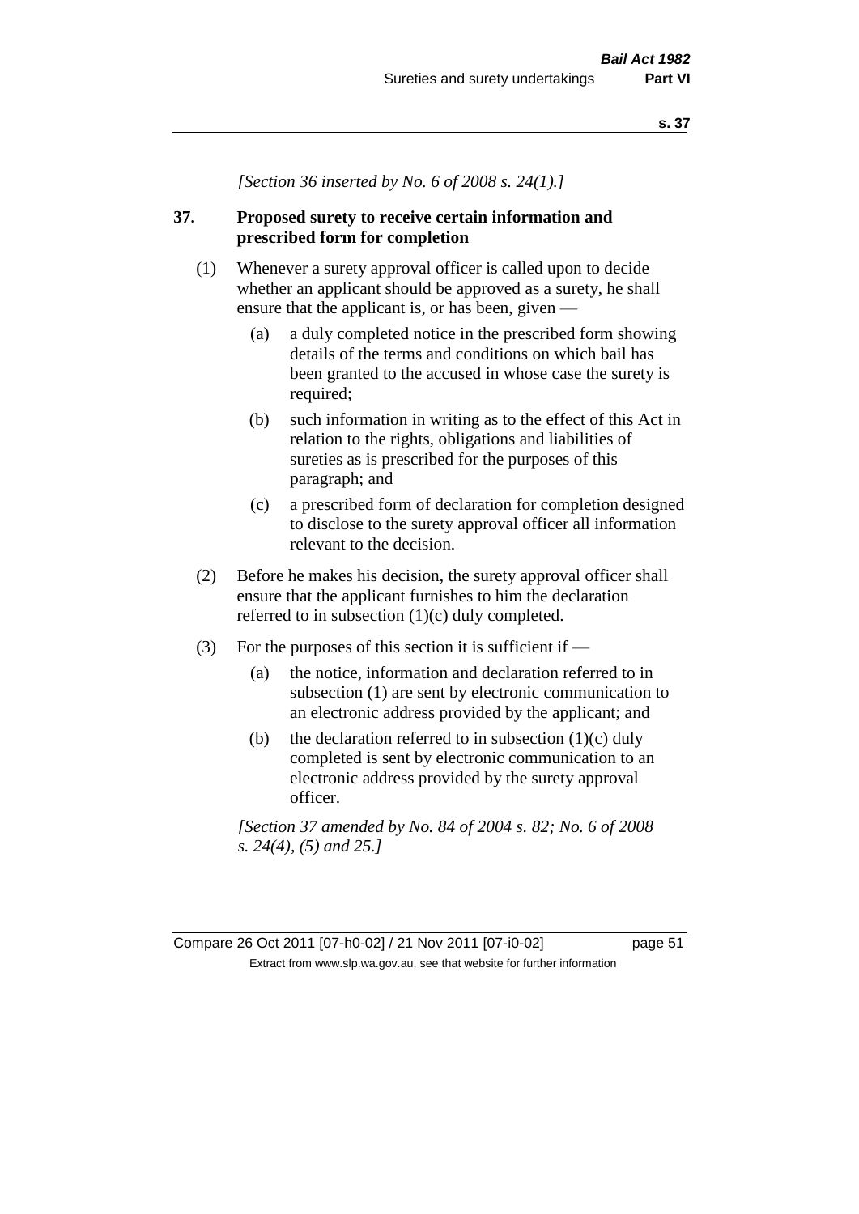*[Section 36 inserted by No. 6 of 2008 s. 24(1).]*

## 37. Proposed surety to receive certain information and prescribed form for completion

(1) Whenever a surety approval officer is called upon to decide whether an applicant should be approved as a surety, he shall ensure that the applicant is, or has been, given —

(a) a duly completed notice in the prescribed form showing details of the terms and conditions on which bail has been granted to the accused in whose case the surety is required;

(b) such information in writing as to the effect of this Act in relation to the rights, obligations and liabilities of sureties as is prescribed for the purposes of this paragraph; and

(c) a prescribed form of declaration for completion designed to disclose to the surety approval officer all information relevant to the decision.

(2) Before he makes his decision, the surety approval officer shall ensure that the applicant furnishes to him the declaration referred to in subsection (1)(c) duly completed.

(3) For the purposes of this section it is sufficient if —

(a) the notice, information and declaration referred to in subsection (1) are sent by electronic communication to an electronic address provided by the applicant; and

(b) the declaration referred to in subsection (1)(c) duly completed is sent by electronic communication to an electronic address provided by the surety approval officer.

*[Section 37 amended by No. 84 of 2004 s. 82; No. 6 of 2008 s. 24(4), (5) and 25.]*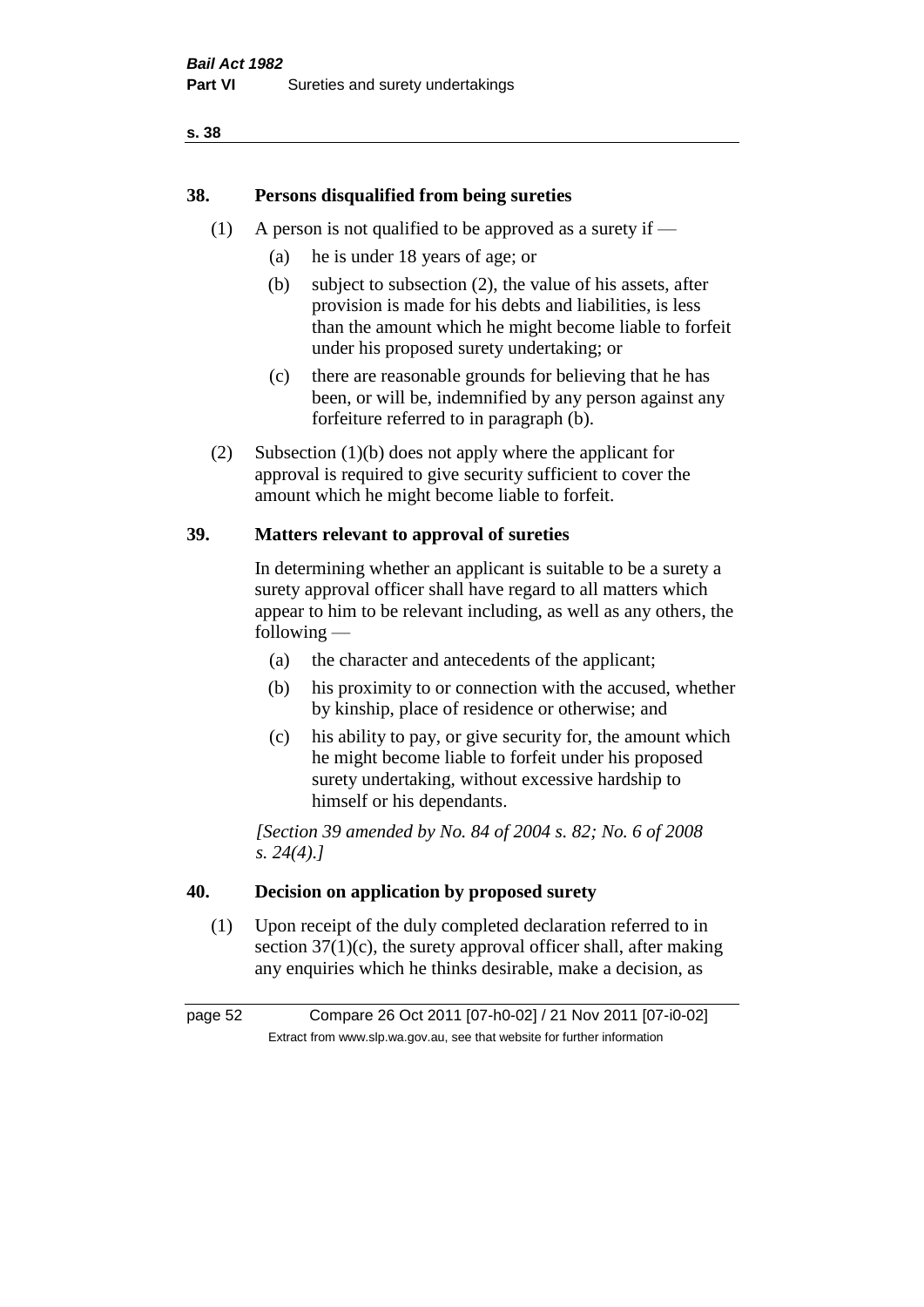## 38. Persons disqualified from being sureties

(1) A person is not qualified to be approved as a surety if —

(a) he is under 18 years of age; or

(b) subject to subsection (2), the value of his assets, after provision is made for his debts and liabilities, is less than the amount which he might become liable to forfeit under his proposed surety undertaking; or

(c) there are reasonable grounds for believing that he has been, or will be, indemnified by any person against any forfeiture referred to in paragraph (b).

(2) Subsection (1)(b) does not apply where the applicant for approval is required to give security sufficient to cover the amount which he might become liable to forfeit.

## 39. Matters relevant to approval of sureties

In determining whether an applicant is suitable to be a surety a surety approval officer shall have regard to all matters which appear to him to be relevant including, as well as any others, the following —

(a) the character and antecedents of the applicant;

(b) his proximity to or connection with the accused, whether by kinship, place of residence or otherwise; and

(c) his ability to pay, or give security for, the amount which he might become liable to forfeit under his proposed surety undertaking, without excessive hardship to himself or his dependants.

*[Section 39 amended by No. 84 of 2004 s. 82; No. 6 of 2008 s. 24(4).]*

## 40. Decision on application by proposed surety

(1) Upon receipt of the duly completed declaration referred to in section 37(1)(c), the surety approval officer shall, after making any enquiries which he thinks desirable, make a decision, as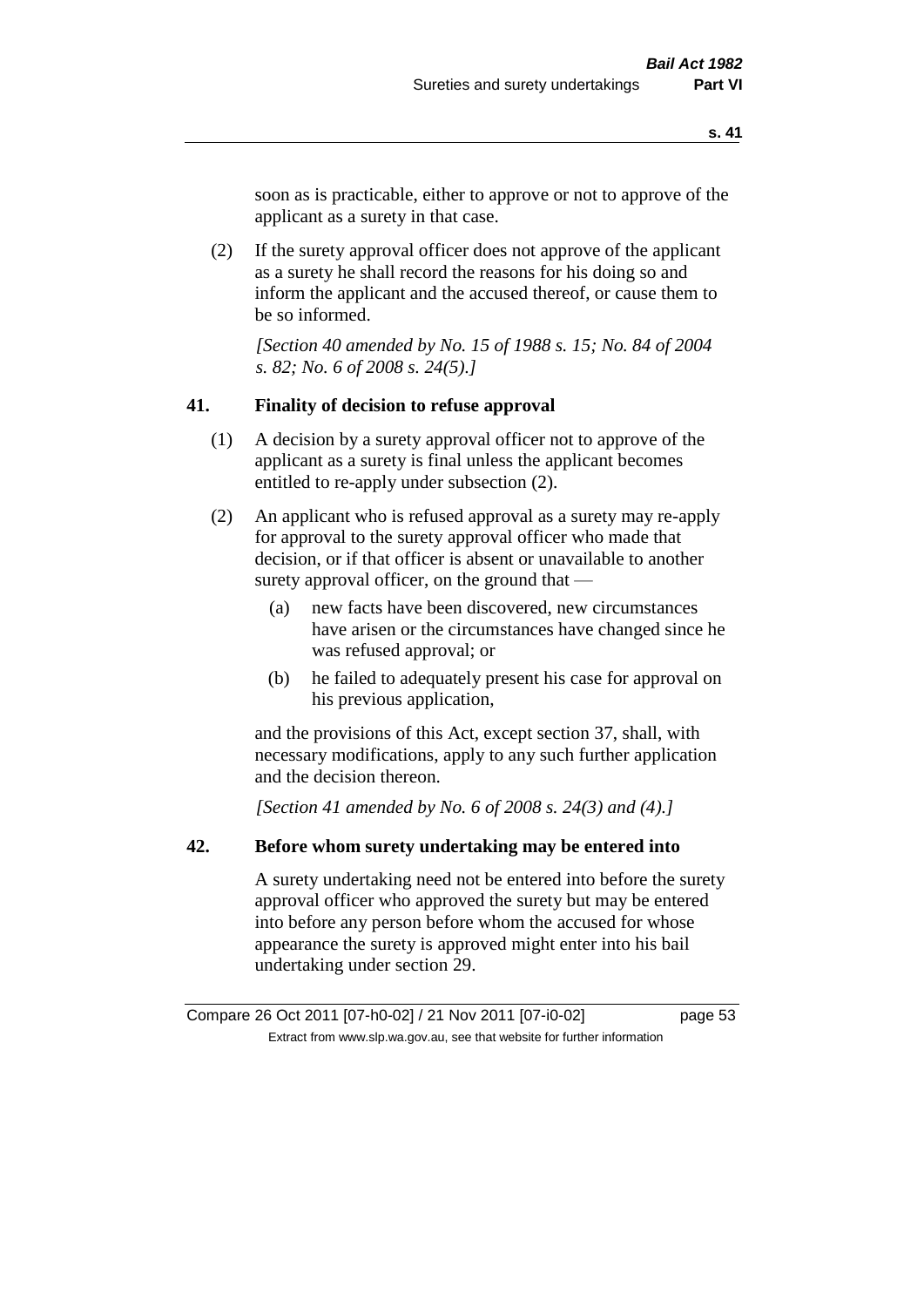soon as is practicable, either to approve or not to approve of the applicant as a surety in that case.

(2) If the surety approval officer does not approve of the applicant as a surety he shall record the reasons for his doing so and inform the applicant and the accused thereof, or cause them to be so informed.

*[Section 40 amended by No. 15 of 1988 s. 15; No. 84 of 2004 s. 82; No. 6 of 2008 s. 24(5).]*

## 41. Finality of decision to refuse approval

(1) A decision by a surety approval officer not to approve of the applicant as a surety is final unless the applicant becomes entitled to re-apply under subsection (2).

(2) An applicant who is refused approval as a surety may re-apply for approval to the surety approval officer who made that decision, or if that officer is absent or unavailable to another surety approval officer, on the ground that —

(a) new facts have been discovered, new circumstances have arisen or the circumstances have changed since he was refused approval; or

(b) he failed to adequately present his case for approval on his previous application,

and the provisions of this Act, except section 37, shall, with necessary modifications, apply to any such further application and the decision thereon.

*[Section 41 amended by No. 6 of 2008 s. 24(3) and (4).]*

## 42. Before whom surety undertaking may be entered into

A surety undertaking need not be entered into before the surety approval officer who approved the surety but may be entered into before any person before whom the accused for whose appearance the surety is approved might enter into his bail undertaking under section 29.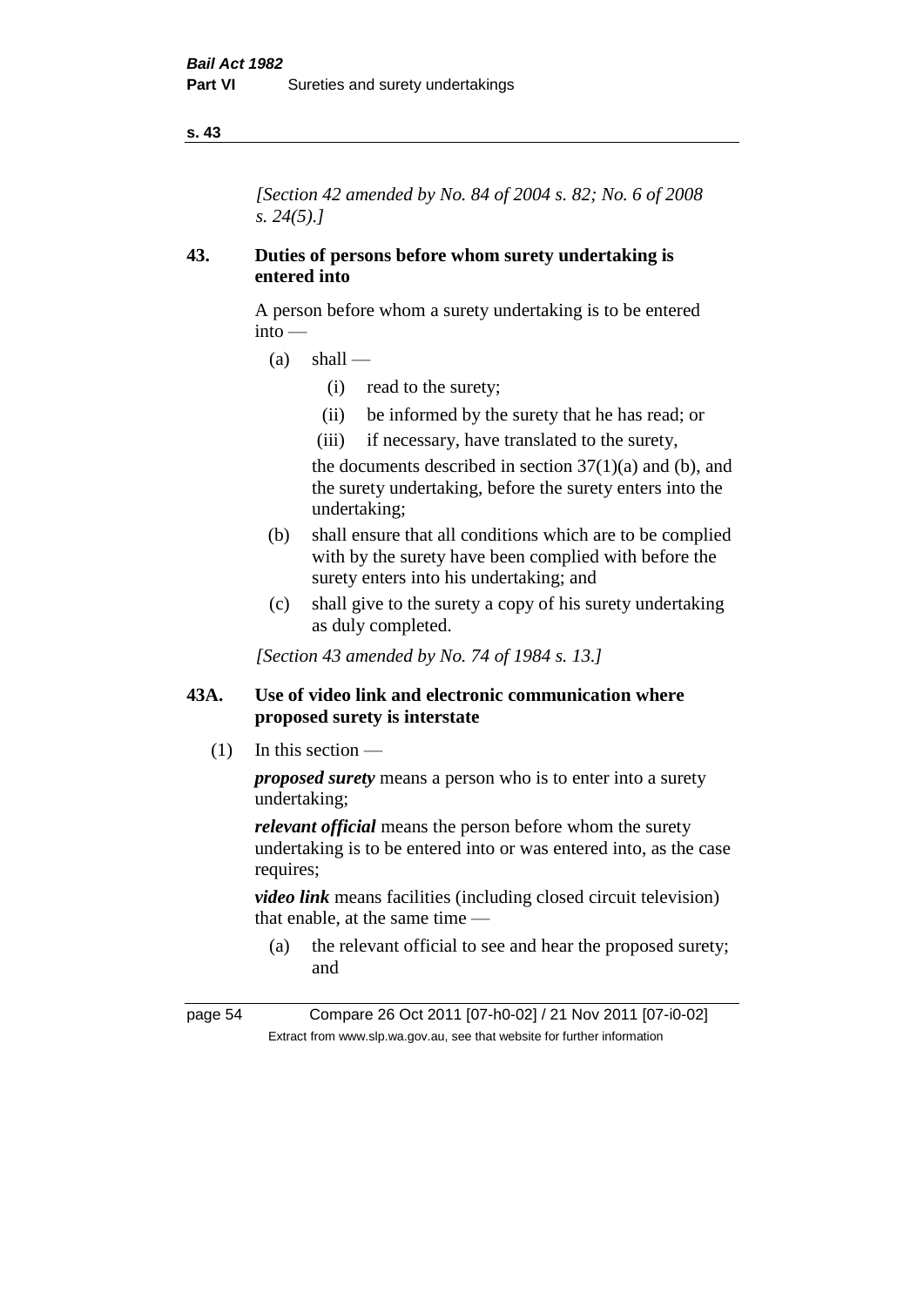*[Section 42 amended by No. 84 of 2004 s. 82; No. 6 of 2008 s. 24(5).]*

## 43. Duties of persons before whom surety undertaking is entered into

A person before whom a surety undertaking is to be entered into —

- (a) shall —
  - (i) read to the surety;
  - (ii) be informed by the surety that he has read; or
  - (iii) if necessary, have translated to the surety,

  the documents described in section 37(1)(a) and (b), and the surety undertaking, before the surety enters into the undertaking;
- (b) shall ensure that all conditions which are to be complied with by the surety have been complied with before the surety enters into his undertaking; and
- (c) shall give to the surety a copy of his surety undertaking as duly completed.

*[Section 43 amended by No. 74 of 1984 s. 13.]*

## 43A. Use of video link and electronic communication where proposed surety is interstate

(1) In this section —

***proposed surety*** means a person who is to enter into a surety undertaking;

***relevant official*** means the person before whom the surety undertaking is to be entered into or was entered into, as the case requires;

***video link*** means facilities (including closed circuit television) that enable, at the same time —

- (a) the relevant official to see and hear the proposed surety; and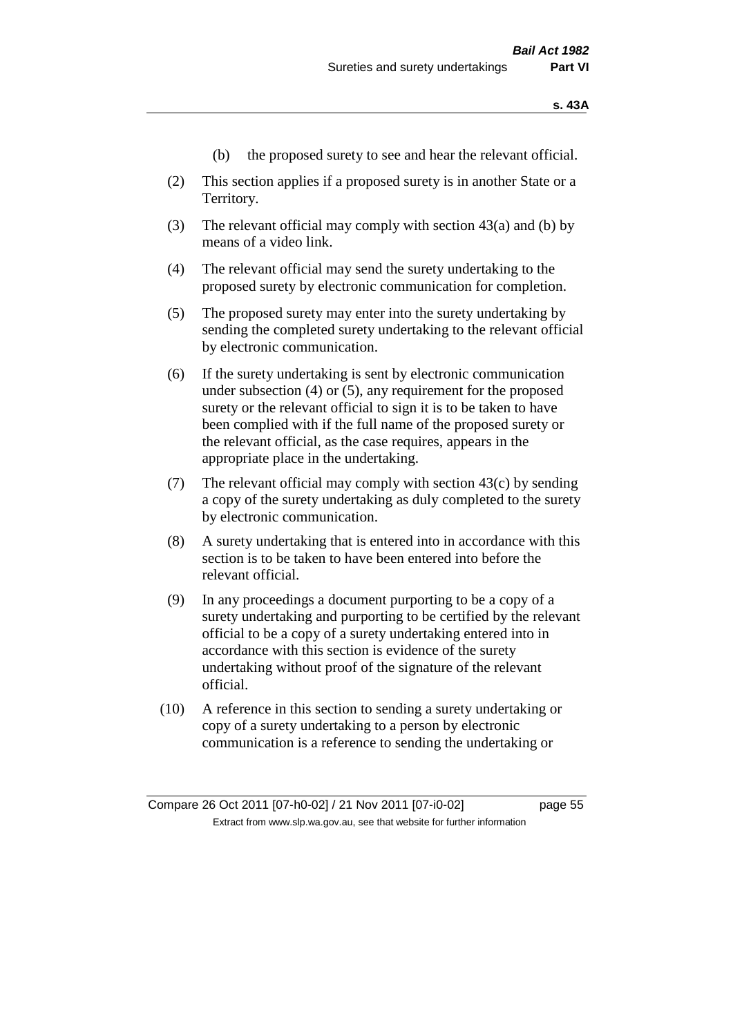(b) the proposed surety to see and hear the relevant official.

(2) This section applies if a proposed surety is in another State or a Territory.

(3) The relevant official may comply with section 43(a) and (b) by means of a video link.

(4) The relevant official may send the surety undertaking to the proposed surety by electronic communication for completion.

(5) The proposed surety may enter into the surety undertaking by sending the completed surety undertaking to the relevant official by electronic communication.

(6) If the surety undertaking is sent by electronic communication under subsection (4) or (5), any requirement for the proposed surety or the relevant official to sign it is to be taken to have been complied with if the full name of the proposed surety or the relevant official, as the case requires, appears in the appropriate place in the undertaking.

(7) The relevant official may comply with section 43(c) by sending a copy of the surety undertaking as duly completed to the surety by electronic communication.

(8) A surety undertaking that is entered into in accordance with this section is to be taken to have been entered into before the relevant official.

(9) In any proceedings a document purporting to be a copy of a surety undertaking and purporting to be certified by the relevant official to be a copy of a surety undertaking entered into in accordance with this section is evidence of the surety undertaking without proof of the signature of the relevant official.

(10) A reference in this section to sending a surety undertaking or copy of a surety undertaking to a person by electronic communication is a reference to sending the undertaking or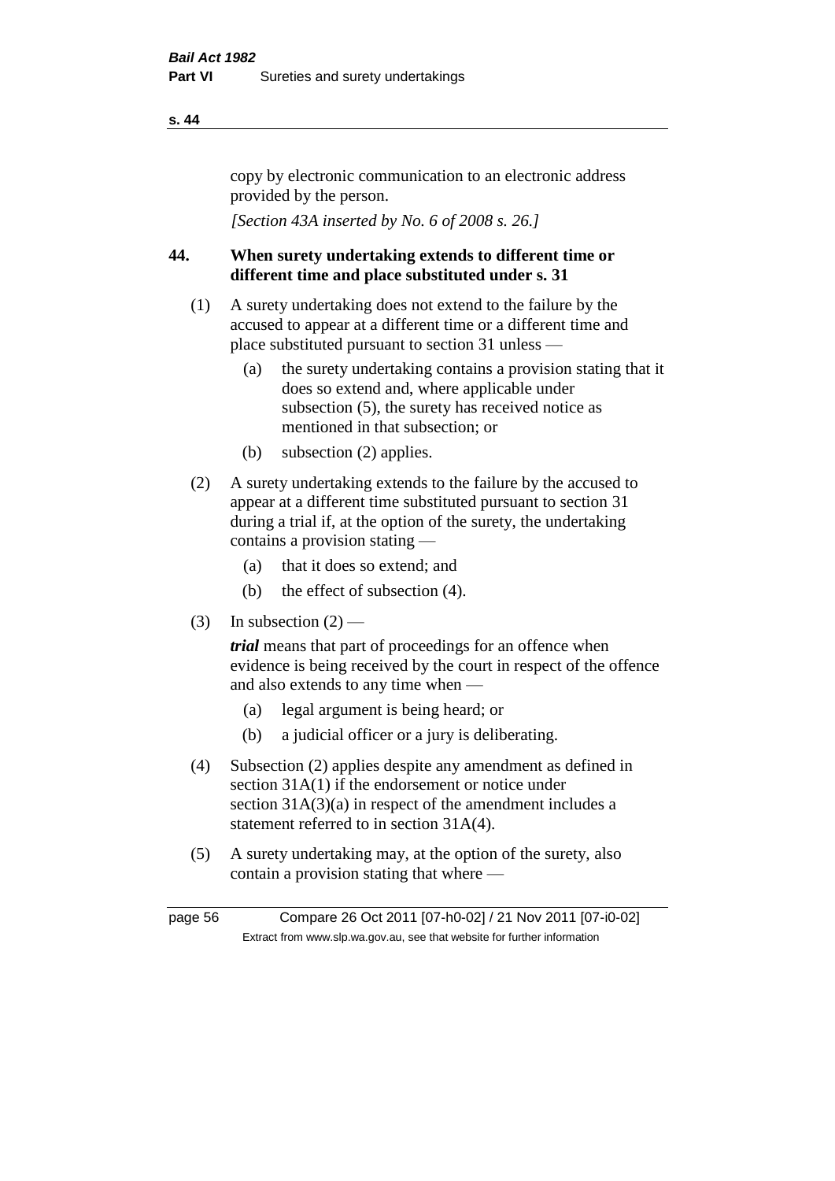copy by electronic communication to an electronic address provided by the person.

*[Section 43A inserted by No. 6 of 2008 s. 26.]*

## 44. When surety undertaking extends to different time or different time and place substituted under s. 31

(1) A surety undertaking does not extend to the failure by the accused to appear at a different time or a different time and place substituted pursuant to section 31 unless —

- (a) the surety undertaking contains a provision stating that it does so extend and, where applicable under subsection (5), the surety has received notice as mentioned in that subsection; or
- (b) subsection (2) applies.

(2) A surety undertaking extends to the failure by the accused to appear at a different time substituted pursuant to section 31 during a trial if, at the option of the surety, the undertaking contains a provision stating —

- (a) that it does so extend; and
- (b) the effect of subsection (4).

(3) In subsection (2) —

***trial*** means that part of proceedings for an offence when evidence is being received by the court in respect of the offence and also extends to any time when —

- (a) legal argument is being heard; or
- (b) a judicial officer or a jury is deliberating.

(4) Subsection (2) applies despite any amendment as defined in section 31A(1) if the endorsement or notice under section 31A(3)(a) in respect of the amendment includes a statement referred to in section 31A(4).

(5) A surety undertaking may, at the option of the surety, also contain a provision stating that where —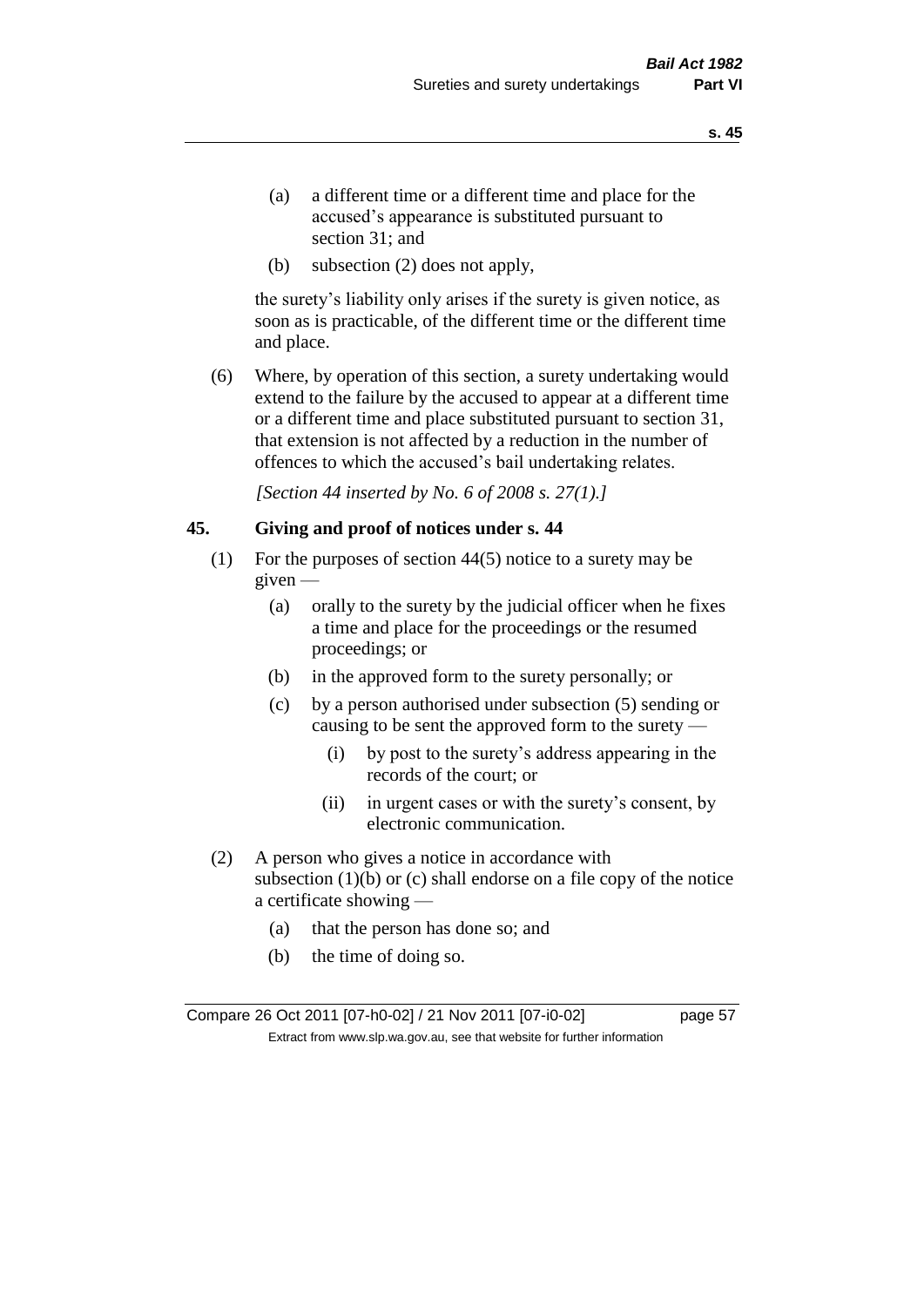(a) a different time or a different time and place for the accused's appearance is substituted pursuant to section 31; and

(b) subsection (2) does not apply,

the surety's liability only arises if the surety is given notice, as soon as is practicable, of the different time or the different time and place.

(6) Where, by operation of this section, a surety undertaking would extend to the failure by the accused to appear at a different time or a different time and place substituted pursuant to section 31, that extension is not affected by a reduction in the number of offences to which the accused's bail undertaking relates.

*[Section 44 inserted by No. 6 of 2008 s. 27(1).]*

## 45. Giving and proof of notices under s. 44

(1) For the purposes of section 44(5) notice to a surety may be given —

(a) orally to the surety by the judicial officer when he fixes a time and place for the proceedings or the resumed proceedings; or

(b) in the approved form to the surety personally; or

(c) by a person authorised under subsection (5) sending or causing to be sent the approved form to the surety —

(i) by post to the surety's address appearing in the records of the court; or

(ii) in urgent cases or with the surety's consent, by electronic communication.

(2) A person who gives a notice in accordance with subsection (1)(b) or (c) shall endorse on a file copy of the notice a certificate showing —

(a) that the person has done so; and

(b) the time of doing so.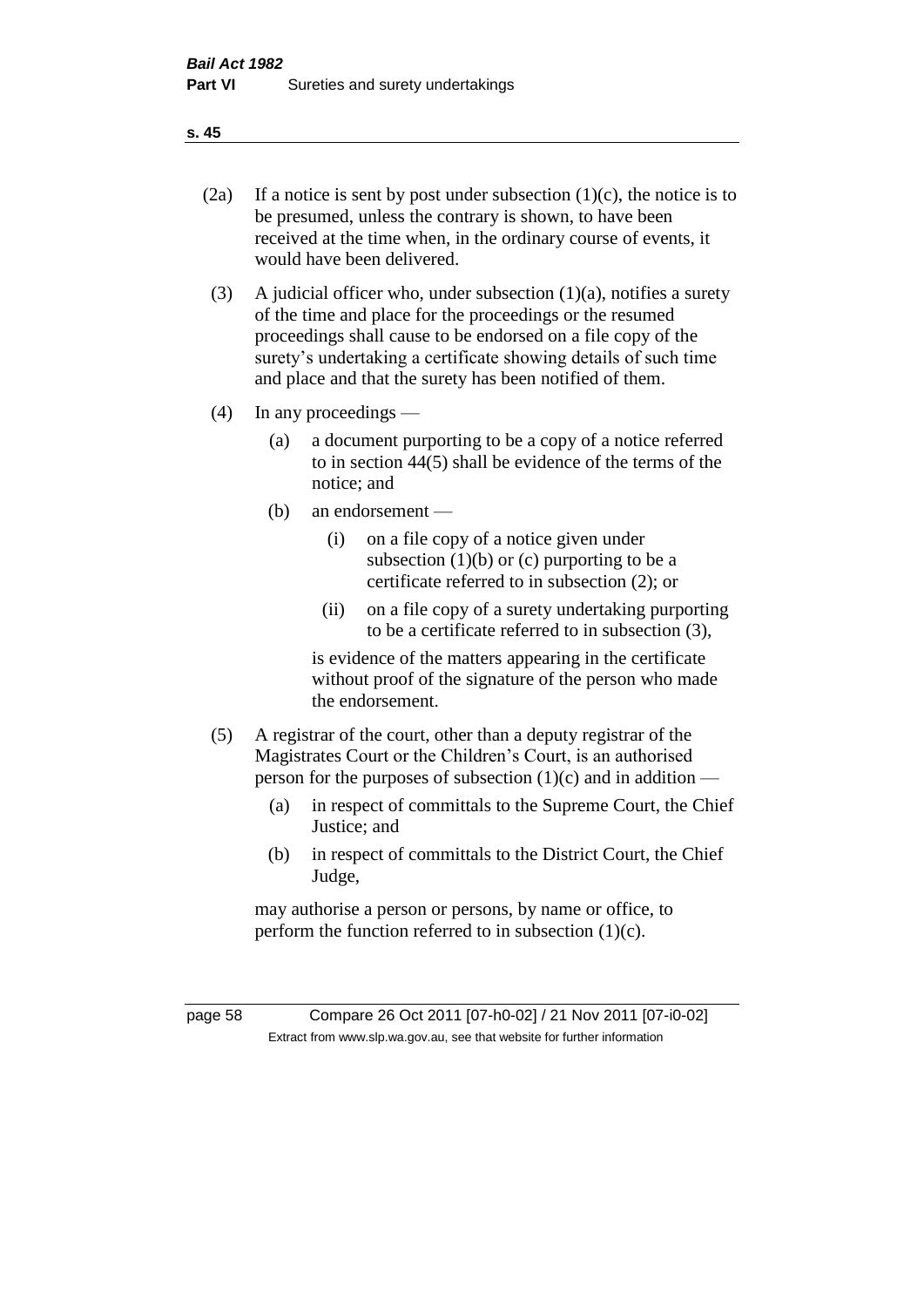(2a) If a notice is sent by post under subsection (1)(c), the notice is to be presumed, unless the contrary is shown, to have been received at the time when, in the ordinary course of events, it would have been delivered.

(3) A judicial officer who, under subsection (1)(a), notifies a surety of the time and place for the proceedings or the resumed proceedings shall cause to be endorsed on a file copy of the surety's undertaking a certificate showing details of such time and place and that the surety has been notified of them.

(4) In any proceedings —

(a) a document purporting to be a copy of a notice referred to in section 44(5) shall be evidence of the terms of the notice; and

(b) an endorsement —

(i) on a file copy of a notice given under subsection (1)(b) or (c) purporting to be a certificate referred to in subsection (2); or

(ii) on a file copy of a surety undertaking purporting to be a certificate referred to in subsection (3),

is evidence of the matters appearing in the certificate without proof of the signature of the person who made the endorsement.

(5) A registrar of the court, other than a deputy registrar of the Magistrates Court or the Children's Court, is an authorised person for the purposes of subsection (1)(c) and in addition —

(a) in respect of committals to the Supreme Court, the Chief Justice; and

(b) in respect of committals to the District Court, the Chief Judge,

may authorise a person or persons, by name or office, to perform the function referred to in subsection (1)(c).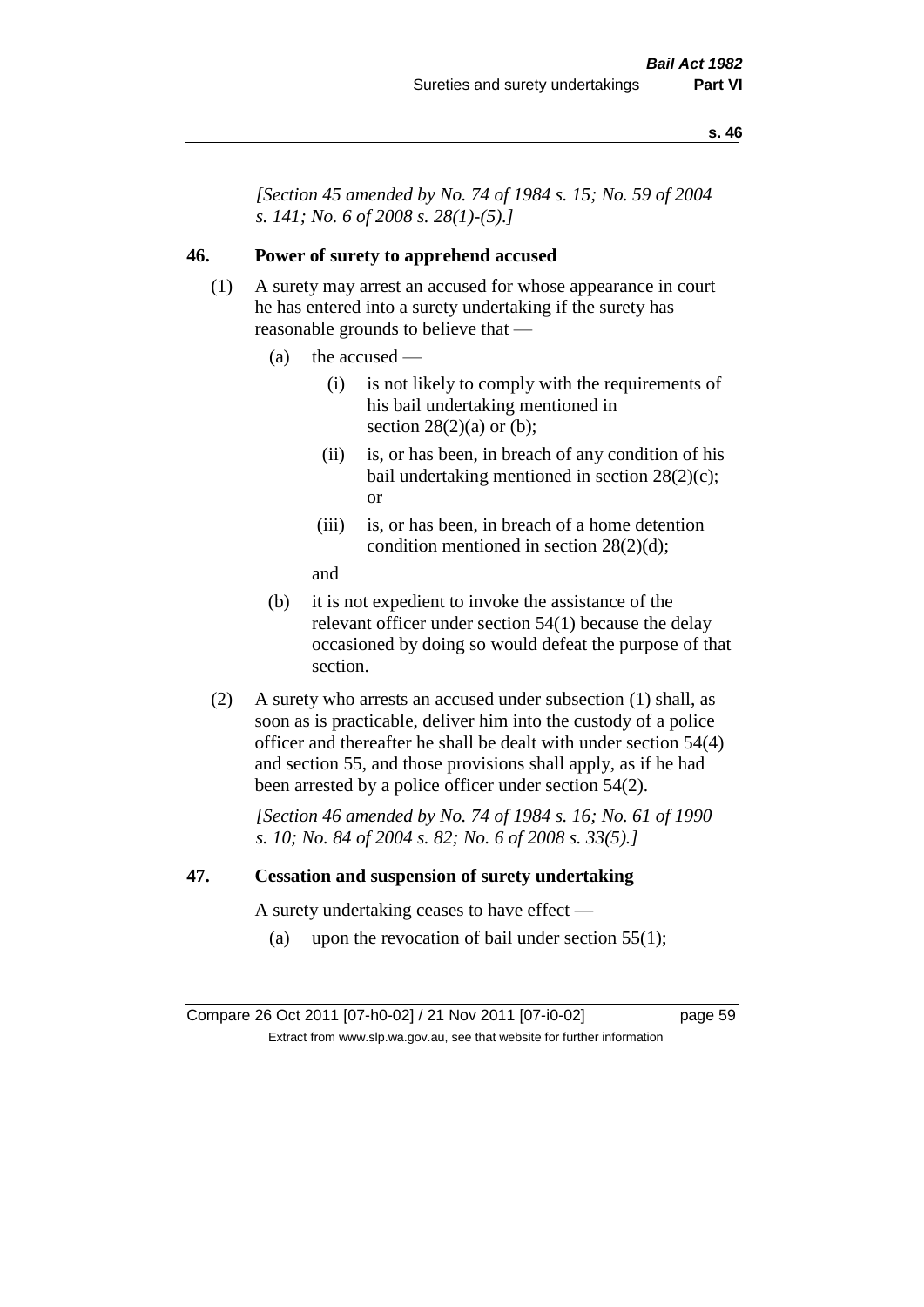*[Section 45 amended by No. 74 of 1984 s. 15; No. 59 of 2004 s. 141; No. 6 of 2008 s. 28(1)-(5).]*

### 46. Power of surety to apprehend accused

(1) A surety may arrest an accused for whose appearance in court he has entered into a surety undertaking if the surety has reasonable grounds to believe that —

- (a) the accused —
  - (i) is not likely to comply with the requirements of his bail undertaking mentioned in section 28(2)(a) or (b);
  - (ii) is, or has been, in breach of any condition of his bail undertaking mentioned in section 28(2)(c); or
  - (iii) is, or has been, in breach of a home detention condition mentioned in section 28(2)(d);

  and
- (b) it is not expedient to invoke the assistance of the relevant officer under section 54(1) because the delay occasioned by doing so would defeat the purpose of that section.

(2) A surety who arrests an accused under subsection (1) shall, as soon as is practicable, deliver him into the custody of a police officer and thereafter he shall be dealt with under section 54(4) and section 55, and those provisions shall apply, as if he had been arrested by a police officer under section 54(2).

*[Section 46 amended by No. 74 of 1984 s. 16; No. 61 of 1990 s. 10; No. 84 of 2004 s. 82; No. 6 of 2008 s. 33(5).]*

### 47. Cessation and suspension of surety undertaking

A surety undertaking ceases to have effect —

- (a) upon the revocation of bail under section 55(1);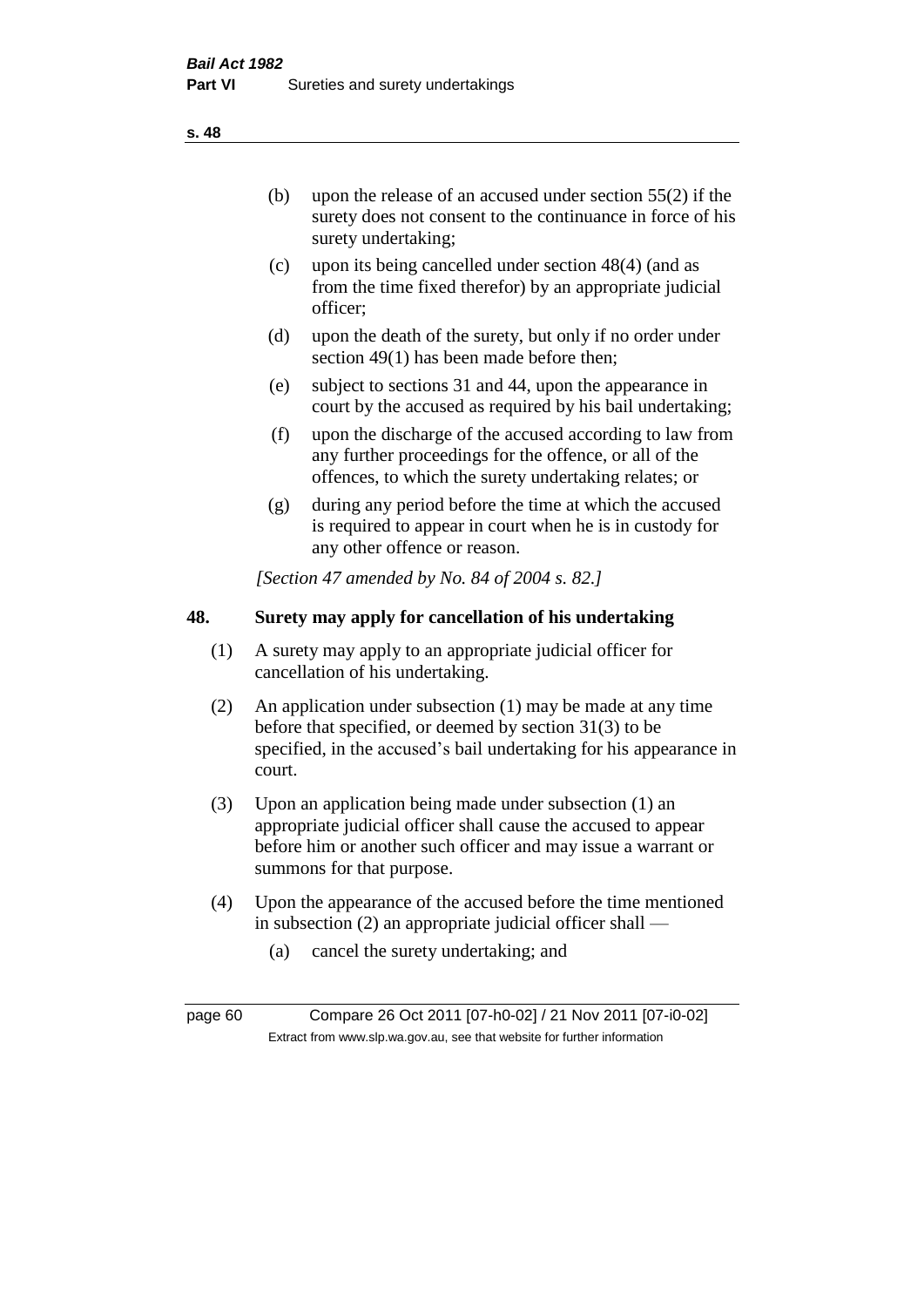(b) upon the release of an accused under section 55(2) if the surety does not consent to the continuance in force of his surety undertaking;

(c) upon its being cancelled under section 48(4) (and as from the time fixed therefor) by an appropriate judicial officer;

(d) upon the death of the surety, but only if no order under section 49(1) has been made before then;

(e) subject to sections 31 and 44, upon the appearance in court by the accused as required by his bail undertaking;

(f) upon the discharge of the accused according to law from any further proceedings for the offence, or all of the offences, to which the surety undertaking relates; or

(g) during any period before the time at which the accused is required to appear in court when he is in custody for any other offence or reason.

*[Section 47 amended by No. 84 of 2004 s. 82.]*

## 48. Surety may apply for cancellation of his undertaking

(1) A surety may apply to an appropriate judicial officer for cancellation of his undertaking.

(2) An application under subsection (1) may be made at any time before that specified, or deemed by section 31(3) to be specified, in the accused's bail undertaking for his appearance in court.

(3) Upon an application being made under subsection (1) an appropriate judicial officer shall cause the accused to appear before him or another such officer and may issue a warrant or summons for that purpose.

(4) Upon the appearance of the accused before the time mentioned in subsection (2) an appropriate judicial officer shall —

(a) cancel the surety undertaking; and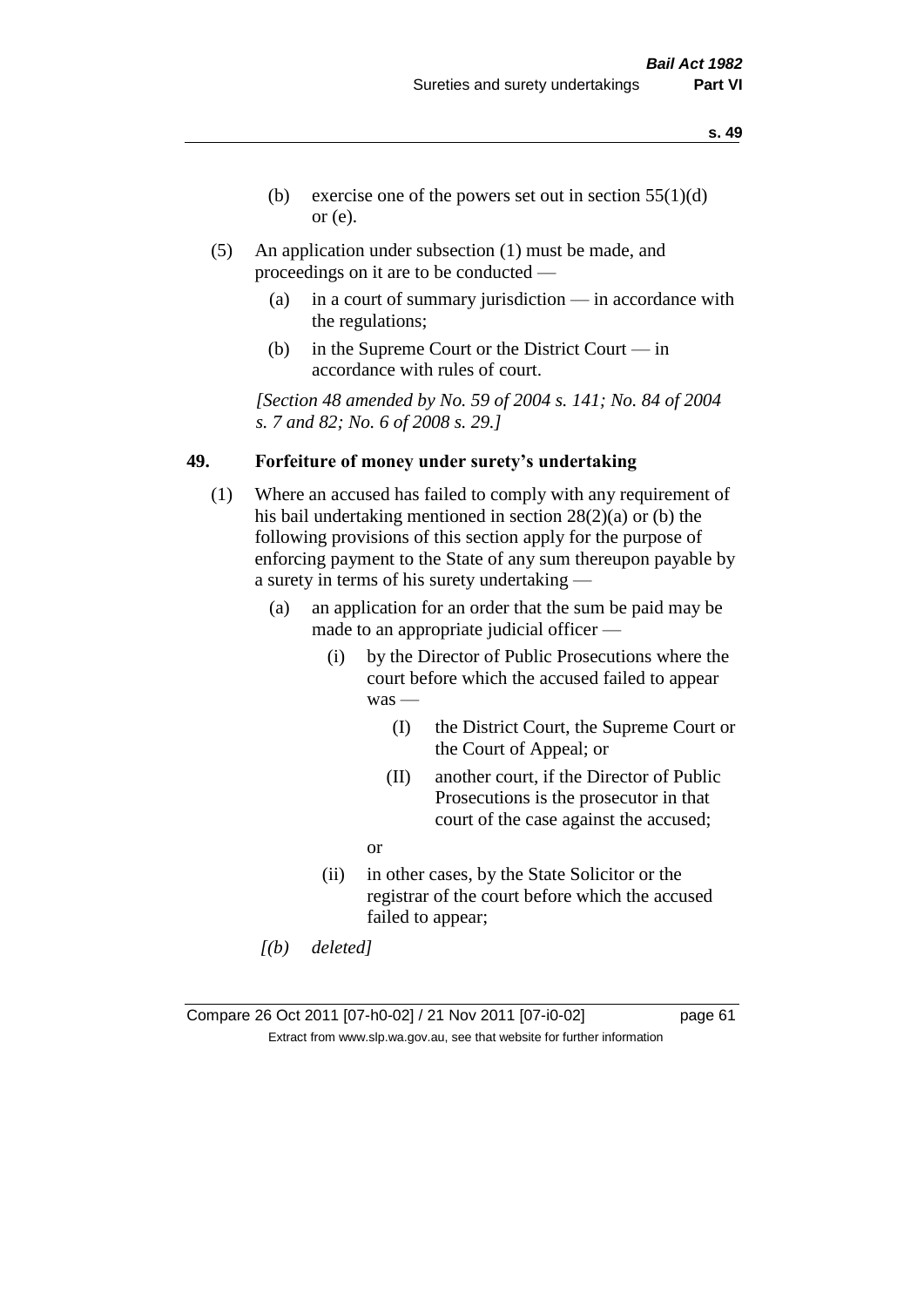(b) exercise one of the powers set out in section 55(1)(d) or (e).

(5) An application under subsection (1) must be made, and proceedings on it are to be conducted —

(a) in a court of summary jurisdiction — in accordance with the regulations;

(b) in the Supreme Court or the District Court — in accordance with rules of court.

*[Section 48 amended by No. 59 of 2004 s. 141; No. 84 of 2004 s. 7 and 82; No. 6 of 2008 s. 29.]*

## 49. Forfeiture of money under surety's undertaking

(1) Where an accused has failed to comply with any requirement of his bail undertaking mentioned in section 28(2)(a) or (b) the following provisions of this section apply for the purpose of enforcing payment to the State of any sum thereupon payable by a surety in terms of his surety undertaking —

(a) an application for an order that the sum be paid may be made to an appropriate judicial officer —

(i) by the Director of Public Prosecutions where the court before which the accused failed to appear was —

(I) the District Court, the Supreme Court or the Court of Appeal; or

(II) another court, if the Director of Public Prosecutions is the prosecutor in that court of the case against the accused;

or

(ii) in other cases, by the State Solicitor or the registrar of the court before which the accused failed to appear;

*[(b) deleted]*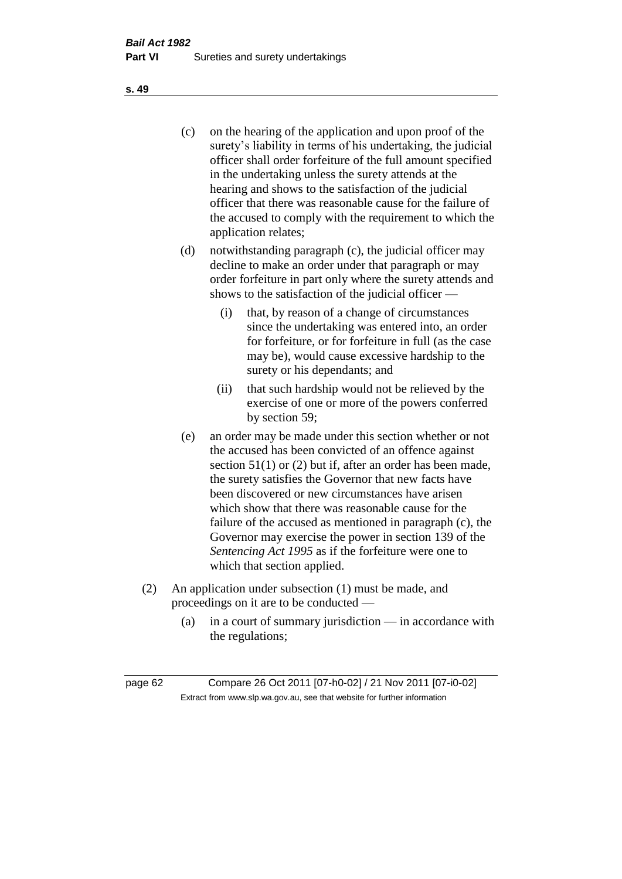(c) on the hearing of the application and upon proof of the surety's liability in terms of his undertaking, the judicial officer shall order forfeiture of the full amount specified in the undertaking unless the surety attends at the hearing and shows to the satisfaction of the judicial officer that there was reasonable cause for the failure of the accused to comply with the requirement to which the application relates;

(d) notwithstanding paragraph (c), the judicial officer may decline to make an order under that paragraph or may order forfeiture in part only where the surety attends and shows to the satisfaction of the judicial officer —

   (i) that, by reason of a change of circumstances since the undertaking was entered into, an order for forfeiture, or for forfeiture in full (as the case may be), would cause excessive hardship to the surety or his dependants; and

   (ii) that such hardship would not be relieved by the exercise of one or more of the powers conferred by section 59;

(e) an order may be made under this section whether or not the accused has been convicted of an offence against section 51(1) or (2) but if, after an order has been made, the surety satisfies the Governor that new facts have been discovered or new circumstances have arisen which show that there was reasonable cause for the failure of the accused as mentioned in paragraph (c), the Governor may exercise the power in section 139 of the *Sentencing Act 1995* as if the forfeiture were one to which that section applied.

(2) An application under subsection (1) must be made, and proceedings on it are to be conducted —

   (a) in a court of summary jurisdiction — in accordance with the regulations;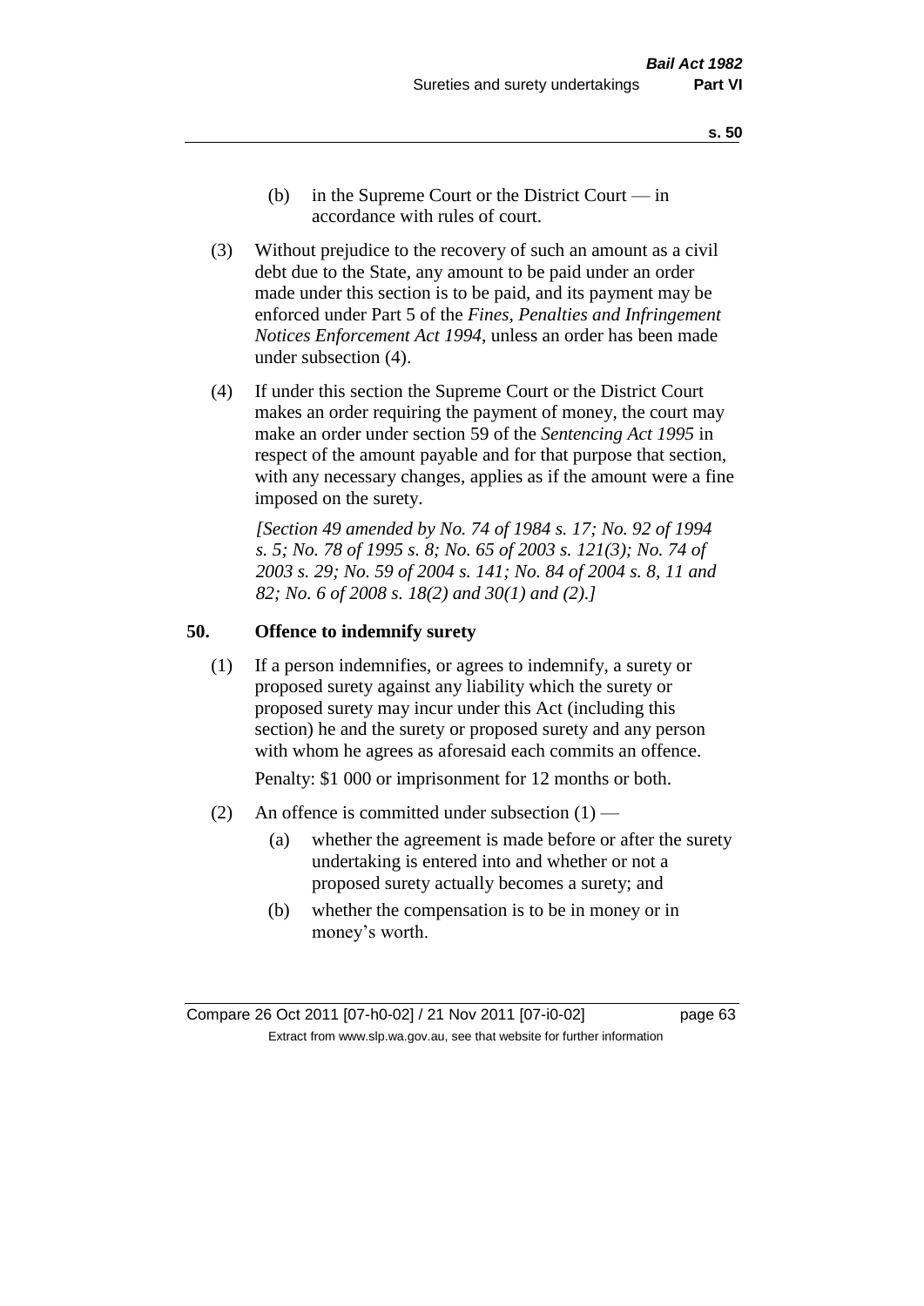(b) in the Supreme Court or the District Court — in accordance with rules of court.

(3) Without prejudice to the recovery of such an amount as a civil debt due to the State, any amount to be paid under an order made under this section is to be paid, and its payment may be enforced under Part 5 of the *Fines, Penalties and Infringement Notices Enforcement Act 1994*, unless an order has been made under subsection (4).

(4) If under this section the Supreme Court or the District Court makes an order requiring the payment of money, the court may make an order under section 59 of the *Sentencing Act 1995* in respect of the amount payable and for that purpose that section, with any necessary changes, applies as if the amount were a fine imposed on the surety.

*[Section 49 amended by No. 74 of 1984 s. 17; No. 92 of 1994 s. 5; No. 78 of 1995 s. 8; No. 65 of 2003 s. 121(3); No. 74 of 2003 s. 29; No. 59 of 2004 s. 141; No. 84 of 2004 s. 8, 11 and 82; No. 6 of 2008 s. 18(2) and 30(1) and (2).]*

## 50. Offence to indemnify surety

(1) If a person indemnifies, or agrees to indemnify, a surety or proposed surety against any liability which the surety or proposed surety may incur under this Act (including this section) he and the surety or proposed surety and any person with whom he agrees as aforesaid each commits an offence.

Penalty: $1 000 or imprisonment for 12 months or both.

(2) An offence is committed under subsection (1) —

(a) whether the agreement is made before or after the surety undertaking is entered into and whether or not a proposed surety actually becomes a surety; and

(b) whether the compensation is to be in money or in money's worth.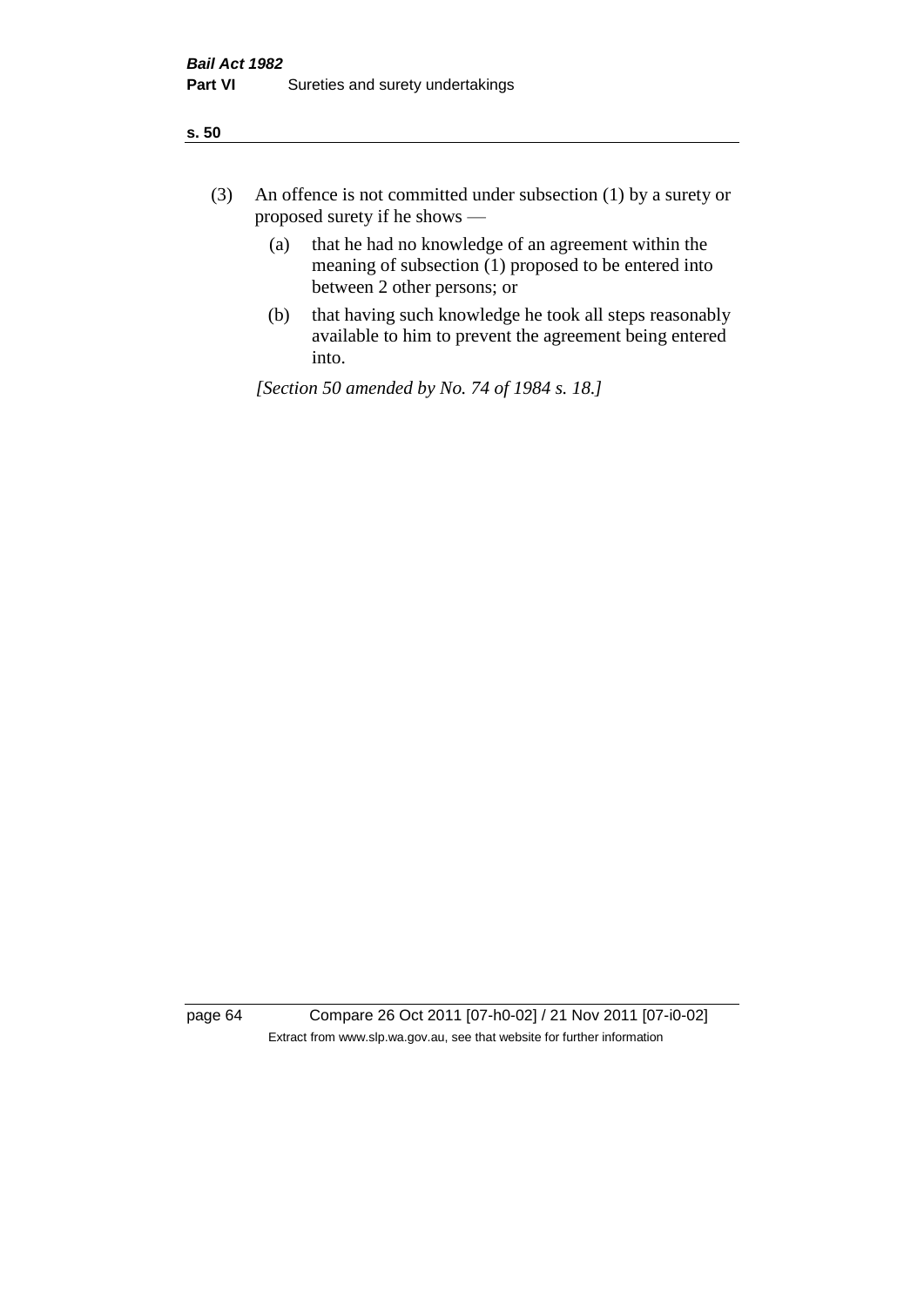(3) An offence is not committed under subsection (1) by a surety or proposed surety if he shows —

  (a) that he had no knowledge of an agreement within the meaning of subsection (1) proposed to be entered into between 2 other persons; or

  (b) that having such knowledge he took all steps reasonably available to him to prevent the agreement being entered into.

*[Section 50 amended by No. 74 of 1984 s. 18.]*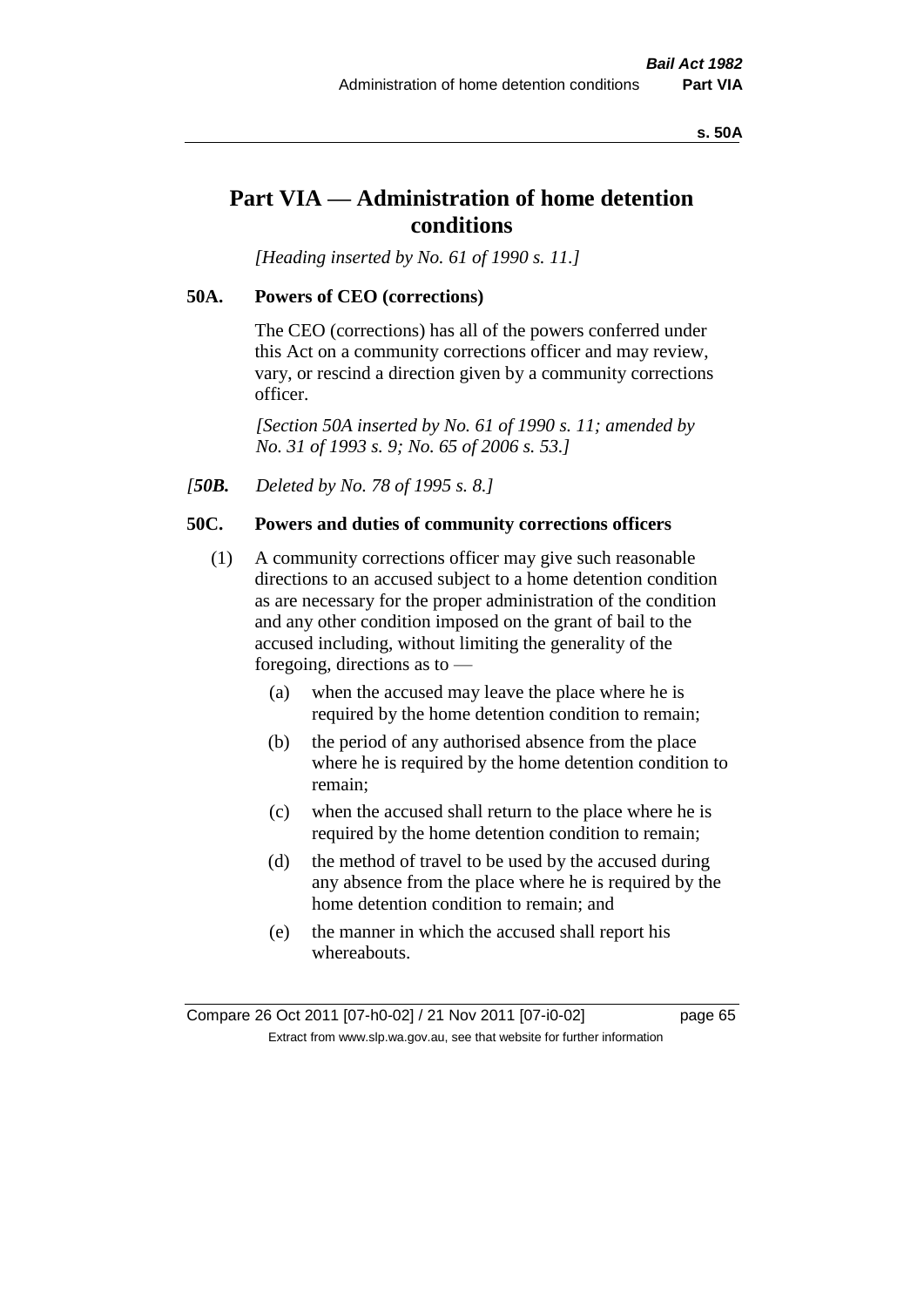# Part VIA — Administration of home detention conditions

*[Heading inserted by No. 61 of 1990 s. 11.]*

## 50A. Powers of CEO (corrections)

The CEO (corrections) has all of the powers conferred under this Act on a community corrections officer and may review, vary, or rescind a direction given by a community corrections officer.

*[Section 50A inserted by No. 61 of 1990 s. 11; amended by No. 31 of 1993 s. 9; No. 65 of 2006 s. 53.]*

*[**50B.** Deleted by No. 78 of 1995 s. 8.]*

## 50C. Powers and duties of community corrections officers

(1) A community corrections officer may give such reasonable directions to an accused subject to a home detention condition as are necessary for the proper administration of the condition and any other condition imposed on the grant of bail to the accused including, without limiting the generality of the foregoing, directions as to —

- (a) when the accused may leave the place where he is required by the home detention condition to remain;
- (b) the period of any authorised absence from the place where he is required by the home detention condition to remain;
- (c) when the accused shall return to the place where he is required by the home detention condition to remain;
- (d) the method of travel to be used by the accused during any absence from the place where he is required by the home detention condition to remain; and
- (e) the manner in which the accused shall report his whereabouts.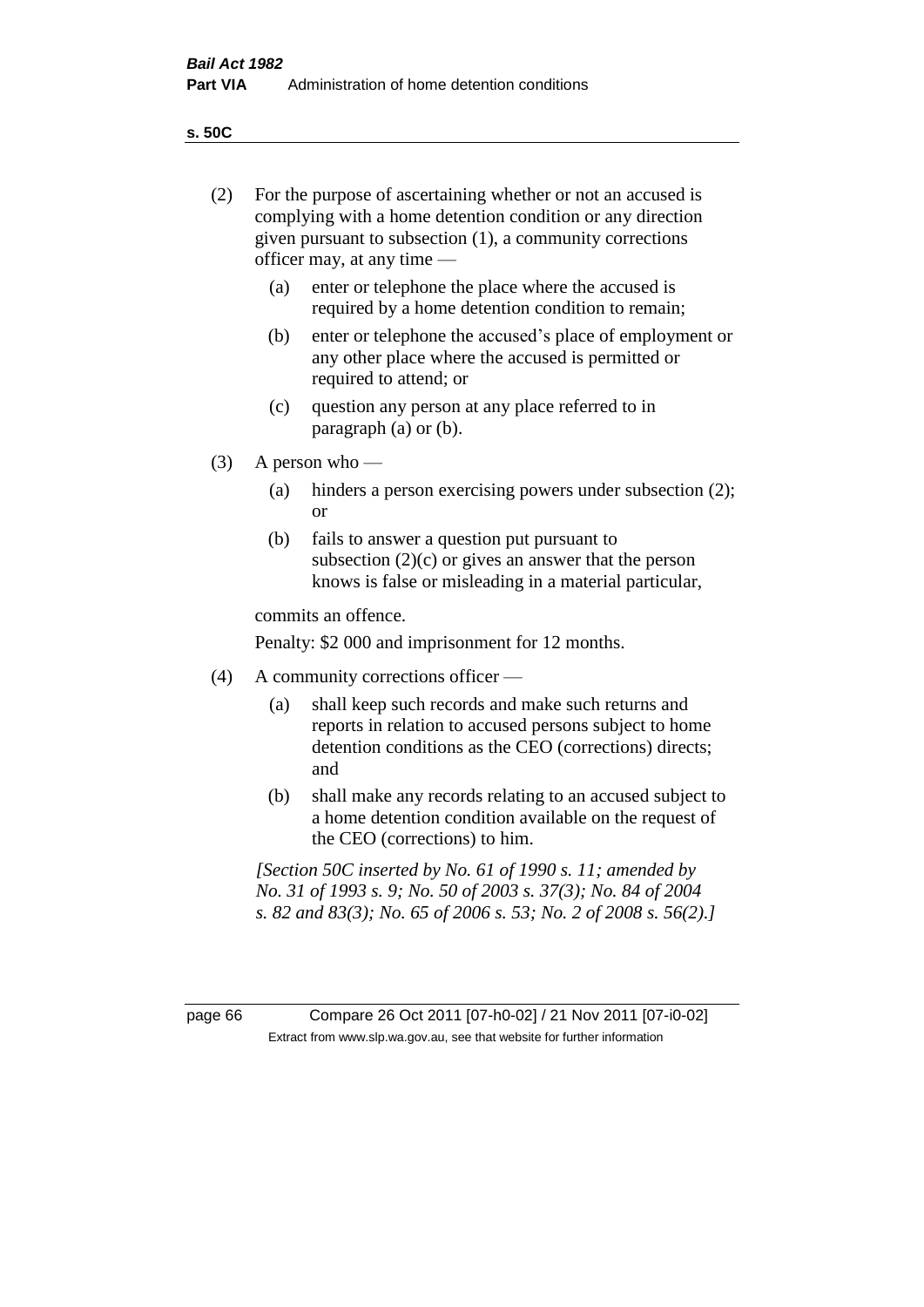(2) For the purpose of ascertaining whether or not an accused is complying with a home detention condition or any direction given pursuant to subsection (1), a community corrections officer may, at any time —

  (a) enter or telephone the place where the accused is required by a home detention condition to remain;

  (b) enter or telephone the accused's place of employment or any other place where the accused is permitted or required to attend; or

  (c) question any person at any place referred to in paragraph (a) or (b).

(3) A person who —

  (a) hinders a person exercising powers under subsection (2); or

  (b) fails to answer a question put pursuant to subsection (2)(c) or gives an answer that the person knows is false or misleading in a material particular,

commits an offence.

Penalty: $2 000 and imprisonment for 12 months.

(4) A community corrections officer —

  (a) shall keep such records and make such returns and reports in relation to accused persons subject to home detention conditions as the CEO (corrections) directs; and

  (b) shall make any records relating to an accused subject to a home detention condition available on the request of the CEO (corrections) to him.

*[Section 50C inserted by No. 61 of 1990 s. 11; amended by No. 31 of 1993 s. 9; No. 50 of 2003 s. 37(3); No. 84 of 2004 s. 82 and 83(3); No. 65 of 2006 s. 53; No. 2 of 2008 s. 56(2).]*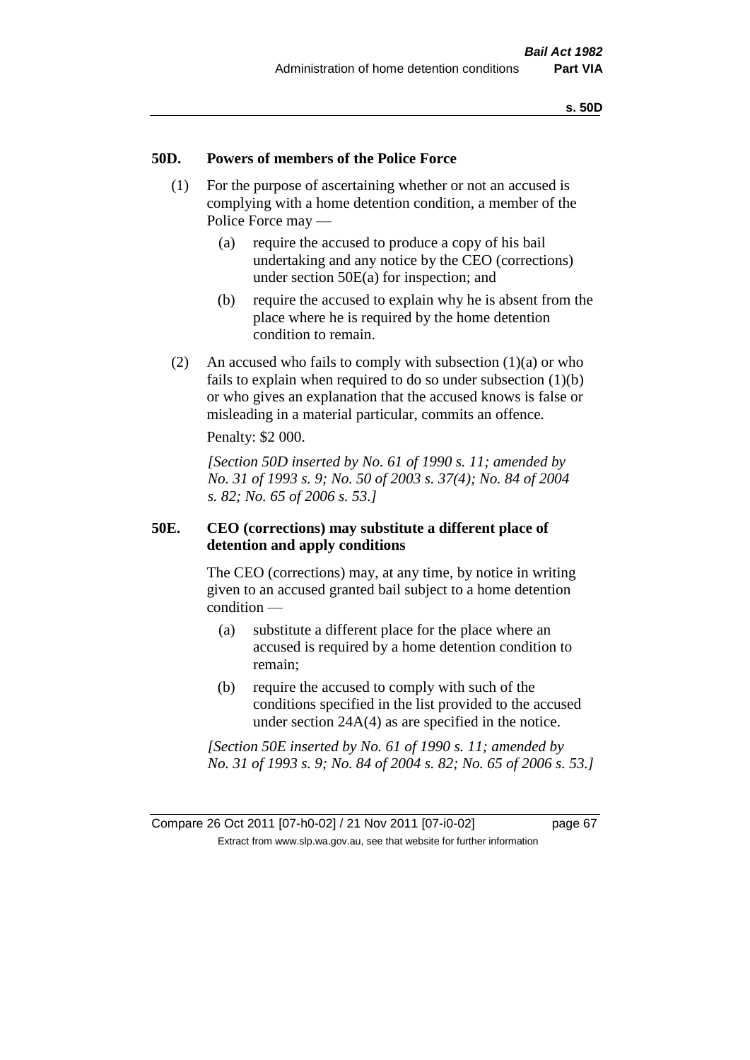### 50D. Powers of members of the Police Force

(1) For the purpose of ascertaining whether or not an accused is complying with a home detention condition, a member of the Police Force may —

(a) require the accused to produce a copy of his bail undertaking and any notice by the CEO (corrections) under section 50E(a) for inspection; and

(b) require the accused to explain why he is absent from the place where he is required by the home detention condition to remain.

(2) An accused who fails to comply with subsection (1)(a) or who fails to explain when required to do so under subsection (1)(b) or who gives an explanation that the accused knows is false or misleading in a material particular, commits an offence.

Penalty: $2 000.

*[Section 50D inserted by No. 61 of 1990 s. 11; amended by No. 31 of 1993 s. 9; No. 50 of 2003 s. 37(4); No. 84 of 2004 s. 82; No. 65 of 2006 s. 53.]*

### 50E. CEO (corrections) may substitute a different place of detention and apply conditions

The CEO (corrections) may, at any time, by notice in writing given to an accused granted bail subject to a home detention condition —

(a) substitute a different place for the place where an accused is required by a home detention condition to remain;

(b) require the accused to comply with such of the conditions specified in the list provided to the accused under section 24A(4) as are specified in the notice.

*[Section 50E inserted by No. 61 of 1990 s. 11; amended by No. 31 of 1993 s. 9; No. 84 of 2004 s. 82; No. 65 of 2006 s. 53.]*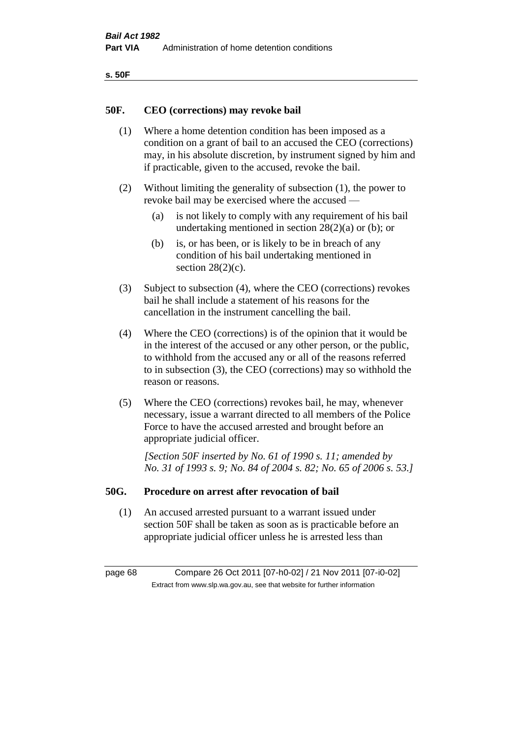## 50F. CEO (corrections) may revoke bail

(1) Where a home detention condition has been imposed as a condition on a grant of bail to an accused the CEO (corrections) may, in his absolute discretion, by instrument signed by him and if practicable, given to the accused, revoke the bail.

(2) Without limiting the generality of subsection (1), the power to revoke bail may be exercised where the accused —

- (a) is not likely to comply with any requirement of his bail undertaking mentioned in section 28(2)(a) or (b); or
- (b) is, or has been, or is likely to be in breach of any condition of his bail undertaking mentioned in section 28(2)(c).

(3) Subject to subsection (4), where the CEO (corrections) revokes bail he shall include a statement of his reasons for the cancellation in the instrument cancelling the bail.

(4) Where the CEO (corrections) is of the opinion that it would be in the interest of the accused or any other person, or the public, to withhold from the accused any or all of the reasons referred to in subsection (3), the CEO (corrections) may so withhold the reason or reasons.

(5) Where the CEO (corrections) revokes bail, he may, whenever necessary, issue a warrant directed to all members of the Police Force to have the accused arrested and brought before an appropriate judicial officer.

*[Section 50F inserted by No. 61 of 1990 s. 11; amended by No. 31 of 1993 s. 9; No. 84 of 2004 s. 82; No. 65 of 2006 s. 53.]*

## 50G. Procedure on arrest after revocation of bail

(1) An accused arrested pursuant to a warrant issued under section 50F shall be taken as soon as is practicable before an appropriate judicial officer unless he is arrested less than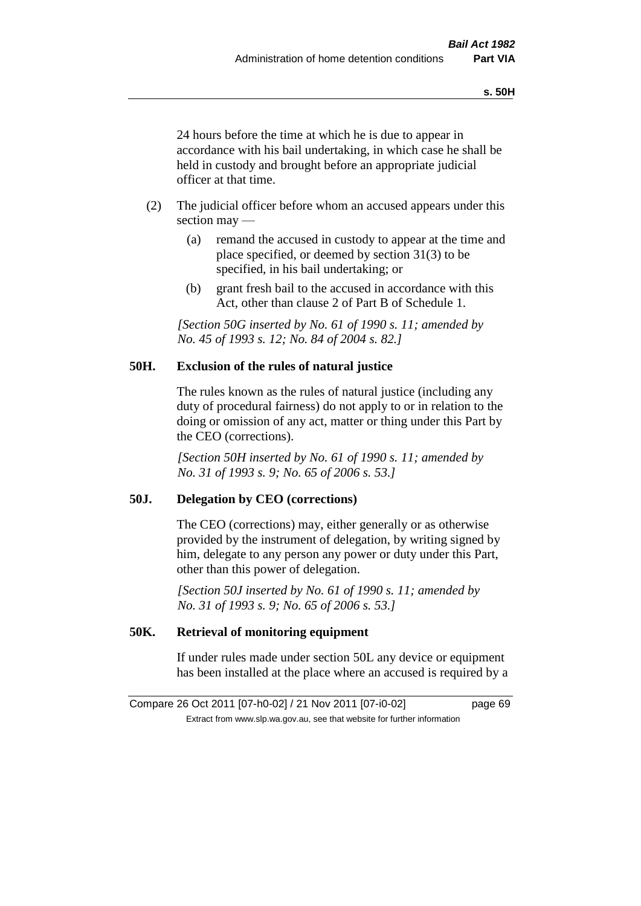24 hours before the time at which he is due to appear in accordance with his bail undertaking, in which case he shall be held in custody and brought before an appropriate judicial officer at that time.

(2) The judicial officer before whom an accused appears under this section may —

(a) remand the accused in custody to appear at the time and place specified, or deemed by section 31(3) to be specified, in his bail undertaking; or

(b) grant fresh bail to the accused in accordance with this Act, other than clause 2 of Part B of Schedule 1.

*[Section 50G inserted by No. 61 of 1990 s. 11; amended by No. 45 of 1993 s. 12; No. 84 of 2004 s. 82.]*

### 50H. Exclusion of the rules of natural justice

The rules known as the rules of natural justice (including any duty of procedural fairness) do not apply to or in relation to the doing or omission of any act, matter or thing under this Part by the CEO (corrections).

*[Section 50H inserted by No. 61 of 1990 s. 11; amended by No. 31 of 1993 s. 9; No. 65 of 2006 s. 53.]*

### 50J. Delegation by CEO (corrections)

The CEO (corrections) may, either generally or as otherwise provided by the instrument of delegation, by writing signed by him, delegate to any person any power or duty under this Part, other than this power of delegation.

*[Section 50J inserted by No. 61 of 1990 s. 11; amended by No. 31 of 1993 s. 9; No. 65 of 2006 s. 53.]*

### 50K. Retrieval of monitoring equipment

If under rules made under section 50L any device or equipment has been installed at the place where an accused is required by a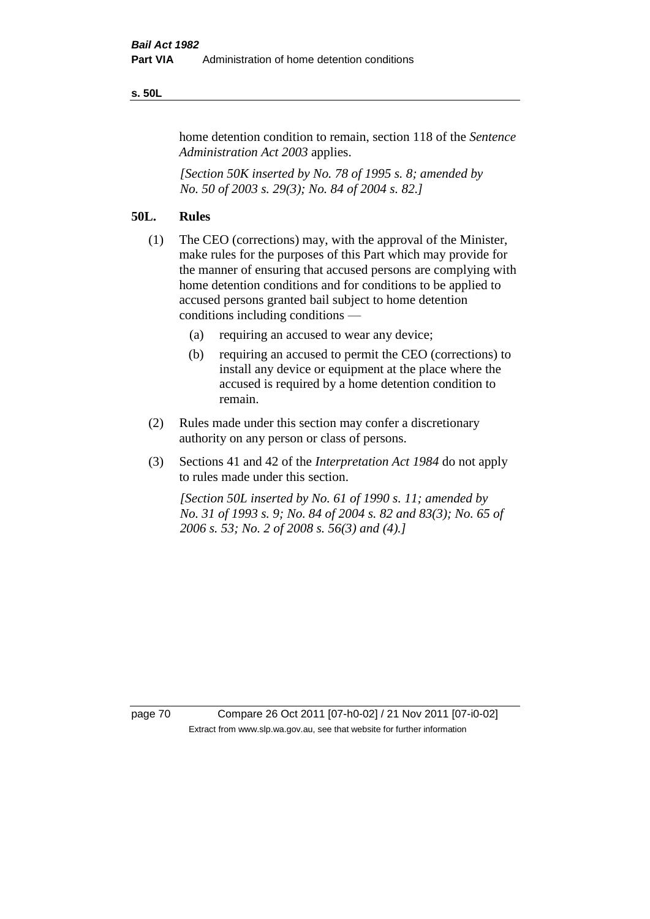home detention condition to remain, section 118 of the *Sentence Administration Act 2003* applies.

*[Section 50K inserted by No. 78 of 1995 s. 8; amended by No. 50 of 2003 s. 29(3); No. 84 of 2004 s. 82.]*

## 50L. Rules

(1) The CEO (corrections) may, with the approval of the Minister, make rules for the purposes of this Part which may provide for the manner of ensuring that accused persons are complying with home detention conditions and for conditions to be applied to accused persons granted bail subject to home detention conditions including conditions —

  (a) requiring an accused to wear any device;

  (b) requiring an accused to permit the CEO (corrections) to install any device or equipment at the place where the accused is required by a home detention condition to remain.

(2) Rules made under this section may confer a discretionary authority on any person or class of persons.

(3) Sections 41 and 42 of the *Interpretation Act 1984* do not apply to rules made under this section.

*[Section 50L inserted by No. 61 of 1990 s. 11; amended by No. 31 of 1993 s. 9; No. 84 of 2004 s. 82 and 83(3); No. 65 of 2006 s. 53; No. 2 of 2008 s. 56(3) and (4).]*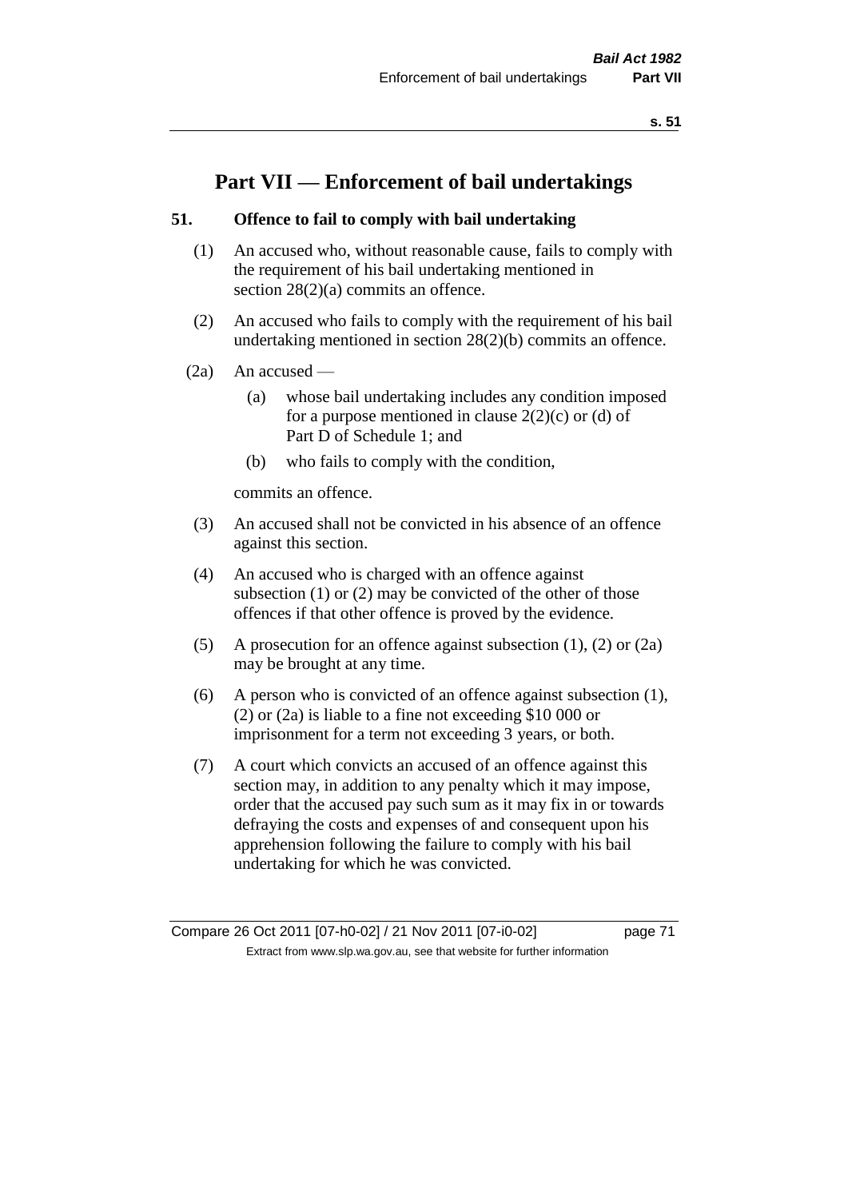# Part VII — Enforcement of bail undertakings

## 51. Offence to fail to comply with bail undertaking

(1) An accused who, without reasonable cause, fails to comply with the requirement of his bail undertaking mentioned in section 28(2)(a) commits an offence.

(2) An accused who fails to comply with the requirement of his bail undertaking mentioned in section 28(2)(b) commits an offence.

(2a) An accused —

  (a) whose bail undertaking includes any condition imposed for a purpose mentioned in clause 2(2)(c) or (d) of Part D of Schedule 1; and

  (b) who fails to comply with the condition,

commits an offence.

(3) An accused shall not be convicted in his absence of an offence against this section.

(4) An accused who is charged with an offence against subsection (1) or (2) may be convicted of the other of those offences if that other offence is proved by the evidence.

(5) A prosecution for an offence against subsection (1), (2) or (2a) may be brought at any time.

(6) A person who is convicted of an offence against subsection (1), (2) or (2a) is liable to a fine not exceeding $10 000 or imprisonment for a term not exceeding 3 years, or both.

(7) A court which convicts an accused of an offence against this section may, in addition to any penalty which it may impose, order that the accused pay such sum as it may fix in or towards defraying the costs and expenses of and consequent upon his apprehension following the failure to comply with his bail undertaking for which he was convicted.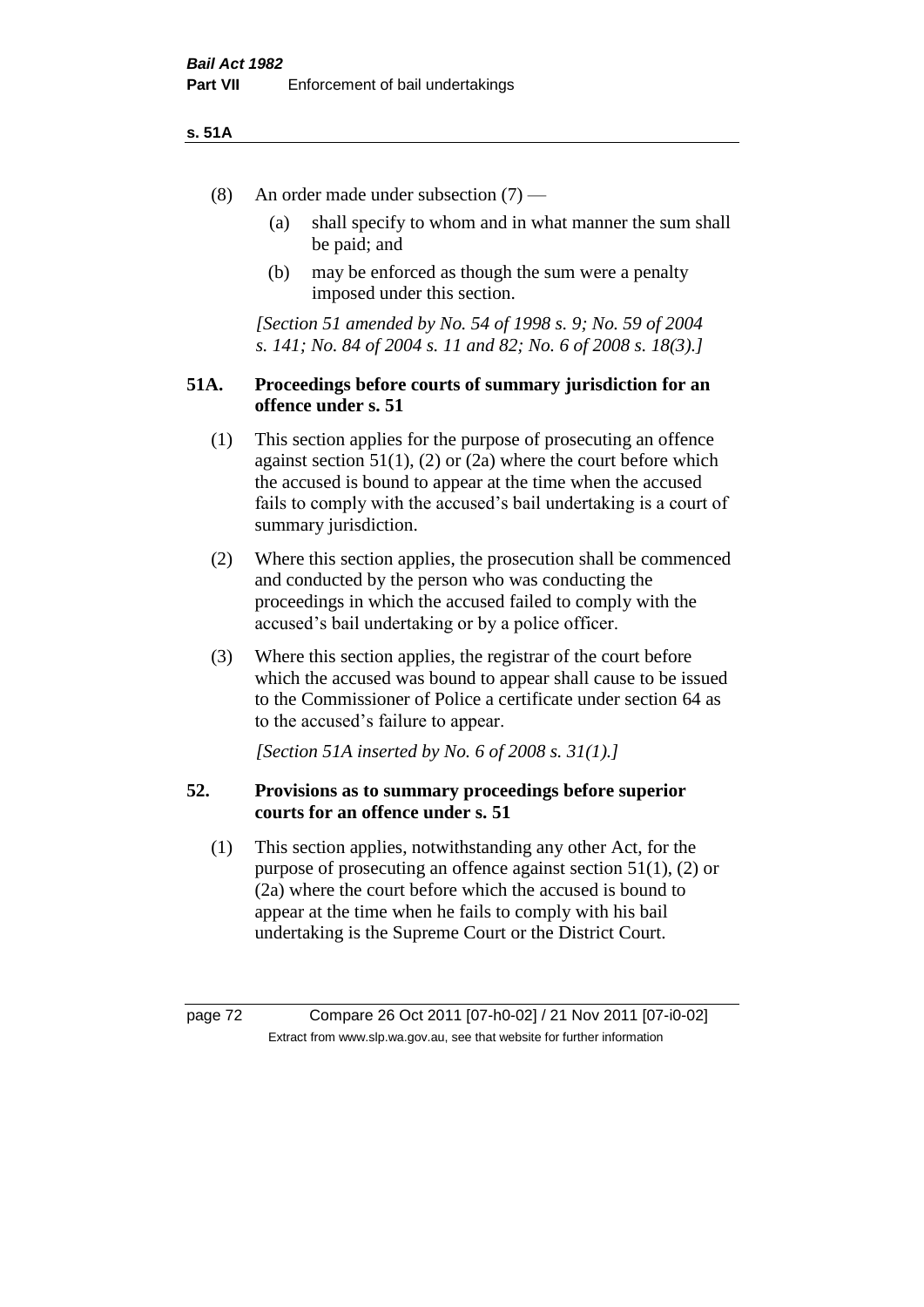(8) An order made under subsection (7) —

(a) shall specify to whom and in what manner the sum shall be paid; and

(b) may be enforced as though the sum were a penalty imposed under this section.

*[Section 51 amended by No. 54 of 1998 s. 9; No. 59 of 2004 s. 141; No. 84 of 2004 s. 11 and 82; No. 6 of 2008 s. 18(3).]*

## 51A. Proceedings before courts of summary jurisdiction for an offence under s. 51

(1) This section applies for the purpose of prosecuting an offence against section 51(1), (2) or (2a) where the court before which the accused is bound to appear at the time when the accused fails to comply with the accused's bail undertaking is a court of summary jurisdiction.

(2) Where this section applies, the prosecution shall be commenced and conducted by the person who was conducting the proceedings in which the accused failed to comply with the accused's bail undertaking or by a police officer.

(3) Where this section applies, the registrar of the court before which the accused was bound to appear shall cause to be issued to the Commissioner of Police a certificate under section 64 as to the accused's failure to appear.

*[Section 51A inserted by No. 6 of 2008 s. 31(1).]*

## 52. Provisions as to summary proceedings before superior courts for an offence under s. 51

(1) This section applies, notwithstanding any other Act, for the purpose of prosecuting an offence against section 51(1), (2) or (2a) where the court before which the accused is bound to appear at the time when he fails to comply with his bail undertaking is the Supreme Court or the District Court.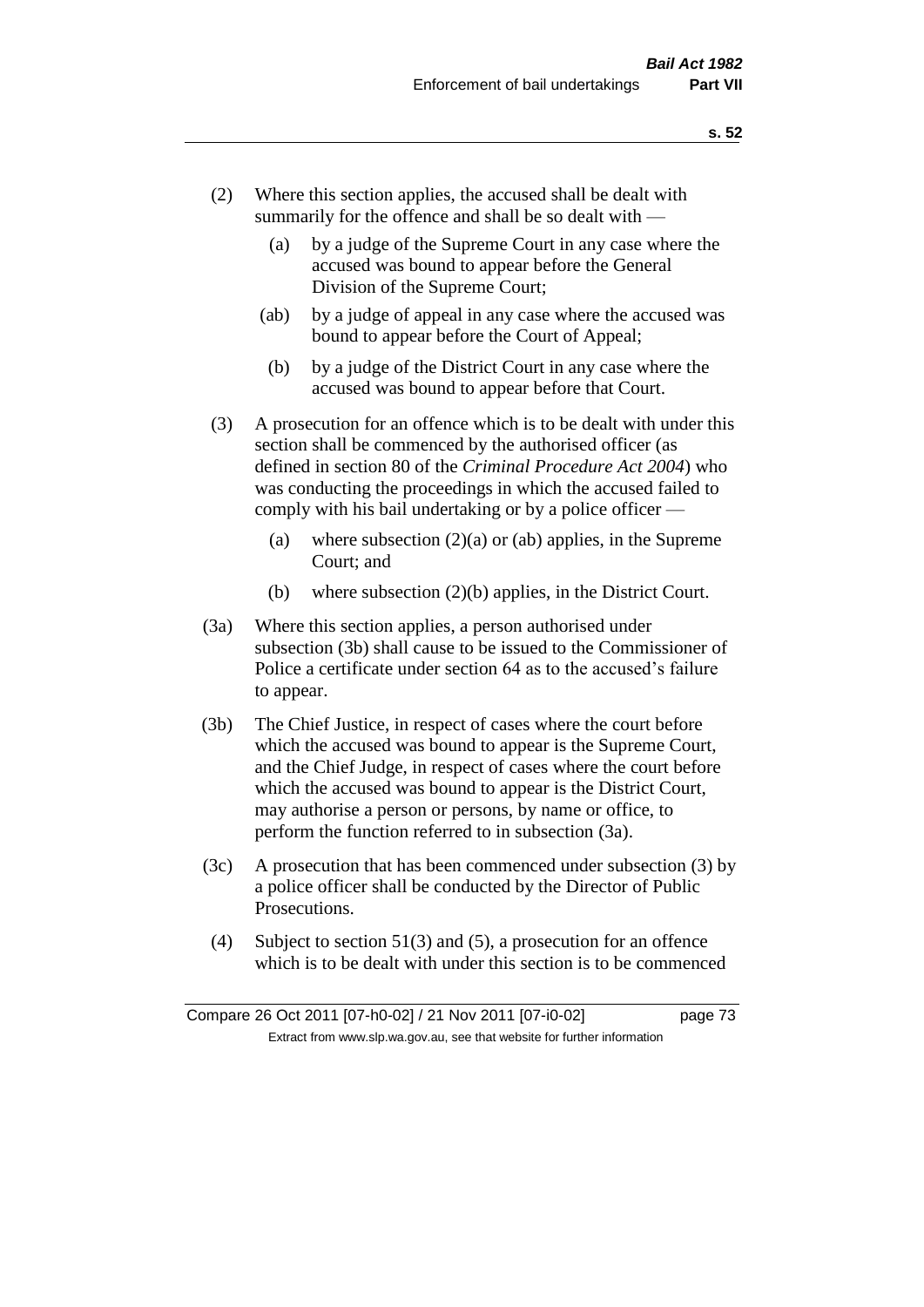(2) Where this section applies, the accused shall be dealt with summarily for the offence and shall be so dealt with —

  (a) by a judge of the Supreme Court in any case where the accused was bound to appear before the General Division of the Supreme Court;

  (ab) by a judge of appeal in any case where the accused was bound to appear before the Court of Appeal;

  (b) by a judge of the District Court in any case where the accused was bound to appear before that Court.

(3) A prosecution for an offence which is to be dealt with under this section shall be commenced by the authorised officer (as defined in section 80 of the *Criminal Procedure Act 2004*) who was conducting the proceedings in which the accused failed to comply with his bail undertaking or by a police officer —

  (a) where subsection (2)(a) or (ab) applies, in the Supreme Court; and

  (b) where subsection (2)(b) applies, in the District Court.

(3a) Where this section applies, a person authorised under subsection (3b) shall cause to be issued to the Commissioner of Police a certificate under section 64 as to the accused's failure to appear.

(3b) The Chief Justice, in respect of cases where the court before which the accused was bound to appear is the Supreme Court, and the Chief Judge, in respect of cases where the court before which the accused was bound to appear is the District Court, may authorise a person or persons, by name or office, to perform the function referred to in subsection (3a).

(3c) A prosecution that has been commenced under subsection (3) by a police officer shall be conducted by the Director of Public Prosecutions.

(4) Subject to section 51(3) and (5), a prosecution for an offence which is to be dealt with under this section is to be commenced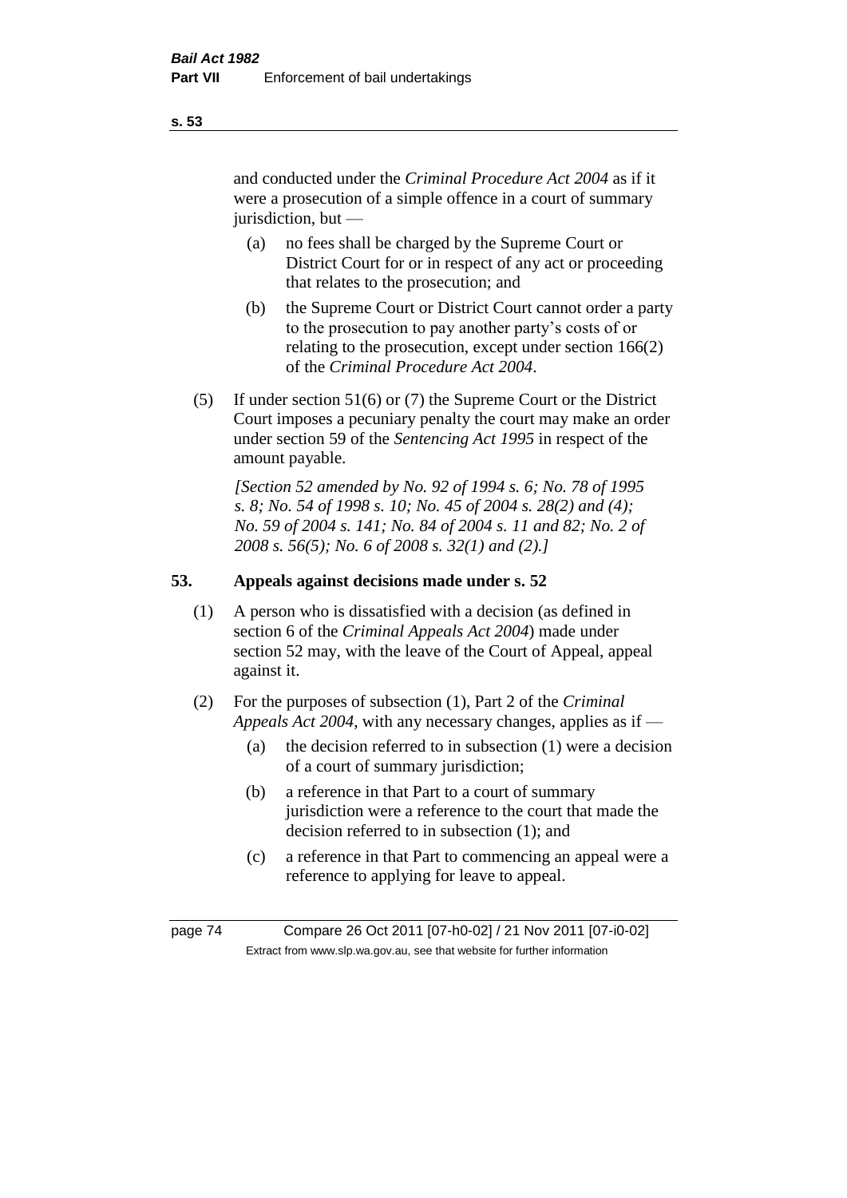and conducted under the *Criminal Procedure Act 2004* as if it were a prosecution of a simple offence in a court of summary jurisdiction, but —

- (a) no fees shall be charged by the Supreme Court or District Court for or in respect of any act or proceeding that relates to the prosecution; and
- (b) the Supreme Court or District Court cannot order a party to the prosecution to pay another party's costs of or relating to the prosecution, except under section 166(2) of the *Criminal Procedure Act 2004*.

(5) If under section 51(6) or (7) the Supreme Court or the District Court imposes a pecuniary penalty the court may make an order under section 59 of the *Sentencing Act 1995* in respect of the amount payable.

*[Section 52 amended by No. 92 of 1994 s. 6; No. 78 of 1995 s. 8; No. 54 of 1998 s. 10; No. 45 of 2004 s. 28(2) and (4); No. 59 of 2004 s. 141; No. 84 of 2004 s. 11 and 82; No. 2 of 2008 s. 56(5); No. 6 of 2008 s. 32(1) and (2).]*

## 53. Appeals against decisions made under s. 52

(1) A person who is dissatisfied with a decision (as defined in section 6 of the *Criminal Appeals Act 2004*) made under section 52 may, with the leave of the Court of Appeal, appeal against it.

(2) For the purposes of subsection (1), Part 2 of the *Criminal Appeals Act 2004*, with any necessary changes, applies as if —

- (a) the decision referred to in subsection (1) were a decision of a court of summary jurisdiction;
- (b) a reference in that Part to a court of summary jurisdiction were a reference to the court that made the decision referred to in subsection (1); and
- (c) a reference in that Part to commencing an appeal were a reference to applying for leave to appeal.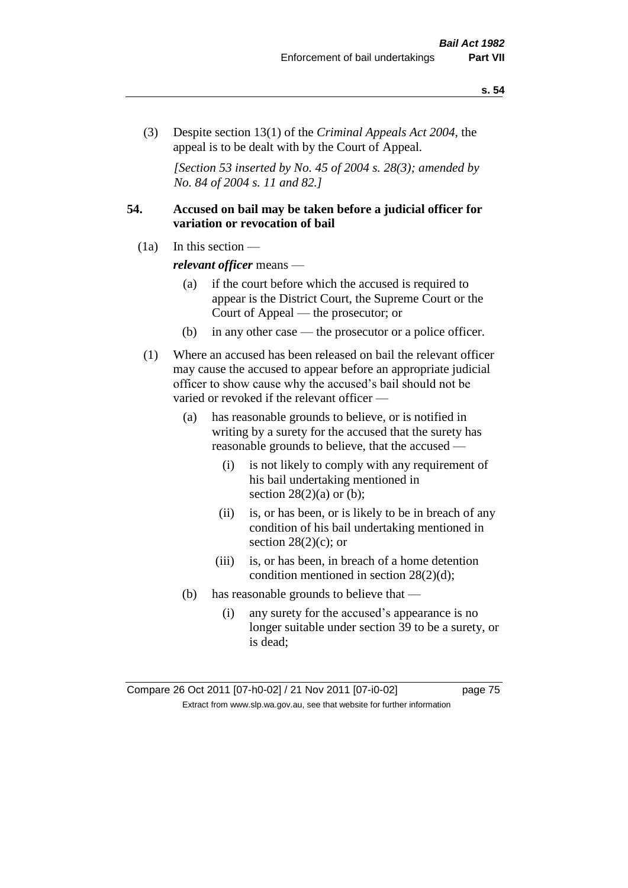(3) Despite section 13(1) of the *Criminal Appeals Act 2004*, the appeal is to be dealt with by the Court of Appeal.

*[Section 53 inserted by No. 45 of 2004 s. 28(3); amended by No. 84 of 2004 s. 11 and 82.]*

## 54. Accused on bail may be taken before a judicial officer for variation or revocation of bail

(1a) In this section —

***relevant officer*** means —

- (a) if the court before which the accused is required to appear is the District Court, the Supreme Court or the Court of Appeal — the prosecutor; or
- (b) in any other case — the prosecutor or a police officer.

(1) Where an accused has been released on bail the relevant officer may cause the accused to appear before an appropriate judicial officer to show cause why the accused's bail should not be varied or revoked if the relevant officer —

- (a) has reasonable grounds to believe, or is notified in writing by a surety for the accused that the surety has reasonable grounds to believe, that the accused —
  - (i) is not likely to comply with any requirement of his bail undertaking mentioned in section 28(2)(a) or (b);
  - (ii) is, or has been, or is likely to be in breach of any condition of his bail undertaking mentioned in section 28(2)(c); or
  - (iii) is, or has been, in breach of a home detention condition mentioned in section 28(2)(d);
- (b) has reasonable grounds to believe that —
  - (i) any surety for the accused's appearance is no longer suitable under section 39 to be a surety, or is dead;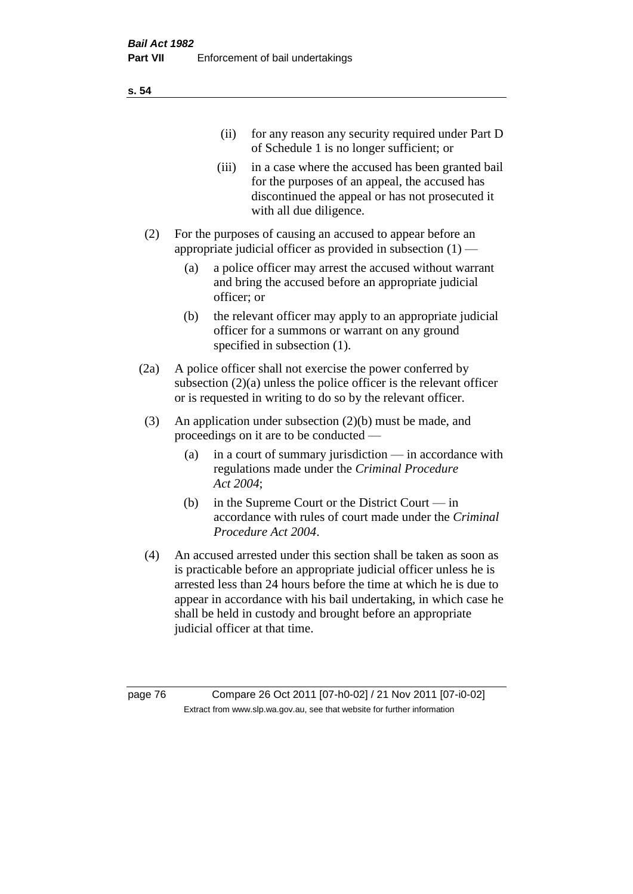(ii) for any reason any security required under Part D of Schedule 1 is no longer sufficient; or

(iii) in a case where the accused has been granted bail for the purposes of an appeal, the accused has discontinued the appeal or has not prosecuted it with all due diligence.

(2) For the purposes of causing an accused to appear before an appropriate judicial officer as provided in subsection (1) —

(a) a police officer may arrest the accused without warrant and bring the accused before an appropriate judicial officer; or

(b) the relevant officer may apply to an appropriate judicial officer for a summons or warrant on any ground specified in subsection (1).

(2a) A police officer shall not exercise the power conferred by subsection (2)(a) unless the police officer is the relevant officer or is requested in writing to do so by the relevant officer.

(3) An application under subsection (2)(b) must be made, and proceedings on it are to be conducted —

(a) in a court of summary jurisdiction — in accordance with regulations made under the *Criminal Procedure Act 2004*;

(b) in the Supreme Court or the District Court — in accordance with rules of court made under the *Criminal Procedure Act 2004*.

(4) An accused arrested under this section shall be taken as soon as is practicable before an appropriate judicial officer unless he is arrested less than 24 hours before the time at which he is due to appear in accordance with his bail undertaking, in which case he shall be held in custody and brought before an appropriate judicial officer at that time.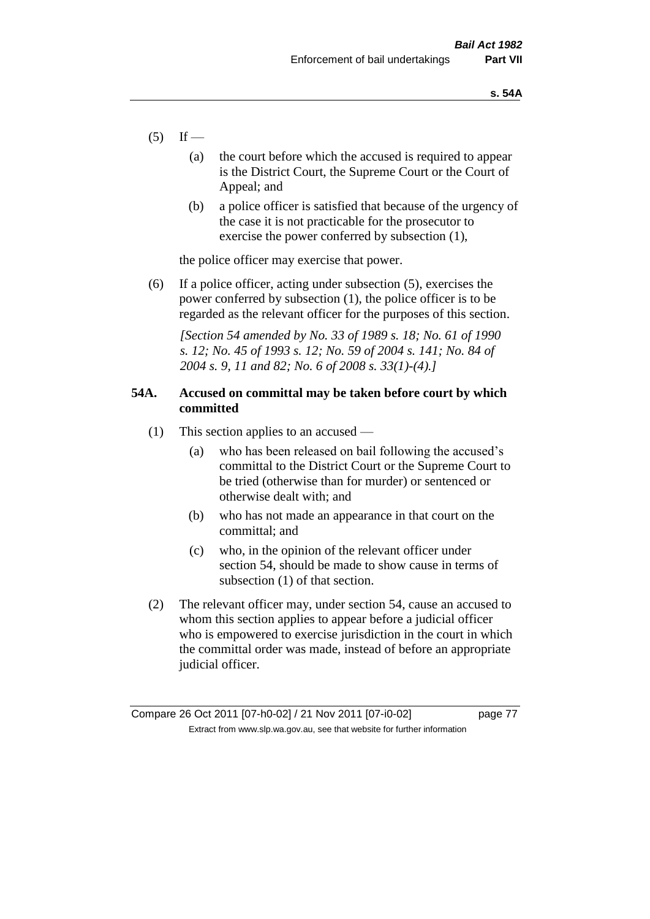(5) If —

  (a) the court before which the accused is required to appear is the District Court, the Supreme Court or the Court of Appeal; and

  (b) a police officer is satisfied that because of the urgency of the case it is not practicable for the prosecutor to exercise the power conferred by subsection (1),

the police officer may exercise that power.

(6) If a police officer, acting under subsection (5), exercises the power conferred by subsection (1), the police officer is to be regarded as the relevant officer for the purposes of this section.

*[Section 54 amended by No. 33 of 1989 s. 18; No. 61 of 1990 s. 12; No. 45 of 1993 s. 12; No. 59 of 2004 s. 141; No. 84 of 2004 s. 9, 11 and 82; No. 6 of 2008 s. 33(1)-(4).]*

### 54A. Accused on committal may be taken before court by which committed

(1) This section applies to an accused —

  (a) who has been released on bail following the accused's committal to the District Court or the Supreme Court to be tried (otherwise than for murder) or sentenced or otherwise dealt with; and

  (b) who has not made an appearance in that court on the committal; and

  (c) who, in the opinion of the relevant officer under section 54, should be made to show cause in terms of subsection (1) of that section.

(2) The relevant officer may, under section 54, cause an accused to whom this section applies to appear before a judicial officer who is empowered to exercise jurisdiction in the court in which the committal order was made, instead of before an appropriate judicial officer.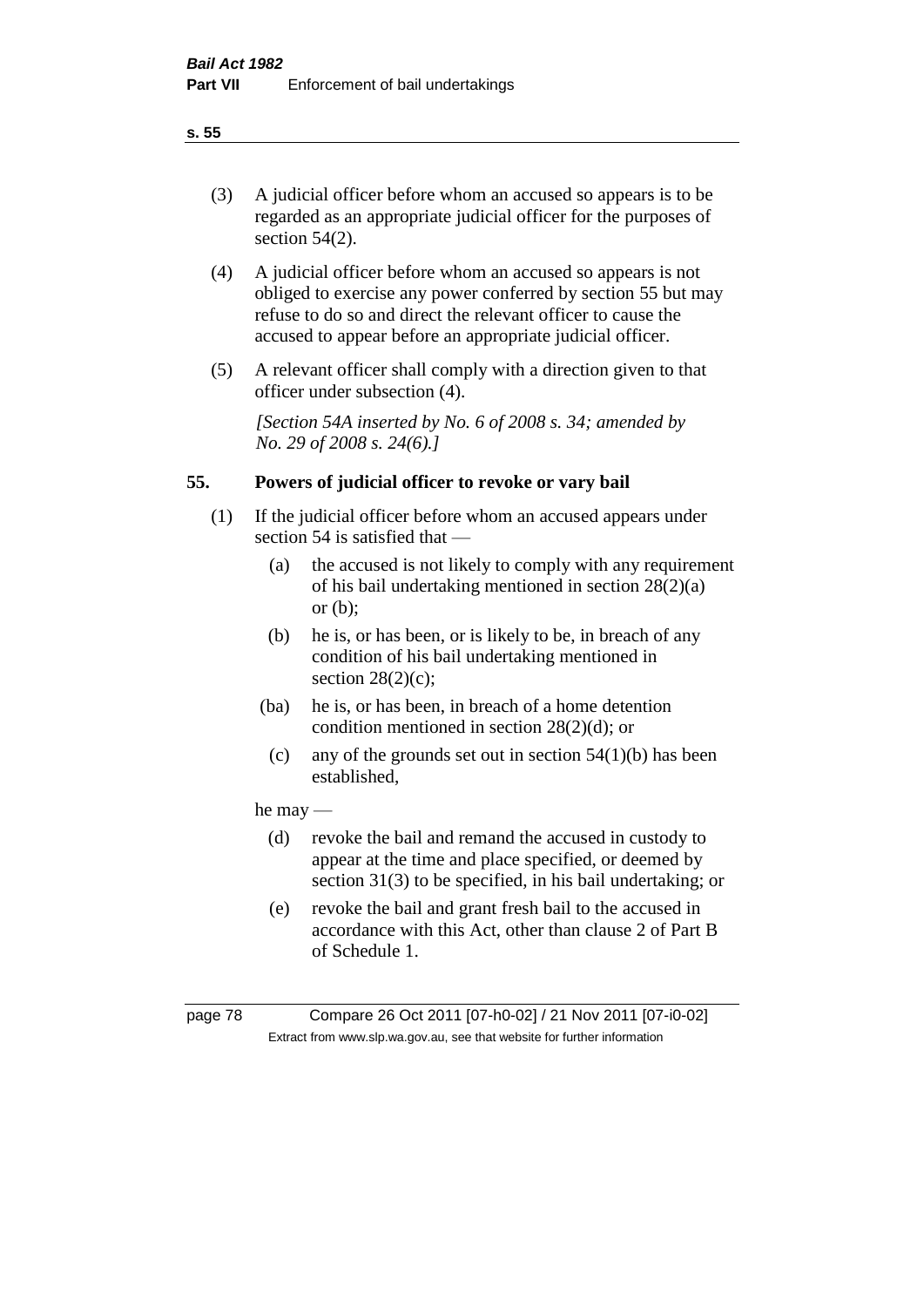(3) A judicial officer before whom an accused so appears is to be regarded as an appropriate judicial officer for the purposes of section 54(2).

(4) A judicial officer before whom an accused so appears is not obliged to exercise any power conferred by section 55 but may refuse to do so and direct the relevant officer to cause the accused to appear before an appropriate judicial officer.

(5) A relevant officer shall comply with a direction given to that officer under subsection (4).

*[Section 54A inserted by No. 6 of 2008 s. 34; amended by No. 29 of 2008 s. 24(6).]*

## 55. Powers of judicial officer to revoke or vary bail

(1) If the judicial officer before whom an accused appears under section 54 is satisfied that —

- (a) the accused is not likely to comply with any requirement of his bail undertaking mentioned in section 28(2)(a) or (b);
- (b) he is, or has been, or is likely to be, in breach of any condition of his bail undertaking mentioned in section 28(2)(c);
- (ba) he is, or has been, in breach of a home detention condition mentioned in section 28(2)(d); or
- (c) any of the grounds set out in section 54(1)(b) has been established,

he may —

- (d) revoke the bail and remand the accused in custody to appear at the time and place specified, or deemed by section 31(3) to be specified, in his bail undertaking; or
- (e) revoke the bail and grant fresh bail to the accused in accordance with this Act, other than clause 2 of Part B of Schedule 1.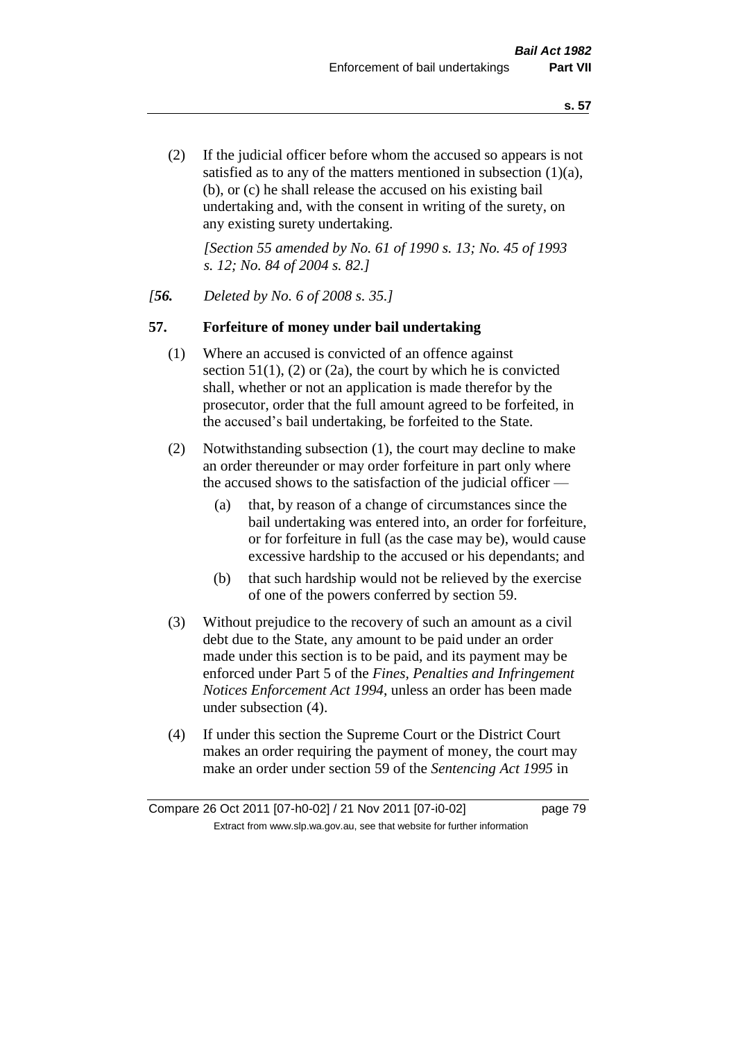(2) If the judicial officer before whom the accused so appears is not satisfied as to any of the matters mentioned in subsection (1)(a), (b), or (c) he shall release the accused on his existing bail undertaking and, with the consent in writing of the surety, on any existing surety undertaking.

*[Section 55 amended by No. 61 of 1990 s. 13; No. 45 of 1993 s. 12; No. 84 of 2004 s. 82.]*

*[**56.** Deleted by No. 6 of 2008 s. 35.]*

## 57. Forfeiture of money under bail undertaking

(1) Where an accused is convicted of an offence against section 51(1), (2) or (2a), the court by which he is convicted shall, whether or not an application is made therefor by the prosecutor, order that the full amount agreed to be forfeited, in the accused's bail undertaking, be forfeited to the State.

(2) Notwithstanding subsection (1), the court may decline to make an order thereunder or may order forfeiture in part only where the accused shows to the satisfaction of the judicial officer —

(a) that, by reason of a change of circumstances since the bail undertaking was entered into, an order for forfeiture, or for forfeiture in full (as the case may be), would cause excessive hardship to the accused or his dependants; and

(b) that such hardship would not be relieved by the exercise of one of the powers conferred by section 59.

(3) Without prejudice to the recovery of such an amount as a civil debt due to the State, any amount to be paid under an order made under this section is to be paid, and its payment may be enforced under Part 5 of the *Fines, Penalties and Infringement Notices Enforcement Act 1994*, unless an order has been made under subsection (4).

(4) If under this section the Supreme Court or the District Court makes an order requiring the payment of money, the court may make an order under section 59 of the *Sentencing Act 1995* in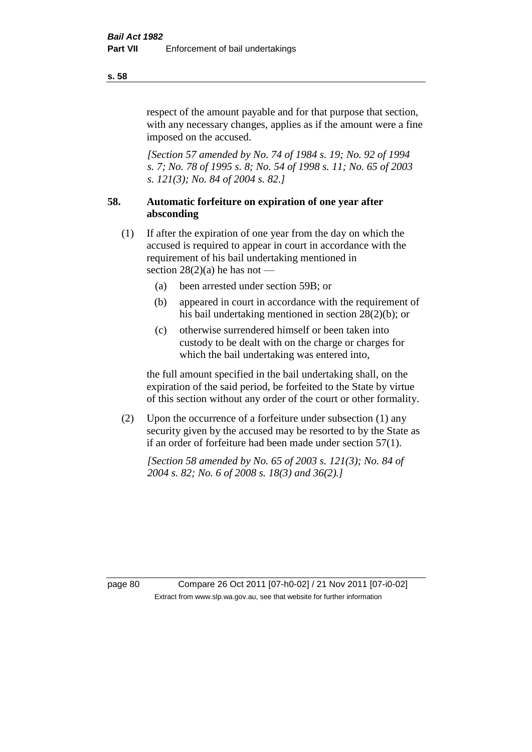respect of the amount payable and for that purpose that section, with any necessary changes, applies as if the amount were a fine imposed on the accused.

*[Section 57 amended by No. 74 of 1984 s. 19; No. 92 of 1994 s. 7; No. 78 of 1995 s. 8; No. 54 of 1998 s. 11; No. 65 of 2003 s. 121(3); No. 84 of 2004 s. 82.]*

## 58. Automatic forfeiture on expiration of one year after absconding

(1) If after the expiration of one year from the day on which the accused is required to appear in court in accordance with the requirement of his bail undertaking mentioned in section 28(2)(a) he has not —

- (a) been arrested under section 59B; or
- (b) appeared in court in accordance with the requirement of his bail undertaking mentioned in section 28(2)(b); or
- (c) otherwise surrendered himself or been taken into custody to be dealt with on the charge or charges for which the bail undertaking was entered into,

the full amount specified in the bail undertaking shall, on the expiration of the said period, be forfeited to the State by virtue of this section without any order of the court or other formality.

(2) Upon the occurrence of a forfeiture under subsection (1) any security given by the accused may be resorted to by the State as if an order of forfeiture had been made under section 57(1).

*[Section 58 amended by No. 65 of 2003 s. 121(3); No. 84 of 2004 s. 82; No. 6 of 2008 s. 18(3) and 36(2).]*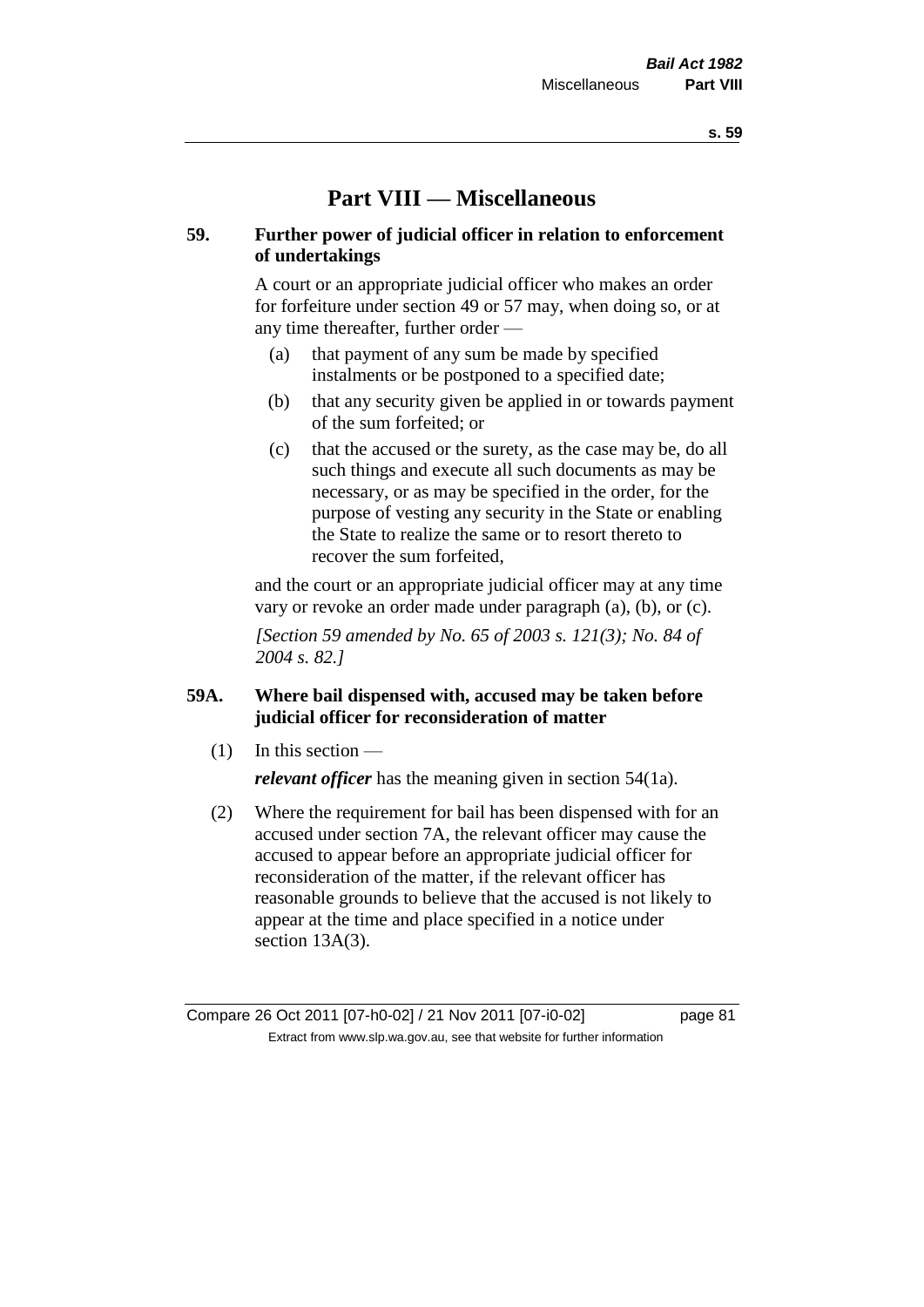# Part VIII — Miscellaneous

### 59. Further power of judicial officer in relation to enforcement of undertakings

A court or an appropriate judicial officer who makes an order for forfeiture under section 49 or 57 may, when doing so, or at any time thereafter, further order —

- (a) that payment of any sum be made by specified instalments or be postponed to a specified date;
- (b) that any security given be applied in or towards payment of the sum forfeited; or
- (c) that the accused or the surety, as the case may be, do all such things and execute all such documents as may be necessary, or as may be specified in the order, for the purpose of vesting any security in the State or enabling the State to realize the same or to resort thereto to recover the sum forfeited,

and the court or an appropriate judicial officer may at any time vary or revoke an order made under paragraph (a), (b), or (c).

*[Section 59 amended by No. 65 of 2003 s. 121(3); No. 84 of 2004 s. 82.]*

### 59A. Where bail dispensed with, accused may be taken before judicial officer for reconsideration of matter

(1) In this section —

***relevant officer*** has the meaning given in section 54(1a).

(2) Where the requirement for bail has been dispensed with for an accused under section 7A, the relevant officer may cause the accused to appear before an appropriate judicial officer for reconsideration of the matter, if the relevant officer has reasonable grounds to believe that the accused is not likely to appear at the time and place specified in a notice under section 13A(3).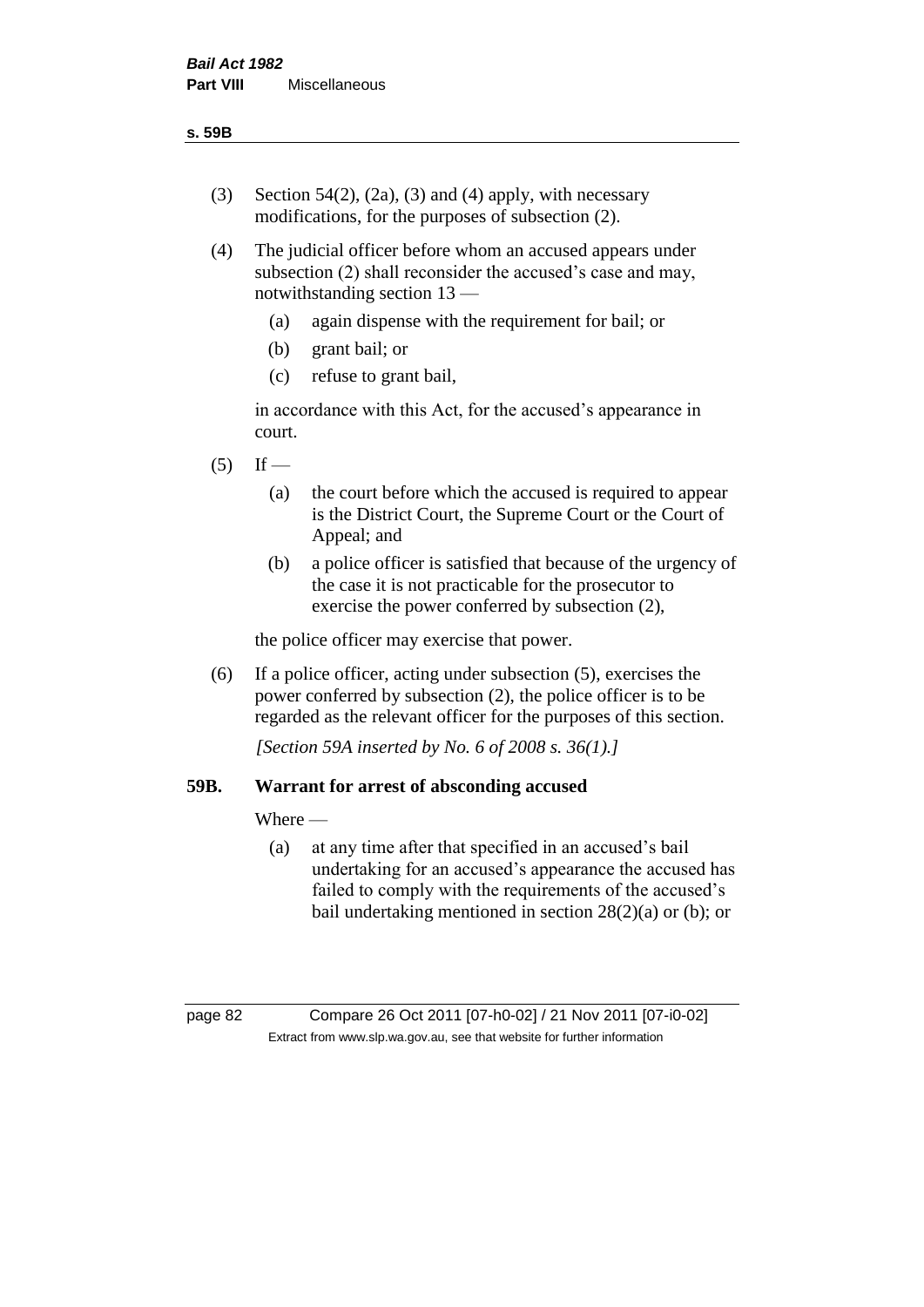(3) Section 54(2), (2a), (3) and (4) apply, with necessary modifications, for the purposes of subsection (2).

(4) The judicial officer before whom an accused appears under subsection (2) shall reconsider the accused's case and may, notwithstanding section 13 —

   (a) again dispense with the requirement for bail; or

   (b) grant bail; or

   (c) refuse to grant bail,

   in accordance with this Act, for the accused's appearance in court.

(5) If —

   (a) the court before which the accused is required to appear is the District Court, the Supreme Court or the Court of Appeal; and

   (b) a police officer is satisfied that because of the urgency of the case it is not practicable for the prosecutor to exercise the power conferred by subsection (2),

   the police officer may exercise that power.

(6) If a police officer, acting under subsection (5), exercises the power conferred by subsection (2), the police officer is to be regarded as the relevant officer for the purposes of this section.

*[Section 59A inserted by No. 6 of 2008 s. 36(1).]*

### 59B. Warrant for arrest of absconding accused

Where —

   (a) at any time after that specified in an accused's bail undertaking for an accused's appearance the accused has failed to comply with the requirements of the accused's bail undertaking mentioned in section 28(2)(a) or (b); or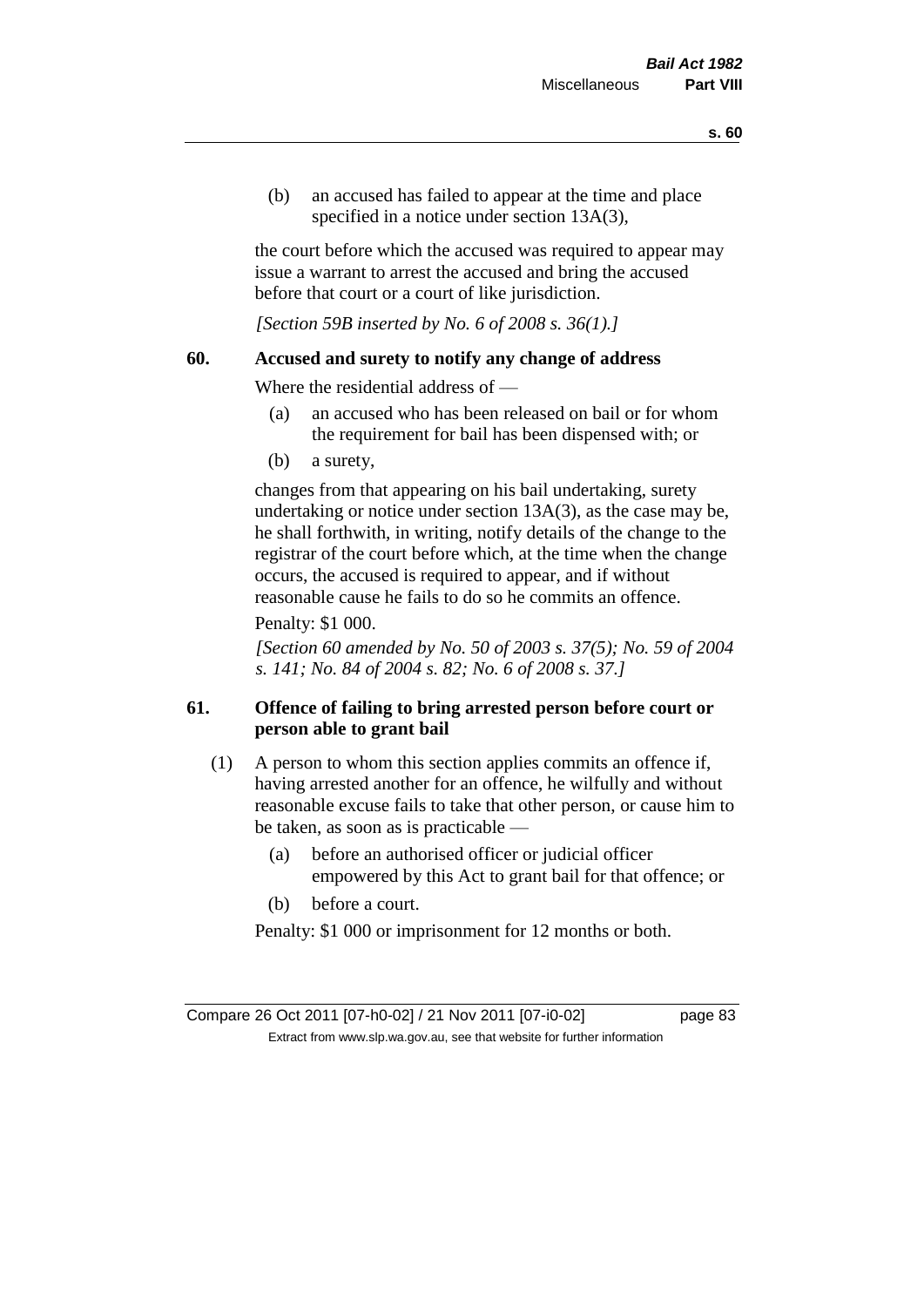(b) an accused has failed to appear at the time and place specified in a notice under section 13A(3),

the court before which the accused was required to appear may issue a warrant to arrest the accused and bring the accused before that court or a court of like jurisdiction.

*[Section 59B inserted by No. 6 of 2008 s. 36(1).]*

## 60. Accused and surety to notify any change of address

Where the residential address of —

(a) an accused who has been released on bail or for whom the requirement for bail has been dispensed with; or

(b) a surety,

changes from that appearing on his bail undertaking, surety undertaking or notice under section 13A(3), as the case may be, he shall forthwith, in writing, notify details of the change to the registrar of the court before which, at the time when the change occurs, the accused is required to appear, and if without reasonable cause he fails to do so he commits an offence.

Penalty: $1 000.

*[Section 60 amended by No. 50 of 2003 s. 37(5); No. 59 of 2004 s. 141; No. 84 of 2004 s. 82; No. 6 of 2008 s. 37.]*

## 61. Offence of failing to bring arrested person before court or person able to grant bail

(1) A person to whom this section applies commits an offence if, having arrested another for an offence, he wilfully and without reasonable excuse fails to take that other person, or cause him to be taken, as soon as is practicable —

(a) before an authorised officer or judicial officer empowered by this Act to grant bail for that offence; or

(b) before a court.

Penalty: $1 000 or imprisonment for 12 months or both.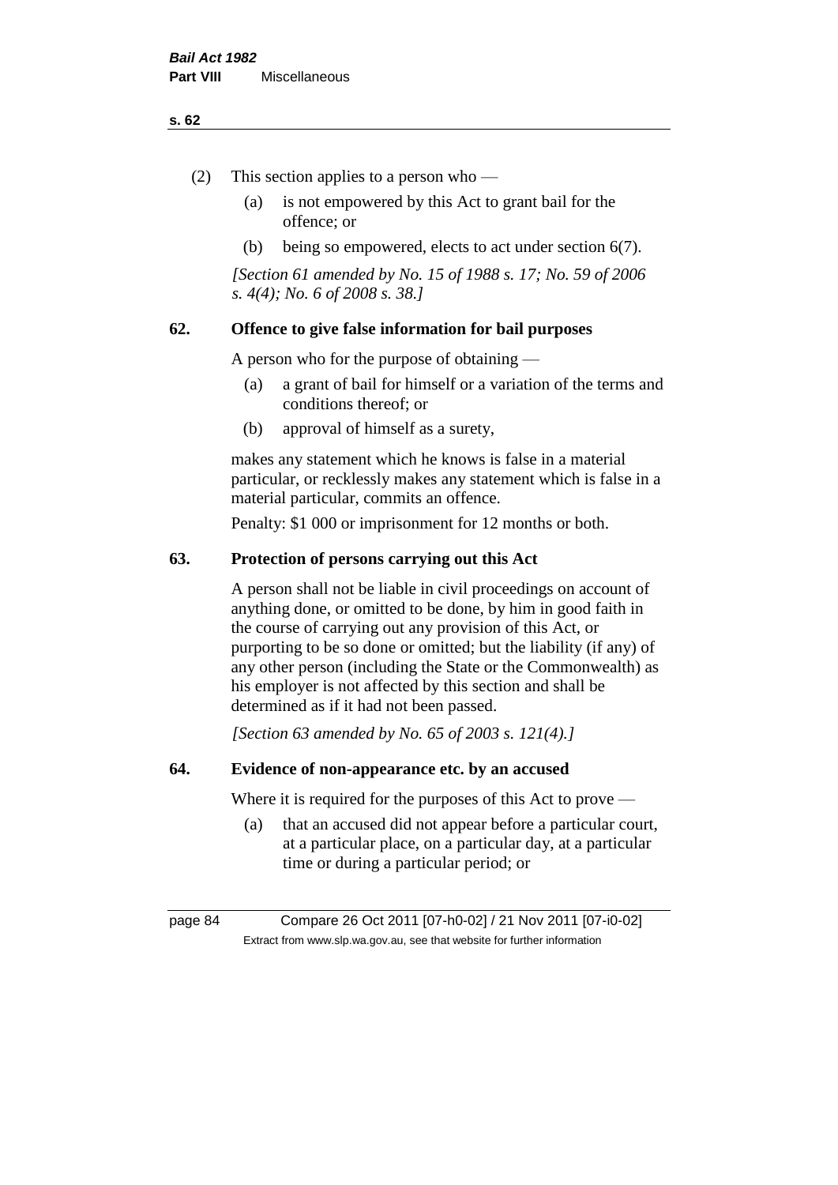(2) This section applies to a person who —

(a) is not empowered by this Act to grant bail for the offence; or

(b) being so empowered, elects to act under section 6(7).

*[Section 61 amended by No. 15 of 1988 s. 17; No. 59 of 2006 s. 4(4); No. 6 of 2008 s. 38.]*

## 62. Offence to give false information for bail purposes

A person who for the purpose of obtaining —

(a) a grant of bail for himself or a variation of the terms and conditions thereof; or

(b) approval of himself as a surety,

makes any statement which he knows is false in a material particular, or recklessly makes any statement which is false in a material particular, commits an offence.

Penalty: $1 000 or imprisonment for 12 months or both.

## 63. Protection of persons carrying out this Act

A person shall not be liable in civil proceedings on account of anything done, or omitted to be done, by him in good faith in the course of carrying out any provision of this Act, or purporting to be so done or omitted; but the liability (if any) of any other person (including the State or the Commonwealth) as his employer is not affected by this section and shall be determined as if it had not been passed.

*[Section 63 amended by No. 65 of 2003 s. 121(4).]*

## 64. Evidence of non-appearance etc. by an accused

Where it is required for the purposes of this Act to prove —

(a) that an accused did not appear before a particular court, at a particular place, on a particular day, at a particular time or during a particular period; or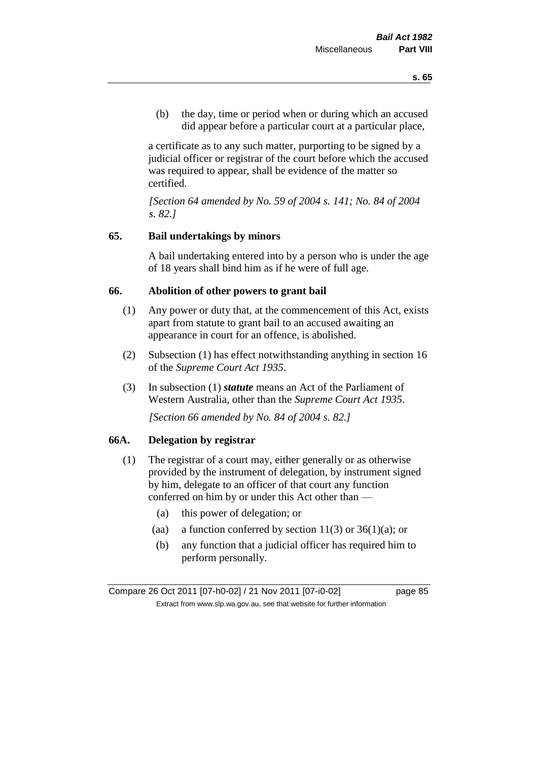(b) the day, time or period when or during which an accused did appear before a particular court at a particular place,

a certificate as to any such matter, purporting to be signed by a judicial officer or registrar of the court before which the accused was required to appear, shall be evidence of the matter so certified.

*[Section 64 amended by No. 59 of 2004 s. 141; No. 84 of 2004 s. 82.]*

## 65. Bail undertakings by minors

A bail undertaking entered into by a person who is under the age of 18 years shall bind him as if he were of full age.

## 66. Abolition of other powers to grant bail

(1) Any power or duty that, at the commencement of this Act, exists apart from statute to grant bail to an accused awaiting an appearance in court for an offence, is abolished.

(2) Subsection (1) has effect notwithstanding anything in section 16 of the *Supreme Court Act 1935*.

(3) In subsection (1) ***statute*** means an Act of the Parliament of Western Australia, other than the *Supreme Court Act 1935*.

*[Section 66 amended by No. 84 of 2004 s. 82.]*

## 66A. Delegation by registrar

(1) The registrar of a court may, either generally or as otherwise provided by the instrument of delegation, by instrument signed by him, delegate to an officer of that court any function conferred on him by or under this Act other than —

(a) this power of delegation; or

(aa) a function conferred by section 11(3) or 36(1)(a); or

(b) any function that a judicial officer has required him to perform personally.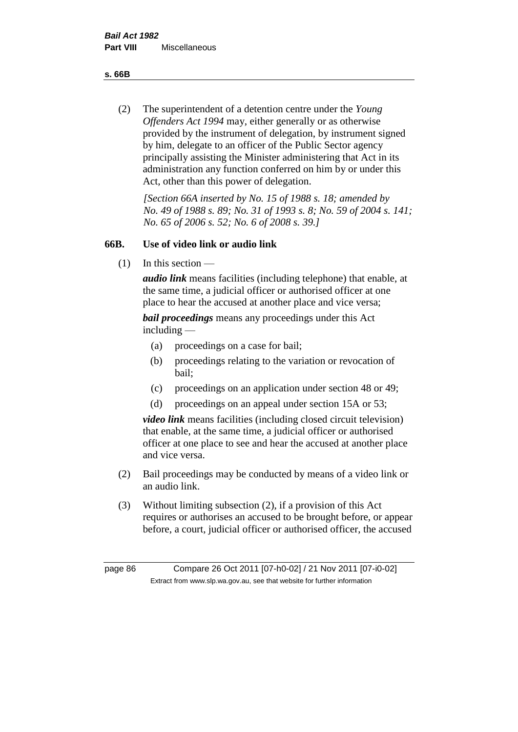(2) The superintendent of a detention centre under the *Young Offenders Act 1994* may, either generally or as otherwise provided by the instrument of delegation, by instrument signed by him, delegate to an officer of the Public Sector agency principally assisting the Minister administering that Act in its administration any function conferred on him by or under this Act, other than this power of delegation.

*[Section 66A inserted by No. 15 of 1988 s. 18; amended by No. 49 of 1988 s. 89; No. 31 of 1993 s. 8; No. 59 of 2004 s. 141; No. 65 of 2006 s. 52; No. 6 of 2008 s. 39.]*

### 66B. Use of video link or audio link

(1) In this section —

***audio link*** means facilities (including telephone) that enable, at the same time, a judicial officer or authorised officer at one place to hear the accused at another place and vice versa;

***bail proceedings*** means any proceedings under this Act including —

(a) proceedings on a case for bail;

(b) proceedings relating to the variation or revocation of bail;

(c) proceedings on an application under section 48 or 49;

(d) proceedings on an appeal under section 15A or 53;

***video link*** means facilities (including closed circuit television) that enable, at the same time, a judicial officer or authorised officer at one place to see and hear the accused at another place and vice versa.

(2) Bail proceedings may be conducted by means of a video link or an audio link.

(3) Without limiting subsection (2), if a provision of this Act requires or authorises an accused to be brought before, or appear before, a court, judicial officer or authorised officer, the accused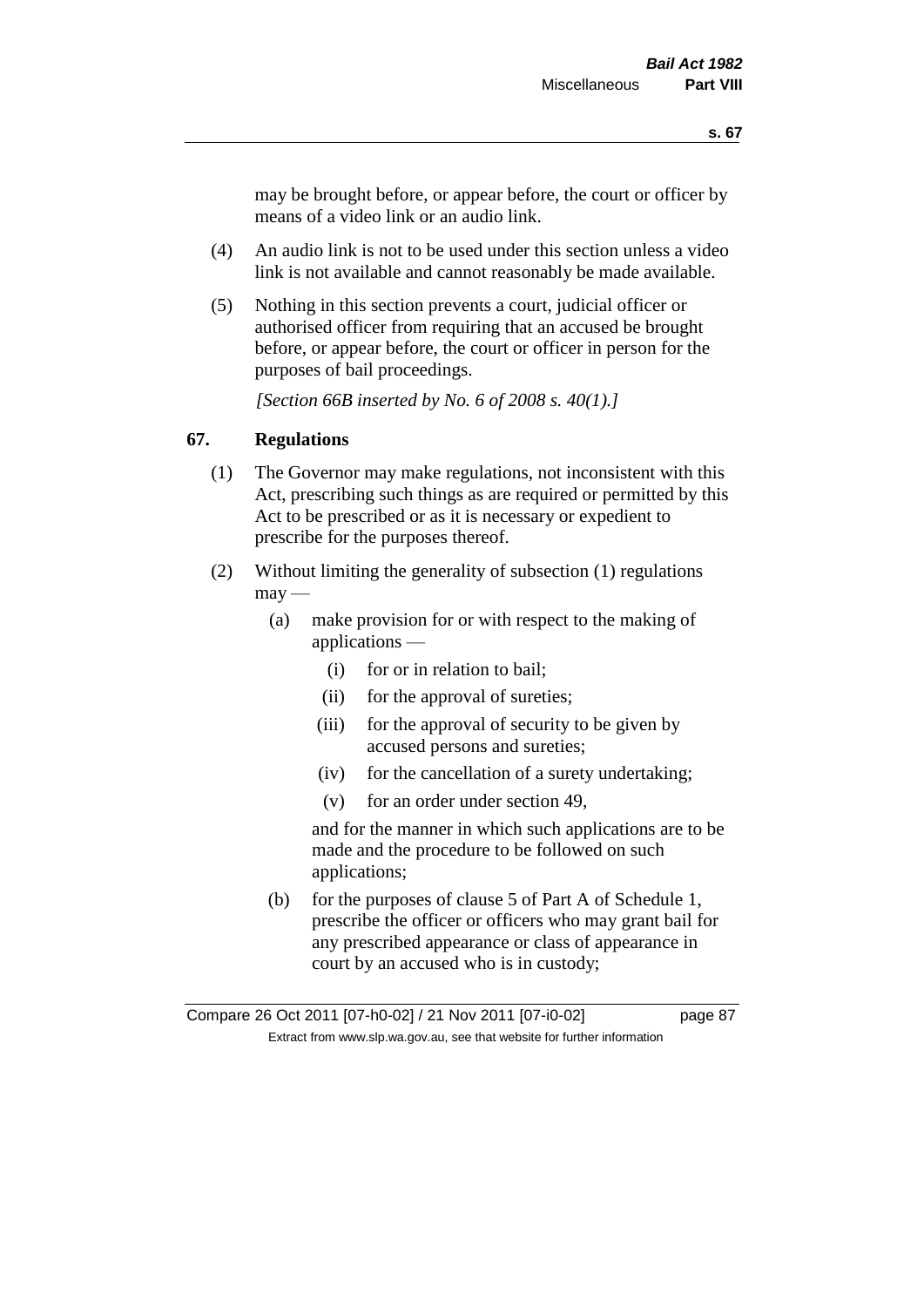may be brought before, or appear before, the court or officer by means of a video link or an audio link.

(4) An audio link is not to be used under this section unless a video link is not available and cannot reasonably be made available.

(5) Nothing in this section prevents a court, judicial officer or authorised officer from requiring that an accused be brought before, or appear before, the court or officer in person for the purposes of bail proceedings.

*[Section 66B inserted by No. 6 of 2008 s. 40(1).]*

## 67. Regulations

(1) The Governor may make regulations, not inconsistent with this Act, prescribing such things as are required or permitted by this Act to be prescribed or as it is necessary or expedient to prescribe for the purposes thereof.

(2) Without limiting the generality of subsection (1) regulations may —

(a) make provision for or with respect to the making of applications —

(i) for or in relation to bail;

(ii) for the approval of sureties;

(iii) for the approval of security to be given by accused persons and sureties;

(iv) for the cancellation of a surety undertaking;

(v) for an order under section 49,

and for the manner in which such applications are to be made and the procedure to be followed on such applications;

(b) for the purposes of clause 5 of Part A of Schedule 1, prescribe the officer or officers who may grant bail for any prescribed appearance or class of appearance in court by an accused who is in custody;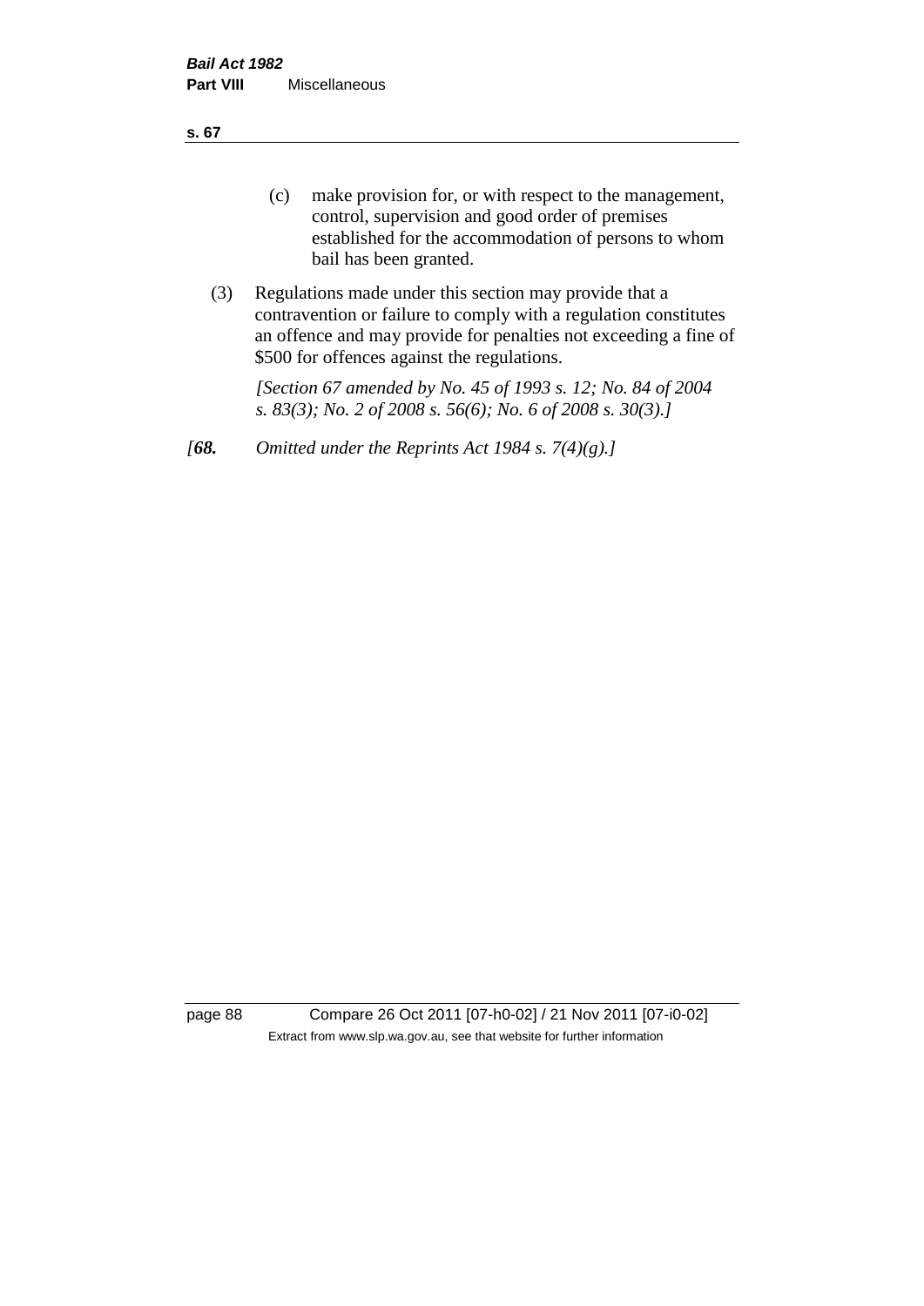(c) make provision for, or with respect to the management, control, supervision and good order of premises established for the accommodation of persons to whom bail has been granted.

(3) Regulations made under this section may provide that a contravention or failure to comply with a regulation constitutes an offence and may provide for penalties not exceeding a fine of $500 for offences against the regulations.

*[Section 67 amended by No. 45 of 1993 s. 12; No. 84 of 2004 s. 83(3); No. 2 of 2008 s. 56(6); No. 6 of 2008 s. 30(3).]*

*[**68.** Omitted under the Reprints Act 1984 s. 7(4)(g).]*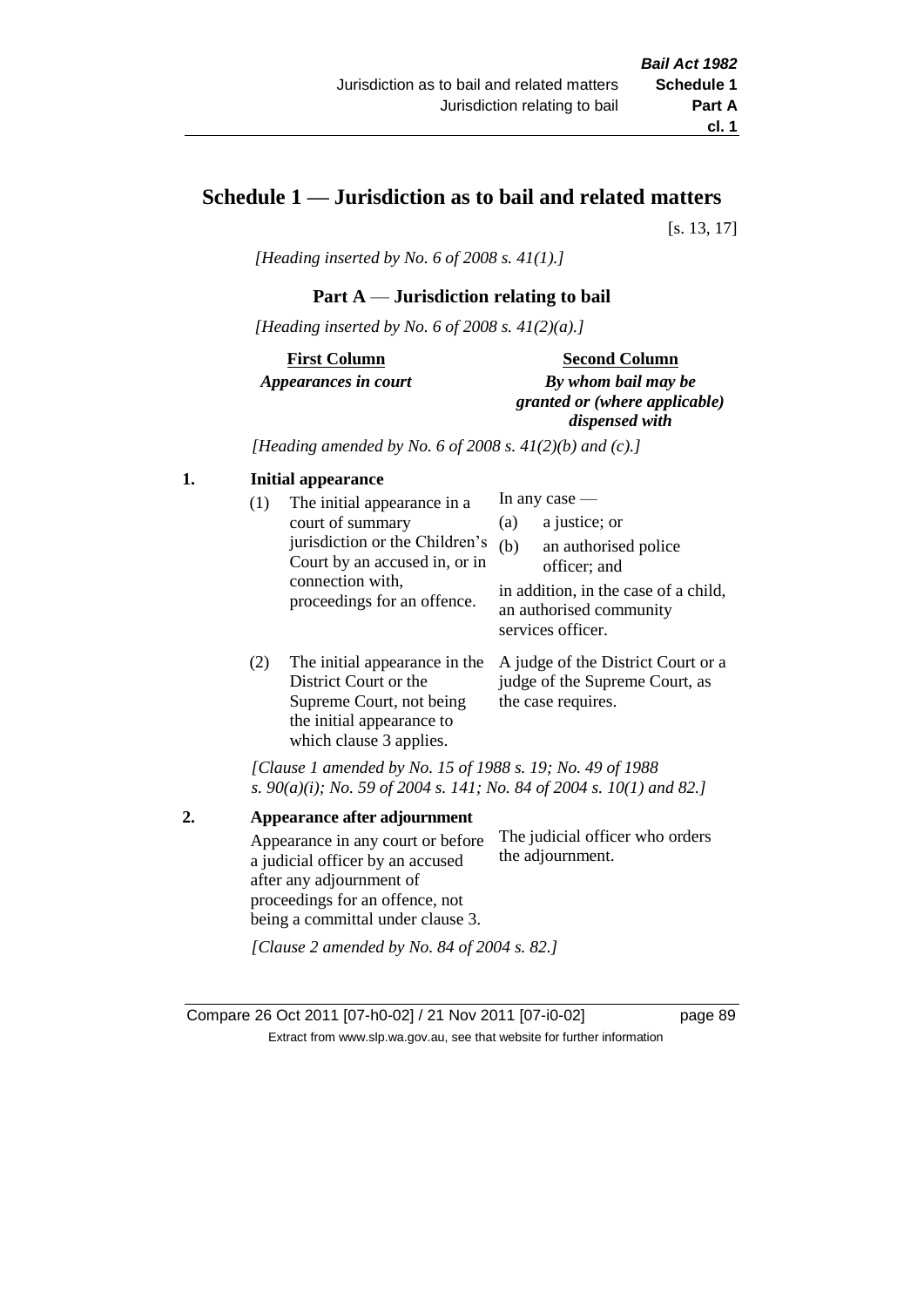# Schedule 1 — Jurisdiction as to bail and related matters

[s. 13, 17]

*[Heading inserted by No. 6 of 2008 s. 41(1).]*

## Part A — Jurisdiction relating to bail

*[Heading inserted by No. 6 of 2008 s. 41(2)(a).]*

| **First Column** *Appearances in court* | **Second Column** *By whom bail may be granted or (where applicable) dispensed with* |
|---|---|

*[Heading amended by No. 6 of 2008 s. 41(2)(b) and (c).]*

**1. Initial appearance**

| | |
|---|---|
| (1) The initial appearance in a court of summary jurisdiction or the Children's Court by an accused in, or in connection with, proceedings for an offence. | In any case — (a) a justice; or (b) an authorised police officer; and in addition, in the case of a child, an authorised community services officer. |
| (2) The initial appearance in the District Court or the Supreme Court, not being the initial appearance to which clause 3 applies. | A judge of the District Court or a judge of the Supreme Court, as the case requires. |

*[Clause 1 amended by No. 15 of 1988 s. 19; No. 49 of 1988 s. 90(a)(i); No. 59 of 2004 s. 141; No. 84 of 2004 s. 10(1) and 82.]*

**2. Appearance after adjournment**

| | |
|---|---|
| Appearance in any court or before a judicial officer by an accused after any adjournment of proceedings for an offence, not being a committal under clause 3. | The judicial officer who orders the adjournment. |

*[Clause 2 amended by No. 84 of 2004 s. 82.]*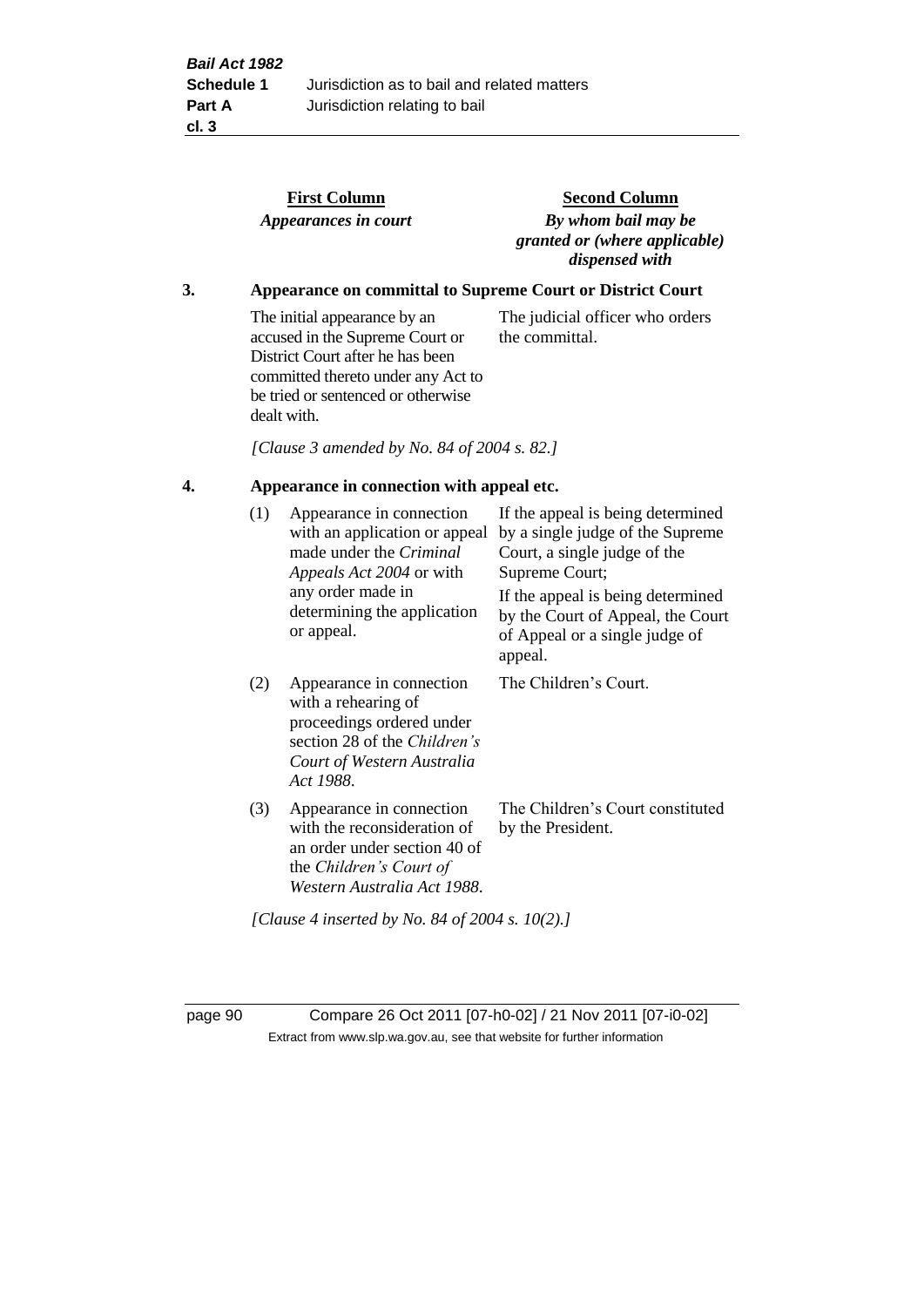| First Column | Second Column |
|---|---|
| **Appearances in court** | ***By whom bail may be granted or (where applicable) dispensed with*** |

### 3. Appearance on committal to Supreme Court or District Court

| | |
|---|---|
| The initial appearance by an accused in the Supreme Court or District Court after he has been committed thereto under any Act to be tried or sentenced or otherwise dealt with. | The judicial officer who orders the committal. |

*[Clause 3 amended by No. 84 of 2004 s. 82.]*

### 4. Appearance in connection with appeal etc.

| | | |
|---|---|---|
| (1) | Appearance in connection with an application or appeal made under the *Criminal Appeals Act 2004* or with any order made in determining the application or appeal. | If the appeal is being determined by a single judge of the Supreme Court, a single judge of the Supreme Court; If the appeal is being determined by the Court of Appeal, the Court of Appeal or a single judge of appeal. |
| (2) | Appearance in connection with a rehearing of proceedings ordered under section 28 of the *Children's Court of Western Australia Act 1988*. | The Children's Court. |
| (3) | Appearance in connection with the reconsideration of an order under section 40 of the *Children's Court of Western Australia Act 1988*. | The Children's Court constituted by the President. |

*[Clause 4 inserted by No. 84 of 2004 s. 10(2).]*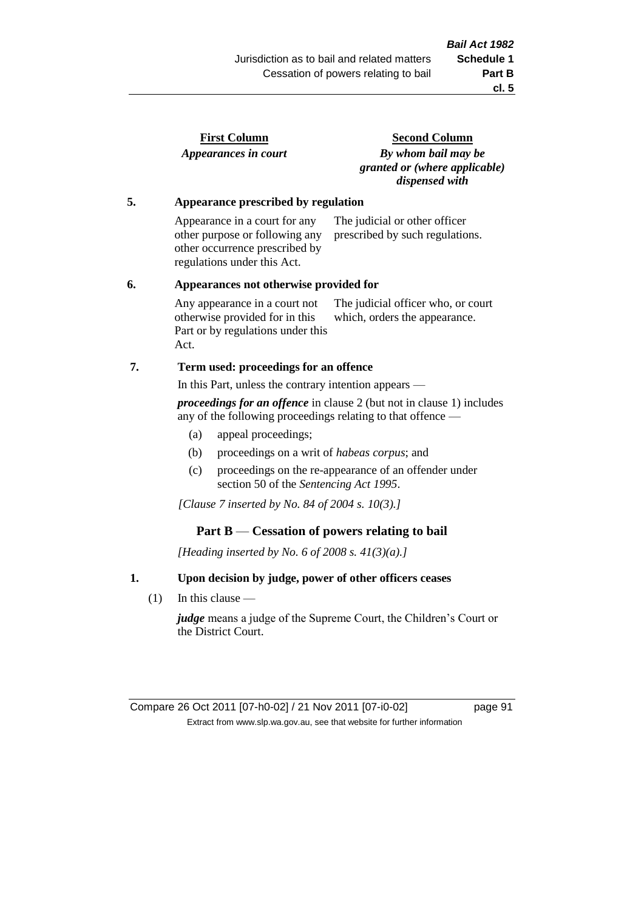| First Column | Second Column |
|---|---|
| ***Appearances in court*** | ***By whom bail may be granted or (where applicable) dispensed with*** |

**5. Appearance prescribed by regulation**

| | |
|---|---|
| Appearance in a court for any other purpose or following any other occurrence prescribed by regulations under this Act. | The judicial or other officer prescribed by such regulations. |

**6. Appearances not otherwise provided for**

| | |
|---|---|
| Any appearance in a court not otherwise provided for in this Part or by regulations under this Act. | The judicial officer who, or court which, orders the appearance. |

**7. Term used: proceedings for an offence**

In this Part, unless the contrary intention appears —

***proceedings for an offence*** in clause 2 (but not in clause 1) includes any of the following proceedings relating to that offence —

(a) appeal proceedings;

(b) proceedings on a writ of *habeas corpus*; and

(c) proceedings on the re-appearance of an offender under section 50 of the *Sentencing Act 1995*.

*[Clause 7 inserted by No. 84 of 2004 s. 10(3).]*

## Part B — Cessation of powers relating to bail

*[Heading inserted by No. 6 of 2008 s. 41(3)(a).]*

**1. Upon decision by judge, power of other officers ceases**

(1) In this clause —

***judge*** means a judge of the Supreme Court, the Children's Court or the District Court.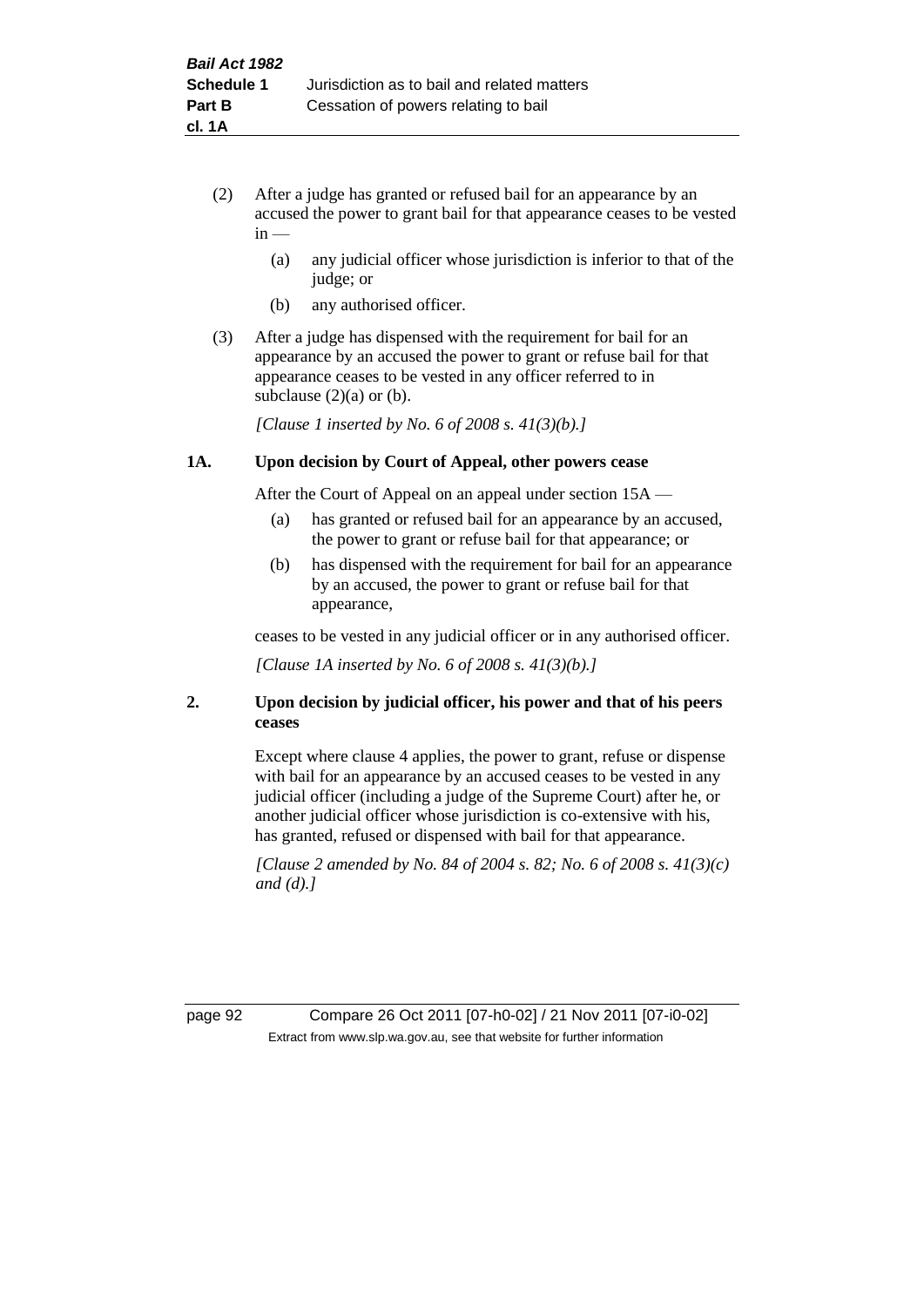(2) After a judge has granted or refused bail for an appearance by an accused the power to grant bail for that appearance ceases to be vested in —

(a) any judicial officer whose jurisdiction is inferior to that of the judge; or

(b) any authorised officer.

(3) After a judge has dispensed with the requirement for bail for an appearance by an accused the power to grant or refuse bail for that appearance ceases to be vested in any officer referred to in subclause (2)(a) or (b).

*[Clause 1 inserted by No. 6 of 2008 s. 41(3)(b).]*

**1A. Upon decision by Court of Appeal, other powers cease**

After the Court of Appeal on an appeal under section 15A —

(a) has granted or refused bail for an appearance by an accused, the power to grant or refuse bail for that appearance; or

(b) has dispensed with the requirement for bail for an appearance by an accused, the power to grant or refuse bail for that appearance,

ceases to be vested in any judicial officer or in any authorised officer.

*[Clause 1A inserted by No. 6 of 2008 s. 41(3)(b).]*

**2. Upon decision by judicial officer, his power and that of his peers ceases**

Except where clause 4 applies, the power to grant, refuse or dispense with bail for an appearance by an accused ceases to be vested in any judicial officer (including a judge of the Supreme Court) after he, or another judicial officer whose jurisdiction is co-extensive with his, has granted, refused or dispensed with bail for that appearance.

*[Clause 2 amended by No. 84 of 2004 s. 82; No. 6 of 2008 s. 41(3)(c) and (d).]*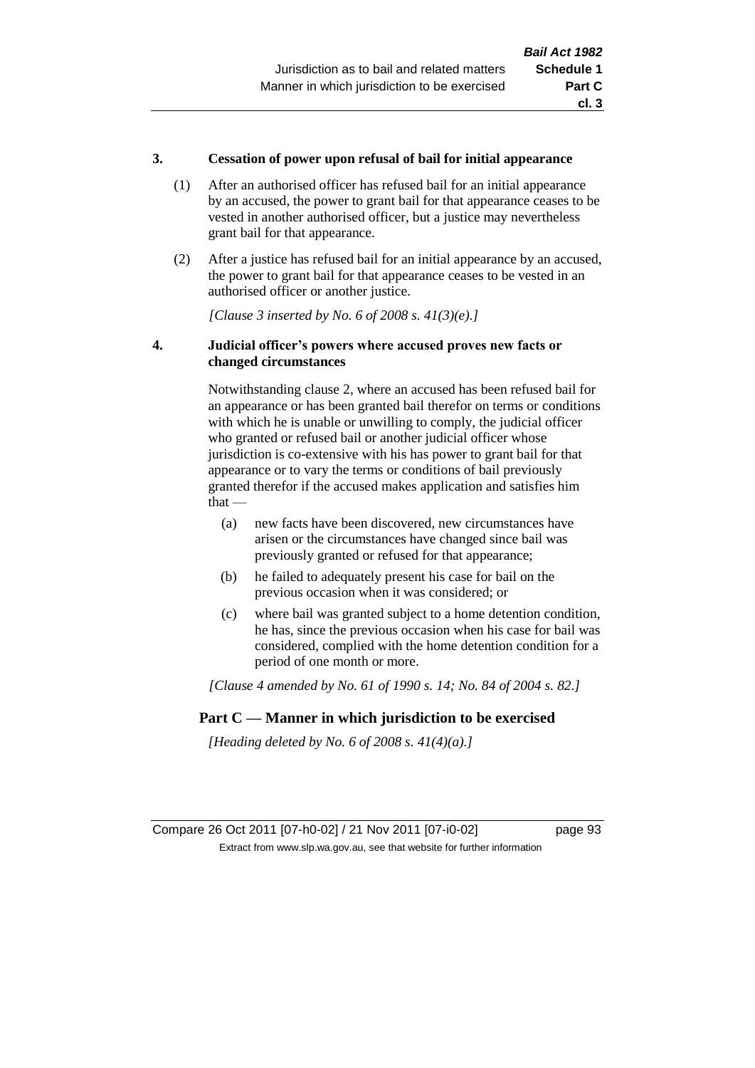**3. Cessation of power upon refusal of bail for initial appearance**

(1) After an authorised officer has refused bail for an initial appearance by an accused, the power to grant bail for that appearance ceases to be vested in another authorised officer, but a justice may nevertheless grant bail for that appearance.

(2) After a justice has refused bail for an initial appearance by an accused, the power to grant bail for that appearance ceases to be vested in an authorised officer or another justice.

*[Clause 3 inserted by No. 6 of 2008 s. 41(3)(e).]*

**4. Judicial officer's powers where accused proves new facts or changed circumstances**

Notwithstanding clause 2, where an accused has been refused bail for an appearance or has been granted bail therefor on terms or conditions with which he is unable or unwilling to comply, the judicial officer who granted or refused bail or another judicial officer whose jurisdiction is co-extensive with his has power to grant bail for that appearance or to vary the terms or conditions of bail previously granted therefor if the accused makes application and satisfies him that —

(a) new facts have been discovered, new circumstances have arisen or the circumstances have changed since bail was previously granted or refused for that appearance;

(b) he failed to adequately present his case for bail on the previous occasion when it was considered; or

(c) where bail was granted subject to a home detention condition, he has, since the previous occasion when his case for bail was considered, complied with the home detention condition for a period of one month or more.

*[Clause 4 amended by No. 61 of 1990 s. 14; No. 84 of 2004 s. 82.]*

## Part C — Manner in which jurisdiction to be exercised

*[Heading deleted by No. 6 of 2008 s. 41(4)(a).]*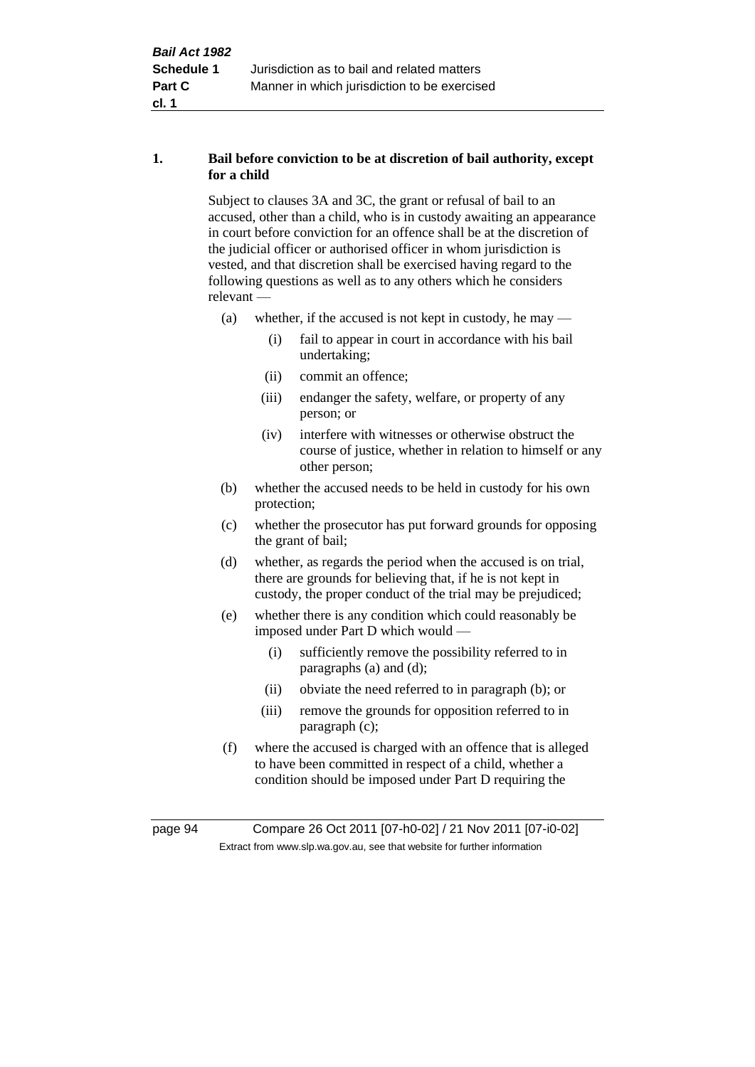### 1. Bail before conviction to be at discretion of bail authority, except for a child

Subject to clauses 3A and 3C, the grant or refusal of bail to an accused, other than a child, who is in custody awaiting an appearance in court before conviction for an offence shall be at the discretion of the judicial officer or authorised officer in whom jurisdiction is vested, and that discretion shall be exercised having regard to the following questions as well as to any others which he considers relevant —

(a) whether, if the accused is not kept in custody, he may —

  (i) fail to appear in court in accordance with his bail undertaking;

  (ii) commit an offence;

  (iii) endanger the safety, welfare, or property of any person; or

  (iv) interfere with witnesses or otherwise obstruct the course of justice, whether in relation to himself or any other person;

(b) whether the accused needs to be held in custody for his own protection;

(c) whether the prosecutor has put forward grounds for opposing the grant of bail;

(d) whether, as regards the period when the accused is on trial, there are grounds for believing that, if he is not kept in custody, the proper conduct of the trial may be prejudiced;

(e) whether there is any condition which could reasonably be imposed under Part D which would —

  (i) sufficiently remove the possibility referred to in paragraphs (a) and (d);

  (ii) obviate the need referred to in paragraph (b); or

  (iii) remove the grounds for opposition referred to in paragraph (c);

(f) where the accused is charged with an offence that is alleged to have been committed in respect of a child, whether a condition should be imposed under Part D requiring the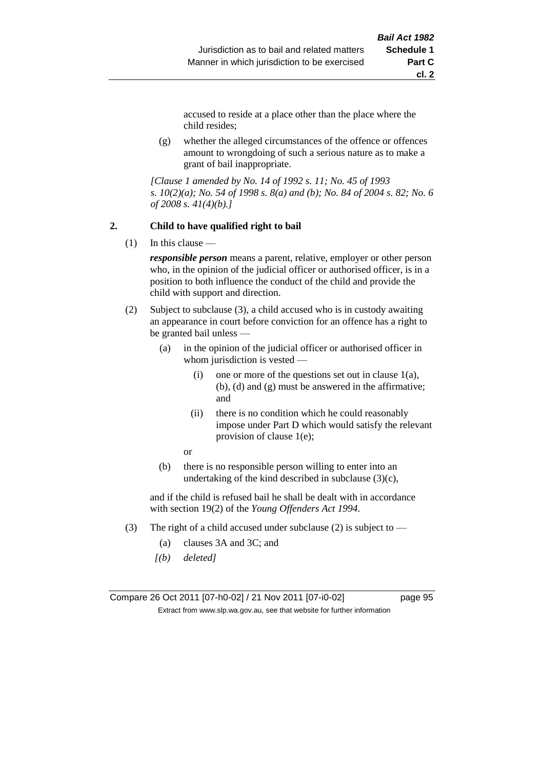accused to reside at a place other than the place where the child resides;

(g) whether the alleged circumstances of the offence or offences amount to wrongdoing of such a serious nature as to make a grant of bail inappropriate.

*[Clause 1 amended by No. 14 of 1992 s. 11; No. 45 of 1993 s. 10(2)(a); No. 54 of 1998 s. 8(a) and (b); No. 84 of 2004 s. 82; No. 6 of 2008 s. 41(4)(b).]*

**2. Child to have qualified right to bail**

(1) In this clause —

***responsible person*** means a parent, relative, employer or other person who, in the opinion of the judicial officer or authorised officer, is in a position to both influence the conduct of the child and provide the child with support and direction.

(2) Subject to subclause (3), a child accused who is in custody awaiting an appearance in court before conviction for an offence has a right to be granted bail unless —

(a) in the opinion of the judicial officer or authorised officer in whom jurisdiction is vested —

(i) one or more of the questions set out in clause 1(a), (b), (d) and (g) must be answered in the affirmative; and

(ii) there is no condition which he could reasonably impose under Part D which would satisfy the relevant provision of clause 1(e);

or

(b) there is no responsible person willing to enter into an undertaking of the kind described in subclause (3)(c),

and if the child is refused bail he shall be dealt with in accordance with section 19(2) of the *Young Offenders Act 1994*.

(3) The right of a child accused under subclause (2) is subject to —

(a) clauses 3A and 3C; and

*[(b) deleted]*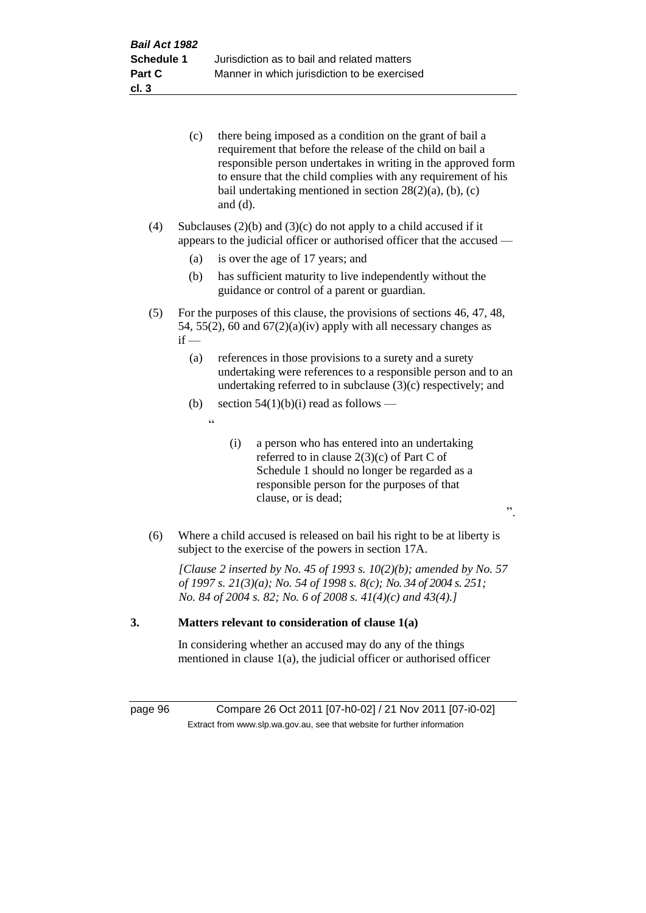(c) there being imposed as a condition on the grant of bail a requirement that before the release of the child on bail a responsible person undertakes in writing in the approved form to ensure that the child complies with any requirement of his bail undertaking mentioned in section 28(2)(a), (b), (c) and (d).

(4) Subclauses (2)(b) and (3)(c) do not apply to a child accused if it appears to the judicial officer or authorised officer that the accused —

(a) is over the age of 17 years; and

(b) has sufficient maturity to live independently without the guidance or control of a parent or guardian.

(5) For the purposes of this clause, the provisions of sections 46, 47, 48, 54, 55(2), 60 and 67(2)(a)(iv) apply with all necessary changes as if —

(a) references in those provisions to a surety and a surety undertaking were references to a responsible person and to an undertaking referred to in subclause (3)(c) respectively; and

(b) section 54(1)(b)(i) read as follows —

"

(i) a person who has entered into an undertaking referred to in clause 2(3)(c) of Part C of Schedule 1 should no longer be regarded as a responsible person for the purposes of that clause, or is dead;

".

(6) Where a child accused is released on bail his right to be at liberty is subject to the exercise of the powers in section 17A.

*[Clause 2 inserted by No. 45 of 1993 s. 10(2)(b); amended by No. 57 of 1997 s. 21(3)(a); No. 54 of 1998 s. 8(c); No. 34 of 2004 s. 251; No. 84 of 2004 s. 82; No. 6 of 2008 s. 41(4)(c) and 43(4).]*

**3. Matters relevant to consideration of clause 1(a)**

In considering whether an accused may do any of the things mentioned in clause 1(a), the judicial officer or authorised officer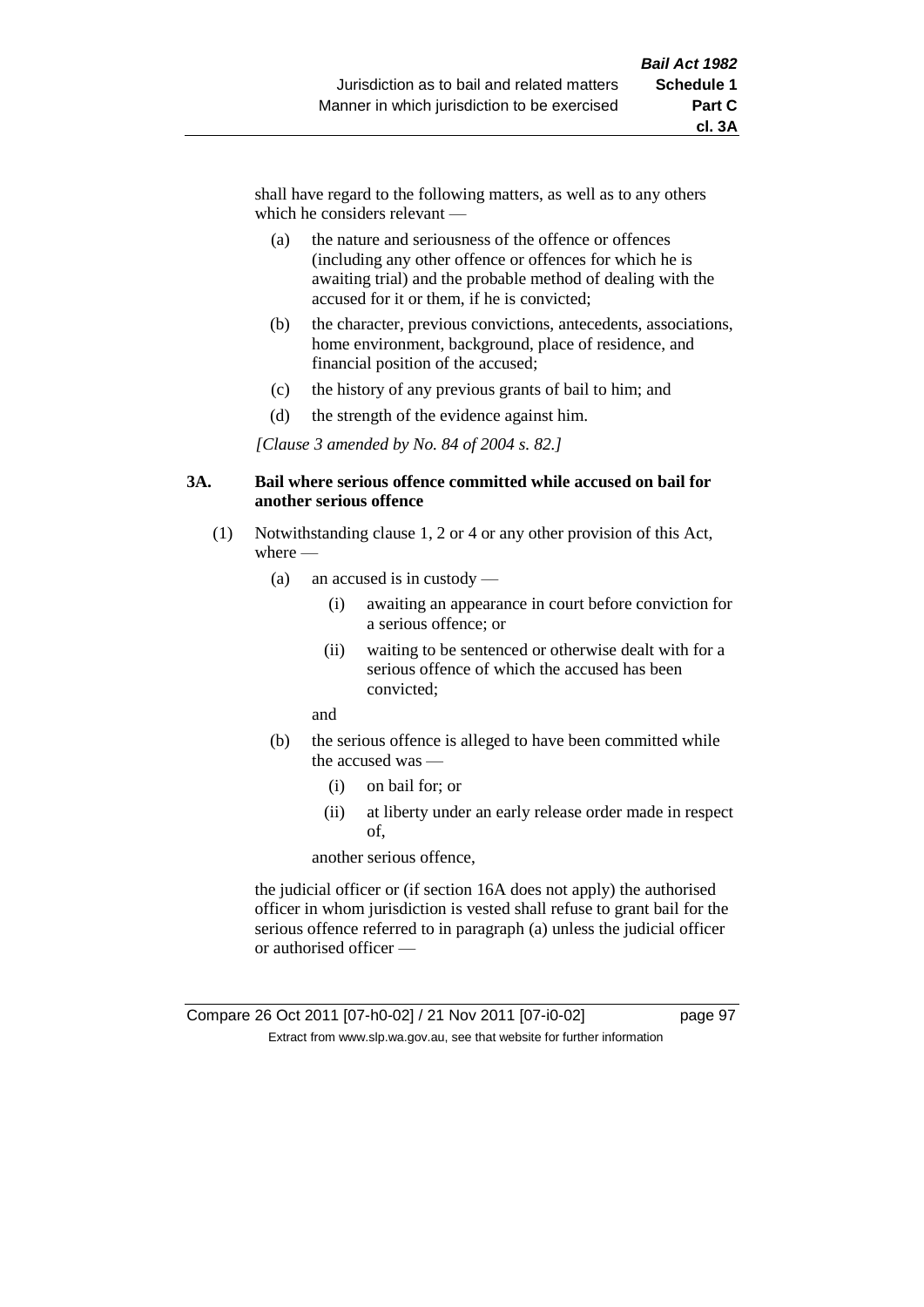shall have regard to the following matters, as well as to any others which he considers relevant —

(a) the nature and seriousness of the offence or offences (including any other offence or offences for which he is awaiting trial) and the probable method of dealing with the accused for it or them, if he is convicted;

(b) the character, previous convictions, antecedents, associations, home environment, background, place of residence, and financial position of the accused;

(c) the history of any previous grants of bail to him; and

(d) the strength of the evidence against him.

*[Clause 3 amended by No. 84 of 2004 s. 82.]*

### 3A. Bail where serious offence committed while accused on bail for another serious offence

(1) Notwithstanding clause 1, 2 or 4 or any other provision of this Act, where —

(a) an accused is in custody —

(i) awaiting an appearance in court before conviction for a serious offence; or

(ii) waiting to be sentenced or otherwise dealt with for a serious offence of which the accused has been convicted;

and

(b) the serious offence is alleged to have been committed while the accused was —

(i) on bail for; or

(ii) at liberty under an early release order made in respect of,

another serious offence,

the judicial officer or (if section 16A does not apply) the authorised officer in whom jurisdiction is vested shall refuse to grant bail for the serious offence referred to in paragraph (a) unless the judicial officer or authorised officer —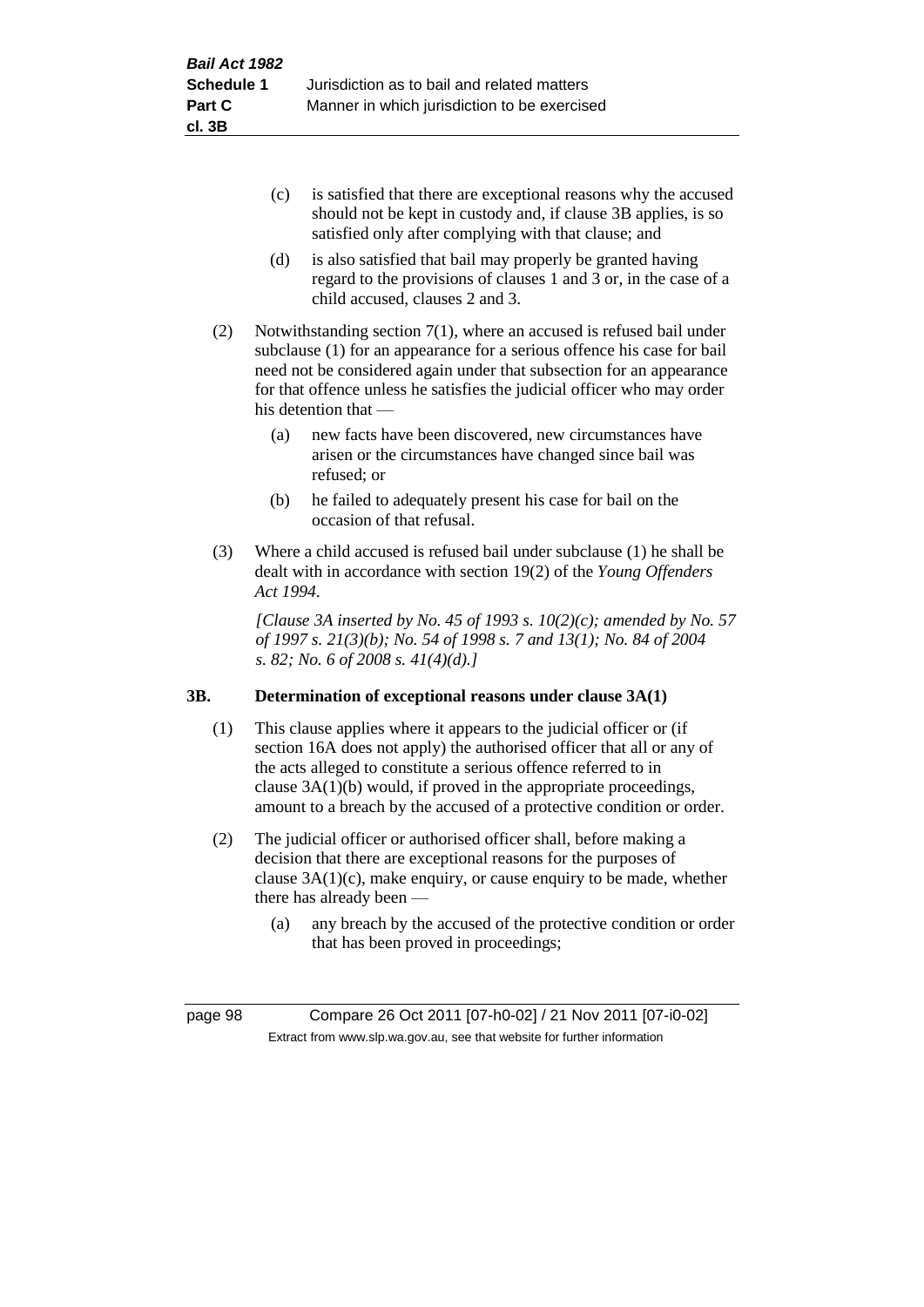(c) is satisfied that there are exceptional reasons why the accused should not be kept in custody and, if clause 3B applies, is so satisfied only after complying with that clause; and

(d) is also satisfied that bail may properly be granted having regard to the provisions of clauses 1 and 3 or, in the case of a child accused, clauses 2 and 3.

(2) Notwithstanding section 7(1), where an accused is refused bail under subclause (1) for an appearance for a serious offence his case for bail need not be considered again under that subsection for an appearance for that offence unless he satisfies the judicial officer who may order his detention that —

(a) new facts have been discovered, new circumstances have arisen or the circumstances have changed since bail was refused; or

(b) he failed to adequately present his case for bail on the occasion of that refusal.

(3) Where a child accused is refused bail under subclause (1) he shall be dealt with in accordance with section 19(2) of the *Young Offenders Act 1994*.

*[Clause 3A inserted by No. 45 of 1993 s. 10(2)(c); amended by No. 57 of 1997 s. 21(3)(b); No. 54 of 1998 s. 7 and 13(1); No. 84 of 2004 s. 82; No. 6 of 2008 s. 41(4)(d).]*

### 3B. Determination of exceptional reasons under clause 3A(1)

(1) This clause applies where it appears to the judicial officer or (if section 16A does not apply) the authorised officer that all or any of the acts alleged to constitute a serious offence referred to in clause 3A(1)(b) would, if proved in the appropriate proceedings, amount to a breach by the accused of a protective condition or order.

(2) The judicial officer or authorised officer shall, before making a decision that there are exceptional reasons for the purposes of clause 3A(1)(c), make enquiry, or cause enquiry to be made, whether there has already been —

(a) any breach by the accused of the protective condition or order that has been proved in proceedings;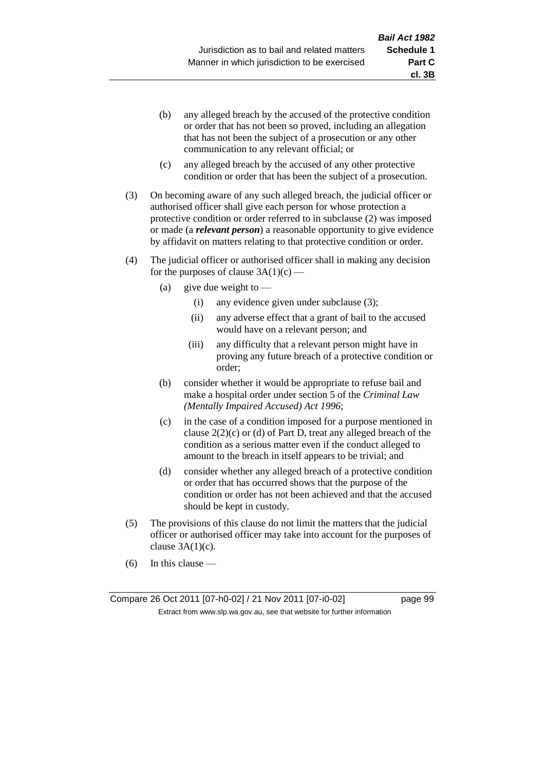(b) any alleged breach by the accused of the protective condition or order that has not been so proved, including an allegation that has not been the subject of a prosecution or any other communication to any relevant official; or

(c) any alleged breach by the accused of any other protective condition or order that has been the subject of a prosecution.

(3) On becoming aware of any such alleged breach, the judicial officer or authorised officer shall give each person for whose protection a protective condition or order referred to in subclause (2) was imposed or made (a ***relevant person***) a reasonable opportunity to give evidence by affidavit on matters relating to that protective condition or order.

(4) The judicial officer or authorised officer shall in making any decision for the purposes of clause 3A(1)(c) —

(a) give due weight to —

(i) any evidence given under subclause (3);

(ii) any adverse effect that a grant of bail to the accused would have on a relevant person; and

(iii) any difficulty that a relevant person might have in proving any future breach of a protective condition or order;

(b) consider whether it would be appropriate to refuse bail and make a hospital order under section 5 of the *Criminal Law (Mentally Impaired Accused) Act 1996*;

(c) in the case of a condition imposed for a purpose mentioned in clause 2(2)(c) or (d) of Part D, treat any alleged breach of the condition as a serious matter even if the conduct alleged to amount to the breach in itself appears to be trivial; and

(d) consider whether any alleged breach of a protective condition or order that has occurred shows that the purpose of the condition or order has not been achieved and that the accused should be kept in custody.

(5) The provisions of this clause do not limit the matters that the judicial officer or authorised officer may take into account for the purposes of clause 3A(1)(c).

(6) In this clause —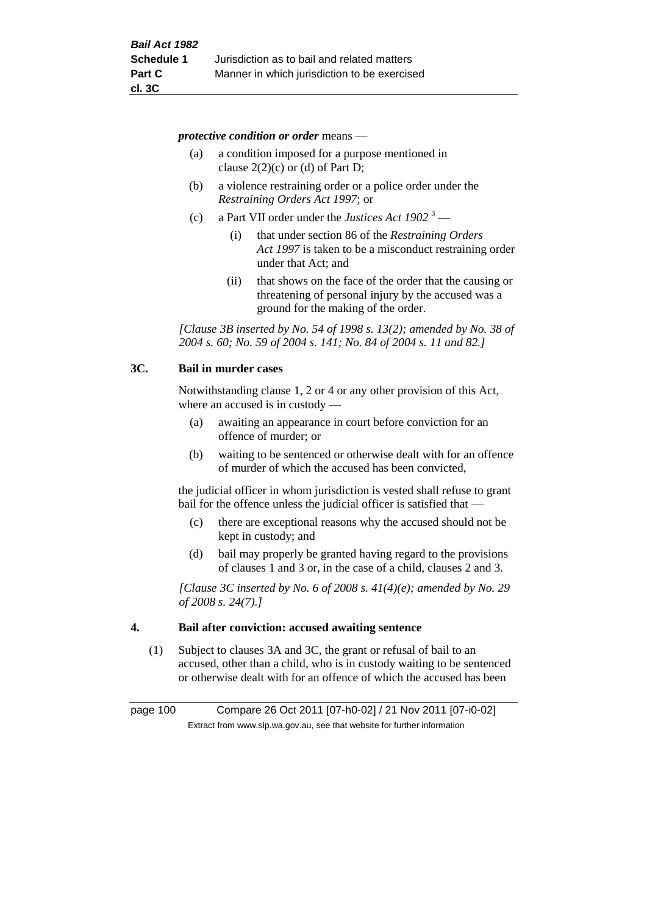***protective condition or order*** means —

(a) a condition imposed for a purpose mentioned in clause 2(2)(c) or (d) of Part D;

(b) a violence restraining order or a police order under the *Restraining Orders Act 1997*; or

(c) a Part VII order under the *Justices Act 1902* [3] —

  (i) that under section 86 of the *Restraining Orders Act 1997* is taken to be a misconduct restraining order under that Act; and

  (ii) that shows on the face of the order that the causing or threatening of personal injury by the accused was a ground for the making of the order.

*[Clause 3B inserted by No. 54 of 1998 s. 13(2); amended by No. 38 of 2004 s. 60; No. 59 of 2004 s. 141; No. 84 of 2004 s. 11 and 82.]*

### 3C. Bail in murder cases

Notwithstanding clause 1, 2 or 4 or any other provision of this Act, where an accused is in custody —

(a) awaiting an appearance in court before conviction for an offence of murder; or

(b) waiting to be sentenced or otherwise dealt with for an offence of murder of which the accused has been convicted,

the judicial officer in whom jurisdiction is vested shall refuse to grant bail for the offence unless the judicial officer is satisfied that —

(c) there are exceptional reasons why the accused should not be kept in custody; and

(d) bail may properly be granted having regard to the provisions of clauses 1 and 3 or, in the case of a child, clauses 2 and 3.

*[Clause 3C inserted by No. 6 of 2008 s. 41(4)(e); amended by No. 29 of 2008 s. 24(7).]*

### 4. Bail after conviction: accused awaiting sentence

(1) Subject to clauses 3A and 3C, the grant or refusal of bail to an accused, other than a child, who is in custody waiting to be sentenced or otherwise dealt with for an offence of which the accused has been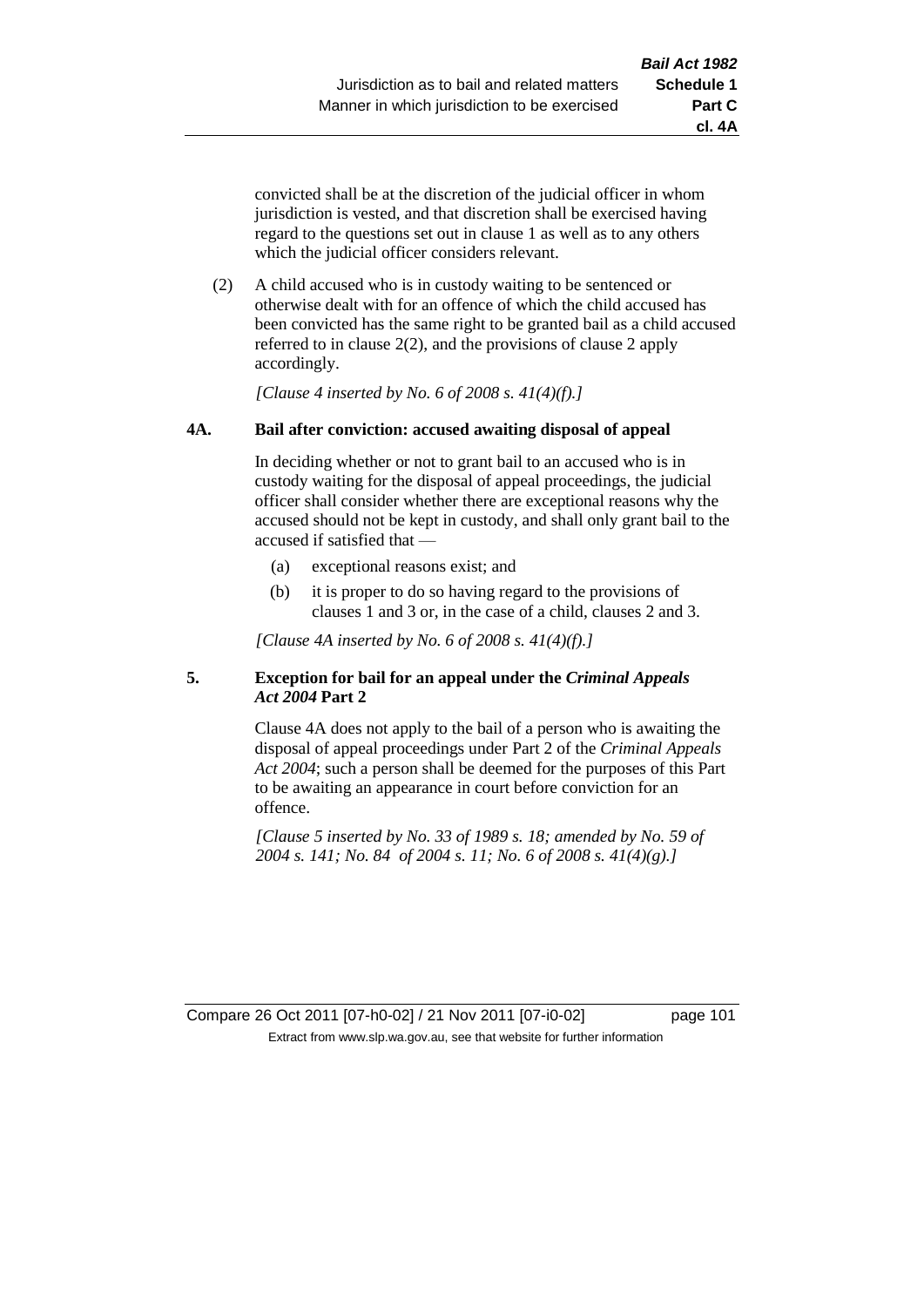convicted shall be at the discretion of the judicial officer in whom jurisdiction is vested, and that discretion shall be exercised having regard to the questions set out in clause 1 as well as to any others which the judicial officer considers relevant.

(2) A child accused who is in custody waiting to be sentenced or otherwise dealt with for an offence of which the child accused has been convicted has the same right to be granted bail as a child accused referred to in clause 2(2), and the provisions of clause 2 apply accordingly.

*[Clause 4 inserted by No. 6 of 2008 s. 41(4)(f).]*

### 4A. Bail after conviction: accused awaiting disposal of appeal

In deciding whether or not to grant bail to an accused who is in custody waiting for the disposal of appeal proceedings, the judicial officer shall consider whether there are exceptional reasons why the accused should not be kept in custody, and shall only grant bail to the accused if satisfied that —

(a) exceptional reasons exist; and

(b) it is proper to do so having regard to the provisions of clauses 1 and 3 or, in the case of a child, clauses 2 and 3.

*[Clause 4A inserted by No. 6 of 2008 s. 41(4)(f).]*

### 5. Exception for bail for an appeal under the *Criminal Appeals Act 2004* Part 2

Clause 4A does not apply to the bail of a person who is awaiting the disposal of appeal proceedings under Part 2 of the *Criminal Appeals Act 2004*; such a person shall be deemed for the purposes of this Part to be awaiting an appearance in court before conviction for an offence.

*[Clause 5 inserted by No. 33 of 1989 s. 18; amended by No. 59 of 2004 s. 141; No. 84 of 2004 s. 11; No. 6 of 2008 s. 41(4)(g).]*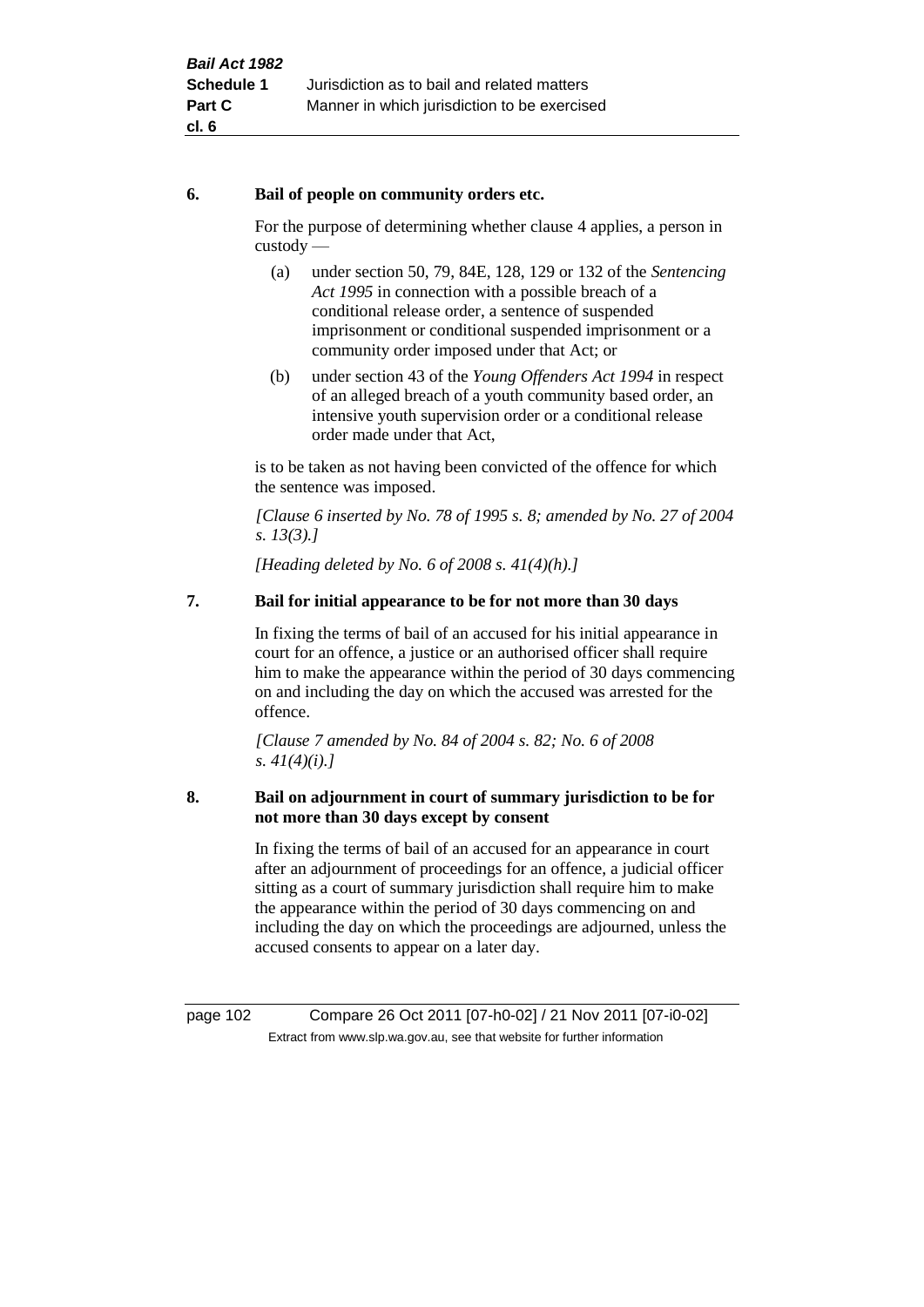## 6. Bail of people on community orders etc.

For the purpose of determining whether clause 4 applies, a person in custody —

(a) under section 50, 79, 84E, 128, 129 or 132 of the *Sentencing Act 1995* in connection with a possible breach of a conditional release order, a sentence of suspended imprisonment or conditional suspended imprisonment or a community order imposed under that Act; or

(b) under section 43 of the *Young Offenders Act 1994* in respect of an alleged breach of a youth community based order, an intensive youth supervision order or a conditional release order made under that Act,

is to be taken as not having been convicted of the offence for which the sentence was imposed.

*[Clause 6 inserted by No. 78 of 1995 s. 8; amended by No. 27 of 2004 s. 13(3).]*

*[Heading deleted by No. 6 of 2008 s. 41(4)(h).]*

## 7. Bail for initial appearance to be for not more than 30 days

In fixing the terms of bail of an accused for his initial appearance in court for an offence, a justice or an authorised officer shall require him to make the appearance within the period of 30 days commencing on and including the day on which the accused was arrested for the offence.

*[Clause 7 amended by No. 84 of 2004 s. 82; No. 6 of 2008 s. 41(4)(i).]*

## 8. Bail on adjournment in court of summary jurisdiction to be for not more than 30 days except by consent

In fixing the terms of bail of an accused for an appearance in court after an adjournment of proceedings for an offence, a judicial officer sitting as a court of summary jurisdiction shall require him to make the appearance within the period of 30 days commencing on and including the day on which the proceedings are adjourned, unless the accused consents to appear on a later day.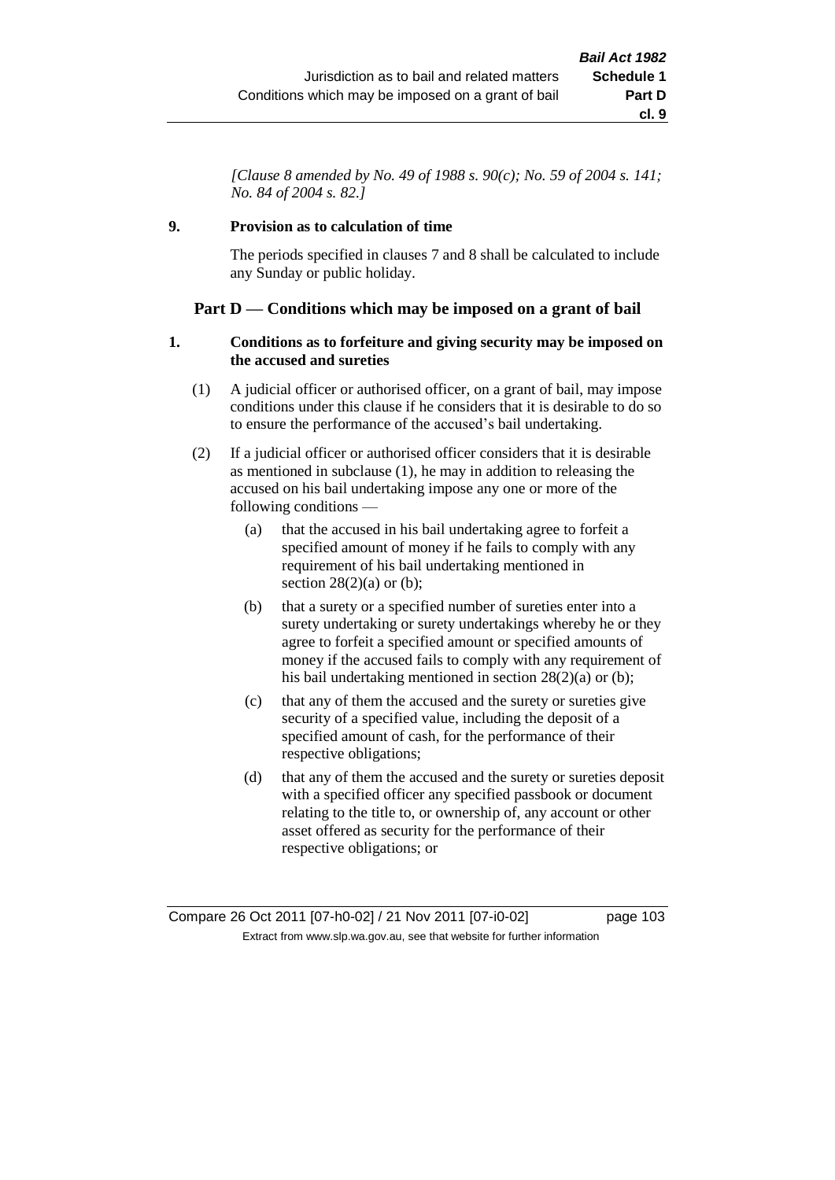*[Clause 8 amended by No. 49 of 1988 s. 90(c); No. 59 of 2004 s. 141; No. 84 of 2004 s. 82.]*

**9. Provision as to calculation of time**

The periods specified in clauses 7 and 8 shall be calculated to include any Sunday or public holiday.

## Part D — Conditions which may be imposed on a grant of bail

**1. Conditions as to forfeiture and giving security may be imposed on the accused and sureties**

(1) A judicial officer or authorised officer, on a grant of bail, may impose conditions under this clause if he considers that it is desirable to do so to ensure the performance of the accused's bail undertaking.

(2) If a judicial officer or authorised officer considers that it is desirable as mentioned in subclause (1), he may in addition to releasing the accused on his bail undertaking impose any one or more of the following conditions —

(a) that the accused in his bail undertaking agree to forfeit a specified amount of money if he fails to comply with any requirement of his bail undertaking mentioned in section 28(2)(a) or (b);

(b) that a surety or a specified number of sureties enter into a surety undertaking or surety undertakings whereby he or they agree to forfeit a specified amount or specified amounts of money if the accused fails to comply with any requirement of his bail undertaking mentioned in section 28(2)(a) or (b);

(c) that any of them the accused and the surety or sureties give security of a specified value, including the deposit of a specified amount of cash, for the performance of their respective obligations;

(d) that any of them the accused and the surety or sureties deposit with a specified officer any specified passbook or document relating to the title to, or ownership of, any account or other asset offered as security for the performance of their respective obligations; or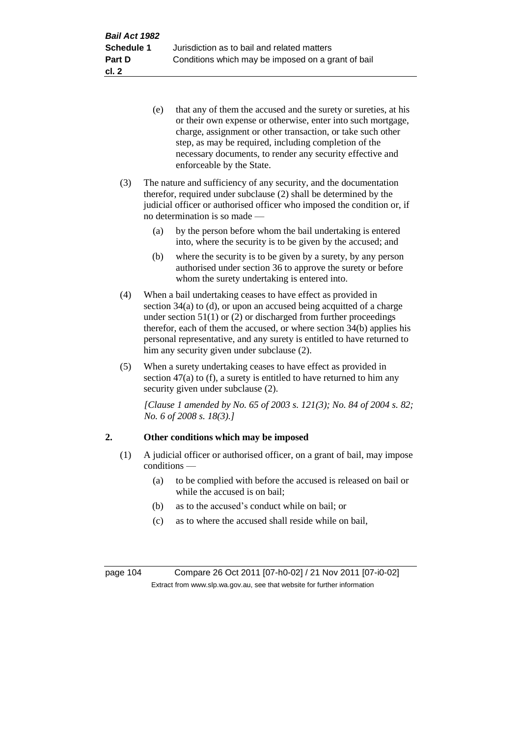(e) that any of them the accused and the surety or sureties, at his or their own expense or otherwise, enter into such mortgage, charge, assignment or other transaction, or take such other step, as may be required, including completion of the necessary documents, to render any security effective and enforceable by the State.

(3) The nature and sufficiency of any security, and the documentation therefor, required under subclause (2) shall be determined by the judicial officer or authorised officer who imposed the condition or, if no determination is so made —

(a) by the person before whom the bail undertaking is entered into, where the security is to be given by the accused; and

(b) where the security is to be given by a surety, by any person authorised under section 36 to approve the surety or before whom the surety undertaking is entered into.

(4) When a bail undertaking ceases to have effect as provided in section 34(a) to (d), or upon an accused being acquitted of a charge under section 51(1) or (2) or discharged from further proceedings therefor, each of them the accused, or where section 34(b) applies his personal representative, and any surety is entitled to have returned to him any security given under subclause (2).

(5) When a surety undertaking ceases to have effect as provided in section 47(a) to (f), a surety is entitled to have returned to him any security given under subclause (2).

*[Clause 1 amended by No. 65 of 2003 s. 121(3); No. 84 of 2004 s. 82; No. 6 of 2008 s. 18(3).]*

## 2. Other conditions which may be imposed

(1) A judicial officer or authorised officer, on a grant of bail, may impose conditions —

(a) to be complied with before the accused is released on bail or while the accused is on bail;

(b) as to the accused's conduct while on bail; or

(c) as to where the accused shall reside while on bail,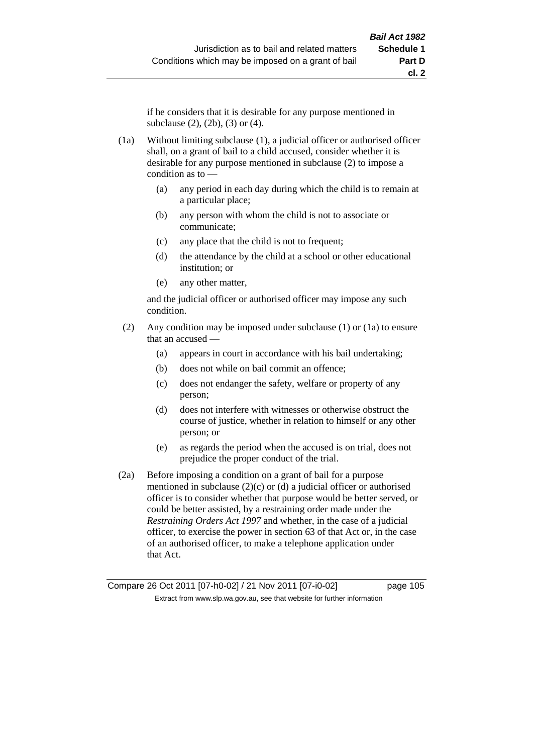if he considers that it is desirable for any purpose mentioned in subclause (2), (2b), (3) or (4).

(1a) Without limiting subclause (1), a judicial officer or authorised officer shall, on a grant of bail to a child accused, consider whether it is desirable for any purpose mentioned in subclause (2) to impose a condition as to —

  (a) any period in each day during which the child is to remain at a particular place;

  (b) any person with whom the child is not to associate or communicate;

  (c) any place that the child is not to frequent;

  (d) the attendance by the child at a school or other educational institution; or

  (e) any other matter,

and the judicial officer or authorised officer may impose any such condition.

(2) Any condition may be imposed under subclause (1) or (1a) to ensure that an accused —

  (a) appears in court in accordance with his bail undertaking;

  (b) does not while on bail commit an offence;

  (c) does not endanger the safety, welfare or property of any person;

  (d) does not interfere with witnesses or otherwise obstruct the course of justice, whether in relation to himself or any other person; or

  (e) as regards the period when the accused is on trial, does not prejudice the proper conduct of the trial.

(2a) Before imposing a condition on a grant of bail for a purpose mentioned in subclause (2)(c) or (d) a judicial officer or authorised officer is to consider whether that purpose would be better served, or could be better assisted, by a restraining order made under the *Restraining Orders Act 1997* and whether, in the case of a judicial officer, to exercise the power in section 63 of that Act or, in the case of an authorised officer, to make a telephone application under that Act.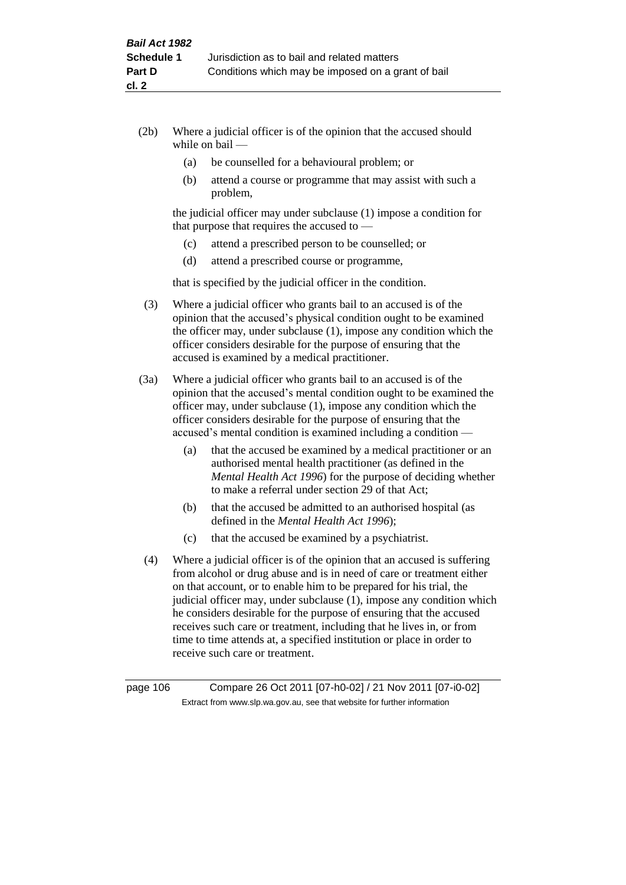(2b) Where a judicial officer is of the opinion that the accused should while on bail —

  (a) be counselled for a behavioural problem; or

  (b) attend a course or programme that may assist with such a problem,

  the judicial officer may under subclause (1) impose a condition for that purpose that requires the accused to —

  (c) attend a prescribed person to be counselled; or

  (d) attend a prescribed course or programme,

  that is specified by the judicial officer in the condition.

(3) Where a judicial officer who grants bail to an accused is of the opinion that the accused's physical condition ought to be examined the officer may, under subclause (1), impose any condition which the officer considers desirable for the purpose of ensuring that the accused is examined by a medical practitioner.

(3a) Where a judicial officer who grants bail to an accused is of the opinion that the accused's mental condition ought to be examined the officer may, under subclause (1), impose any condition which the officer considers desirable for the purpose of ensuring that the accused's mental condition is examined including a condition —

  (a) that the accused be examined by a medical practitioner or an authorised mental health practitioner (as defined in the *Mental Health Act 1996*) for the purpose of deciding whether to make a referral under section 29 of that Act;

  (b) that the accused be admitted to an authorised hospital (as defined in the *Mental Health Act 1996*);

  (c) that the accused be examined by a psychiatrist.

(4) Where a judicial officer is of the opinion that an accused is suffering from alcohol or drug abuse and is in need of care or treatment either on that account, or to enable him to be prepared for his trial, the judicial officer may, under subclause (1), impose any condition which he considers desirable for the purpose of ensuring that the accused receives such care or treatment, including that he lives in, or from time to time attends at, a specified institution or place in order to receive such care or treatment.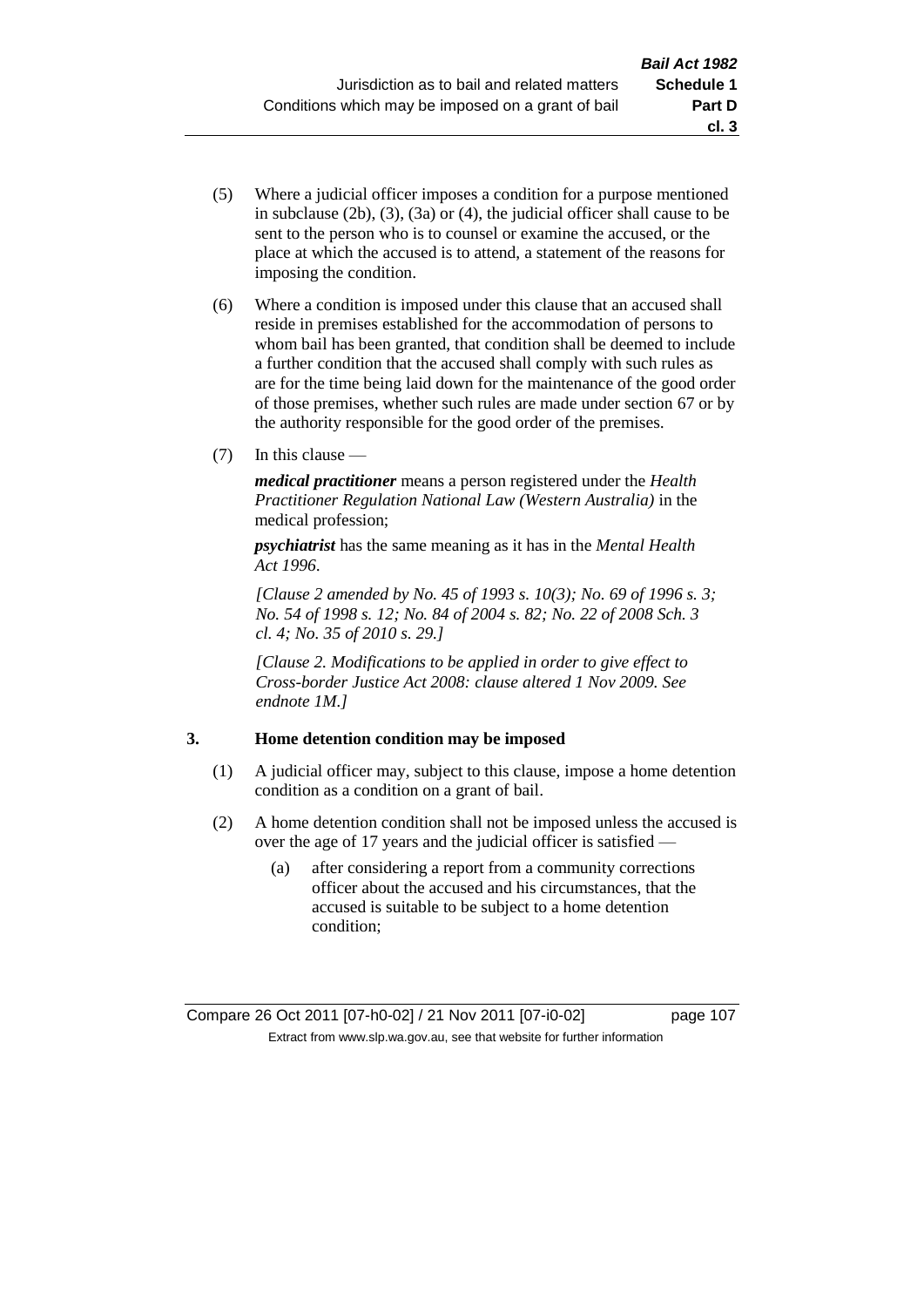(5) Where a judicial officer imposes a condition for a purpose mentioned in subclause (2b), (3), (3a) or (4), the judicial officer shall cause to be sent to the person who is to counsel or examine the accused, or the place at which the accused is to attend, a statement of the reasons for imposing the condition.

(6) Where a condition is imposed under this clause that an accused shall reside in premises established for the accommodation of persons to whom bail has been granted, that condition shall be deemed to include a further condition that the accused shall comply with such rules as are for the time being laid down for the maintenance of the good order of those premises, whether such rules are made under section 67 or by the authority responsible for the good order of the premises.

(7) In this clause —

***medical practitioner*** means a person registered under the *Health Practitioner Regulation National Law (Western Australia)* in the medical profession;

***psychiatrist*** has the same meaning as it has in the *Mental Health Act 1996*.

*[Clause 2 amended by No. 45 of 1993 s. 10(3); No. 69 of 1996 s. 3; No. 54 of 1998 s. 12; No. 84 of 2004 s. 82; No. 22 of 2008 Sch. 3 cl. 4; No. 35 of 2010 s. 29.]*

*[Clause 2. Modifications to be applied in order to give effect to Cross-border Justice Act 2008: clause altered 1 Nov 2009. See endnote 1M.]*

### 3. Home detention condition may be imposed

(1) A judicial officer may, subject to this clause, impose a home detention condition as a condition on a grant of bail.

(2) A home detention condition shall not be imposed unless the accused is over the age of 17 years and the judicial officer is satisfied —

(a) after considering a report from a community corrections officer about the accused and his circumstances, that the accused is suitable to be subject to a home detention condition;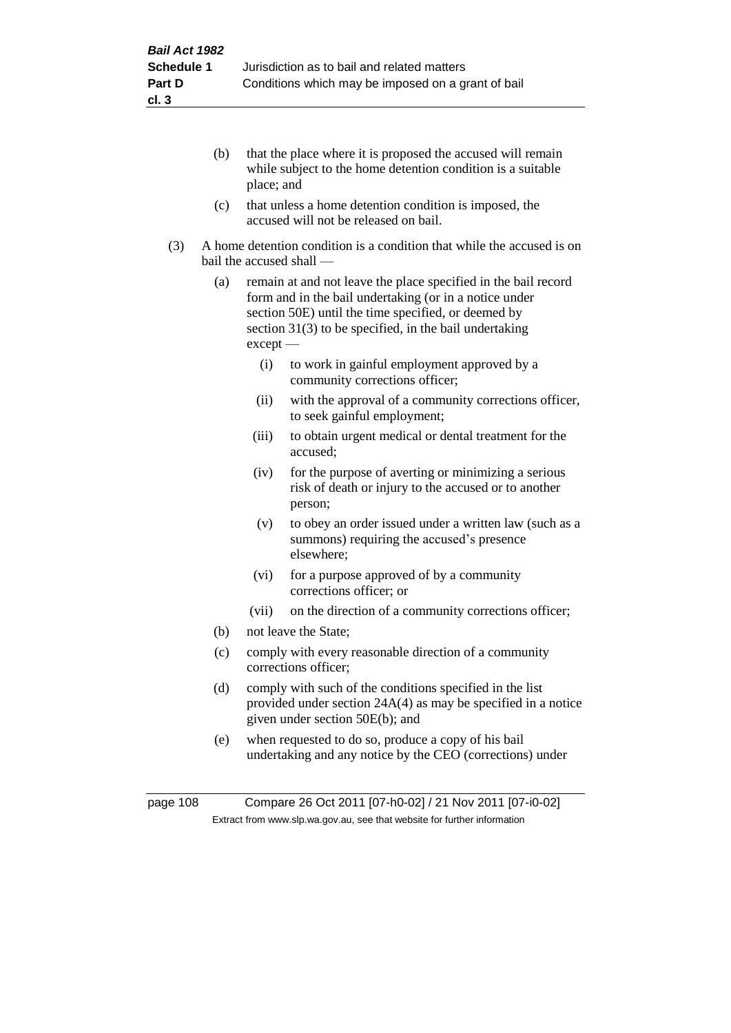(b) that the place where it is proposed the accused will remain while subject to the home detention condition is a suitable place; and

(c) that unless a home detention condition is imposed, the accused will not be released on bail.

(3) A home detention condition is a condition that while the accused is on bail the accused shall —

(a) remain at and not leave the place specified in the bail record form and in the bail undertaking (or in a notice under section 50E) until the time specified, or deemed by section 31(3) to be specified, in the bail undertaking except —

(i) to work in gainful employment approved by a community corrections officer;

(ii) with the approval of a community corrections officer, to seek gainful employment;

(iii) to obtain urgent medical or dental treatment for the accused;

(iv) for the purpose of averting or minimizing a serious risk of death or injury to the accused or to another person;

(v) to obey an order issued under a written law (such as a summons) requiring the accused's presence elsewhere;

(vi) for a purpose approved of by a community corrections officer; or

(vii) on the direction of a community corrections officer;

(b) not leave the State;

(c) comply with every reasonable direction of a community corrections officer;

(d) comply with such of the conditions specified in the list provided under section 24A(4) as may be specified in a notice given under section 50E(b); and

(e) when requested to do so, produce a copy of his bail undertaking and any notice by the CEO (corrections) under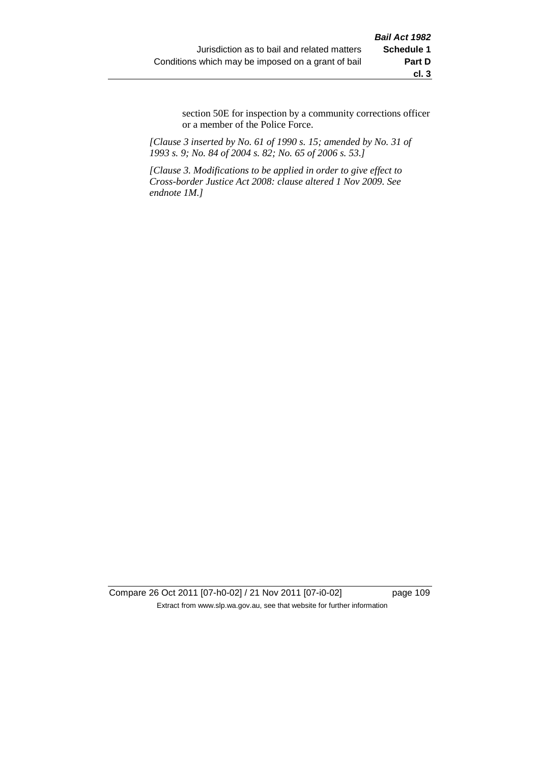section 50E for inspection by a community corrections officer or a member of the Police Force.

*[Clause 3 inserted by No. 61 of 1990 s. 15; amended by No. 31 of 1993 s. 9; No. 84 of 2004 s. 82; No. 65 of 2006 s. 53.]*

*[Clause 3. Modifications to be applied in order to give effect to Cross-border Justice Act 2008: clause altered 1 Nov 2009. See endnote 1M.]*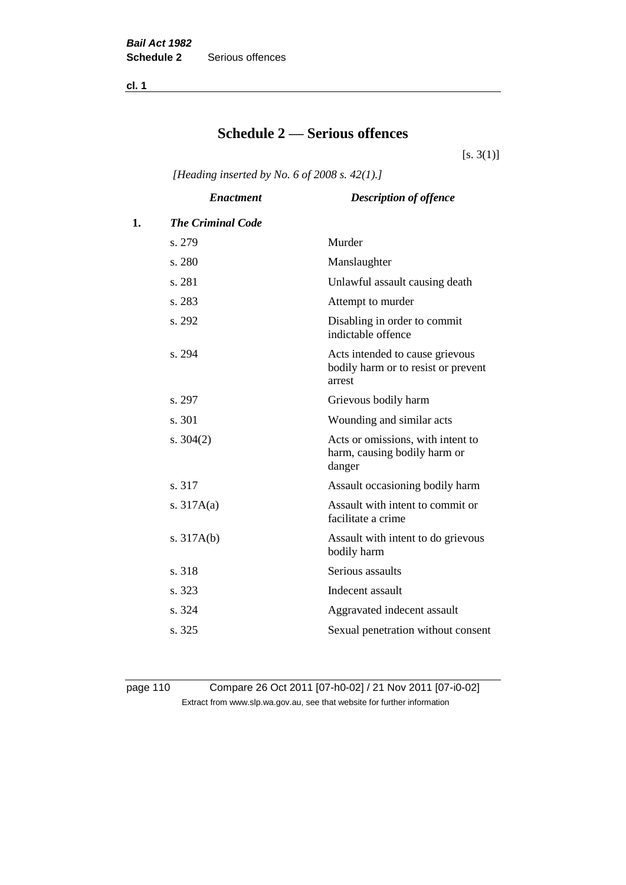# Schedule 2 — Serious offences

[s. 3(1)]

*[Heading inserted by No. 6 of 2008 s. 42(1).]*

| | *Enactment* | *Description of offence* |
|---|---|---|
| **1.** | ***The Criminal Code*** | |
| | s. 279 | Murder |
| | s. 280 | Manslaughter |
| | s. 281 | Unlawful assault causing death |
| | s. 283 | Attempt to murder |
| | s. 292 | Disabling in order to commit indictable offence |
| | s. 294 | Acts intended to cause grievous bodily harm or to resist or prevent arrest |
| | s. 297 | Grievous bodily harm |
| | s. 301 | Wounding and similar acts |
| | s. 304(2) | Acts or omissions, with intent to harm, causing bodily harm or danger |
| | s. 317 | Assault occasioning bodily harm |
| | s. 317A(a) | Assault with intent to commit or facilitate a crime |
| | s. 317A(b) | Assault with intent to do grievous bodily harm |
| | s. 318 | Serious assaults |
| | s. 323 | Indecent assault |
| | s. 324 | Aggravated indecent assault |
| | s. 325 | Sexual penetration without consent |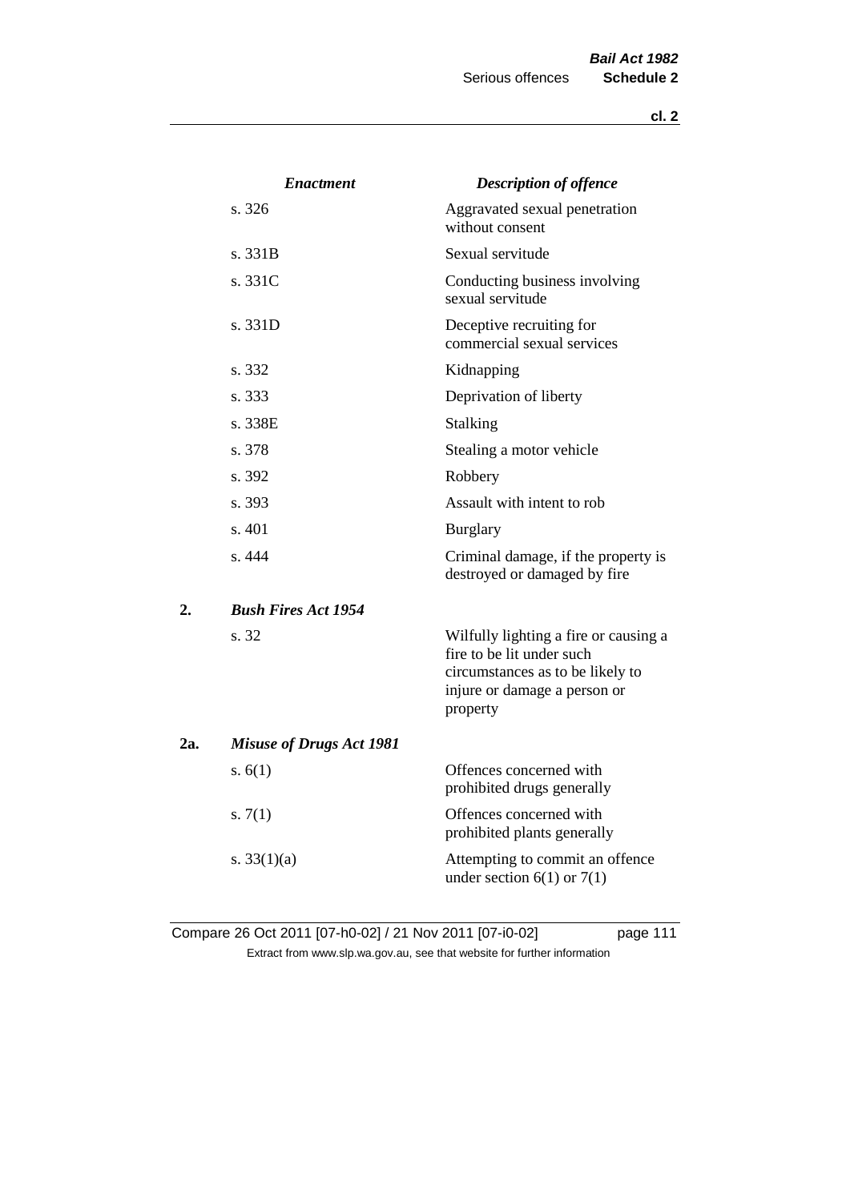| | *Enactment* | *Description of offence* |
|---|---|---|
| | s. 326 | Aggravated sexual penetration without consent |
| | s. 331B | Sexual servitude |
| | s. 331C | Conducting business involving sexual servitude |
| | s. 331D | Deceptive recruiting for commercial sexual services |
| | s. 332 | Kidnapping |
| | s. 333 | Deprivation of liberty |
| | s. 338E | Stalking |
| | s. 378 | Stealing a motor vehicle |
| | s. 392 | Robbery |
| | s. 393 | Assault with intent to rob |
| | s. 401 | Burglary |
| | s. 444 | Criminal damage, if the property is destroyed or damaged by fire |
| **2.** | ***Bush Fires Act 1954*** | |
| | s. 32 | Wilfully lighting a fire or causing a fire to be lit under such circumstances as to be likely to injure or damage a person or property |
| **2a.** | ***Misuse of Drugs Act 1981*** | |
| | s. 6(1) | Offences concerned with prohibited drugs generally |
| | s. 7(1) | Offences concerned with prohibited plants generally |
| | s. 33(1)(a) | Attempting to commit an offence under section 6(1) or 7(1) |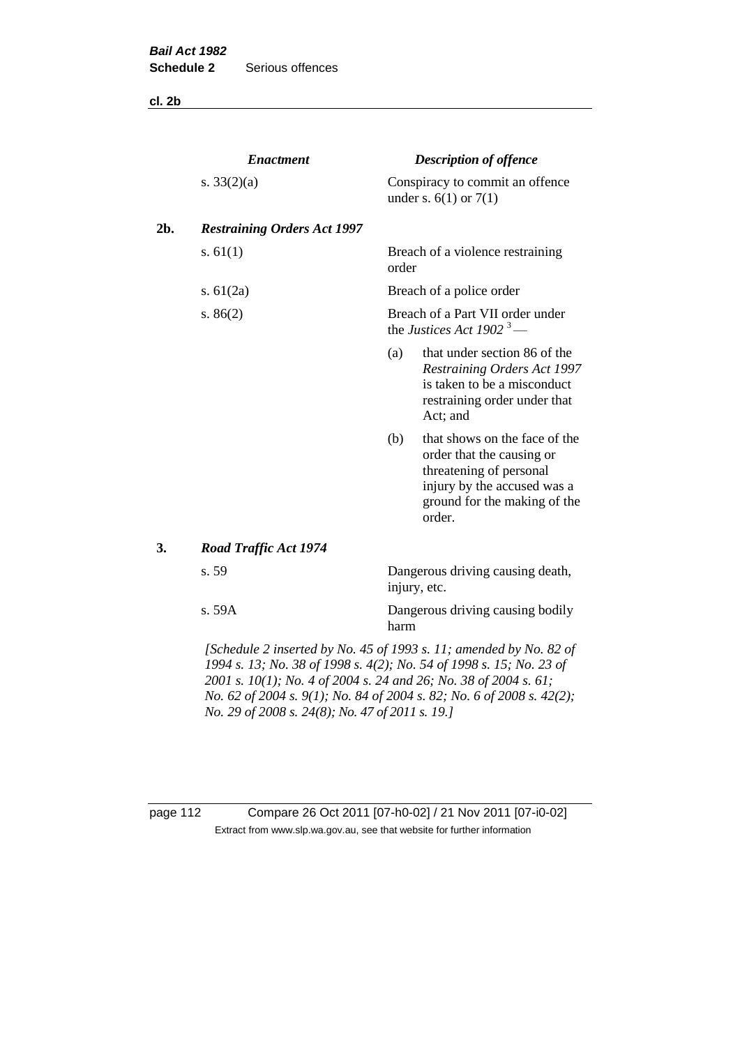| | *Enactment* | *Description of offence* |
|---|---|---|
| | s. 33(2)(a) | Conspiracy to commit an offence under s. 6(1) or 7(1) |
| **2b.** | ***Restraining Orders Act 1997*** | |
| | s. 61(1) | Breach of a violence restraining order |
| | s. 61(2a) | Breach of a police order |
| | s. 86(2) | Breach of a Part VII order under the *Justices Act 1902* [3] — (a) that under section 86 of the *Restraining Orders Act 1997* is taken to be a misconduct restraining order under that Act; and (b) that shows on the face of the order that the causing or threatening of personal injury by the accused was a ground for the making of the order. |
| **3.** | ***Road Traffic Act 1974*** | |
| | s. 59 | Dangerous driving causing death, injury, etc. |
| | s. 59A | Dangerous driving causing bodily harm |

*[Schedule 2 inserted by No. 45 of 1993 s. 11; amended by No. 82 of 1994 s. 13; No. 38 of 1998 s. 4(2); No. 54 of 1998 s. 15; No. 23 of 2001 s. 10(1); No. 4 of 2004 s. 24 and 26; No. 38 of 2004 s. 61; No. 62 of 2004 s. 9(1); No. 84 of 2004 s. 82; No. 6 of 2008 s. 42(2); No. 29 of 2008 s. 24(8); No. 47 of 2011 s. 19.]*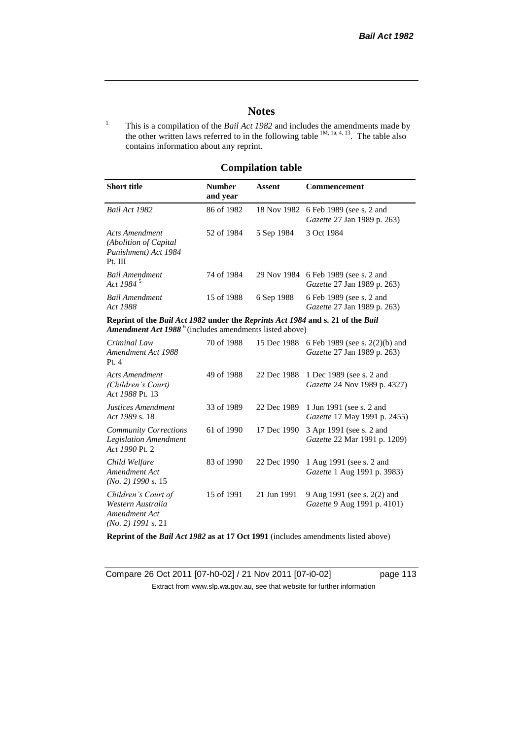## Notes

[1] This is a compilation of the *Bail Act 1982* and includes the amendments made by the other written laws referred to in the following table [1M, 1a, 4, 13]. The table also contains information about any reprint.

### Compilation table

| Short title | Number and year | Assent | Commencement |
|---|---|---|---|
| *Bail Act 1982* | 86 of 1982 | 18 Nov 1982 | 6 Feb 1989 (see s. 2 and *Gazette* 27 Jan 1989 p. 263) |
| *Acts Amendment (Abolition of Capital Punishment) Act 1984* Pt. III | 52 of 1984 | 5 Sep 1984 | 3 Oct 1984 |
| *Bail Amendment Act 1984* [5] | 74 of 1984 | 29 Nov 1984 | 6 Feb 1989 (see s. 2 and *Gazette* 27 Jan 1989 p. 263) |
| *Bail Amendment Act 1988* | 15 of 1988 | 6 Sep 1988 | 6 Feb 1989 (see s. 2 and *Gazette* 27 Jan 1989 p. 263) |
| **Reprint of the *Bail Act 1982* under the *Reprints Act 1984* and s. 21 of the *Bail Amendment Act 1988*** [6] (includes amendments listed above) | | | |
| *Criminal Law Amendment Act 1988* Pt. 4 | 70 of 1988 | 15 Dec 1988 | 6 Feb 1989 (see s. 2(2)(b) and *Gazette* 27 Jan 1989 p. 263) |
| *Acts Amendment (Children's Court) Act 1988* Pt. 13 | 49 of 1988 | 22 Dec 1988 | 1 Dec 1989 (see s. 2 and *Gazette* 24 Nov 1989 p. 4327) |
| *Justices Amendment Act 1989* s. 18 | 33 of 1989 | 22 Dec 1989 | 1 Jun 1991 (see s. 2 and *Gazette* 17 May 1991 p. 2455) |
| *Community Corrections Legislation Amendment Act 1990* Pt. 2 | 61 of 1990 | 17 Dec 1990 | 3 Apr 1991 (see s. 2 and *Gazette* 22 Mar 1991 p. 1209) |
| *Child Welfare Amendment Act (No. 2) 1990* s. 15 | 83 of 1990 | 22 Dec 1990 | 1 Aug 1991 (see s. 2 and *Gazette* 1 Aug 1991 p. 3983) |
| *Children's Court of Western Australia Amendment Act (No. 2) 1991* s. 21 | 15 of 1991 | 21 Jun 1991 | 9 Aug 1991 (see s. 2(2) and *Gazette* 9 Aug 1991 p. 4101) |
| **Reprint of the *Bail Act 1982* as at 17 Oct 1991** (includes amendments listed above) | | | |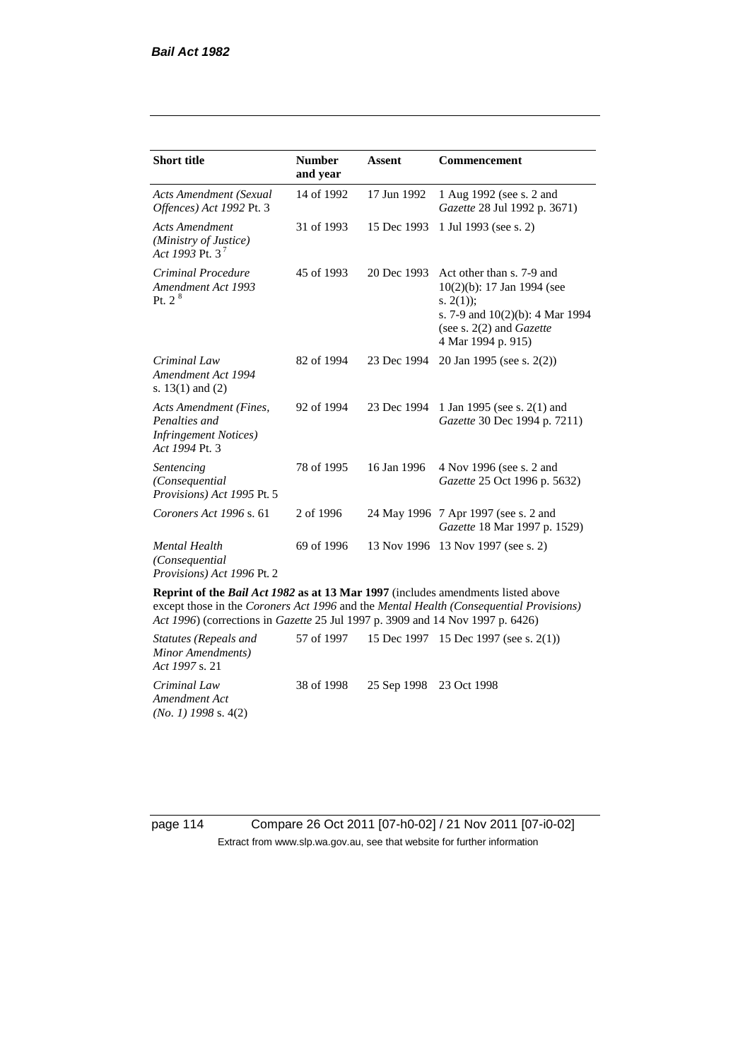| Short title | Number and year | Assent | Commencement |
|---|---|---|---|
| *Acts Amendment (Sexual Offences) Act 1992* Pt. 3 | 14 of 1992 | 17 Jun 1992 | 1 Aug 1992 (see s. 2 and *Gazette* 28 Jul 1992 p. 3671) |
| *Acts Amendment (Ministry of Justice) Act 1993* Pt. 3 [7] | 31 of 1993 | 15 Dec 1993 | 1 Jul 1993 (see s. 2) |
| *Criminal Procedure Amendment Act 1993* Pt. 2 [8] | 45 of 1993 | 20 Dec 1993 | Act other than s. 7-9 and 10(2)(b): 17 Jan 1994 (see s. 2(1)); s. 7-9 and 10(2)(b): 4 Mar 1994 (see s. 2(2) and *Gazette* 4 Mar 1994 p. 915) |
| *Criminal Law Amendment Act 1994* s. 13(1) and (2) | 82 of 1994 | 23 Dec 1994 | 20 Jan 1995 (see s. 2(2)) |
| *Acts Amendment (Fines, Penalties and Infringement Notices) Act 1994* Pt. 3 | 92 of 1994 | 23 Dec 1994 | 1 Jan 1995 (see s. 2(1) and *Gazette* 30 Dec 1994 p. 7211) |
| *Sentencing (Consequential Provisions) Act 1995* Pt. 5 | 78 of 1995 | 16 Jan 1996 | 4 Nov 1996 (see s. 2 and *Gazette* 25 Oct 1996 p. 5632) |
| *Coroners Act 1996* s. 61 | 2 of 1996 | 24 May 1996 | 7 Apr 1997 (see s. 2 and *Gazette* 18 Mar 1997 p. 1529) |
| *Mental Health (Consequential Provisions) Act 1996* Pt. 2 | 69 of 1996 | 13 Nov 1996 | 13 Nov 1997 (see s. 2) |
| **Reprint of the *Bail Act 1982* as at 13 Mar 1997** (includes amendments listed above except those in the *Coroners Act 1996* and the *Mental Health (Consequential Provisions) Act 1996*) (corrections in *Gazette* 25 Jul 1997 p. 3909 and 14 Nov 1997 p. 6426) | | | |
| *Statutes (Repeals and Minor Amendments) Act 1997* s. 21 | 57 of 1997 | 15 Dec 1997 | 15 Dec 1997 (see s. 2(1)) |
| *Criminal Law Amendment Act (No. 1) 1998* s. 4(2) | 38 of 1998 | 25 Sep 1998 | 23 Oct 1998 |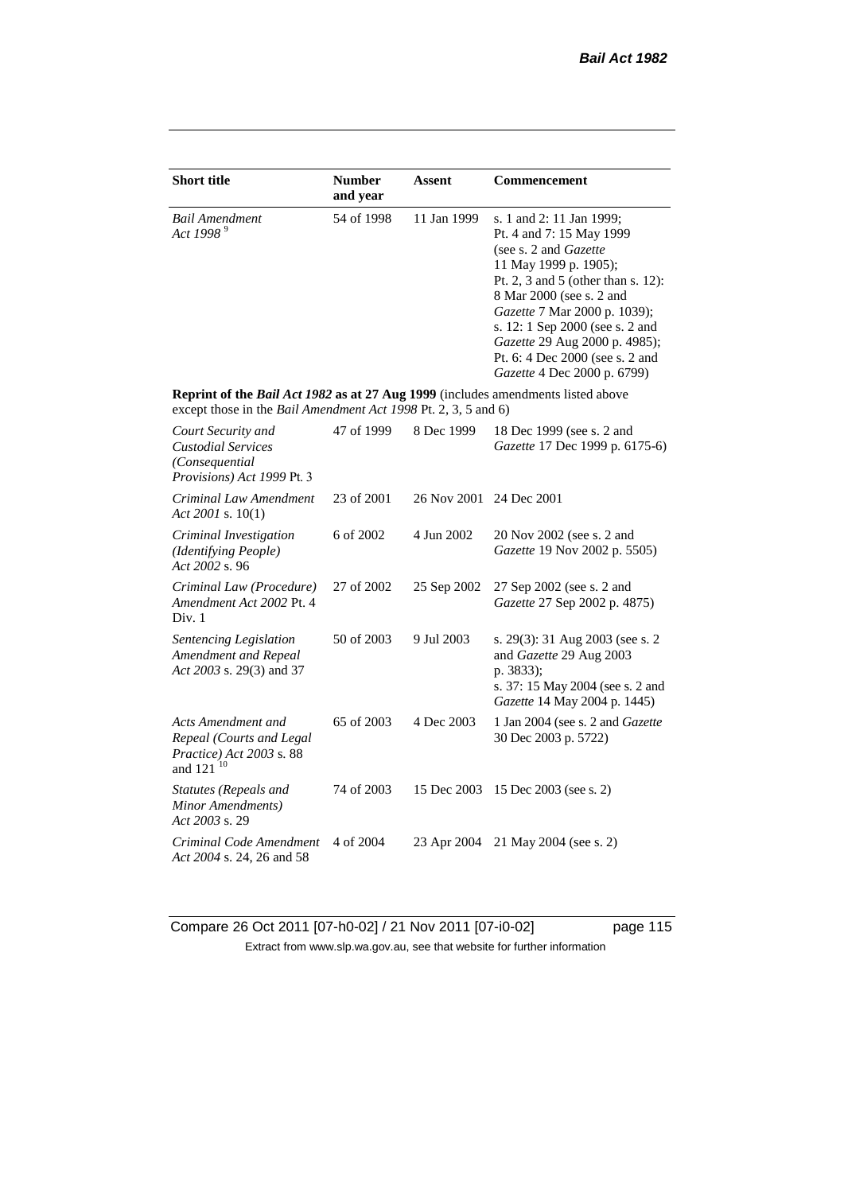| Short title | Number and year | Assent | Commencement |
|---|---|---|---|
| *Bail Amendment Act 1998* [9] | 54 of 1998 | 11 Jan 1999 | s. 1 and 2: 11 Jan 1999; Pt. 4 and 7: 15 May 1999 (see s. 2 and *Gazette* 11 May 1999 p. 1905); Pt. 2, 3 and 5 (other than s. 12): 8 Mar 2000 (see s. 2 and *Gazette* 7 Mar 2000 p. 1039); s. 12: 1 Sep 2000 (see s. 2 and *Gazette* 29 Aug 2000 p. 4985); Pt. 6: 4 Dec 2000 (see s. 2 and *Gazette* 4 Dec 2000 p. 6799) |
| **Reprint of the *Bail Act 1982* as at 27 Aug 1999** (includes amendments listed above except those in the *Bail Amendment Act 1998* Pt. 2, 3, 5 and 6) | | | |
| *Court Security and Custodial Services (Consequential Provisions) Act 1999* Pt. 3 | 47 of 1999 | 8 Dec 1999 | 18 Dec 1999 (see s. 2 and *Gazette* 17 Dec 1999 p. 6175-6) |
| *Criminal Law Amendment Act 2001* s. 10(1) | 23 of 2001 | 26 Nov 2001 | 24 Dec 2001 |
| *Criminal Investigation (Identifying People) Act 2002* s. 96 | 6 of 2002 | 4 Jun 2002 | 20 Nov 2002 (see s. 2 and *Gazette* 19 Nov 2002 p. 5505) |
| *Criminal Law (Procedure) Amendment Act 2002* Pt. 4 Div. 1 | 27 of 2002 | 25 Sep 2002 | 27 Sep 2002 (see s. 2 and *Gazette* 27 Sep 2002 p. 4875) |
| *Sentencing Legislation Amendment and Repeal Act 2003* s. 29(3) and 37 | 50 of 2003 | 9 Jul 2003 | s. 29(3): 31 Aug 2003 (see s. 2 and *Gazette* 29 Aug 2003 p. 3833); s. 37: 15 May 2004 (see s. 2 and *Gazette* 14 May 2004 p. 1445) |
| *Acts Amendment and Repeal (Courts and Legal Practice) Act 2003* s. 88 and 121 [10] | 65 of 2003 | 4 Dec 2003 | 1 Jan 2004 (see s. 2 and *Gazette* 30 Dec 2003 p. 5722) |
| *Statutes (Repeals and Minor Amendments) Act 2003* s. 29 | 74 of 2003 | 15 Dec 2003 | 15 Dec 2003 (see s. 2) |
| *Criminal Code Amendment Act 2004* s. 24, 26 and 58 | 4 of 2004 | 23 Apr 2004 | 21 May 2004 (see s. 2) |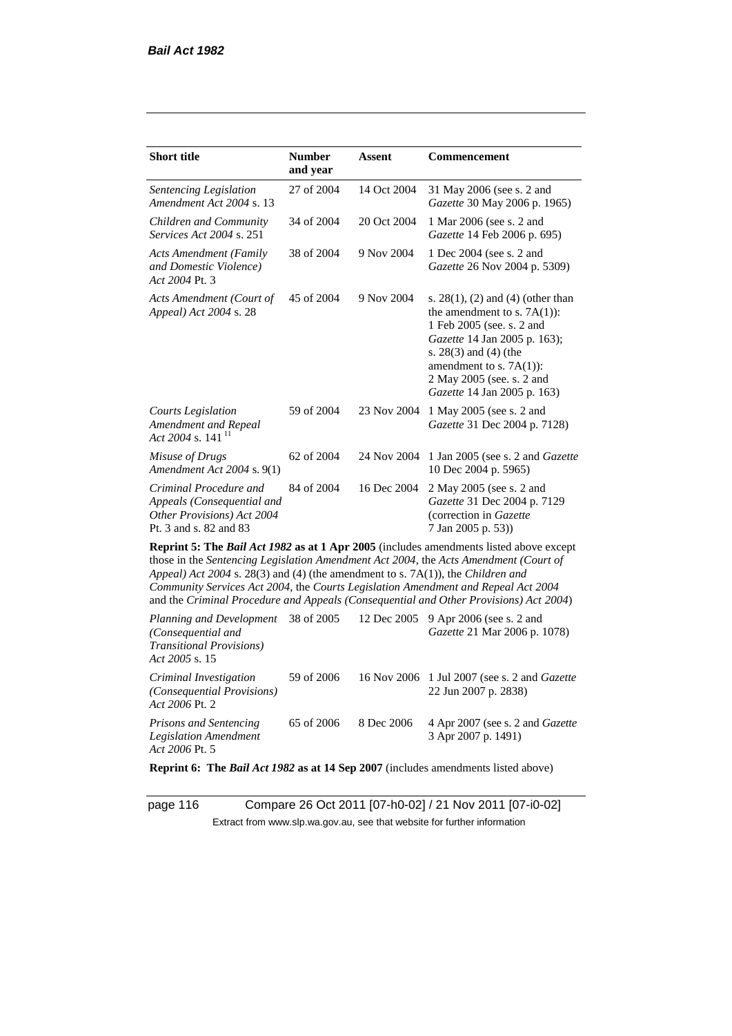| Short title | Number and year | Assent | Commencement |
|---|---|---|---|
| *Sentencing Legislation Amendment Act 2004* s. 13 | 27 of 2004 | 14 Oct 2004 | 31 May 2006 (see s. 2 and *Gazette* 30 May 2006 p. 1965) |
| *Children and Community Services Act 2004* s. 251 | 34 of 2004 | 20 Oct 2004 | 1 Mar 2006 (see s. 2 and *Gazette* 14 Feb 2006 p. 695) |
| *Acts Amendment (Family and Domestic Violence) Act 2004* Pt. 3 | 38 of 2004 | 9 Nov 2004 | 1 Dec 2004 (see s. 2 and *Gazette* 26 Nov 2004 p. 5309) |
| *Acts Amendment (Court of Appeal) Act 2004* s. 28 | 45 of 2004 | 9 Nov 2004 | s. 28(1), (2) and (4) (other than the amendment to s. 7A(1)): 1 Feb 2005 (see. s. 2 and *Gazette* 14 Jan 2005 p. 163); s. 28(3) and (4) (the amendment to s. 7A(1)): 2 May 2005 (see. s. 2 and *Gazette* 14 Jan 2005 p. 163) |
| *Courts Legislation Amendment and Repeal Act 2004* s. 141 [11] | 59 of 2004 | 23 Nov 2004 | 1 May 2005 (see s. 2 and *Gazette* 31 Dec 2004 p. 7128) |
| *Misuse of Drugs Amendment Act 2004* s. 9(1) | 62 of 2004 | 24 Nov 2004 | 1 Jan 2005 (see s. 2 and *Gazette* 10 Dec 2004 p. 5965) |
| *Criminal Procedure and Appeals (Consequential and Other Provisions) Act 2004* Pt. 3 and s. 82 and 83 | 84 of 2004 | 16 Dec 2004 | 2 May 2005 (see s. 2 and *Gazette* 31 Dec 2004 p. 7129 (correction in *Gazette* 7 Jan 2005 p. 53)) |
| **Reprint 5: The *Bail Act 1982* as at 1 Apr 2005** (includes amendments listed above except those in the *Sentencing Legislation Amendment Act 2004*, the *Acts Amendment (Court of Appeal) Act 2004* s. 28(3) and (4) (the amendment to s. 7A(1)), the *Children and Community Services Act 2004*, the *Courts Legislation Amendment and Repeal Act 2004* and the *Criminal Procedure and Appeals (Consequential and Other Provisions) Act 2004*) | | | |
| *Planning and Development (Consequential and Transitional Provisions) Act 2005* s. 15 | 38 of 2005 | 12 Dec 2005 | 9 Apr 2006 (see s. 2 and *Gazette* 21 Mar 2006 p. 1078) |
| *Criminal Investigation (Consequential Provisions) Act 2006* Pt. 2 | 59 of 2006 | 16 Nov 2006 | 1 Jul 2007 (see s. 2 and *Gazette* 22 Jun 2007 p. 2838) |
| *Prisons and Sentencing Legislation Amendment Act 2006* Pt. 5 | 65 of 2006 | 8 Dec 2006 | 4 Apr 2007 (see s. 2 and *Gazette* 3 Apr 2007 p. 1491) |
| **Reprint 6: The *Bail Act 1982* as at 14 Sep 2007** (includes amendments listed above) | | | |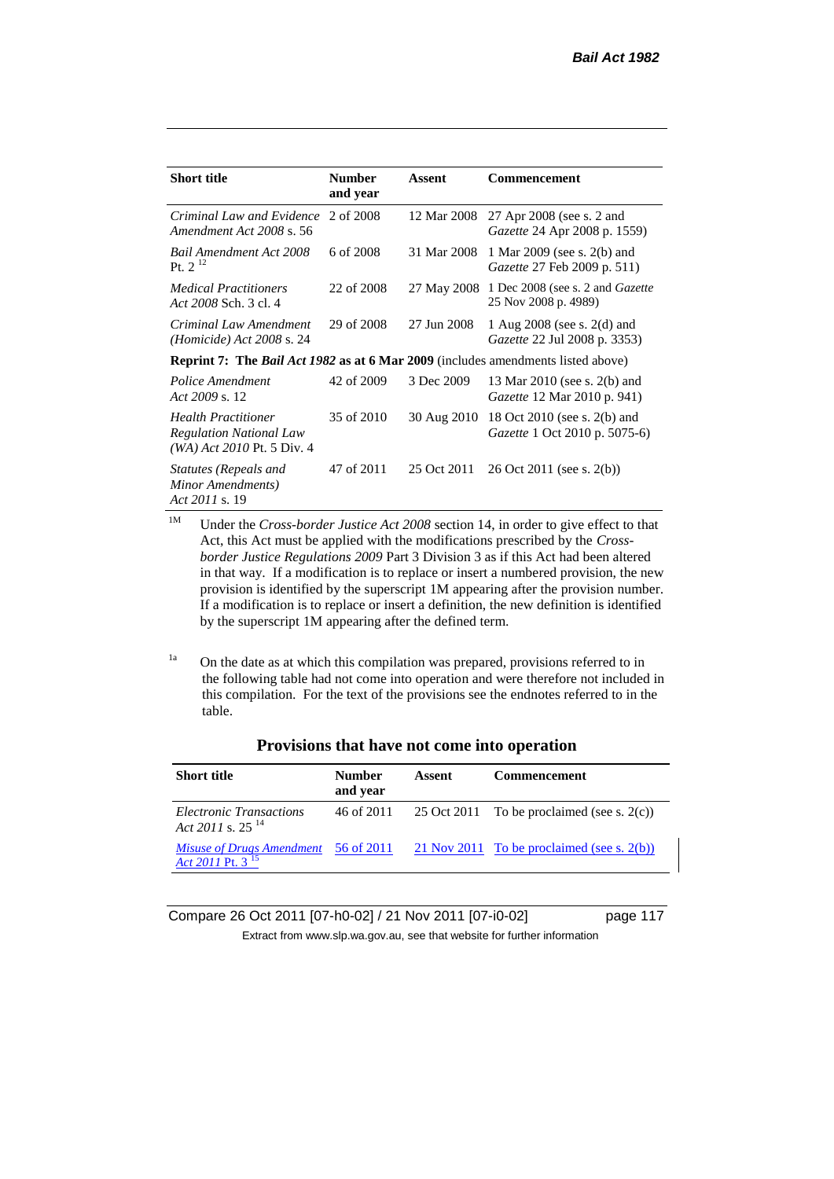| Short title | Number and year | Assent | Commencement |
|---|---|---|---|
| *Criminal Law and Evidence Amendment Act 2008* s. 56 | 2 of 2008 | 12 Mar 2008 | 27 Apr 2008 (see s. 2 and *Gazette* 24 Apr 2008 p. 1559) |
| *Bail Amendment Act 2008* Pt. 2 [12] | 6 of 2008 | 31 Mar 2008 | 1 Mar 2009 (see s. 2(b) and *Gazette* 27 Feb 2009 p. 511) |
| *Medical Practitioners Act 2008* Sch. 3 cl. 4 | 22 of 2008 | 27 May 2008 | 1 Dec 2008 (see s. 2 and *Gazette* 25 Nov 2008 p. 4989) |
| *Criminal Law Amendment (Homicide) Act 2008* s. 24 | 29 of 2008 | 27 Jun 2008 | 1 Aug 2008 (see s. 2(d) and *Gazette* 22 Jul 2008 p. 3353) |
| **Reprint 7: The *Bail Act 1982* as at 6 Mar 2009** (includes amendments listed above) | | | |
| *Police Amendment Act 2009* s. 12 | 42 of 2009 | 3 Dec 2009 | 13 Mar 2010 (see s. 2(b) and *Gazette* 12 Mar 2010 p. 941) |
| *Health Practitioner Regulation National Law (WA) Act 2010* Pt. 5 Div. 4 | 35 of 2010 | 30 Aug 2010 | 18 Oct 2010 (see s. 2(b) and *Gazette* 1 Oct 2010 p. 5075-6) |
| *Statutes (Repeals and Minor Amendments) Act 2011* s. 19 | 47 of 2011 | 25 Oct 2011 | 26 Oct 2011 (see s. 2(b)) |

[1M] Under the *Cross-border Justice Act 2008* section 14, in order to give effect to that Act, this Act must be applied with the modifications prescribed by the *Cross-border Justice Regulations 2009* Part 3 Division 3 as if this Act had been altered in that way. If a modification is to replace or insert a numbered provision, the new provision is identified by the superscript 1M appearing after the provision number. If a modification is to replace or insert a definition, the new definition is identified by the superscript 1M appearing after the defined term.

[1a] On the date as at which this compilation was prepared, provisions referred to in the following table had not come into operation and were therefore not included in this compilation. For the text of the provisions see the endnotes referred to in the table.

**Provisions that have not come into operation**

| Short title | Number and year | Assent | Commencement |
|---|---|---|---|
| *Electronic Transactions Act 2011* s. 25 [14] | 46 of 2011 | 25 Oct 2011 | To be proclaimed (see s. 2(c)) |
| *Misuse of Drugs Amendment Act 2011* Pt. 3 [15] | 56 of 2011 | 21 Nov 2011 | To be proclaimed (see s. 2(b)) |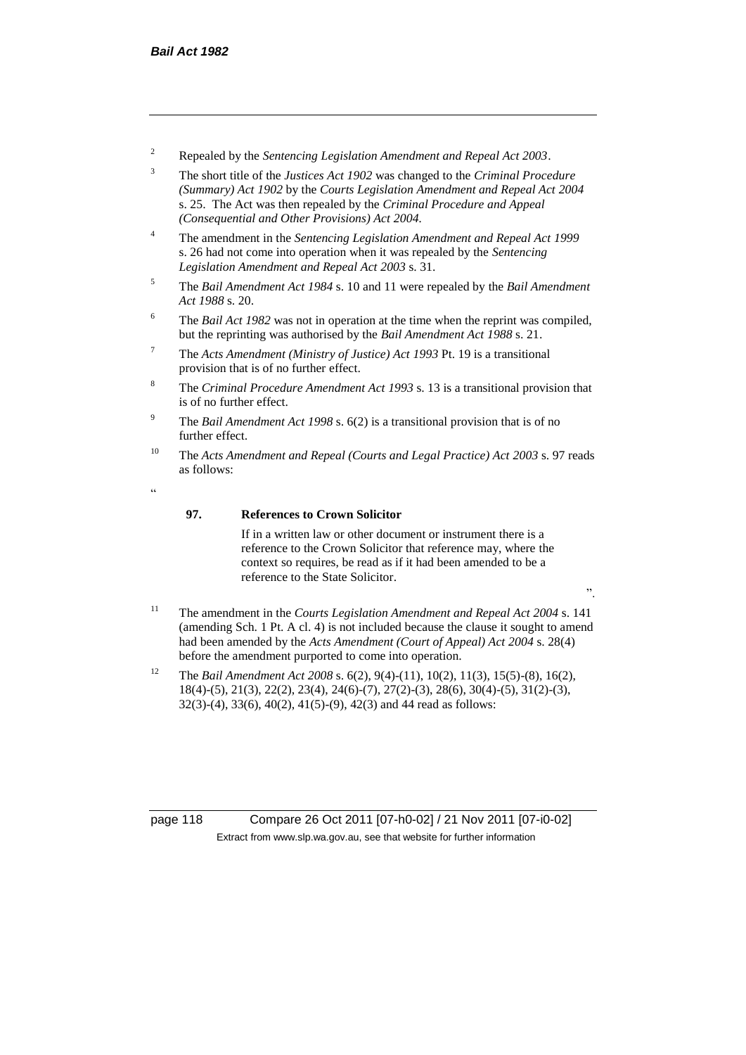[2] Repealed by the *Sentencing Legislation Amendment and Repeal Act 2003*.

[3] The short title of the *Justices Act 1902* was changed to the *Criminal Procedure (Summary) Act 1902* by the *Courts Legislation Amendment and Repeal Act 2004* s. 25. The Act was then repealed by the *Criminal Procedure and Appeal (Consequential and Other Provisions) Act 2004*.

[4] The amendment in the *Sentencing Legislation Amendment and Repeal Act 1999* s. 26 had not come into operation when it was repealed by the *Sentencing Legislation Amendment and Repeal Act 2003* s. 31.

[5] The *Bail Amendment Act 1984* s. 10 and 11 were repealed by the *Bail Amendment Act 1988* s. 20.

[6] The *Bail Act 1982* was not in operation at the time when the reprint was compiled, but the reprinting was authorised by the *Bail Amendment Act 1988* s. 21.

[7] The *Acts Amendment (Ministry of Justice) Act 1993* Pt. 19 is a transitional provision that is of no further effect.

[8] The *Criminal Procedure Amendment Act 1993* s. 13 is a transitional provision that is of no further effect.

[9] The *Bail Amendment Act 1998* s. 6(2) is a transitional provision that is of no further effect.

[10] The *Acts Amendment and Repeal (Courts and Legal Practice) Act 2003* s. 97 reads as follows:

"

**97. References to Crown Solicitor**

If in a written law or other document or instrument there is a reference to the Crown Solicitor that reference may, where the context so requires, be read as if it had been amended to be a reference to the State Solicitor.

".

[11] The amendment in the *Courts Legislation Amendment and Repeal Act 2004* s. 141 (amending Sch. 1 Pt. A cl. 4) is not included because the clause it sought to amend had been amended by the *Acts Amendment (Court of Appeal) Act 2004* s. 28(4) before the amendment purported to come into operation.

[12] The *Bail Amendment Act 2008* s. 6(2), 9(4)-(11), 10(2), 11(3), 15(5)-(8), 16(2), 18(4)-(5), 21(3), 22(2), 23(4), 24(6)-(7), 27(2)-(3), 28(6), 30(4)-(5), 31(2)-(3), 32(3)-(4), 33(6), 40(2), 41(5)-(9), 42(3) and 44 read as follows: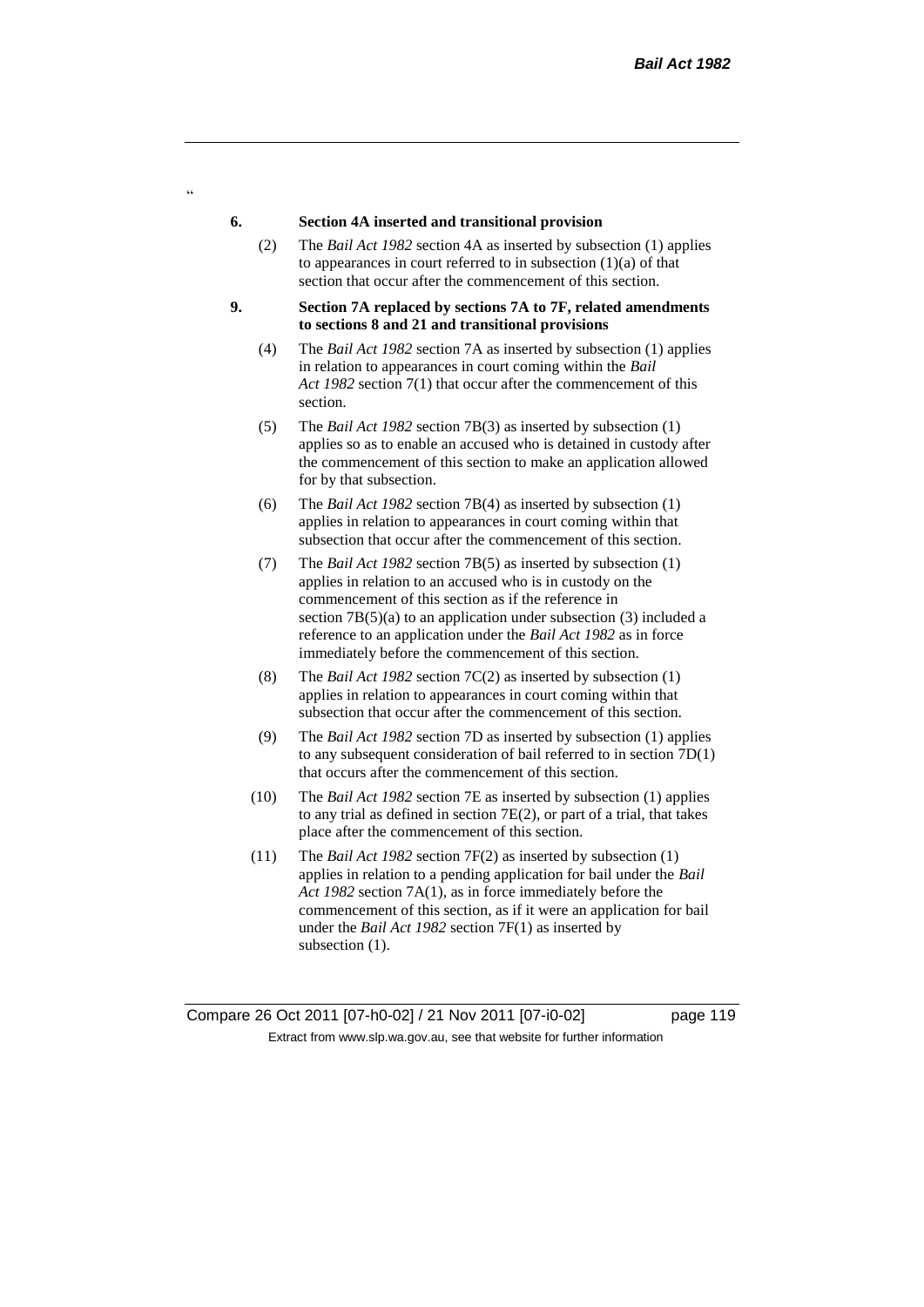"

**6. Section 4A inserted and transitional provision**

(2) The *Bail Act 1982* section 4A as inserted by subsection (1) applies to appearances in court referred to in subsection (1)(a) of that section that occur after the commencement of this section.

**9. Section 7A replaced by sections 7A to 7F, related amendments to sections 8 and 21 and transitional provisions**

(4) The *Bail Act 1982* section 7A as inserted by subsection (1) applies in relation to appearances in court coming within the *Bail Act 1982* section 7(1) that occur after the commencement of this section.

(5) The *Bail Act 1982* section 7B(3) as inserted by subsection (1) applies so as to enable an accused who is detained in custody after the commencement of this section to make an application allowed for by that subsection.

(6) The *Bail Act 1982* section 7B(4) as inserted by subsection (1) applies in relation to appearances in court coming within that subsection that occur after the commencement of this section.

(7) The *Bail Act 1982* section 7B(5) as inserted by subsection (1) applies in relation to an accused who is in custody on the commencement of this section as if the reference in section 7B(5)(a) to an application under subsection (3) included a reference to an application under the *Bail Act 1982* as in force immediately before the commencement of this section.

(8) The *Bail Act 1982* section 7C(2) as inserted by subsection (1) applies in relation to appearances in court coming within that subsection that occur after the commencement of this section.

(9) The *Bail Act 1982* section 7D as inserted by subsection (1) applies to any subsequent consideration of bail referred to in section 7D(1) that occurs after the commencement of this section.

(10) The *Bail Act 1982* section 7E as inserted by subsection (1) applies to any trial as defined in section 7E(2), or part of a trial, that takes place after the commencement of this section.

(11) The *Bail Act 1982* section 7F(2) as inserted by subsection (1) applies in relation to a pending application for bail under the *Bail Act 1982* section 7A(1), as in force immediately before the commencement of this section, as if it were an application for bail under the *Bail Act 1982* section 7F(1) as inserted by subsection (1).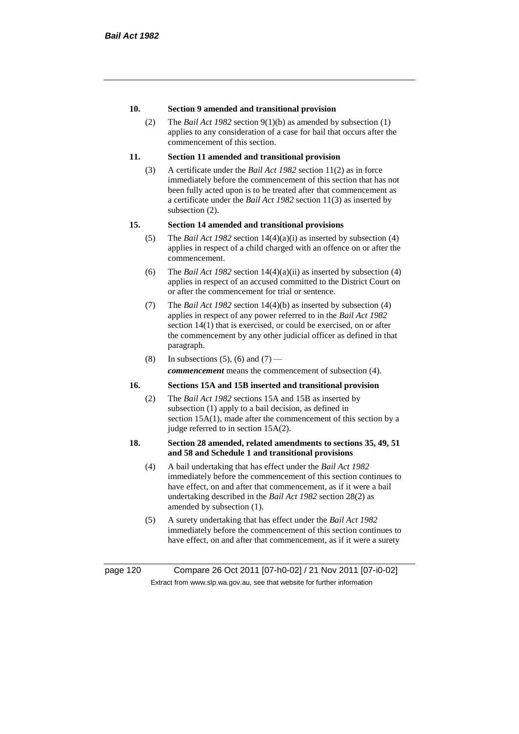**10. Section 9 amended and transitional provision**

(2) The *Bail Act 1982* section 9(1)(b) as amended by subsection (1) applies to any consideration of a case for bail that occurs after the commencement of this section.

**11. Section 11 amended and transitional provision**

(3) A certificate under the *Bail Act 1982* section 11(2) as in force immediately before the commencement of this section that has not been fully acted upon is to be treated after that commencement as a certificate under the *Bail Act 1982* section 11(3) as inserted by subsection (2).

**15. Section 14 amended and transitional provisions**

(5) The *Bail Act 1982* section 14(4)(a)(i) as inserted by subsection (4) applies in respect of a child charged with an offence on or after the commencement.

(6) The *Bail Act 1982* section 14(4)(a)(ii) as inserted by subsection (4) applies in respect of an accused committed to the District Court on or after the commencement for trial or sentence.

(7) The *Bail Act 1982* section 14(4)(b) as inserted by subsection (4) applies in respect of any power referred to in the *Bail Act 1982* section 14(1) that is exercised, or could be exercised, on or after the commencement by any other judicial officer as defined in that paragraph.

(8) In subsections (5), (6) and (7) —

***commencement*** means the commencement of subsection (4).

**16. Sections 15A and 15B inserted and transitional provision**

(2) The *Bail Act 1982* sections 15A and 15B as inserted by subsection (1) apply to a bail decision, as defined in section 15A(1), made after the commencement of this section by a judge referred to in section 15A(2).

**18. Section 28 amended, related amendments to sections 35, 49, 51 and 58 and Schedule 1 and transitional provisions**

(4) A bail undertaking that has effect under the *Bail Act 1982* immediately before the commencement of this section continues to have effect, on and after that commencement, as if it were a bail undertaking described in the *Bail Act 1982* section 28(2) as amended by subsection (1).

(5) A surety undertaking that has effect under the *Bail Act 1982* immediately before the commencement of this section continues to have effect, on and after that commencement, as if it were a surety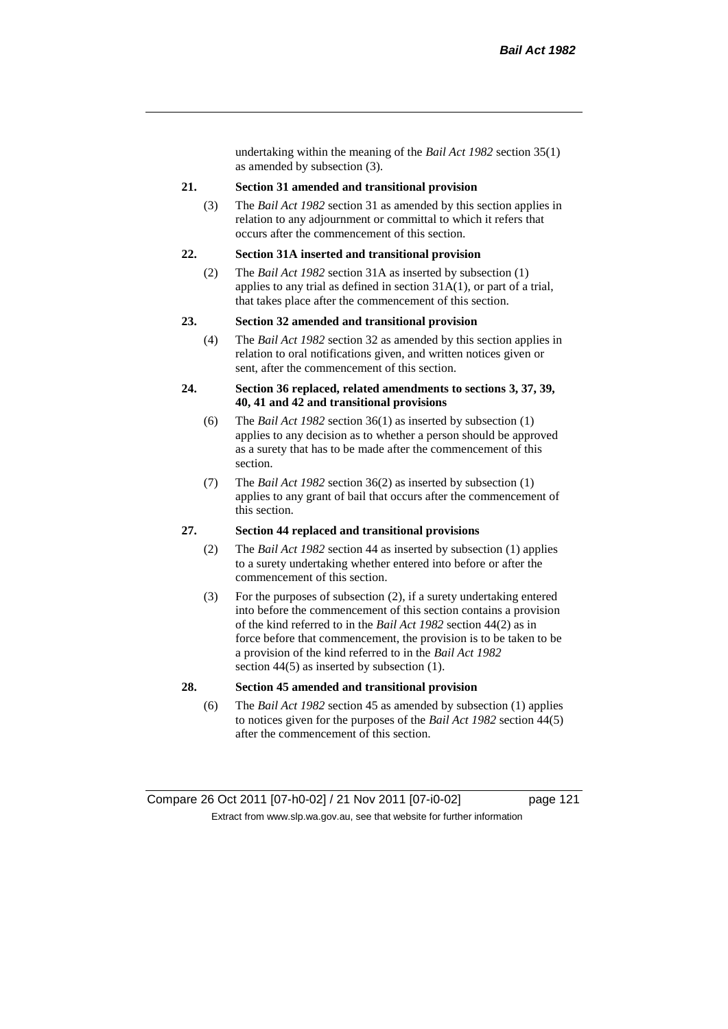undertaking within the meaning of the *Bail Act 1982* section 35(1) as amended by subsection (3).

**21. Section 31 amended and transitional provision**

(3) The *Bail Act 1982* section 31 as amended by this section applies in relation to any adjournment or committal to which it refers that occurs after the commencement of this section.

**22. Section 31A inserted and transitional provision**

(2) The *Bail Act 1982* section 31A as inserted by subsection (1) applies to any trial as defined in section 31A(1), or part of a trial, that takes place after the commencement of this section.

**23. Section 32 amended and transitional provision**

(4) The *Bail Act 1982* section 32 as amended by this section applies in relation to oral notifications given, and written notices given or sent, after the commencement of this section.

**24. Section 36 replaced, related amendments to sections 3, 37, 39, 40, 41 and 42 and transitional provisions**

(6) The *Bail Act 1982* section 36(1) as inserted by subsection (1) applies to any decision as to whether a person should be approved as a surety that has to be made after the commencement of this section.

(7) The *Bail Act 1982* section 36(2) as inserted by subsection (1) applies to any grant of bail that occurs after the commencement of this section.

**27. Section 44 replaced and transitional provisions**

(2) The *Bail Act 1982* section 44 as inserted by subsection (1) applies to a surety undertaking whether entered into before or after the commencement of this section.

(3) For the purposes of subsection (2), if a surety undertaking entered into before the commencement of this section contains a provision of the kind referred to in the *Bail Act 1982* section 44(2) as in force before that commencement, the provision is to be taken to be a provision of the kind referred to in the *Bail Act 1982* section 44(5) as inserted by subsection (1).

**28. Section 45 amended and transitional provision**

(6) The *Bail Act 1982* section 45 as amended by subsection (1) applies to notices given for the purposes of the *Bail Act 1982* section 44(5) after the commencement of this section.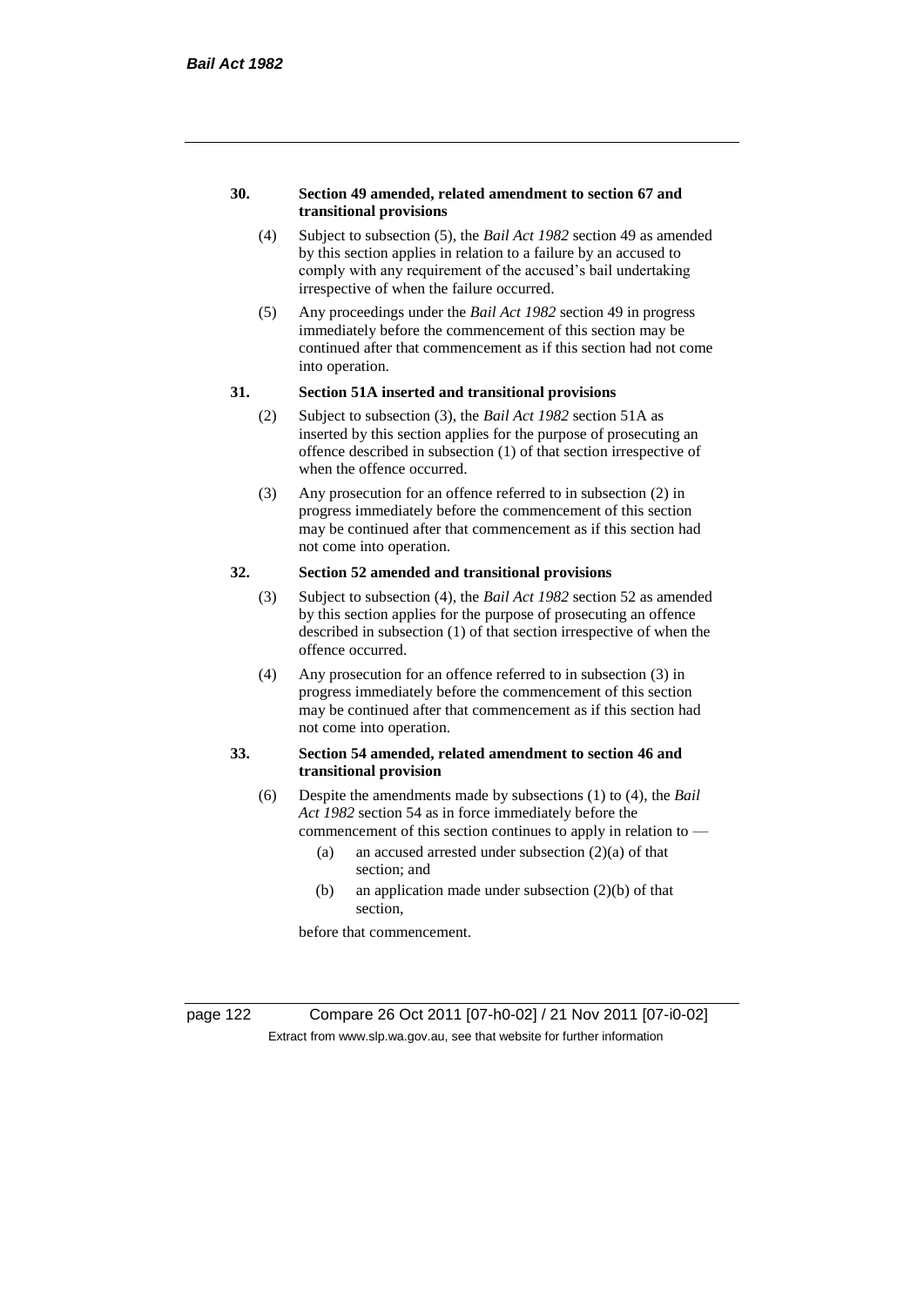**30. Section 49 amended, related amendment to section 67 and transitional provisions**

(4) Subject to subsection (5), the *Bail Act 1982* section 49 as amended by this section applies in relation to a failure by an accused to comply with any requirement of the accused's bail undertaking irrespective of when the failure occurred.

(5) Any proceedings under the *Bail Act 1982* section 49 in progress immediately before the commencement of this section may be continued after that commencement as if this section had not come into operation.

**31. Section 51A inserted and transitional provisions**

(2) Subject to subsection (3), the *Bail Act 1982* section 51A as inserted by this section applies for the purpose of prosecuting an offence described in subsection (1) of that section irrespective of when the offence occurred.

(3) Any prosecution for an offence referred to in subsection (2) in progress immediately before the commencement of this section may be continued after that commencement as if this section had not come into operation.

**32. Section 52 amended and transitional provisions**

(3) Subject to subsection (4), the *Bail Act 1982* section 52 as amended by this section applies for the purpose of prosecuting an offence described in subsection (1) of that section irrespective of when the offence occurred.

(4) Any prosecution for an offence referred to in subsection (3) in progress immediately before the commencement of this section may be continued after that commencement as if this section had not come into operation.

**33. Section 54 amended, related amendment to section 46 and transitional provision**

(6) Despite the amendments made by subsections (1) to (4), the *Bail Act 1982* section 54 as in force immediately before the commencement of this section continues to apply in relation to —

(a) an accused arrested under subsection (2)(a) of that section; and

(b) an application made under subsection (2)(b) of that section,

before that commencement.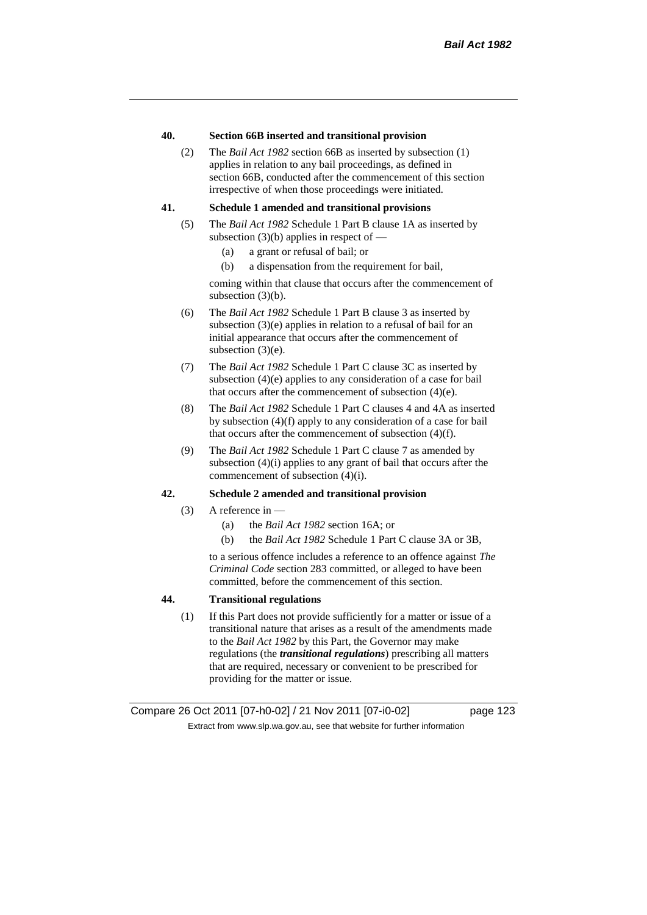### 40. Section 66B inserted and transitional provision

(2) The *Bail Act 1982* section 66B as inserted by subsection (1) applies in relation to any bail proceedings, as defined in section 66B, conducted after the commencement of this section irrespective of when those proceedings were initiated.

### 41. Schedule 1 amended and transitional provisions

(5) The *Bail Act 1982* Schedule 1 Part B clause 1A as inserted by subsection (3)(b) applies in respect of —

  (a) a grant or refusal of bail; or

  (b) a dispensation from the requirement for bail,

coming within that clause that occurs after the commencement of subsection (3)(b).

(6) The *Bail Act 1982* Schedule 1 Part B clause 3 as inserted by subsection (3)(e) applies in relation to a refusal of bail for an initial appearance that occurs after the commencement of subsection (3)(e).

(7) The *Bail Act 1982* Schedule 1 Part C clause 3C as inserted by subsection (4)(e) applies to any consideration of a case for bail that occurs after the commencement of subsection (4)(e).

(8) The *Bail Act 1982* Schedule 1 Part C clauses 4 and 4A as inserted by subsection (4)(f) apply to any consideration of a case for bail that occurs after the commencement of subsection (4)(f).

(9) The *Bail Act 1982* Schedule 1 Part C clause 7 as amended by subsection (4)(i) applies to any grant of bail that occurs after the commencement of subsection (4)(i).

### 42. Schedule 2 amended and transitional provision

(3) A reference in —

  (a) the *Bail Act 1982* section 16A; or

  (b) the *Bail Act 1982* Schedule 1 Part C clause 3A or 3B,

to a serious offence includes a reference to an offence against *The Criminal Code* section 283 committed, or alleged to have been committed, before the commencement of this section.

### 44. Transitional regulations

(1) If this Part does not provide sufficiently for a matter or issue of a transitional nature that arises as a result of the amendments made to the *Bail Act 1982* by this Part, the Governor may make regulations (the ***transitional regulations***) prescribing all matters that are required, necessary or convenient to be prescribed for providing for the matter or issue.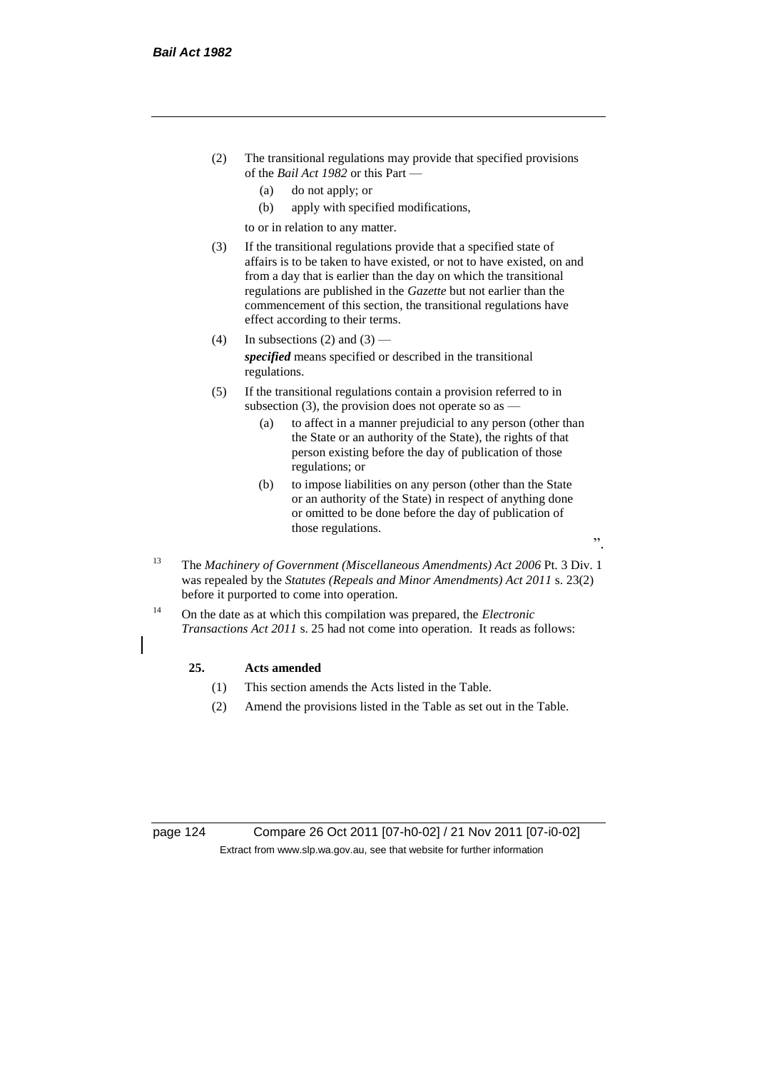(2) The transitional regulations may provide that specified provisions of the *Bail Act 1982* or this Part —

(a) do not apply; or

(b) apply with specified modifications,

to or in relation to any matter.

(3) If the transitional regulations provide that a specified state of affairs is to be taken to have existed, or not to have existed, on and from a day that is earlier than the day on which the transitional regulations are published in the *Gazette* but not earlier than the commencement of this section, the transitional regulations have effect according to their terms.

(4) In subsections (2) and (3) —

***specified*** means specified or described in the transitional regulations.

(5) If the transitional regulations contain a provision referred to in subsection (3), the provision does not operate so as —

(a) to affect in a manner prejudicial to any person (other than the State or an authority of the State), the rights of that person existing before the day of publication of those regulations; or

(b) to impose liabilities on any person (other than the State or an authority of the State) in respect of anything done or omitted to be done before the day of publication of those regulations.

".

[13] The *Machinery of Government (Miscellaneous Amendments) Act 2006* Pt. 3 Div. 1 was repealed by the *Statutes (Repeals and Minor Amendments) Act 2011* s. 23(2) before it purported to come into operation.

[14] On the date as at which this compilation was prepared, the *Electronic Transactions Act 2011* s. 25 had not come into operation. It reads as follows:

**25. Acts amended**

(1) This section amends the Acts listed in the Table.

(2) Amend the provisions listed in the Table as set out in the Table.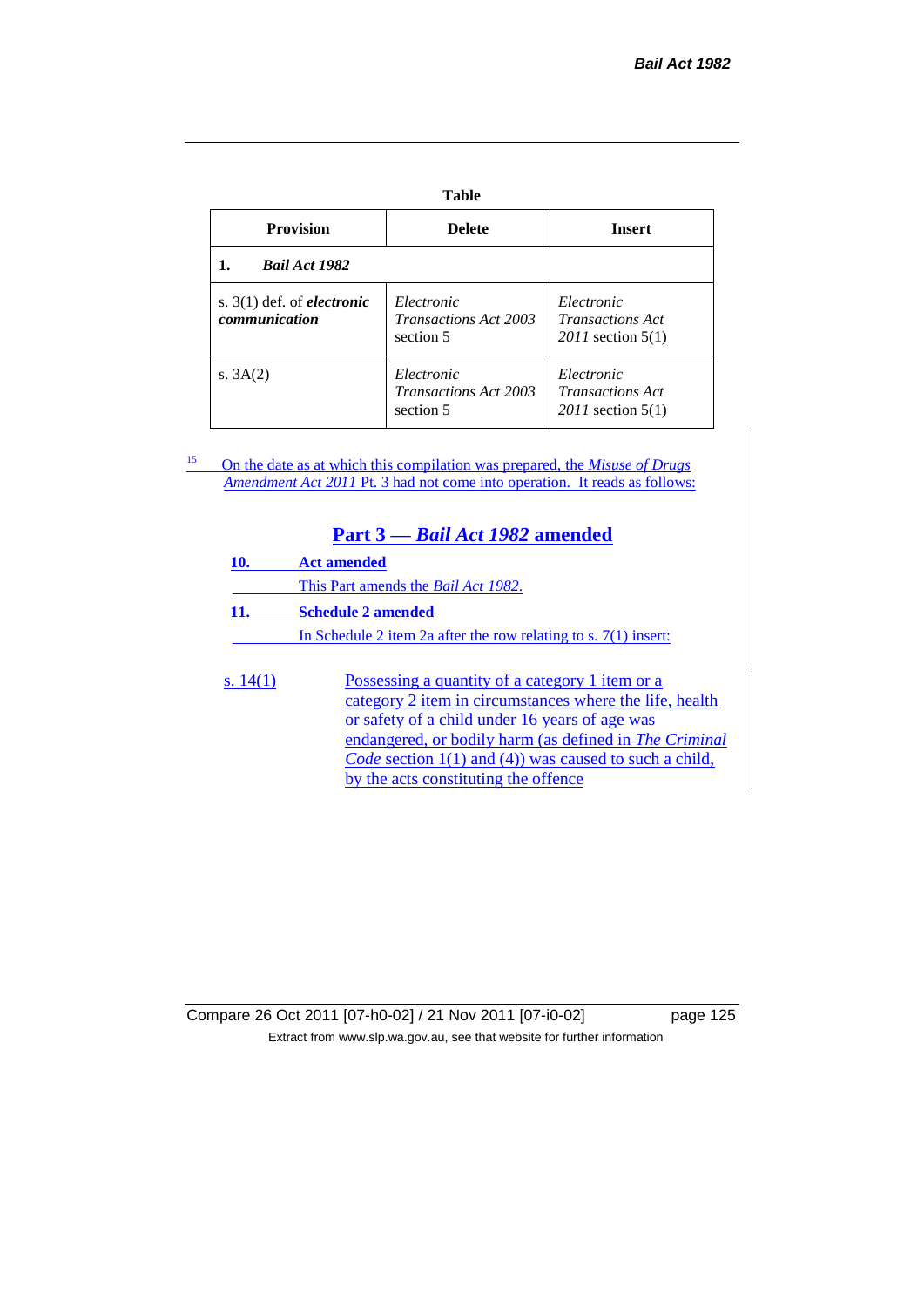**Table**

| Provision | Delete | Insert |
|---|---|---|
| **1.** ***Bail Act 1982*** | | |
| s. 3(1) def. of ***electronic communication*** | *Electronic Transactions Act 2003* section 5 | *Electronic Transactions Act 2011* section 5(1) |
| s. 3A(2) | *Electronic Transactions Act 2003* section 5 | *Electronic Transactions Act 2011* section 5(1) |

[15] On the date as at which this compilation was prepared, the *Misuse of Drugs Amendment Act 2011* Pt. 3 had not come into operation. It reads as follows:

## Part 3 — *Bail Act 1982* amended

**10. Act amended**

This Part amends the *Bail Act 1982*.

**11. Schedule 2 amended**

In Schedule 2 item 2a after the row relating to s. 7(1) insert:

| | |
|---|---|
| s. 14(1) | Possessing a quantity of a category 1 item or a category 2 item in circumstances where the life, health or safety of a child under 16 years of age was endangered, or bodily harm (as defined in *The Criminal Code* section 1(1) and (4)) was caused to such a child, by the acts constituting the offence |